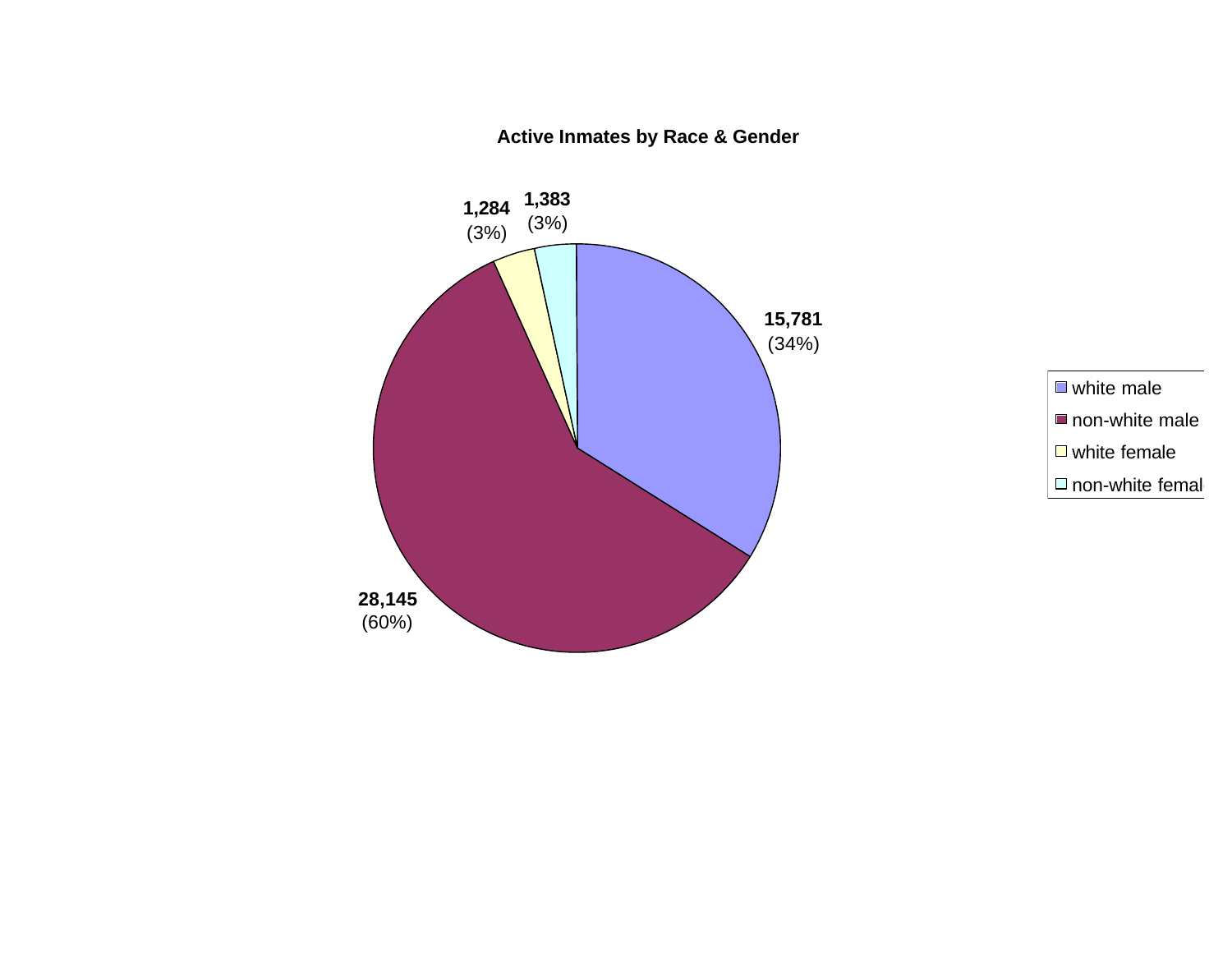**Active Inmates by Race & Gender**

| Category | Count | Percent |
| --- | --- | --- |
| white male | 15,781 | (34%) |
| non-white male | 28,145 | (60%) |
| white female | 1,284 | (3%) |
| non-white femal | 1,383 | (3%) |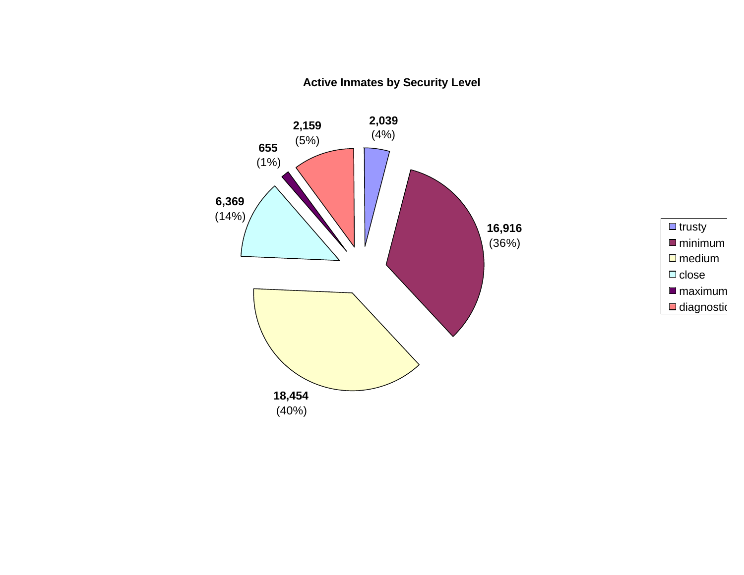**Active Inmates by Security Level**

| Security Level | Count | Percent |
|---|---|---|
| trusty | 2,039 | (4%) |
| minimum | 16,916 | (36%) |
| medium | 18,454 | (40%) |
| close | 6,369 | (14%) |
| maximum | 655 | (1%) |
| diagnostic | 2,159 | (5%) |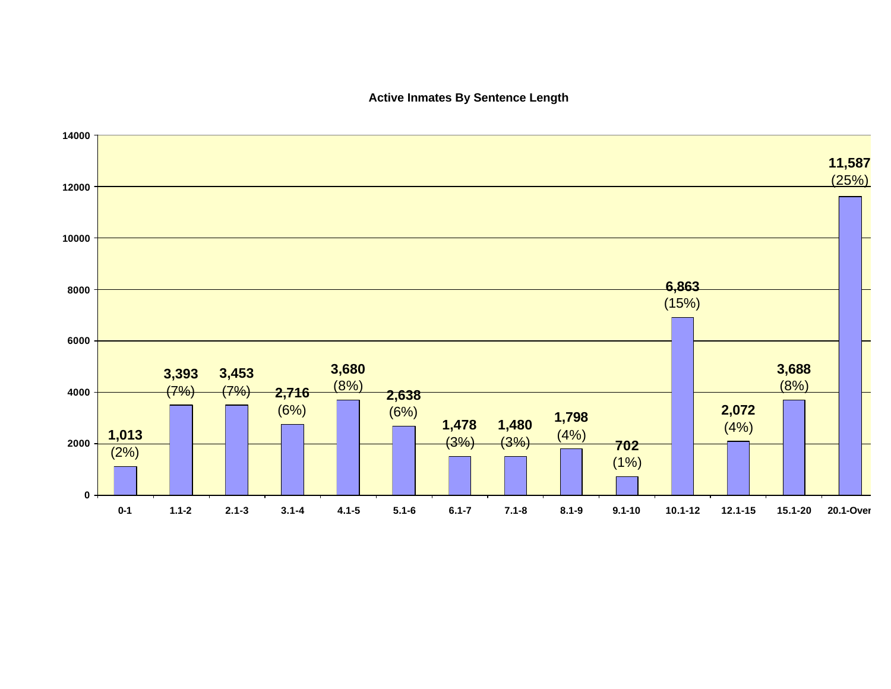**Active Inmates By Sentence Length**

| Sentence Length | Inmates | Percent |
|---|---|---|
| 0-1 | 1,013 | (2%) |
| 1.1-2 | 3,393 | (7%) |
| 2.1-3 | 3,453 | (7%) |
| 3.1-4 | 2,716 | (6%) |
| 4.1-5 | 3,680 | (8%) |
| 5.1-6 | 2,638 | (6%) |
| 6.1-7 | 1,478 | (3%) |
| 7.1-8 | 1,480 | (3%) |
| 8.1-9 | 1,798 | (4%) |
| 9.1-10 | 702 | (1%) |
| 10.1-12 | 6,863 | (15%) |
| 12.1-15 | 2,072 | (4%) |
| 15.1-20 | 3,688 | (8%) |
| 20.1-Over | 11,587 | (25%) |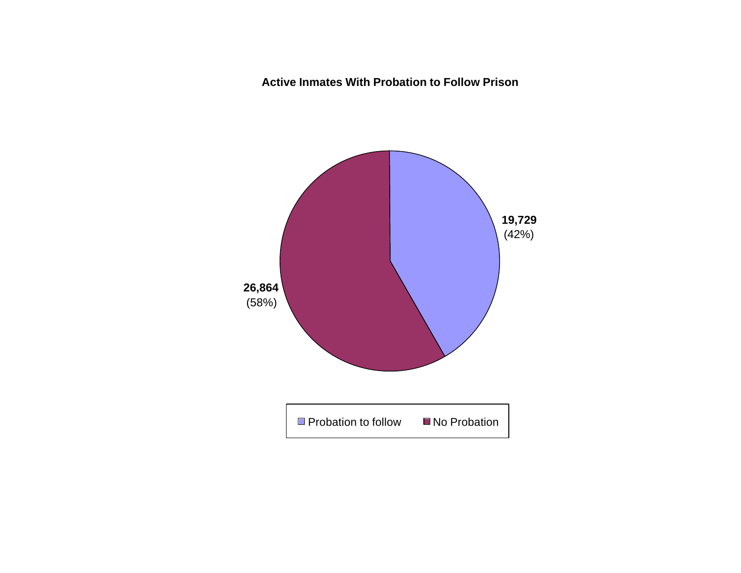**Active Inmates With Probation to Follow Prison**

19,729 (42%)

26,864 (58%)

Probation to follow | No Probation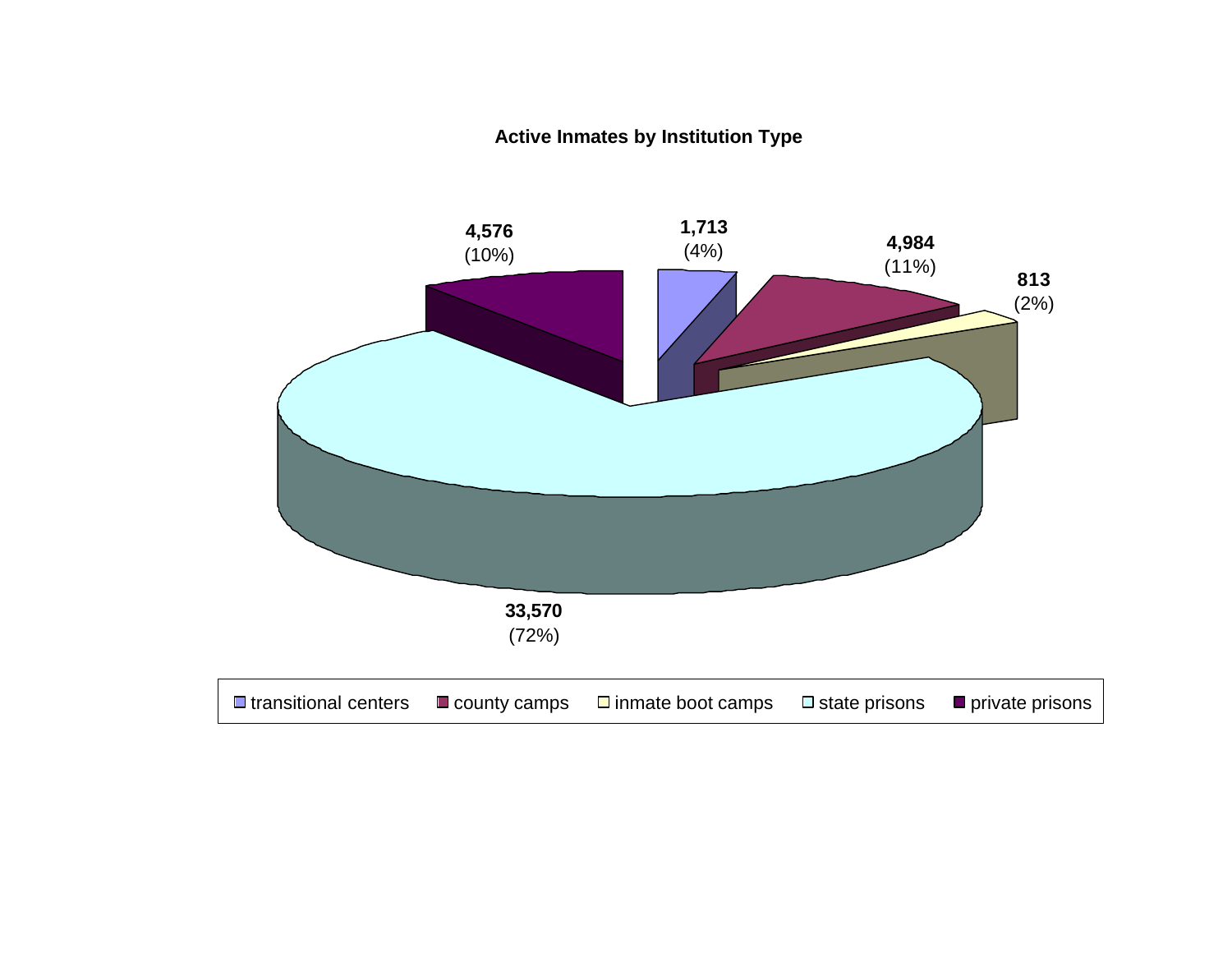**Active Inmates by Institution Type**

| Institution Type | Active Inmates | Percent |
|---|---|---|
| transitional centers | 1,713 | (4%) |
| county camps | 4,984 | (11%) |
| inmate boot camps | 813 | (2%) |
| state prisons | 33,570 | (72%) |
| private prisons | 4,576 | (10%) |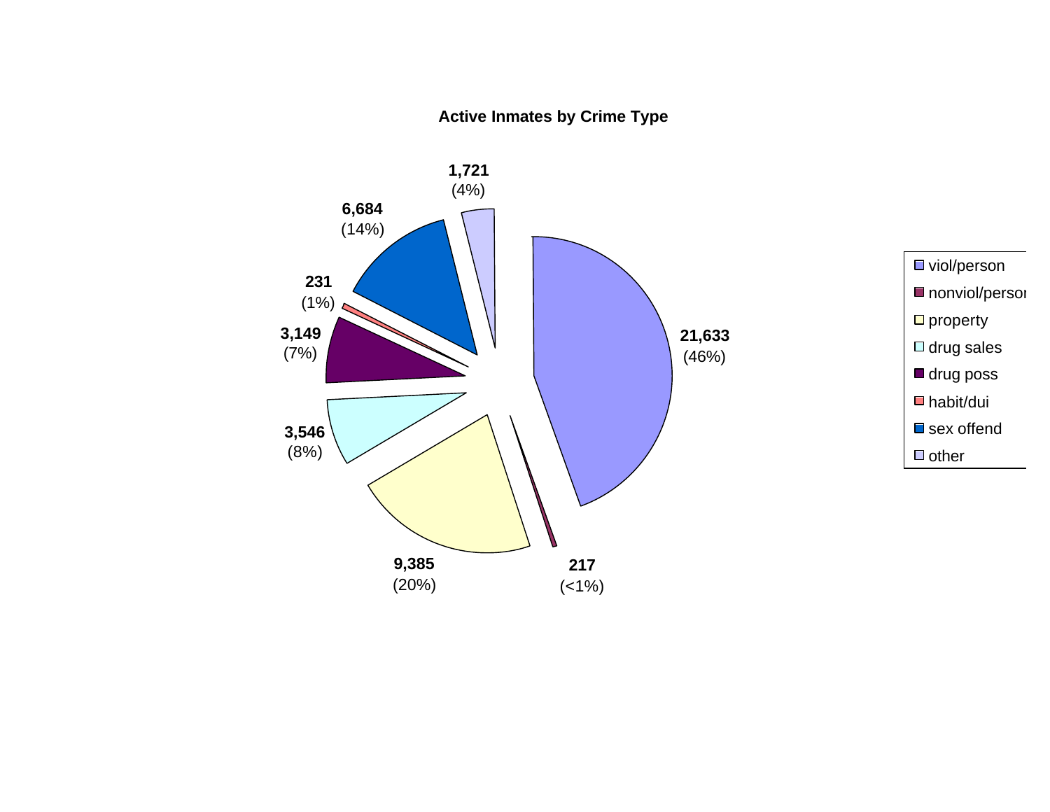**Active Inmates by Crime Type**

| Crime Type | Count | Percent |
|---|---|---|
| viol/person | 21,633 | (46%) |
| nonviol/person | 217 | (<1%) |
| property | 9,385 | (20%) |
| drug sales | 3,546 | (8%) |
| drug poss | 3,149 | (7%) |
| habit/dui | 231 | (1%) |
| sex offend | 6,684 | (14%) |
| other | 1,721 | (4%) |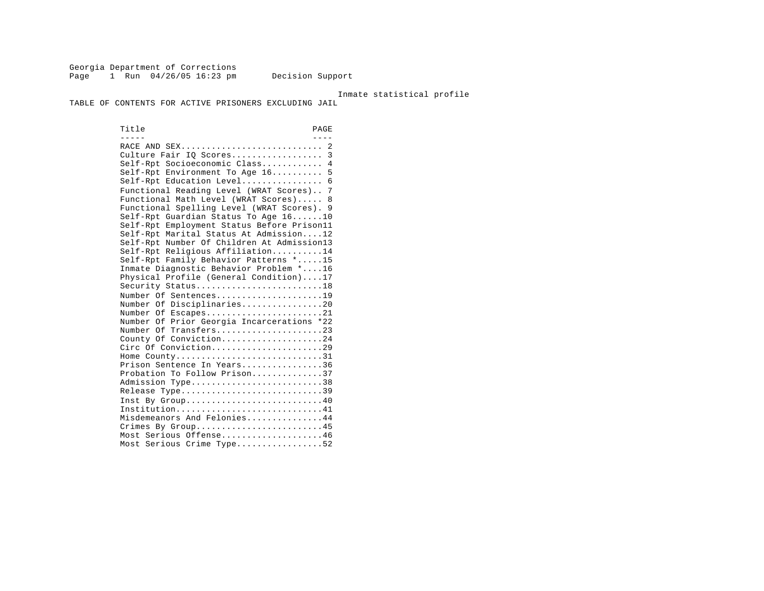Georgia Department of Corrections
Page 1 Run 04/26/05 16:23 pm Decision Support

Inmate statistical profile

TABLE OF CONTENTS FOR ACTIVE PRISONERS EXCLUDING JAIL

| Title | PAGE |
|---|---|
| RACE AND SEX | 2 |
| Culture Fair IQ Scores | 3 |
| Self-Rpt Socioeconomic Class | 4 |
| Self-Rpt Environment To Age 16 | 5 |
| Self-Rpt Education Level | 6 |
| Functional Reading Level (WRAT Scores) | 7 |
| Functional Math Level (WRAT Scores) | 8 |
| Functional Spelling Level (WRAT Scores) | 9 |
| Self-Rpt Guardian Status To Age 16 | 10 |
| Self-Rpt Employment Status Before Prison | 11 |
| Self-Rpt Marital Status At Admission | 12 |
| Self-Rpt Number Of Children At Admission | 13 |
| Self-Rpt Religious Affiliation | 14 |
| Self-Rpt Family Behavior Patterns * | 15 |
| Inmate Diagnostic Behavior Problem * | 16 |
| Physical Profile (General Condition) | 17 |
| Security Status | 18 |
| Number Of Sentences | 19 |
| Number Of Disciplinaries | 20 |
| Number Of Escapes | 21 |
| Number Of Prior Georgia Incarcerations * | 22 |
| Number Of Transfers | 23 |
| County Of Conviction | 24 |
| Circ Of Conviction | 29 |
| Home County | 31 |
| Prison Sentence In Years | 36 |
| Probation To Follow Prison | 37 |
| Admission Type | 38 |
| Release Type | 39 |
| Inst By Group | 40 |
| Institution | 41 |
| Misdemeanors And Felonies | 44 |
| Crimes By Group | 45 |
| Most Serious Offense | 46 |
| Most Serious Crime Type | 52 |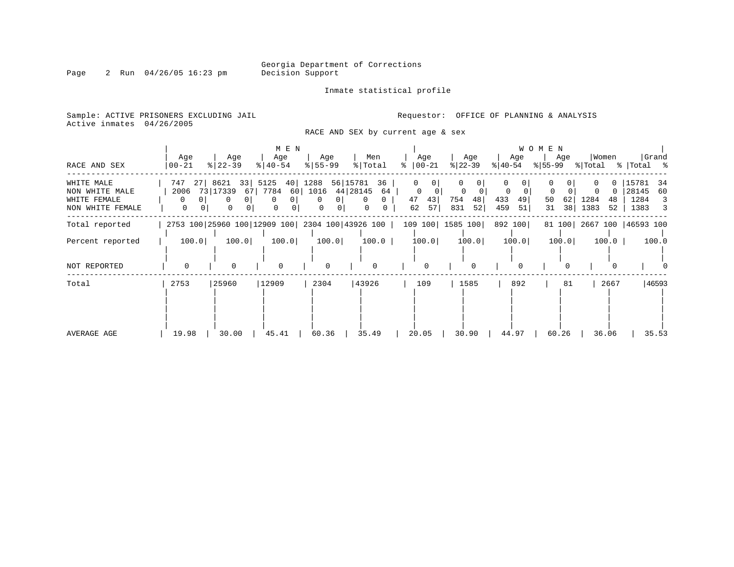Georgia Department of Corrections
Decision Support

Inmate statistical profile

Sample: ACTIVE PRISONERS EXCLUDING JAIL
Active inmates 04/26/2005

Requestor: OFFICE OF PLANNING & ANALYSIS

RACE AND SEX by current age & sex

| RACE AND SEX | MEN Age 00-21 | % | MEN Age 22-39 | % | MEN Age 40-54 | % | MEN Age 55-99 | % | Men Total | % | WOMEN Age 00-21 | % | WOMEN Age 22-39 | % | WOMEN Age 40-54 | % | WOMEN Age 55-99 | % | Women Total | % | Grand Total | % |
|---|---|---|---|---|---|---|---|---|---|---|---|---|---|---|---|---|---|---|---|---|---|---|
| WHITE MALE | 747 | 27 | 8621 | 33 | 5125 | 40 | 1288 | 56 | 15781 | 36 | 0 | 0 | 0 | 0 | 0 | 0 | 0 | 0 | 0 | 0 | 15781 | 34 |
| NON WHITE MALE | 2006 | 73 | 17339 | 67 | 7784 | 60 | 1016 | 44 | 28145 | 64 | 0 | 0 | 0 | 0 | 0 | 0 | 0 | 0 | 0 | 0 | 28145 | 60 |
| WHITE FEMALE | 0 | 0 | 0 | 0 | 0 | 0 | 0 | 0 | 0 | 0 | 47 | 43 | 754 | 48 | 433 | 49 | 50 | 62 | 1284 | 48 | 1284 | 3 |
| NON WHITE FEMALE | 0 | 0 | 0 | 0 | 0 | 0 | 0 | 0 | 0 | 0 | 62 | 57 | 831 | 52 | 459 | 51 | 31 | 38 | 1383 | 52 | 1383 | 3 |
| Total reported | 2753 | 100 | 25960 | 100 | 12909 | 100 | 2304 | 100 | 43926 | 100 | 109 | 100 | 1585 | 100 | 892 | 100 | 81 | 100 | 2667 | 100 | 46593 | 100 |
| Percent reported | 100.0 | | 100.0 | | 100.0 | | 100.0 | | 100.0 | | 100.0 | | 100.0 | | 100.0 | | 100.0 | | 100.0 | | 100.0 | |
| NOT REPORTED | 0 | | 0 | | 0 | | 0 | | 0 | | 0 | | 0 | | 0 | | 0 | | 0 | | 0 | |
| Total | 2753 | | 25960 | | 12909 | | 2304 | | 43926 | | 109 | | 1585 | | 892 | | 81 | | 2667 | | 46593 | |
| AVERAGE AGE | 19.98 | | 30.00 | | 45.41 | | 60.36 | | 35.49 | | 20.05 | | 30.90 | | 44.97 | | 60.26 | | 36.06 | | 35.53 | |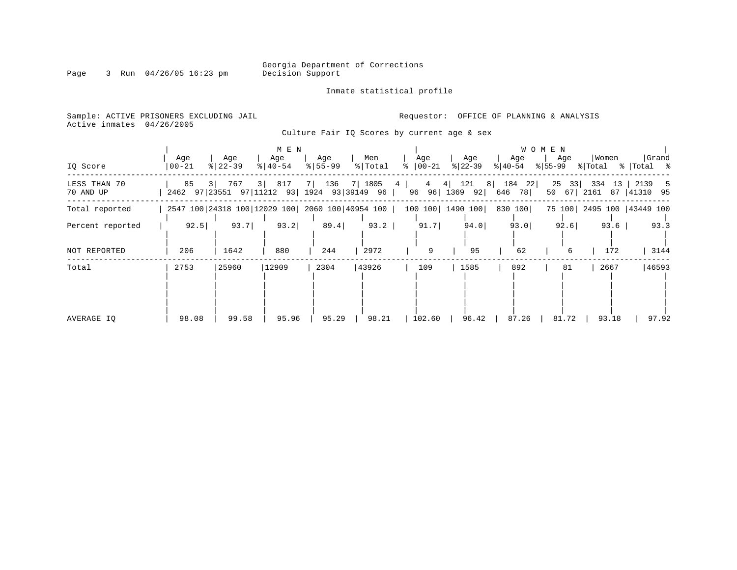Georgia Department of Corrections
Decision Support

Inmate statistical profile

Sample: ACTIVE PRISONERS EXCLUDING JAIL
Active inmates 04/26/2005

Requestor: OFFICE OF PLANNING & ANALYSIS

Culture Fair IQ Scores by current age & sex

| IQ Score | MEN Age 00-21 | % | Age 22-39 | % | Age 40-54 | % | Age 55-99 | % | Men Total | % | WOMEN Age 00-21 | % | Age 22-39 | % | Age 40-54 | % | Age 55-99 | % | Women Total | % | Grand Total | % |
|---|---|---|---|---|---|---|---|---|---|---|---|---|---|---|---|---|---|---|---|---|---|---|
| LESS THAN 70 | 85 | 3 | 767 | 3 | 817 | 7 | 136 | 7 | 1805 | 4 | 4 | 4 | 121 | 8 | 184 | 22 | 25 | 33 | 334 | 13 | 2139 | 5 |
| 70 AND UP | 2462 | 97 | 23551 | 97 | 11212 | 93 | 1924 | 93 | 39149 | 96 | 96 | 96 | 1369 | 92 | 646 | 78 | 50 | 67 | 2161 | 87 | 41310 | 95 |
| Total reported | 2547 | 100 | 24318 | 100 | 12029 | 100 | 2060 | 100 | 40954 | 100 | 100 | 100 | 1490 | 100 | 830 | 100 | 75 | 100 | 2495 | 100 | 43449 | 100 |
| Percent reported | 92.5 | | 93.7 | | 93.2 | | 89.4 | | 93.2 | | 91.7 | | 94.0 | | 93.0 | | 92.6 | | 93.6 | | 93.3 | |
| NOT REPORTED | 206 | | 1642 | | 880 | | 244 | | 2972 | | 9 | | 95 | | 62 | | 6 | | 172 | | 3144 | |
| Total | 2753 | | 25960 | | 12909 | | 2304 | | 43926 | | 109 | | 1585 | | 892 | | 81 | | 2667 | | 46593 | |
| AVERAGE IQ | 98.08 | | 99.58 | | 95.96 | | 95.29 | | 98.21 | | 102.60 | | 96.42 | | 87.26 | | 81.72 | | 93.18 | | 97.92 | |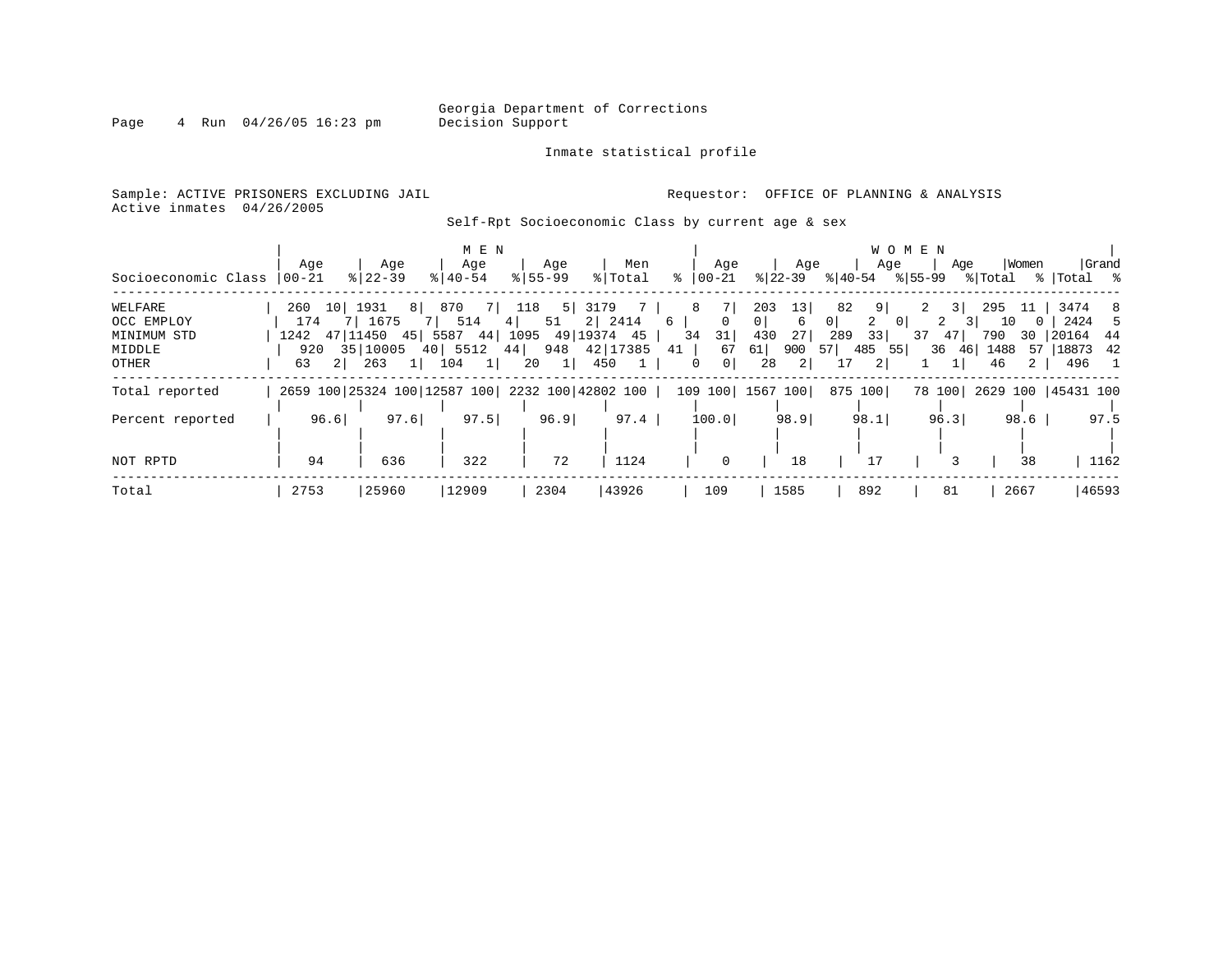Georgia Department of Corrections
Decision Support

Inmate statistical profile

Sample: ACTIVE PRISONERS EXCLUDING JAIL | Requestor: OFFICE OF PLANNING & ANALYSIS
Active inmates 04/26/2005

Self-Rpt Socioeconomic Class by current age & sex

| | MEN | | | | | | | | | | WOMEN | | | | | | | | | | | |
|---|---|---|---|---|---|---|---|---|---|---|---|---|---|---|---|---|---|---|---|---|---|---|
| Socioeconomic Class | Age 00-21 | % | Age 22-39 | % | Age 40-54 | % | Age 55-99 | % | Men Total | % | Age 00-21 | % | Age 22-39 | % | Age 40-54 | % | Age 55-99 | % | Women Total | % | Grand Total | % |
| WELFARE | 260 | 10 | 1931 | 8 | 870 | 7 | 118 | 5 | 3179 | 7 | 8 | 7 | 203 | 13 | 82 | 9 | 2 | 3 | 295 | 11 | 3474 | 8 |
| OCC EMPLOY | 174 | 7 | 1675 | 7 | 514 | 4 | 51 | 2 | 2414 | 6 | 0 | 0 | 6 | 0 | 2 | 0 | 2 | 3 | 10 | 0 | 2424 | 5 |
| MINIMUM STD | 1242 | 47 | 11450 | 45 | 5587 | 44 | 1095 | 49 | 19374 | 45 | 34 | 31 | 430 | 27 | 289 | 33 | 37 | 47 | 790 | 30 | 20164 | 44 |
| MIDDLE | 920 | 35 | 10005 | 40 | 5512 | 44 | 948 | 42 | 17385 | 41 | 67 | 61 | 900 | 57 | 485 | 55 | 36 | 46 | 1488 | 57 | 18873 | 42 |
| OTHER | 63 | 2 | 263 | 1 | 104 | 1 | 20 | 1 | 450 | 1 | 0 | 0 | 28 | 2 | 17 | 2 | 1 | 1 | 46 | 2 | 496 | 1 |
| Total reported | 2659 | 100 | 25324 | 100 | 12587 | 100 | 2232 | 100 | 42802 | 100 | 109 | 100 | 1567 | 100 | 875 | 100 | 78 | 100 | 2629 | 100 | 45431 | 100 |
| Percent reported | 96.6 | | 97.6 | | 97.5 | | 96.9 | | 97.4 | | 100.0 | | 98.9 | | 98.1 | | 96.3 | | 98.6 | | 97.5 | |
| NOT RPTD | 94 | | 636 | | 322 | | 72 | | 1124 | | 0 | | 18 | | 17 | | 3 | | 38 | | 1162 | |
| Total | 2753 | | 25960 | | 12909 | | 2304 | | 43926 | | 109 | | 1585 | | 892 | | 81 | | 2667 | | 46593 | |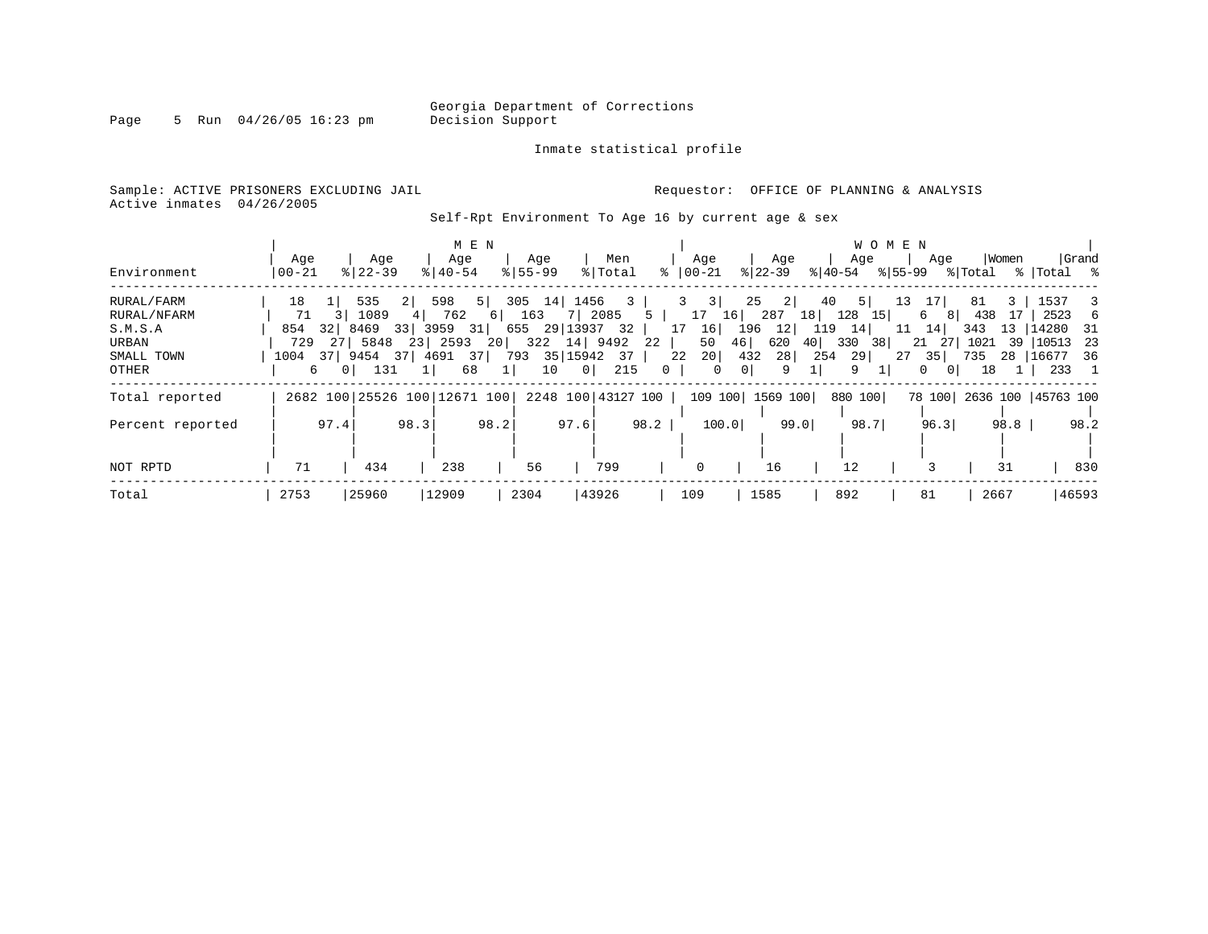Georgia Department of Corrections
Decision Support

Inmate statistical profile

Sample: ACTIVE PRISONERS EXCLUDING JAIL
Active inmates 04/26/2005

Requestor: OFFICE OF PLANNING & ANALYSIS

Self-Rpt Environment To Age 16 by current age & sex

| Environment | MEN Age 00-21 | % | Age 22-39 | % | Age 40-54 | % | Age 55-99 | % | Men Total | % | WOMEN Age 00-21 | % | Age 22-39 | % | Age 40-54 | % | Age 55-99 | % | Women Total | % | Grand Total | % |
|---|---|---|---|---|---|---|---|---|---|---|---|---|---|---|---|---|---|---|---|---|---|---|
| RURAL/FARM | 18 | 1 | 535 | 2 | 598 | 5 | 305 | 14 | 1456 | 3 | 3 | 3 | 25 | 2 | 40 | 5 | 13 | 17 | 81 | 3 | 1537 | 3 |
| RURAL/NFARM | 71 | 3 | 1089 | 4 | 762 | 6 | 163 | 7 | 2085 | 5 | 17 | 16 | 287 | 18 | 128 | 15 | 6 | 8 | 438 | 17 | 2523 | 6 |
| S.M.S.A | 854 | 32 | 8469 | 33 | 3959 | 31 | 655 | 29 | 13937 | 32 | 17 | 16 | 196 | 12 | 119 | 14 | 11 | 14 | 343 | 13 | 14280 | 31 |
| URBAN | 729 | 27 | 5848 | 23 | 2593 | 20 | 322 | 14 | 9492 | 22 | 50 | 46 | 620 | 40 | 330 | 38 | 21 | 27 | 1021 | 39 | 10513 | 23 |
| SMALL TOWN | 1004 | 37 | 9454 | 37 | 4691 | 37 | 793 | 35 | 15942 | 37 | 22 | 20 | 432 | 28 | 254 | 29 | 27 | 35 | 735 | 28 | 16677 | 36 |
| OTHER | 6 | 0 | 131 | 1 | 68 | 1 | 10 | 0 | 215 | 0 | 0 | 0 | 9 | 1 | 9 | 1 | 0 | 0 | 18 | 1 | 233 | 1 |
| Total reported | 2682 | 100 | 25526 | 100 | 12671 | 100 | 2248 | 100 | 43127 | 100 | 109 | 100 | 1569 | 100 | 880 | 100 | 78 | 100 | 2636 | 100 | 45763 | 100 |
| Percent reported | | 97.4 | | 98.3 | | 98.2 | | 97.6 | | 98.2 | | 100.0 | | 99.0 | | 98.7 | | 96.3 | | 98.8 | | 98.2 |
| NOT RPTD | 71 | | 434 | | 238 | | 56 | | 799 | | 0 | | 16 | | 12 | | 3 | | 31 | | 830 | |
| Total | 2753 | | 25960 | | 12909 | | 2304 | | 43926 | | 109 | | 1585 | | 892 | | 81 | | 2667 | | 46593 | |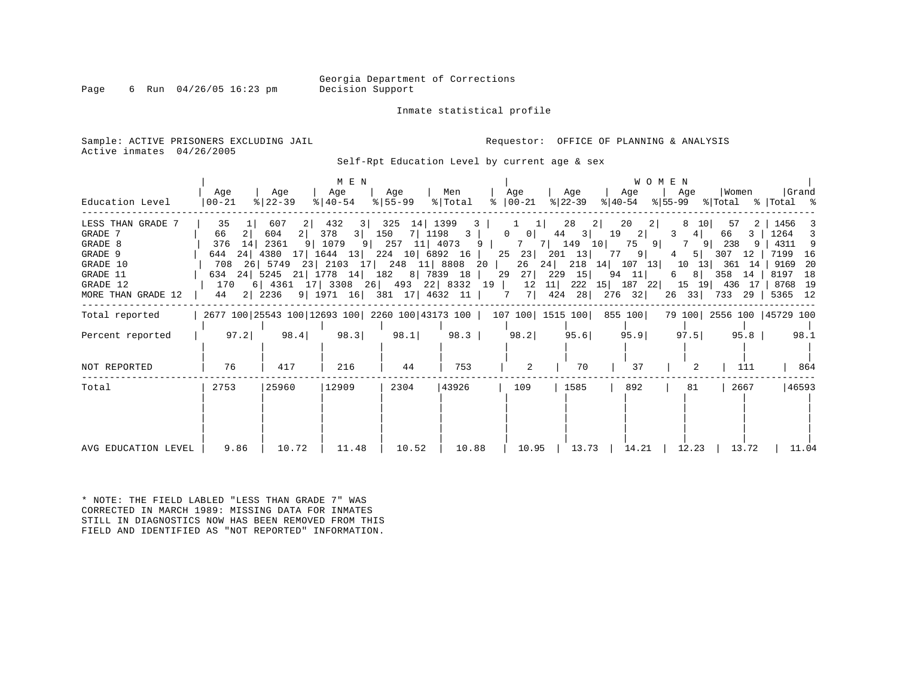Georgia Department of Corrections
Decision Support

Inmate statistical profile

Sample: ACTIVE PRISONERS EXCLUDING JAIL
Active inmates 04/26/2005

Requestor: OFFICE OF PLANNING & ANALYSIS

Self-Rpt Education Level by current age & sex

| Education Level | MEN Age 00-21 | % | Age 22-39 | % | Age 40-54 | % | Age 55-99 | % | Men Total | % | WOMEN Age 00-21 | % | Age 22-39 | % | Age 40-54 | % | Age 55-99 | % | Women Total | % | Grand Total | % |
|---|---|---|---|---|---|---|---|---|---|---|---|---|---|---|---|---|---|---|---|---|---|---|
| LESS THAN GRADE 7 | 35 | 1 | 607 | 2 | 432 | 3 | 325 | 14 | 1399 | 3 | 1 | 1 | 28 | 2 | 20 | 2 | 8 | 10 | 57 | 2 | 1456 | 3 |
| GRADE 7 | 66 | 2 | 604 | 2 | 378 | 3 | 150 | 7 | 1198 | 3 | 0 | 0 | 44 | 3 | 19 | 2 | 3 | 4 | 66 | 3 | 1264 | 3 |
| GRADE 8 | 376 | 14 | 2361 | 9 | 1079 | 9 | 257 | 11 | 4073 | 9 | 7 | 7 | 149 | 10 | 75 | 9 | 7 | 9 | 238 | 9 | 4311 | 9 |
| GRADE 9 | 644 | 24 | 4380 | 17 | 1644 | 13 | 224 | 10 | 6892 | 16 | 25 | 23 | 201 | 13 | 77 | 9 | 4 | 5 | 307 | 12 | 7199 | 16 |
| GRADE 10 | 708 | 26 | 5749 | 23 | 2103 | 17 | 248 | 11 | 8808 | 20 | 26 | 24 | 218 | 14 | 107 | 13 | 10 | 13 | 361 | 14 | 9169 | 20 |
| GRADE 11 | 634 | 24 | 5245 | 21 | 1778 | 14 | 182 | 8 | 7839 | 18 | 29 | 27 | 229 | 15 | 94 | 11 | 6 | 8 | 358 | 14 | 8197 | 18 |
| GRADE 12 | 170 | 6 | 4361 | 17 | 3308 | 26 | 493 | 22 | 8332 | 19 | 12 | 11 | 222 | 15 | 187 | 22 | 15 | 19 | 436 | 17 | 8768 | 19 |
| MORE THAN GRADE 12 | 44 | 2 | 2236 | 9 | 1971 | 16 | 381 | 17 | 4632 | 11 | 7 | 7 | 424 | 28 | 276 | 32 | 26 | 33 | 733 | 29 | 5365 | 12 |
| Total reported | 2677 | 100 | 25543 | 100 | 12693 | 100 | 2260 | 100 | 43173 | 100 | 107 | 100 | 1515 | 100 | 855 | 100 | 79 | 100 | 2556 | 100 | 45729 | 100 |
| Percent reported | 97.2 | | 98.4 | | 98.3 | | 98.1 | | 98.3 | | 98.2 | | 95.6 | | 95.9 | | 97.5 | | 95.8 | | 98.1 | |
| NOT REPORTED | 76 | | 417 | | 216 | | 44 | | 753 | | 2 | | 70 | | 37 | | 2 | | 111 | | 864 | |
| Total | 2753 | | 25960 | | 12909 | | 2304 | | 43926 | | 109 | | 1585 | | 892 | | 81 | | 2667 | | 46593 | |
| AVG EDUCATION LEVEL | 9.86 | | 10.72 | | 11.48 | | 10.52 | | 10.88 | | 10.95 | | 13.73 | | 14.21 | | 12.23 | | 13.72 | | 11.04 | |

\* NOTE: THE FIELD LABLED "LESS THAN GRADE 7" WAS CORRECTED IN MARCH 1989: MISSING DATA FOR INMATES STILL IN DIAGNOSTICS NOW HAS BEEN REMOVED FROM THIS FIELD AND IDENTIFIED AS "NOT REPORTED" INFORMATION.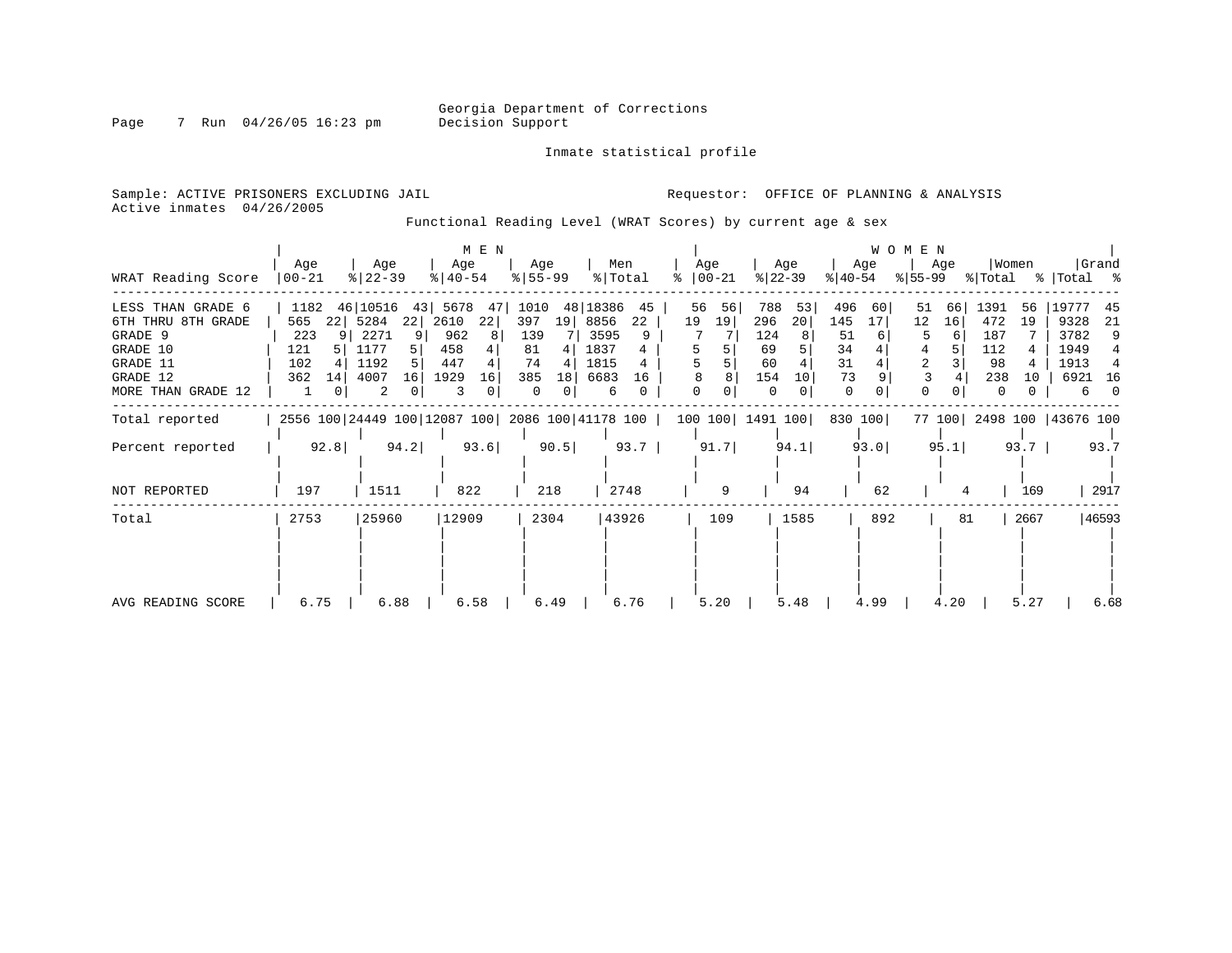Georgia Department of Corrections
Decision Support

Inmate statistical profile

Sample: ACTIVE PRISONERS EXCLUDING JAIL
Active inmates 04/26/2005

Requestor: OFFICE OF PLANNING & ANALYSIS

Functional Reading Level (WRAT Scores) by current age & sex

| WRAT Reading Score | MEN Age 00-21 | % | Age 22-39 | % | Age 40-54 | % | Age 55-99 | % | Men Total | % | WOMEN Age 00-21 | % | Age 22-39 | % | Age 40-54 | % | Age 55-99 | % | Women Total | % | Grand Total | % |
|---|---|---|---|---|---|---|---|---|---|---|---|---|---|---|---|---|---|---|---|---|---|---|
| LESS THAN GRADE 6 | 1182 | 46 | 10516 | 43 | 5678 | 47 | 1010 | 48 | 18386 | 45 | 56 | 56 | 788 | 53 | 496 | 60 | 51 | 66 | 1391 | 56 | 19777 | 45 |
| 6TH THRU 8TH GRADE | 565 | 22 | 5284 | 22 | 2610 | 22 | 397 | 19 | 8856 | 22 | 19 | 19 | 296 | 20 | 145 | 17 | 12 | 16 | 472 | 19 | 9328 | 21 |
| GRADE 9 | 223 | 9 | 2271 | 9 | 962 | 8 | 139 | 7 | 3595 | 9 | 7 | 7 | 124 | 8 | 51 | 6 | 5 | 6 | 187 | 7 | 3782 | 9 |
| GRADE 10 | 121 | 5 | 1177 | 5 | 458 | 4 | 81 | 4 | 1837 | 4 | 5 | 5 | 69 | 5 | 34 | 4 | 4 | 5 | 112 | 4 | 1949 | 4 |
| GRADE 11 | 102 | 4 | 1192 | 5 | 447 | 4 | 74 | 4 | 1815 | 4 | 5 | 5 | 60 | 4 | 31 | 4 | 2 | 3 | 98 | 4 | 1913 | 4 |
| GRADE 12 | 362 | 14 | 4007 | 16 | 1929 | 16 | 385 | 18 | 6683 | 16 | 8 | 8 | 154 | 10 | 73 | 9 | 3 | 4 | 238 | 10 | 6921 | 16 |
| MORE THAN GRADE 12 | 1 | 0 | 2 | 0 | 3 | 0 | 0 | 0 | 6 | 0 | 0 | 0 | 0 | 0 | 0 | 0 | 0 | 0 | 0 | 0 | 6 | 0 |
| Total reported | 2556 | 100 | 24449 | 100 | 12087 | 100 | 2086 | 100 | 41178 | 100 | 100 | 100 | 1491 | 100 | 830 | 100 | 77 | 100 | 2498 | 100 | 43676 | 100 |
| Percent reported | 92.8 | | 94.2 | | 93.6 | | 90.5 | | 93.7 | | 91.7 | | 94.1 | | 93.0 | | 95.1 | | 93.7 | | 93.7 | |
| NOT REPORTED | 197 | | 1511 | | 822 | | 218 | | 2748 | | 9 | | 94 | | 62 | | 4 | | 169 | | 2917 | |
| Total | 2753 | | 25960 | | 12909 | | 2304 | | 43926 | | 109 | | 1585 | | 892 | | 81 | | 2667 | | 46593 | |
| AVG READING SCORE | 6.75 | | 6.88 | | 6.58 | | 6.49 | | 6.76 | | 5.20 | | 5.48 | | 4.99 | | 4.20 | | 5.27 | | 6.68 | |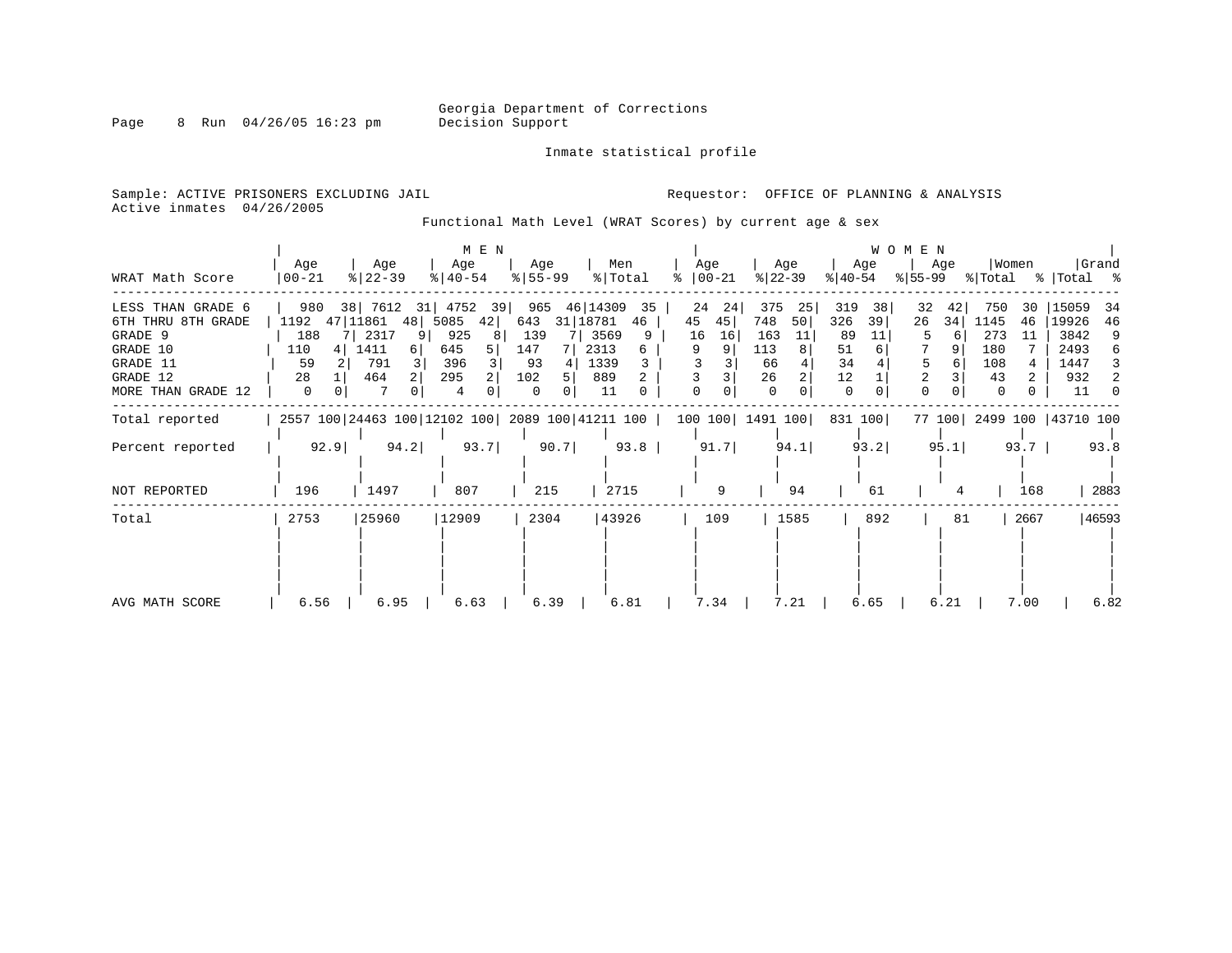Georgia Department of Corrections
Decision Support

Inmate statistical profile

Sample: ACTIVE PRISONERS EXCLUDING JAIL
Active inmates 04/26/2005

Requestor: OFFICE OF PLANNING & ANALYSIS

Functional Math Level (WRAT Scores) by current age & sex

| WRAT Math Score | MEN Age 00-21 | % | MEN Age 22-39 | % | MEN Age 40-54 | % | MEN Age 55-99 | % | Men Total | % | WOMEN Age 00-21 | % | WOMEN Age 22-39 | % | WOMEN Age 40-54 | % | WOMEN Age 55-99 | % | Women Total | % | Grand Total | % |
|---|---|---|---|---|---|---|---|---|---|---|---|---|---|---|---|---|---|---|---|---|---|---|
| LESS THAN GRADE 6 | 980 | 38 | 7612 | 31 | 4752 | 39 | 965 | 46 | 14309 | 35 | 24 | 24 | 375 | 25 | 319 | 38 | 32 | 42 | 750 | 30 | 15059 | 34 |
| 6TH THRU 8TH GRADE | 1192 | 47 | 11861 | 48 | 5085 | 42 | 643 | 31 | 18781 | 46 | 45 | 45 | 748 | 50 | 326 | 39 | 26 | 34 | 1145 | 46 | 19926 | 46 |
| GRADE 9 | 188 | 7 | 2317 | 9 | 925 | 8 | 139 | 7 | 3569 | 9 | 16 | 16 | 163 | 11 | 89 | 11 | 5 | 6 | 273 | 11 | 3842 | 9 |
| GRADE 10 | 110 | 4 | 1411 | 6 | 645 | 5 | 147 | 7 | 2313 | 6 | 9 | 9 | 113 | 8 | 51 | 6 | 7 | 9 | 180 | 7 | 2493 | 6 |
| GRADE 11 | 59 | 2 | 791 | 3 | 396 | 3 | 93 | 4 | 1339 | 3 | 3 | 3 | 66 | 4 | 34 | 4 | 5 | 6 | 108 | 4 | 1447 | 3 |
| GRADE 12 | 28 | 1 | 464 | 2 | 295 | 2 | 102 | 5 | 889 | 2 | 3 | 3 | 26 | 2 | 12 | 1 | 2 | 3 | 43 | 2 | 932 | 2 |
| MORE THAN GRADE 12 | 0 | 0 | 7 | 0 | 4 | 0 | 0 | 0 | 11 | 0 | 0 | 0 | 0 | 0 | 0 | 0 | 0 | 0 | 0 | 0 | 11 | 0 |
| Total reported | 2557 | 100 | 24463 | 100 | 12102 | 100 | 2089 | 100 | 41211 | 100 | 100 | 100 | 1491 | 100 | 831 | 100 | 77 | 100 | 2499 | 100 | 43710 | 100 |
| Percent reported | 92.9 | | 94.2 | | 93.7 | | 90.7 | | 93.8 | | 91.7 | | 94.1 | | 93.2 | | 95.1 | | 93.7 | | 93.8 | |
| NOT REPORTED | 196 | | 1497 | | 807 | | 215 | | 2715 | | 9 | | 94 | | 61 | | 4 | | 168 | | 2883 | |
| Total | 2753 | | 25960 | | 12909 | | 2304 | | 43926 | | 109 | | 1585 | | 892 | | 81 | | 2667 | | 46593 | |
| AVG MATH SCORE | 6.56 | | 6.95 | | 6.63 | | 6.39 | | 6.81 | | 7.34 | | 7.21 | | 6.65 | | 6.21 | | 7.00 | | 6.82 | |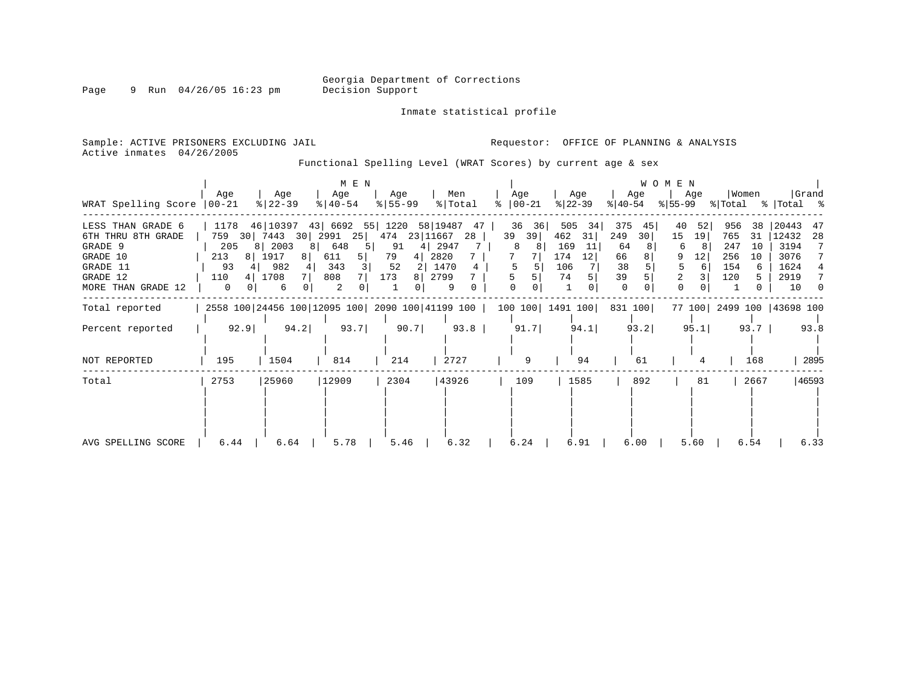Georgia Department of Corrections
Decision Support

Inmate statistical profile

Sample: ACTIVE PRISONERS EXCLUDING JAIL
Active inmates 04/26/2005

Requestor: OFFICE OF PLANNING & ANALYSIS

Functional Spelling Level (WRAT Scores) by current age & sex

| WRAT Spelling Score | MEN Age 00-21 | % | Age 22-39 | % | Age 40-54 | % | Age 55-99 | % | Men Total | % | WOMEN Age 00-21 | % | Age 22-39 | % | Age 40-54 | % | Age 55-99 | % | Women Total | % | Grand Total | % |
|---|---|---|---|---|---|---|---|---|---|---|---|---|---|---|---|---|---|---|---|---|---|---|
| LESS THAN GRADE 6 | 1178 | 46 | 10397 | 43 | 6692 | 55 | 1220 | 58 | 19487 | 47 | 36 | 36 | 505 | 34 | 375 | 45 | 40 | 52 | 956 | 38 | 20443 | 47 |
| 6TH THRU 8TH GRADE | 759 | 30 | 7443 | 30 | 2991 | 25 | 474 | 23 | 11667 | 28 | 39 | 39 | 462 | 31 | 249 | 30 | 15 | 19 | 765 | 31 | 12432 | 28 |
| GRADE 9 | 205 | 8 | 2003 | 8 | 648 | 5 | 91 | 4 | 2947 | 7 | 8 | 8 | 169 | 11 | 64 | 8 | 6 | 8 | 247 | 10 | 3194 | 7 |
| GRADE 10 | 213 | 8 | 1917 | 8 | 611 | 5 | 79 | 4 | 2820 | 7 | 7 | 7 | 174 | 12 | 66 | 8 | 9 | 12 | 256 | 10 | 3076 | 7 |
| GRADE 11 | 93 | 4 | 982 | 4 | 343 | 3 | 52 | 2 | 1470 | 4 | 5 | 5 | 106 | 7 | 38 | 5 | 5 | 6 | 154 | 6 | 1624 | 4 |
| GRADE 12 | 110 | 4 | 1708 | 7 | 808 | 7 | 173 | 8 | 2799 | 7 | 5 | 5 | 74 | 5 | 39 | 5 | 2 | 3 | 120 | 5 | 2919 | 7 |
| MORE THAN GRADE 12 | 0 | 0 | 6 | 0 | 2 | 0 | 1 | 0 | 9 | 0 | 0 | 0 | 1 | 0 | 0 | 0 | 0 | 0 | 1 | 0 | 10 | 0 |
| Total reported | 2558 | 100 | 24456 | 100 | 12095 | 100 | 2090 | 100 | 41199 | 100 | 100 | 100 | 1491 | 100 | 831 | 100 | 77 | 100 | 2499 | 100 | 43698 | 100 |
| Percent reported | 92.9 | | 94.2 | | 93.7 | | 90.7 | | 93.8 | | 91.7 | | 94.1 | | 93.2 | | 95.1 | | 93.7 | | 93.8 | |
| NOT REPORTED | 195 | | 1504 | | 814 | | 214 | | 2727 | | 9 | | 94 | | 61 | | 4 | | 168 | | 2895 | |
| Total | 2753 | | 25960 | | 12909 | | 2304 | | 43926 | | 109 | | 1585 | | 892 | | 81 | | 2667 | | 46593 | |
| AVG SPELLING SCORE | 6.44 | | 6.64 | | 5.78 | | 5.46 | | 6.32 | | 6.24 | | 6.91 | | 6.00 | | 5.60 | | 6.54 | | 6.33 | |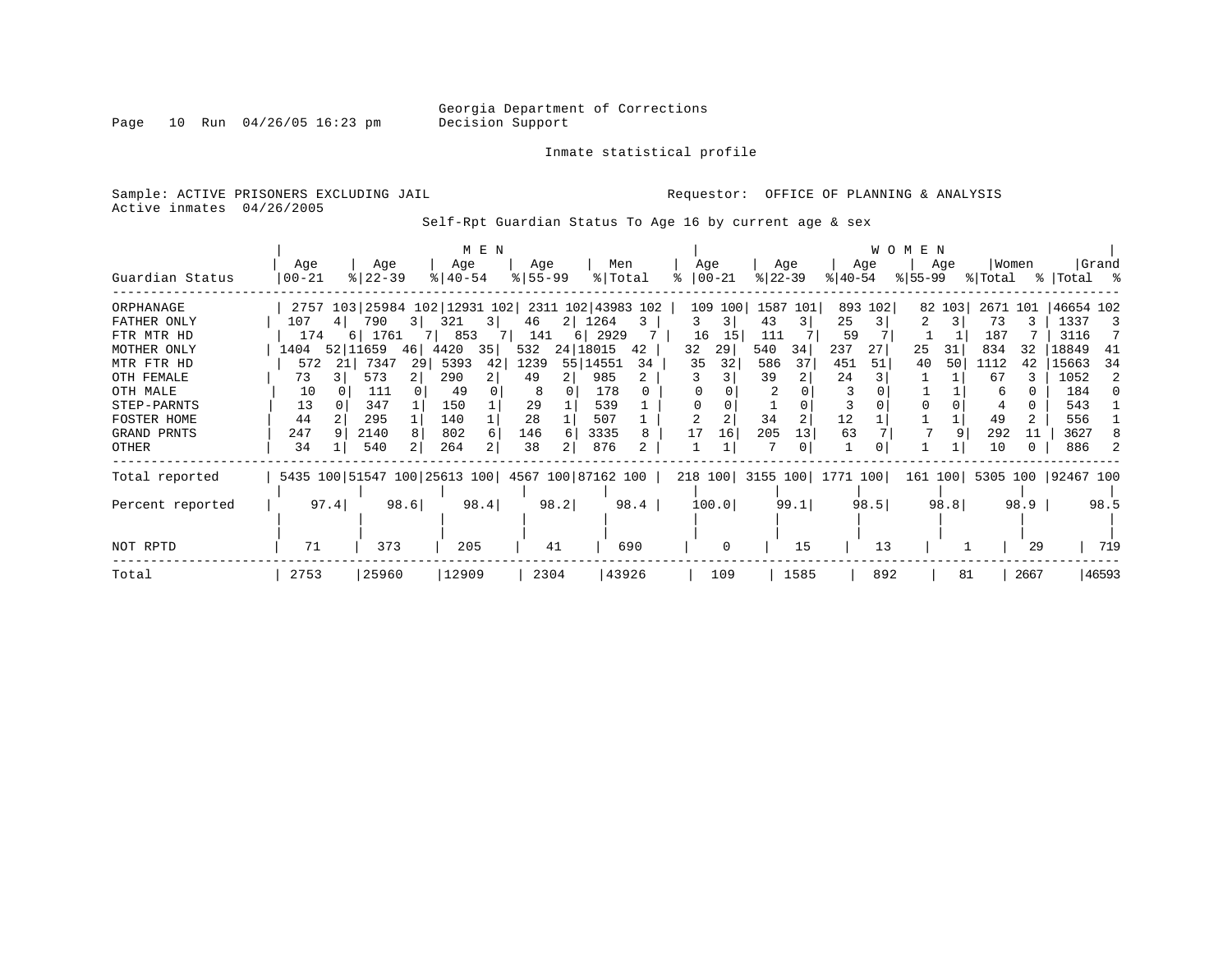Georgia Department of Corrections
Decision Support

Inmate statistical profile

Sample: ACTIVE PRISONERS EXCLUDING JAIL

Requestor: OFFICE OF PLANNING & ANALYSIS

Active inmates 04/26/2005

Self-Rpt Guardian Status To Age 16 by current age & sex

| Guardian Status | MEN Age 00-21 | % | Age 22-39 | % | Age 40-54 | % | Age 55-99 | % | Men Total | % | WOMEN Age 00-21 | % | Age 22-39 | % | Age 40-54 | % | Age 55-99 | % | Women Total | % | Grand Total | % |
|---|---|---|---|---|---|---|---|---|---|---|---|---|---|---|---|---|---|---|---|---|---|---|
| ORPHANAGE | 2757 | 103 | 25984 | 102 | 12931 | 102 | 2311 | 102 | 43983 | 102 | 109 | 100 | 1587 | 101 | 893 | 102 | 82 | 103 | 2671 | 101 | 46654 | 102 |
| FATHER ONLY | 107 | 4 | 790 | 3 | 321 | 3 | 46 | 2 | 1264 | 3 | 3 | 3 | 43 | 3 | 25 | 3 | 2 | 3 | 73 | 3 | 1337 | 3 |
| FTR MTR HD | 174 | 6 | 1761 | 7 | 853 | 7 | 141 | 6 | 2929 | 7 | 16 | 15 | 111 | 7 | 59 | 7 | 1 | 1 | 187 | 7 | 3116 | 7 |
| MOTHER ONLY | 1404 | 52 | 11659 | 46 | 4420 | 35 | 532 | 24 | 18015 | 42 | 32 | 29 | 540 | 34 | 237 | 27 | 25 | 31 | 834 | 32 | 18849 | 41 |
| MTR FTR HD | 572 | 21 | 7347 | 29 | 5393 | 42 | 1239 | 55 | 14551 | 34 | 35 | 32 | 586 | 37 | 451 | 51 | 40 | 50 | 1112 | 42 | 15663 | 34 |
| OTH FEMALE | 73 | 3 | 573 | 2 | 290 | 2 | 49 | 2 | 985 | 2 | 3 | 3 | 39 | 2 | 24 | 3 | 1 | 1 | 67 | 3 | 1052 | 2 |
| OTH MALE | 10 | 0 | 111 | 0 | 49 | 0 | 8 | 0 | 178 | 0 | 0 | 0 | 2 | 0 | 3 | 0 | 1 | 1 | 6 | 0 | 184 | 0 |
| STEP-PARNTS | 13 | 0 | 347 | 1 | 150 | 1 | 29 | 1 | 539 | 1 | 0 | 0 | 1 | 0 | 3 | 0 | 0 | 0 | 4 | 0 | 543 | 1 |
| FOSTER HOME | 44 | 2 | 295 | 1 | 140 | 1 | 28 | 1 | 507 | 1 | 2 | 2 | 34 | 2 | 12 | 1 | 1 | 1 | 49 | 2 | 556 | 1 |
| GRAND PRNTS | 247 | 9 | 2140 | 8 | 802 | 6 | 146 | 6 | 3335 | 8 | 17 | 16 | 205 | 13 | 63 | 7 | 7 | 9 | 292 | 11 | 3627 | 8 |
| OTHER | 34 | 1 | 540 | 2 | 264 | 2 | 38 | 2 | 876 | 2 | 1 | 1 | 7 | 0 | 1 | 0 | 1 | 1 | 10 | 0 | 886 | 2 |
| Total reported | 5435 | 100 | 51547 | 100 | 25613 | 100 | 4567 | 100 | 87162 | 100 | 218 | 100 | 3155 | 100 | 1771 | 100 | 161 | 100 | 5305 | 100 | 92467 | 100 |
| Percent reported | | 97.4 | | 98.6 | | 98.4 | | 98.2 | | 98.4 | | 100.0 | | 99.1 | | 98.5 | | 98.8 | | 98.9 | | 98.5 |
| NOT RPTD | 71 | | 373 | | 205 | | 41 | | 690 | | 0 | | 15 | | 13 | | 1 | | 29 | | 719 | |
| Total | 2753 | | 25960 | | 12909 | | 2304 | | 43926 | | 109 | | 1585 | | 892 | | 81 | | 2667 | | 46593 | |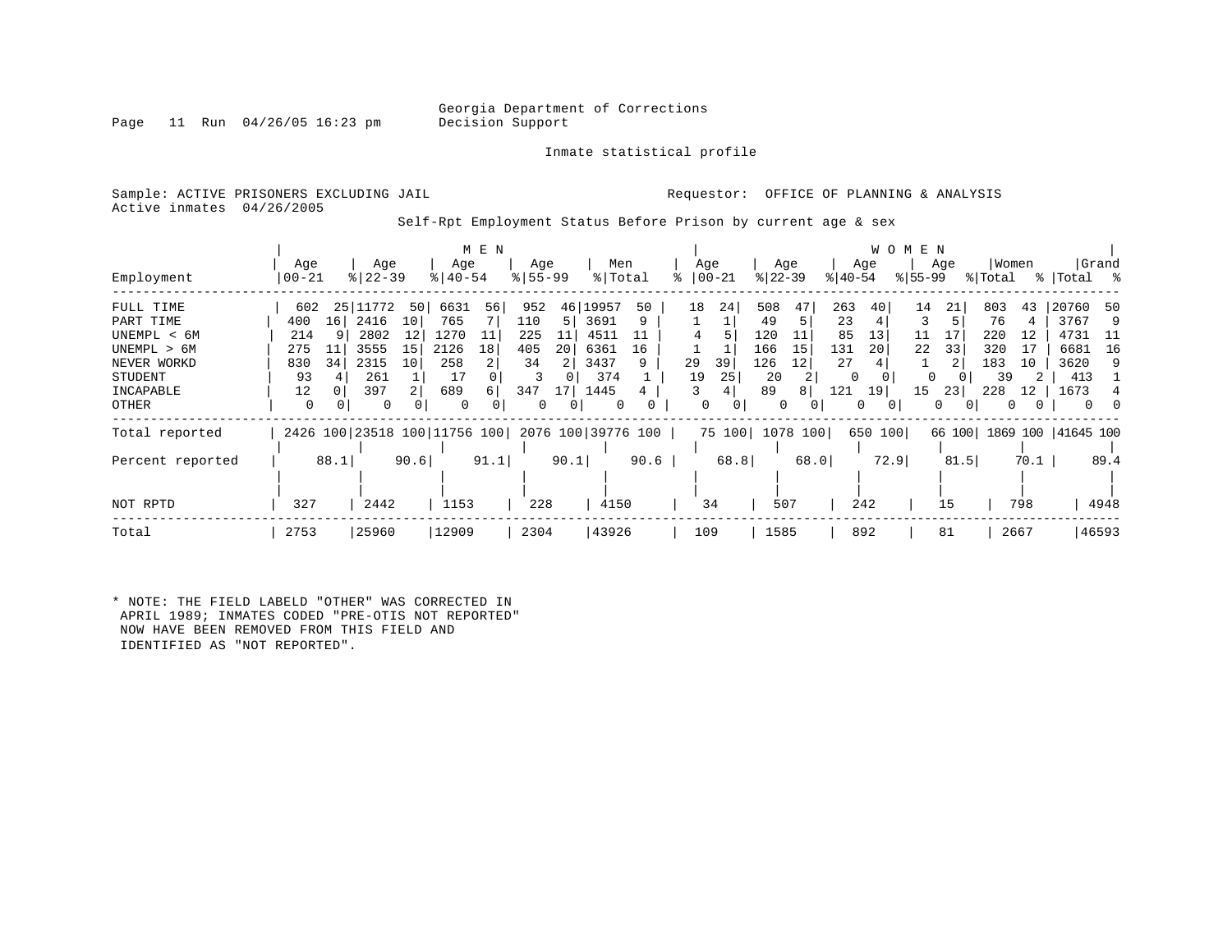Georgia Department of Corrections
Decision Support

Inmate statistical profile

Sample: ACTIVE PRISONERS EXCLUDING JAIL
Active inmates 04/26/2005

Requestor: OFFICE OF PLANNING & ANALYSIS

Self-Rpt Employment Status Before Prison by current age & sex

| Employment | MEN Age 00-21 | % | Age 22-39 | % | Age 40-54 | % | Age 55-99 | % | Men Total | % | WOMEN Age 00-21 | % | Age 22-39 | % | Age 40-54 | % | Age 55-99 | % | Women Total | % | Grand Total | % |
|---|---|---|---|---|---|---|---|---|---|---|---|---|---|---|---|---|---|---|---|---|---|---|
| FULL TIME | 602 | 25 | 11772 | 50 | 6631 | 56 | 952 | 46 | 19957 | 50 | 18 | 24 | 508 | 47 | 263 | 40 | 14 | 21 | 803 | 43 | 20760 | 50 |
| PART TIME | 400 | 16 | 2416 | 10 | 765 | 7 | 110 | 5 | 3691 | 9 | 1 | 1 | 49 | 5 | 23 | 4 | 3 | 5 | 76 | 4 | 3767 | 9 |
| UNEMPL < 6M | 214 | 9 | 2802 | 12 | 1270 | 11 | 225 | 11 | 4511 | 11 | 4 | 5 | 120 | 11 | 85 | 13 | 11 | 17 | 220 | 12 | 4731 | 11 |
| UNEMPL > 6M | 275 | 11 | 3555 | 15 | 2126 | 18 | 405 | 20 | 6361 | 16 | 1 | 1 | 166 | 15 | 131 | 20 | 22 | 33 | 320 | 17 | 6681 | 16 |
| NEVER WORKD | 830 | 34 | 2315 | 10 | 258 | 2 | 34 | 2 | 3437 | 9 | 29 | 39 | 126 | 12 | 27 | 4 | 1 | 2 | 183 | 10 | 3620 | 9 |
| STUDENT | 93 | 4 | 261 | 1 | 17 | 0 | 3 | 0 | 374 | 1 | 19 | 25 | 20 | 2 | 0 | 0 | 0 | 0 | 39 | 2 | 413 | 1 |
| INCAPABLE | 12 | 0 | 397 | 2 | 689 | 6 | 347 | 17 | 1445 | 4 | 3 | 4 | 89 | 8 | 121 | 19 | 15 | 23 | 228 | 12 | 1673 | 4 |
| OTHER | 0 | 0 | 0 | 0 | 0 | 0 | 0 | 0 | 0 | 0 | 0 | 0 | 0 | 0 | 0 | 0 | 0 | 0 | 0 | 0 | 0 | 0 |
| Total reported | 2426 | 100 | 23518 | 100 | 11756 | 100 | 2076 | 100 | 39776 | 100 | 75 | 100 | 1078 | 100 | 650 | 100 | 66 | 100 | 1869 | 100 | 41645 | 100 |
| Percent reported | | 88.1 | | 90.6 | | 91.1 | | 90.1 | | 90.6 | | 68.8 | | 68.0 | | 72.9 | | 81.5 | | 70.1 | | 89.4 |
| NOT RPTD | 327 | | 2442 | | 1153 | | 228 | | 4150 | | 34 | | 507 | | 242 | | 15 | | 798 | | 4948 | |
| Total | 2753 | | 25960 | | 12909 | | 2304 | | 43926 | | 109 | | 1585 | | 892 | | 81 | | 2667 | | 46593 | |

* NOTE: THE FIELD LABELD "OTHER" WAS CORRECTED IN APRIL 1989; INMATES CODED "PRE-OTIS NOT REPORTED" NOW HAVE BEEN REMOVED FROM THIS FIELD AND IDENTIFIED AS "NOT REPORTED".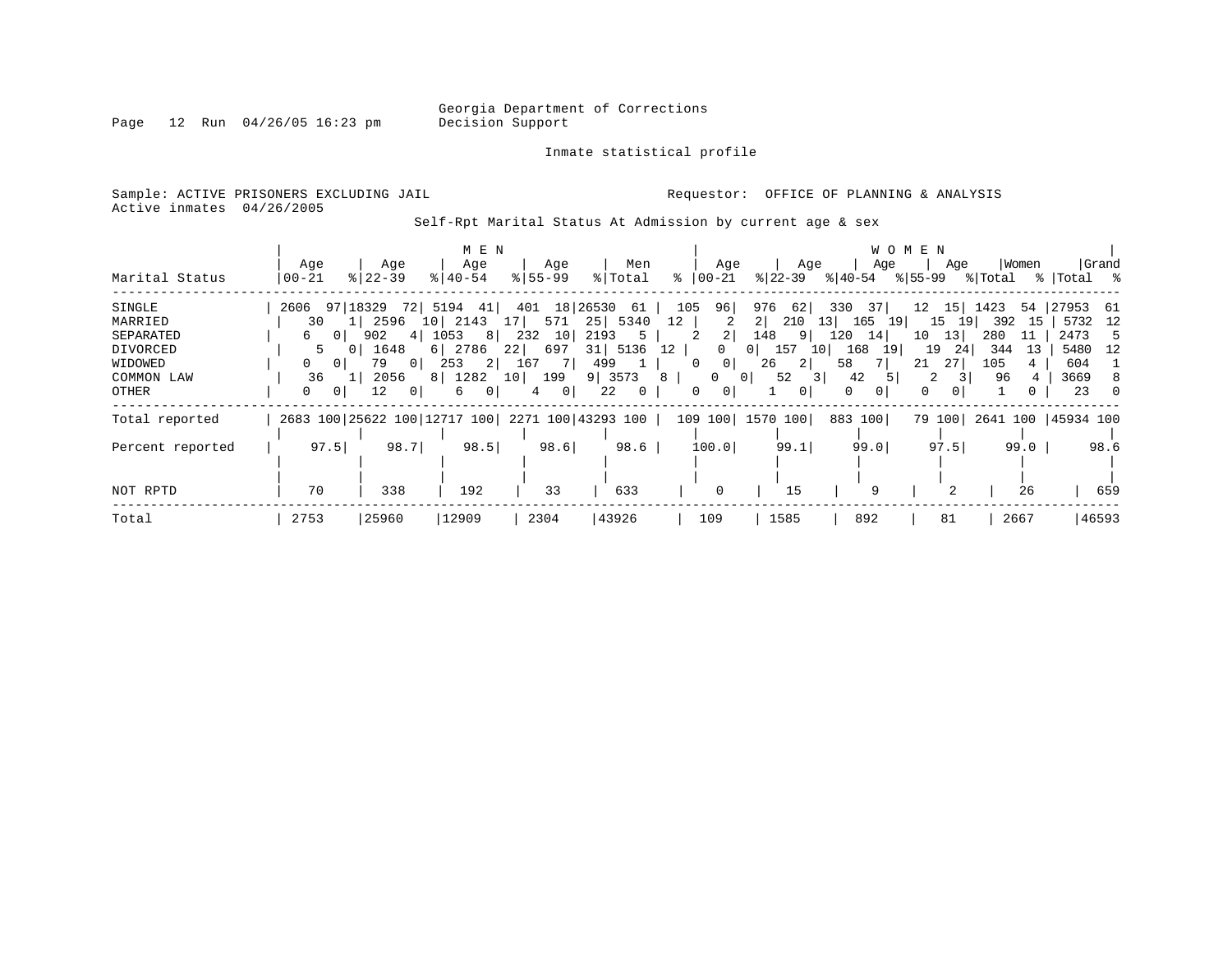Georgia Department of Corrections
Decision Support

Inmate statistical profile

Sample: ACTIVE PRISONERS EXCLUDING JAIL

Requestor: OFFICE OF PLANNING & ANALYSIS

Active inmates 04/26/2005

Self-Rpt Marital Status At Admission by current age & sex

| Marital Status | MEN Age 00-21 | % | Age 22-39 | % | Age 40-54 | % | Age 55-99 | % | Men Total | % | WOMEN Age 00-21 | % | Age 22-39 | % | Age 40-54 | % | Age 55-99 | % | Women Total | % | Grand Total | % |
|---|---|---|---|---|---|---|---|---|---|---|---|---|---|---|---|---|---|---|---|---|---|---|
| SINGLE | 2606 | 97 | 18329 | 72 | 5194 | 41 | 401 | 18 | 26530 | 61 | 105 | 96 | 976 | 62 | 330 | 37 | 12 | 15 | 1423 | 54 | 27953 | 61 |
| MARRIED | 30 | 1 | 2596 | 10 | 2143 | 17 | 571 | 25 | 5340 | 12 | 2 | 2 | 210 | 13 | 165 | 19 | 15 | 19 | 392 | 15 | 5732 | 12 |
| SEPARATED | 6 | 0 | 902 | 4 | 1053 | 8 | 232 | 10 | 2193 | 5 | 2 | 2 | 148 | 9 | 120 | 14 | 10 | 13 | 280 | 11 | 2473 | 5 |
| DIVORCED | 5 | 0 | 1648 | 6 | 2786 | 22 | 697 | 31 | 5136 | 12 | 0 | 0 | 157 | 10 | 168 | 19 | 19 | 24 | 344 | 13 | 5480 | 12 |
| WIDOWED | 0 | 0 | 79 | 0 | 253 | 2 | 167 | 7 | 499 | 1 | 0 | 0 | 26 | 2 | 58 | 7 | 21 | 27 | 105 | 4 | 604 | 1 |
| COMMON LAW | 36 | 1 | 2056 | 8 | 1282 | 10 | 199 | 9 | 3573 | 8 | 0 | 0 | 52 | 3 | 42 | 5 | 2 | 3 | 96 | 4 | 3669 | 8 |
| OTHER | 0 | 0 | 12 | 0 | 6 | 0 | 4 | 0 | 22 | 0 | 0 | 0 | 1 | 0 | 0 | 0 | 0 | 0 | 1 | 0 | 23 | 0 |
| Total reported | 2683 | 100 | 25622 | 100 | 12717 | 100 | 2271 | 100 | 43293 | 100 | 109 | 100 | 1570 | 100 | 883 | 100 | 79 | 100 | 2641 | 100 | 45934 | 100 |
| Percent reported | 97.5 | | 98.7 | | 98.5 | | 98.6 | | 98.6 | | 100.0 | | 99.1 | | 99.0 | | 97.5 | | 99.0 | | 98.6 | |
| NOT RPTD | 70 | | 338 | | 192 | | 33 | | 633 | | 0 | | 15 | | 9 | | 2 | | 26 | | 659 | |
| Total | 2753 | | 25960 | | 12909 | | 2304 | | 43926 | | 109 | | 1585 | | 892 | | 81 | | 2667 | | 46593 | |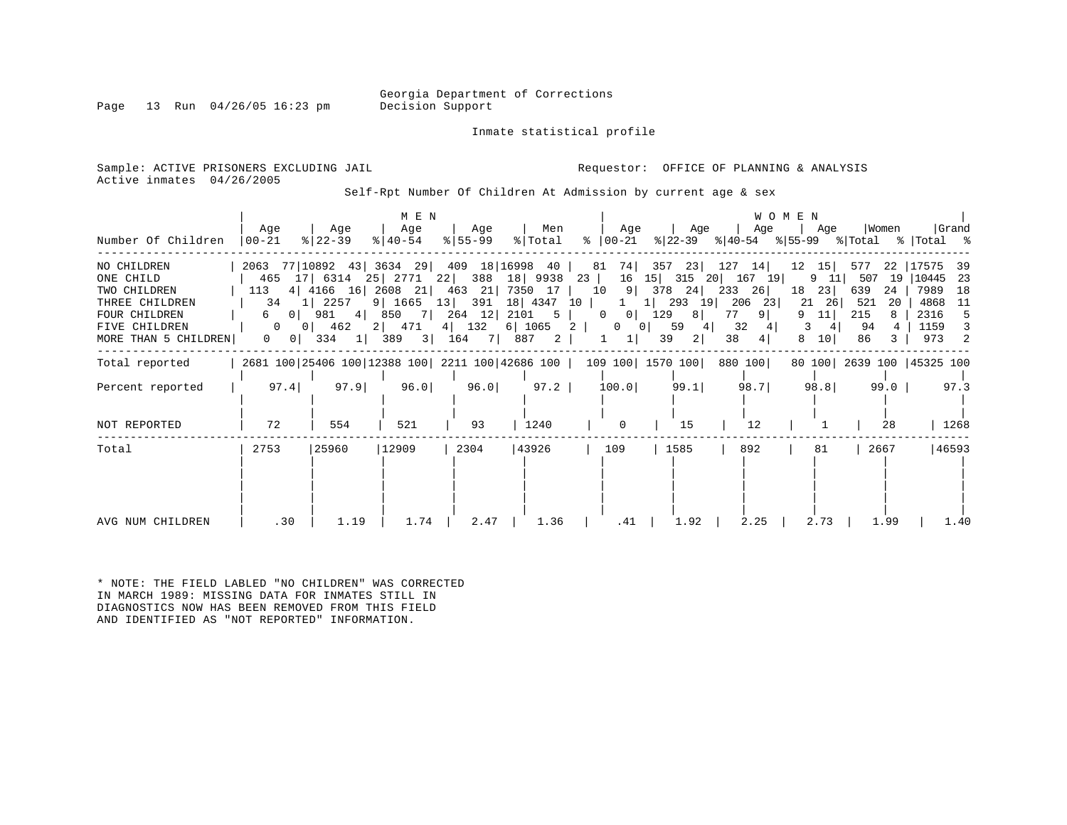Georgia Department of Corrections
Decision Support

Inmate statistical profile

Sample: ACTIVE PRISONERS EXCLUDING JAIL
Active inmates 04/26/2005

Requestor: OFFICE OF PLANNING & ANALYSIS

Self-Rpt Number Of Children At Admission by current age & sex

| Number Of Children | MEN Age 00-21 | % | Age 22-39 | % | Age 40-54 | % | Age 55-99 | % | Men Total | % | WOMEN Age 00-21 | % | Age 22-39 | % | Age 40-54 | % | Age 55-99 | % | Women Total | % | Grand Total | % |
|---|---|---|---|---|---|---|---|---|---|---|---|---|---|---|---|---|---|---|---|---|---|---|
| NO CHILDREN | 2063 | 77 | 10892 | 43 | 3634 | 29 | 409 | 18 | 16998 | 40 | 81 | 74 | 357 | 23 | 127 | 14 | 12 | 15 | 577 | 22 | 17575 | 39 |
| ONE CHILD | 465 | 17 | 6314 | 25 | 2771 | 22 | 388 | 18 | 9938 | 23 | 16 | 15 | 315 | 20 | 167 | 19 | 9 | 11 | 507 | 19 | 10445 | 23 |
| TWO CHILDREN | 113 | 4 | 4166 | 16 | 2608 | 21 | 463 | 21 | 7350 | 17 | 10 | 9 | 378 | 24 | 233 | 26 | 18 | 23 | 639 | 24 | 7989 | 18 |
| THREE CHILDREN | 34 | 1 | 2257 | 9 | 1665 | 13 | 391 | 18 | 4347 | 10 | 1 | 1 | 293 | 19 | 206 | 23 | 21 | 26 | 521 | 20 | 4868 | 11 |
| FOUR CHILDREN | 6 | 0 | 981 | 4 | 850 | 7 | 264 | 12 | 2101 | 5 | 0 | 0 | 129 | 8 | 77 | 9 | 9 | 11 | 215 | 8 | 2316 | 5 |
| FIVE CHILDREN | 0 | 0 | 462 | 2 | 471 | 4 | 132 | 6 | 1065 | 2 | 0 | 0 | 59 | 4 | 32 | 4 | 3 | 4 | 94 | 4 | 1159 | 3 |
| MORE THAN 5 CHILDREN | 0 | 0 | 334 | 1 | 389 | 3 | 164 | 7 | 887 | 2 | 1 | 1 | 39 | 2 | 38 | 4 | 8 | 10 | 86 | 3 | 973 | 2 |
| Total reported | 2681 | 100 | 25406 | 100 | 12388 | 100 | 2211 | 100 | 42686 | 100 | 109 | 100 | 1570 | 100 | 880 | 100 | 80 | 100 | 2639 | 100 | 45325 | 100 |
| Percent reported | 97.4 | | 97.9 | | 96.0 | | 96.0 | | 97.2 | | 100.0 | | 99.1 | | 98.7 | | 98.8 | | 99.0 | | 97.3 | |
| NOT REPORTED | 72 | | 554 | | 521 | | 93 | | 1240 | | 0 | | 15 | | 12 | | 1 | | 28 | | 1268 | |
| Total | 2753 | | 25960 | | 12909 | | 2304 | | 43926 | | 109 | | 1585 | | 892 | | 81 | | 2667 | | 46593 | |
| AVG NUM CHILDREN | .30 | | 1.19 | | 1.74 | | 2.47 | | 1.36 | | .41 | | 1.92 | | 2.25 | | 2.73 | | 1.99 | | 1.40 | |

* NOTE: THE FIELD LABLED "NO CHILDREN" WAS CORRECTED IN MARCH 1989: MISSING DATA FOR INMATES STILL IN DIAGNOSTICS NOW HAS BEEN REMOVED FROM THIS FIELD AND IDENTIFIED AS "NOT REPORTED" INFORMATION.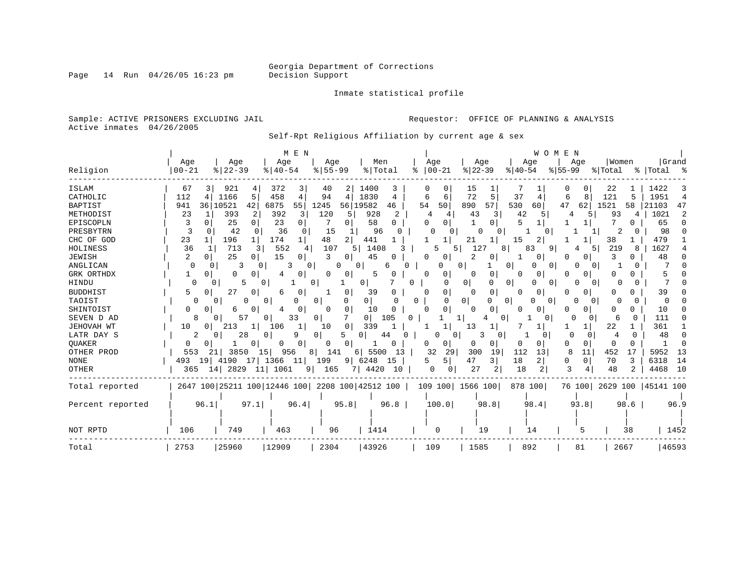Georgia Department of Corrections
Decision Support

Inmate statistical profile

Sample: ACTIVE PRISONERS EXCLUDING JAIL
Active inmates 04/26/2005

Requestor: OFFICE OF PLANNING & ANALYSIS

Self-Rpt Religious Affiliation by current age & sex

| Religion | MEN Age 00-21 | % | Age 22-39 | % | Age 40-54 | % | Age 55-99 | % | Men Total | % | WOMEN Age 00-21 | % | Age 22-39 | % | Age 40-54 | % | Age 55-99 | % | Women Total | % | Grand Total | % |
|---|---|---|---|---|---|---|---|---|---|---|---|---|---|---|---|---|---|---|---|---|---|---|
| ISLAM | 67 | 3 | 921 | 4 | 372 | 3 | 40 | 2 | 1400 | 3 | 0 | 0 | 15 | 1 | 7 | 1 | 0 | 0 | 22 | 1 | 1422 | 3 |
| CATHOLIC | 112 | 4 | 1166 | 5 | 458 | 4 | 94 | 4 | 1830 | 4 | 6 | 6 | 72 | 5 | 37 | 4 | 6 | 8 | 121 | 5 | 1951 | 4 |
| BAPTIST | 941 | 36 | 10521 | 42 | 6875 | 55 | 1245 | 56 | 19582 | 46 | 54 | 50 | 890 | 57 | 530 | 60 | 47 | 62 | 1521 | 58 | 21103 | 47 |
| METHODIST | 23 | 1 | 393 | 2 | 392 | 3 | 120 | 5 | 928 | 2 | 4 | 4 | 43 | 3 | 42 | 5 | 4 | 5 | 93 | 4 | 1021 | 2 |
| EPISCOPLN | 3 | 0 | 25 | 0 | 23 | 0 | 7 | 0 | 58 | 0 | 0 | 0 | 1 | 0 | 5 | 1 | 1 | 1 | 7 | 0 | 65 | 0 |
| PRESBYTRN | 3 | 0 | 42 | 0 | 36 | 0 | 15 | 1 | 96 | 0 | 0 | 0 | 0 | 0 | 1 | 0 | 1 | 1 | 2 | 0 | 98 | 0 |
| CHC OF GOD | 23 | 1 | 196 | 1 | 174 | 1 | 48 | 2 | 441 | 1 | 1 | 1 | 21 | 1 | 15 | 2 | 1 | 1 | 38 | 1 | 479 | 1 |
| HOLINESS | 36 | 1 | 713 | 3 | 552 | 4 | 107 | 5 | 1408 | 3 | 5 | 5 | 127 | 8 | 83 | 9 | 4 | 5 | 219 | 8 | 1627 | 4 |
| JEWISH | 2 | 0 | 25 | 0 | 15 | 0 | 3 | 0 | 45 | 0 | 0 | 0 | 2 | 0 | 1 | 0 | 0 | 0 | 3 | 0 | 48 | 0 |
| ANGLICAN | 0 | 0 | 3 | 0 | 3 | 0 | 0 | 0 | 6 | 0 | 0 | 0 | 1 | 0 | 0 | 0 | 0 | 0 | 1 | 0 | 7 | 0 |
| GRK ORTHDX | 1 | 0 | 0 | 0 | 4 | 0 | 0 | 0 | 5 | 0 | 0 | 0 | 0 | 0 | 0 | 0 | 0 | 0 | 0 | 0 | 5 | 0 |
| HINDU | 0 | 0 | 5 | 0 | 1 | 0 | 1 | 0 | 7 | 0 | 0 | 0 | 0 | 0 | 0 | 0 | 0 | 0 | 0 | 0 | 7 | 0 |
| BUDDHIST | 5 | 0 | 27 | 0 | 6 | 0 | 1 | 0 | 39 | 0 | 0 | 0 | 0 | 0 | 0 | 0 | 0 | 0 | 0 | 0 | 39 | 0 |
| TAOIST | 0 | 0 | 0 | 0 | 0 | 0 | 0 | 0 | 0 | 0 | 0 | 0 | 0 | 0 | 0 | 0 | 0 | 0 | 0 | 0 | 0 | 0 |
| SHINTOIST | 0 | 0 | 6 | 0 | 4 | 0 | 0 | 0 | 10 | 0 | 0 | 0 | 0 | 0 | 0 | 0 | 0 | 0 | 0 | 0 | 10 | 0 |
| SEVEN D AD | 8 | 0 | 57 | 0 | 33 | 0 | 7 | 0 | 105 | 0 | 1 | 1 | 4 | 0 | 1 | 0 | 0 | 0 | 6 | 0 | 111 | 0 |
| JEHOVAH WT | 10 | 0 | 213 | 1 | 106 | 1 | 10 | 0 | 339 | 1 | 1 | 1 | 13 | 1 | 7 | 1 | 1 | 1 | 22 | 1 | 361 | 1 |
| LATR DAY S | 2 | 0 | 28 | 0 | 9 | 0 | 5 | 0 | 44 | 0 | 0 | 0 | 3 | 0 | 1 | 0 | 0 | 0 | 4 | 0 | 48 | 0 |
| QUAKER | 0 | 0 | 1 | 0 | 0 | 0 | 0 | 0 | 1 | 0 | 0 | 0 | 0 | 0 | 0 | 0 | 0 | 0 | 0 | 0 | 1 | 0 |
| OTHER PROD | 553 | 21 | 3850 | 15 | 956 | 8 | 141 | 6 | 5500 | 13 | 32 | 29 | 300 | 19 | 112 | 13 | 8 | 11 | 452 | 17 | 5952 | 13 |
| NONE | 493 | 19 | 4190 | 17 | 1366 | 11 | 199 | 9 | 6248 | 15 | 5 | 5 | 47 | 3 | 18 | 2 | 0 | 0 | 70 | 3 | 6318 | 14 |
| OTHER | 365 | 14 | 2829 | 11 | 1061 | 9 | 165 | 7 | 4420 | 10 | 0 | 0 | 27 | 2 | 18 | 2 | 3 | 4 | 48 | 2 | 4468 | 10 |
| Total reported | 2647 | 100 | 25211 | 100 | 12446 | 100 | 2208 | 100 | 42512 | 100 | 109 | 100 | 1566 | 100 | 878 | 100 | 76 | 100 | 2629 | 100 | 45141 | 100 |
| Percent reported | | 96.1 | | 97.1 | | 96.4 | | 95.8 | | 96.8 | | 100.0 | | 98.8 | | 98.4 | | 93.8 | | 98.6 | | 96.9 |
| NOT RPTD | 106 | | 749 | | 463 | | 96 | | 1414 | | 0 | | 19 | | 14 | | 5 | | 38 | | 1452 | |
| Total | 2753 | | 25960 | | 12909 | | 2304 | | 43926 | | 109 | | 1585 | | 892 | | 81 | | 2667 | | 46593 | |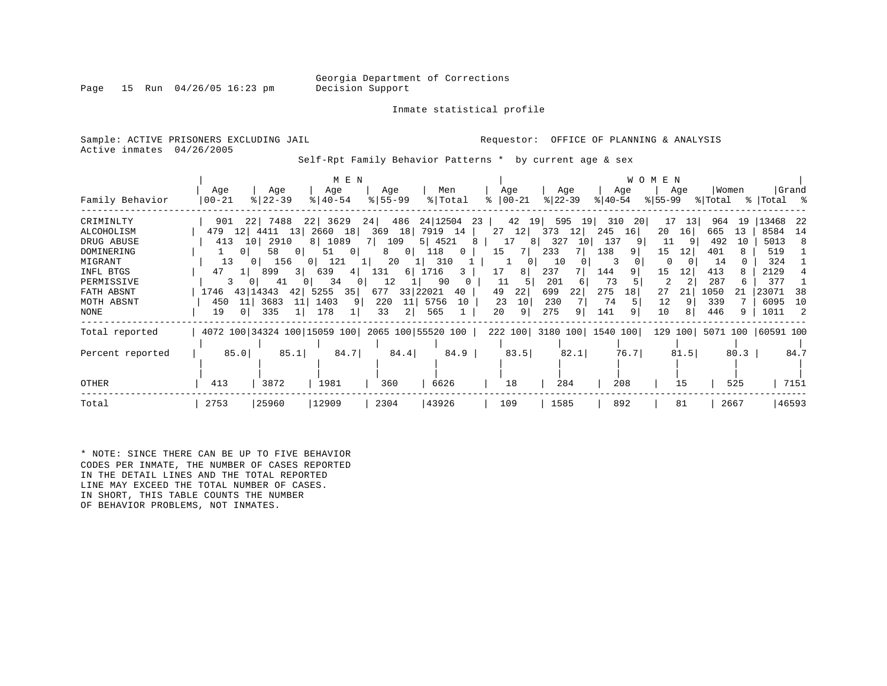Georgia Department of Corrections
Decision Support

Inmate statistical profile

Sample: ACTIVE PRISONERS EXCLUDING JAIL  Requestor: OFFICE OF PLANNING & ANALYSIS
Active inmates 04/26/2005

Self-Rpt Family Behavior Patterns * by current age & sex

| Family Behavior | MEN Age 00-21 | % | Age 22-39 | % | Age 40-54 | % | Age 55-99 | % | Men Total | % | WOMEN Age 00-21 | % | Age 22-39 | % | Age 40-54 | % | Age 55-99 | % | Women Total | % | Grand Total | % |
|---|---|---|---|---|---|---|---|---|---|---|---|---|---|---|---|---|---|---|---|---|---|---|
| CRIMINLTY | 901 | 22 | 7488 | 22 | 3629 | 24 | 486 | 24 | 12504 | 23 | 42 | 19 | 595 | 19 | 310 | 20 | 17 | 13 | 964 | 19 | 13468 | 22 |
| ALCOHOLISM | 479 | 12 | 4411 | 13 | 2660 | 18 | 369 | 18 | 7919 | 14 | 27 | 12 | 373 | 12 | 245 | 16 | 20 | 16 | 665 | 13 | 8584 | 14 |
| DRUG ABUSE | 413 | 10 | 2910 | 8 | 1089 | 7 | 109 | 5 | 4521 | 8 | 17 | 8 | 327 | 10 | 137 | 9 | 11 | 9 | 492 | 10 | 5013 | 8 |
| DOMINERING | 1 | 0 | 58 | 0 | 51 | 0 | 8 | 0 | 118 | 0 | 15 | 7 | 233 | 7 | 138 | 9 | 15 | 12 | 401 | 8 | 519 | 1 |
| MIGRANT | 13 | 0 | 156 | 0 | 121 | 1 | 20 | 1 | 310 | 1 | 1 | 0 | 10 | 0 | 3 | 0 | 0 | 0 | 14 | 0 | 324 | 1 |
| INFL BTGS | 47 | 1 | 899 | 3 | 639 | 4 | 131 | 6 | 1716 | 3 | 17 | 8 | 237 | 7 | 144 | 9 | 15 | 12 | 413 | 8 | 2129 | 4 |
| PERMISSIVE | 3 | 0 | 41 | 0 | 34 | 0 | 12 | 1 | 90 | 0 | 11 | 5 | 201 | 6 | 73 | 5 | 2 | 2 | 287 | 6 | 377 | 1 |
| FATH ABSNT | 1746 | 43 | 14343 | 42 | 5255 | 35 | 677 | 33 | 22021 | 40 | 49 | 22 | 699 | 22 | 275 | 18 | 27 | 21 | 1050 | 21 | 23071 | 38 |
| MOTH ABSNT | 450 | 11 | 3683 | 11 | 1403 | 9 | 220 | 11 | 5756 | 10 | 23 | 10 | 230 | 7 | 74 | 5 | 12 | 9 | 339 | 7 | 6095 | 10 |
| NONE | 19 | 0 | 335 | 1 | 178 | 1 | 33 | 2 | 565 | 1 | 20 | 9 | 275 | 9 | 141 | 9 | 10 | 8 | 446 | 9 | 1011 | 2 |
| Total reported | 4072 | 100 | 34324 | 100 | 15059 | 100 | 2065 | 100 | 55520 | 100 | 222 | 100 | 3180 | 100 | 1540 | 100 | 129 | 100 | 5071 | 100 | 60591 | 100 |
| Percent reported | | 85.0 | | 85.1 | | 84.7 | | 84.4 | | 84.9 | | 83.5 | | 82.1 | | 76.7 | | 81.5 | | 80.3 | | 84.7 |
| OTHER | 413 | | 3872 | | 1981 | | 360 | | 6626 | | 18 | | 284 | | 208 | | 15 | | 525 | | 7151 | |
| Total | 2753 | | 25960 | | 12909 | | 2304 | | 43926 | | 109 | | 1585 | | 892 | | 81 | | 2667 | | 46593 | |

* NOTE: SINCE THERE CAN BE UP TO FIVE BEHAVIOR CODES PER INMATE, THE NUMBER OF CASES REPORTED IN THE DETAIL LINES AND THE TOTAL REPORTED LINE MAY EXCEED THE TOTAL NUMBER OF CASES. IN SHORT, THIS TABLE COUNTS THE NUMBER OF BEHAVIOR PROBLEMS, NOT INMATES.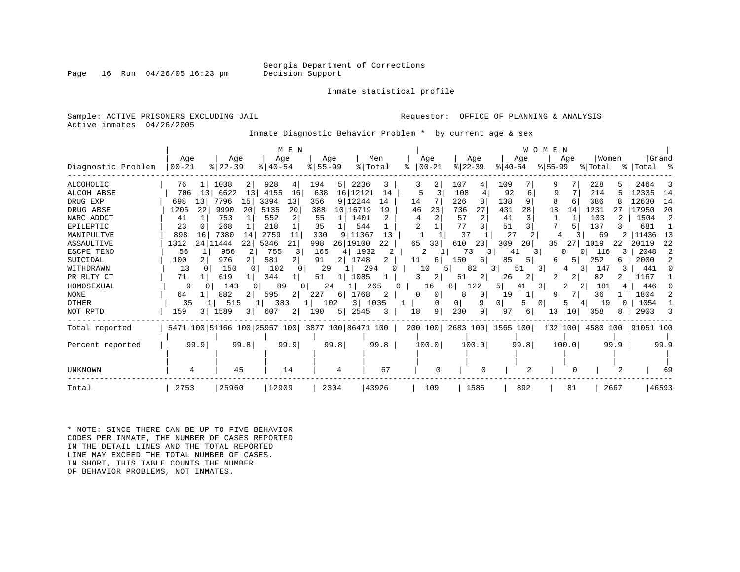Georgia Department of Corrections
Decision Support

Inmate statistical profile

Sample: ACTIVE PRISONERS EXCLUDING JAIL
Active inmates 04/26/2005

Requestor: OFFICE OF PLANNING & ANALYSIS

Inmate Diagnostic Behavior Problem * by current age & sex

| Diagnostic Problem | MEN Age 00-21 | % | Age 22-39 | % | Age 40-54 | % | Age 55-99 | % | Men Total | % | WOMEN Age 00-21 | % | Age 22-39 | % | Age 40-54 | % | Age 55-99 | % | Women Total | % | Grand Total | % |
|---|---|---|---|---|---|---|---|---|---|---|---|---|---|---|---|---|---|---|---|---|---|---|
| ALCOHOLIC | 76 | 1 | 1038 | 2 | 928 | 4 | 194 | 5 | 2236 | 3 | 3 | 2 | 107 | 4 | 109 | 7 | 9 | 7 | 228 | 5 | 2464 | 3 |
| ALCOH ABSE | 706 | 13 | 6622 | 13 | 4155 | 16 | 638 | 16 | 12121 | 14 | 5 | 3 | 108 | 4 | 92 | 6 | 9 | 7 | 214 | 5 | 12335 | 14 |
| DRUG EXP | 698 | 13 | 7796 | 15 | 3394 | 13 | 356 | 9 | 12244 | 14 | 14 | 7 | 226 | 8 | 138 | 9 | 8 | 6 | 386 | 8 | 12630 | 14 |
| DRUG ABSE | 1206 | 22 | 9990 | 20 | 5135 | 20 | 388 | 10 | 16719 | 19 | 46 | 23 | 736 | 27 | 431 | 28 | 18 | 14 | 1231 | 27 | 17950 | 20 |
| NARC ADDCT | 41 | 1 | 753 | 1 | 552 | 2 | 55 | 1 | 1401 | 2 | 4 | 2 | 57 | 2 | 41 | 3 | 1 | 1 | 103 | 2 | 1504 | 2 |
| EPILEPTIC | 23 | 0 | 268 | 1 | 218 | 1 | 35 | 1 | 544 | 1 | 2 | 1 | 77 | 3 | 51 | 3 | 7 | 5 | 137 | 3 | 681 | 1 |
| MANIPULTVE | 898 | 16 | 7380 | 14 | 2759 | 11 | 330 | 9 | 11367 | 13 | 1 | 1 | 37 | 1 | 27 | 2 | 4 | 3 | 69 | 2 | 11436 | 13 |
| ASSAULTIVE | 1312 | 24 | 11444 | 22 | 5346 | 21 | 998 | 26 | 19100 | 22 | 65 | 33 | 610 | 23 | 309 | 20 | 35 | 27 | 1019 | 22 | 20119 | 22 |
| ESCPE TEND | 56 | 1 | 956 | 2 | 755 | 3 | 165 | 4 | 1932 | 2 | 2 | 1 | 73 | 3 | 41 | 3 | 0 | 0 | 116 | 3 | 2048 | 2 |
| SUICIDAL | 100 | 2 | 976 | 2 | 581 | 2 | 91 | 2 | 1748 | 2 | 11 | 6 | 150 | 6 | 85 | 5 | 6 | 5 | 252 | 6 | 2000 | 2 |
| WITHDRAWN | 13 | 0 | 150 | 0 | 102 | 0 | 29 | 1 | 294 | 0 | 10 | 5 | 82 | 3 | 51 | 3 | 4 | 3 | 147 | 3 | 441 | 0 |
| PR RLTY CT | 71 | 1 | 619 | 1 | 344 | 1 | 51 | 1 | 1085 | 1 | 3 | 2 | 51 | 2 | 26 | 2 | 2 | 2 | 82 | 2 | 1167 | 1 |
| HOMOSEXUAL | 9 | 0 | 143 | 0 | 89 | 0 | 24 | 1 | 265 | 0 | 16 | 8 | 122 | 5 | 41 | 3 | 2 | 2 | 181 | 4 | 446 | 0 |
| NONE | 64 | 1 | 882 | 2 | 595 | 2 | 227 | 6 | 1768 | 2 | 0 | 0 | 8 | 0 | 19 | 1 | 9 | 7 | 36 | 1 | 1804 | 2 |
| OTHER | 35 | 1 | 515 | 1 | 383 | 1 | 102 | 3 | 1035 | 1 | 0 | 0 | 9 | 0 | 5 | 0 | 5 | 4 | 19 | 0 | 1054 | 1 |
| NOT RPTD | 159 | 3 | 1589 | 3 | 607 | 2 | 190 | 5 | 2545 | 3 | 18 | 9 | 230 | 9 | 97 | 6 | 13 | 10 | 358 | 8 | 2903 | 3 |
| Total reported | 5471 | 100 | 51166 | 100 | 25957 | 100 | 3877 | 100 | 86471 | 100 | 200 | 100 | 2683 | 100 | 1565 | 100 | 132 | 100 | 4580 | 100 | 91051 | 100 |
| Percent reported | 99.9 | | 99.8 | | 99.9 | | 99.8 | | 99.8 | | 100.0 | | 100.0 | | 99.8 | | 100.0 | | 99.9 | | 99.9 | |
| UNKNOWN | 4 | | 45 | | 14 | | 4 | | 67 | | 0 | | 0 | | 2 | | 0 | | 2 | | 69 | |
| Total | 2753 | | 25960 | | 12909 | | 2304 | | 43926 | | 109 | | 1585 | | 892 | | 81 | | 2667 | | 46593 | |

* NOTE: SINCE THERE CAN BE UP TO FIVE BEHAVIOR CODES PER INMATE, THE NUMBER OF CASES REPORTED IN THE DETAIL LINES AND THE TOTAL REPORTED LINE MAY EXCEED THE TOTAL NUMBER OF CASES. IN SHORT, THIS TABLE COUNTS THE NUMBER OF BEHAVIOR PROBLEMS, NOT INMATES.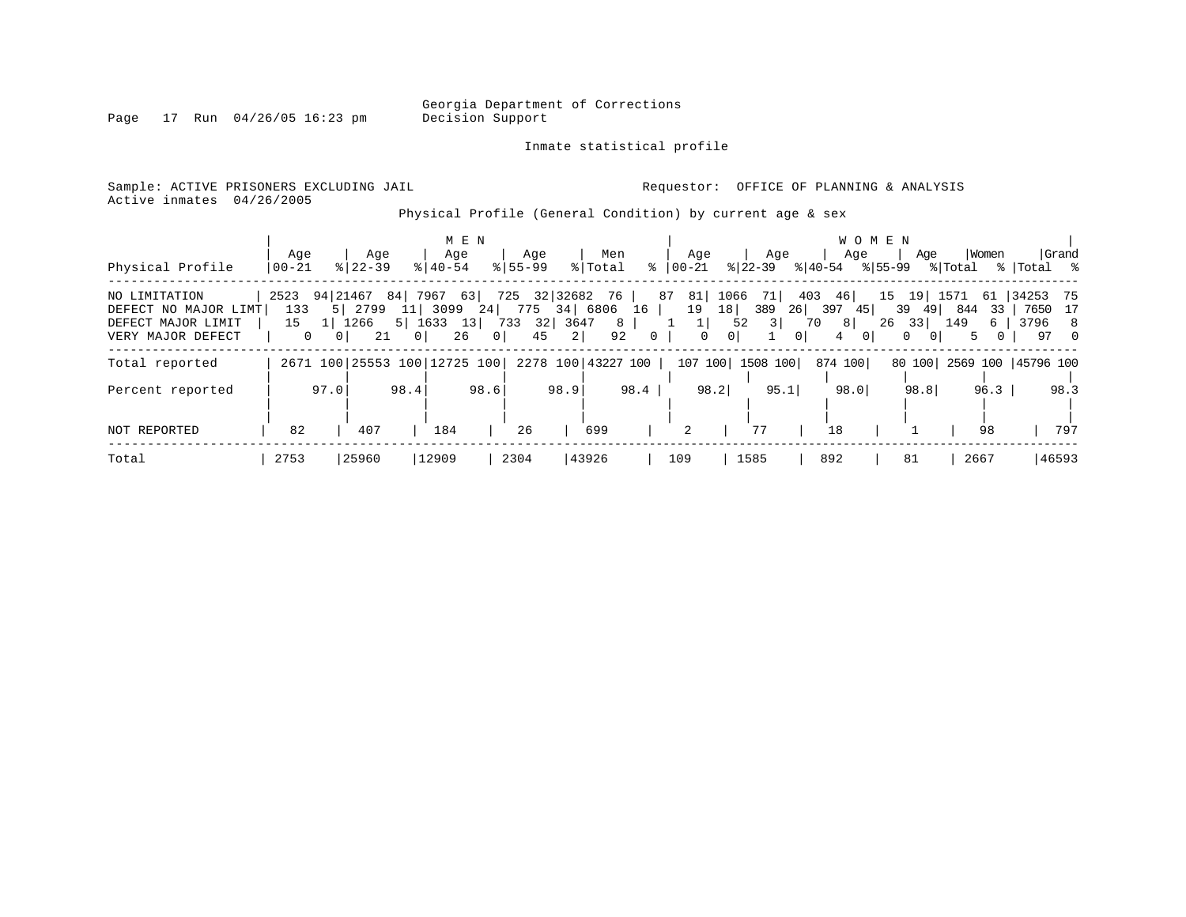Georgia Department of Corrections
Decision Support

Inmate statistical profile

Sample: ACTIVE PRISONERS EXCLUDING JAIL
Active inmates 04/26/2005

Requestor: OFFICE OF PLANNING & ANALYSIS

Physical Profile (General Condition) by current age & sex

| | MEN | | | | | | | | | | WOMEN | | | | | | | | | | | |
|---|---|---|---|---|---|---|---|---|---|---|---|---|---|---|---|---|---|---|---|---|---|---|
| Physical Profile | Age 00-21 | % | Age 22-39 | % | Age 40-54 | % | Age 55-99 | % | Men Total | % | Age 00-21 | % | Age 22-39 | % | Age 40-54 | % | Age 55-99 | % | Women Total | % | Grand Total | % |
| NO LIMITATION | 2523 | 94 | 21467 | 84 | 7967 | 63 | 725 | 32 | 32682 | 76 | 87 | 81 | 1066 | 71 | 403 | 46 | 15 | 19 | 1571 | 61 | 34253 | 75 |
| DEFECT NO MAJOR LIMT | 133 | 5 | 2799 | 11 | 3099 | 24 | 775 | 34 | 6806 | 16 | 19 | 18 | 389 | 26 | 397 | 45 | 39 | 49 | 844 | 33 | 7650 | 17 |
| DEFECT MAJOR LIMIT | 15 | 1 | 1266 | 5 | 1633 | 13 | 733 | 32 | 3647 | 8 | 1 | 1 | 52 | 3 | 70 | 8 | 26 | 33 | 149 | 6 | 3796 | 8 |
| VERY MAJOR DEFECT | 0 | 0 | 21 | 0 | 26 | 0 | 45 | 2 | 92 | 0 | 0 | 0 | 1 | 0 | 4 | 0 | 0 | 0 | 5 | 0 | 97 | 0 |
| Total reported | 2671 | 100 | 25553 | 100 | 12725 | 100 | 2278 | 100 | 43227 | 100 | 107 | 100 | 1508 | 100 | 874 | 100 | 80 | 100 | 2569 | 100 | 45796 | 100 |
| Percent reported | | 97.0 | | 98.4 | | 98.6 | | 98.9 | | 98.4 | | 98.2 | | 95.1 | | 98.0 | | 98.8 | | 96.3 | | 98.3 |
| NOT REPORTED | 82 | | 407 | | 184 | | 26 | | 699 | | 2 | | 77 | | 18 | | 1 | | 98 | | 797 | |
| Total | 2753 | | 25960 | | 12909 | | 2304 | | 43926 | | 109 | | 1585 | | 892 | | 81 | | 2667 | | 46593 | |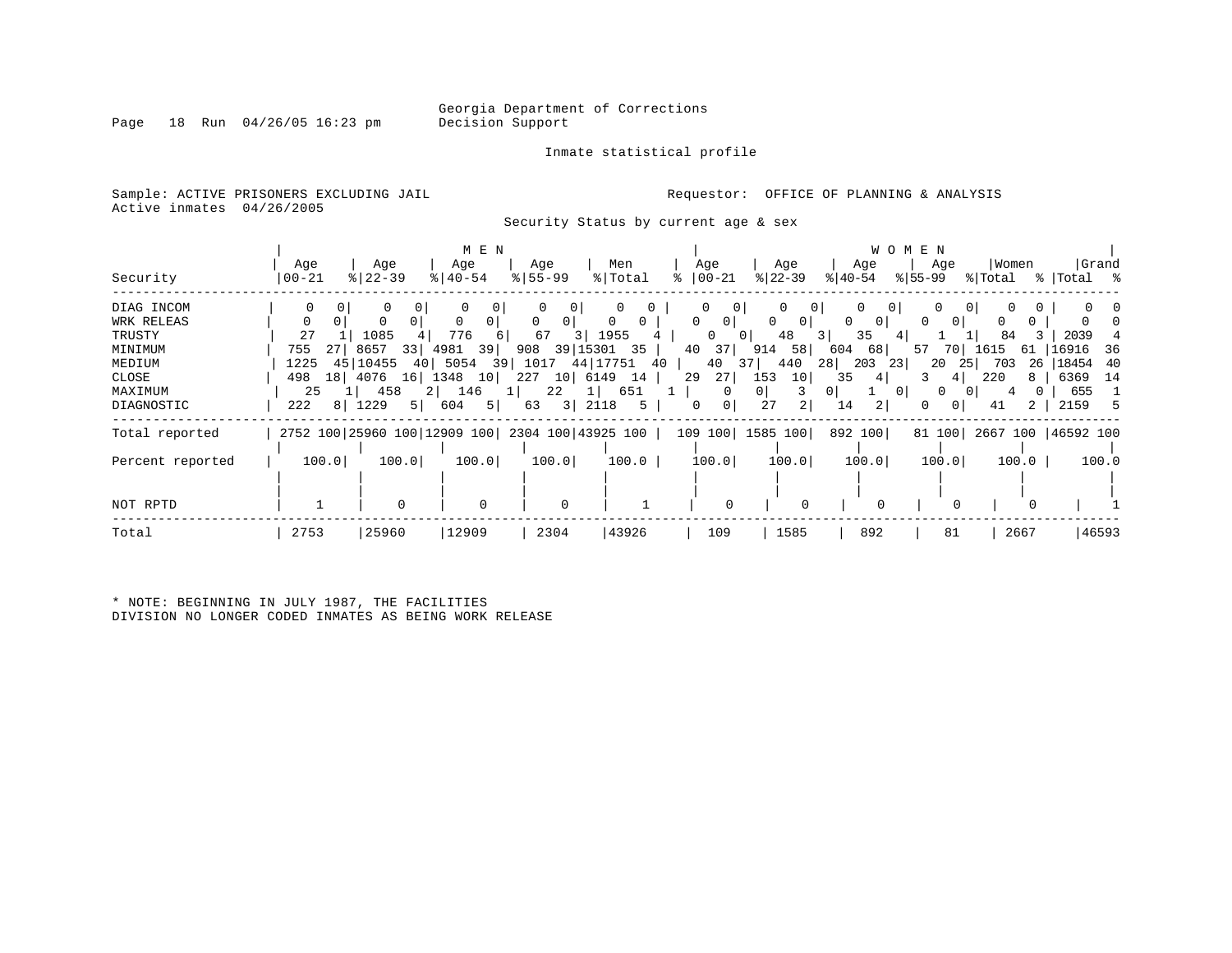Georgia Department of Corrections
Decision Support

Inmate statistical profile

Sample: ACTIVE PRISONERS EXCLUDING JAIL

Requestor: OFFICE OF PLANNING & ANALYSIS

Active inmates 04/26/2005

Security Status by current age & sex

| Security | MEN Age 00-21 | % | Age 22-39 | % | Age 40-54 | % | Age 55-99 | % | Men Total | % | WOMEN Age 00-21 | % | Age 22-39 | % | Age 40-54 | % | Age 55-99 | % | Women Total | % | Grand Total | % |
|---|---|---|---|---|---|---|---|---|---|---|---|---|---|---|---|---|---|---|---|---|---|---|
| DIAG INCOM | 0 | 0 | 0 | 0 | 0 | 0 | 0 | 0 | 0 | 0 | 0 | 0 | 0 | 0 | 0 | 0 | 0 | 0 | 0 | 0 | 0 | 0 |
| WRK RELEAS | 0 | 0 | 0 | 0 | 0 | 0 | 0 | 0 | 0 | 0 | 0 | 0 | 0 | 0 | 0 | 0 | 0 | 0 | 0 | 0 | 0 | 0 |
| TRUSTY | 27 | 1 | 1085 | 4 | 776 | 6 | 67 | 3 | 1955 | 4 | 0 | 0 | 48 | 3 | 35 | 4 | 1 | 1 | 84 | 3 | 2039 | 4 |
| MINIMUM | 755 | 27 | 8657 | 33 | 4981 | 39 | 908 | 39 | 15301 | 35 | 40 | 37 | 914 | 58 | 604 | 68 | 57 | 70 | 1615 | 61 | 16916 | 36 |
| MEDIUM | 1225 | 45 | 10455 | 40 | 5054 | 39 | 1017 | 44 | 17751 | 40 | 40 | 37 | 440 | 28 | 203 | 23 | 20 | 25 | 703 | 26 | 18454 | 40 |
| CLOSE | 498 | 18 | 4076 | 16 | 1348 | 10 | 227 | 10 | 6149 | 14 | 29 | 27 | 153 | 10 | 35 | 4 | 3 | 4 | 220 | 8 | 6369 | 14 |
| MAXIMUM | 25 | 1 | 458 | 2 | 146 | 1 | 22 | 1 | 651 | 1 | 0 | 0 | 3 | 0 | 1 | 0 | 0 | 0 | 4 | 0 | 655 | 1 |
| DIAGNOSTIC | 222 | 8 | 1229 | 5 | 604 | 5 | 63 | 3 | 2118 | 5 | 0 | 0 | 27 | 2 | 14 | 2 | 0 | 0 | 41 | 2 | 2159 | 5 |
| Total reported | 2752 | 100 | 25960 | 100 | 12909 | 100 | 2304 | 100 | 43925 | 100 | 109 | 100 | 1585 | 100 | 892 | 100 | 81 | 100 | 2667 | 100 | 46592 | 100 |
| Percent reported | 100.0 | | 100.0 | | 100.0 | | 100.0 | | 100.0 | | 100.0 | | 100.0 | | 100.0 | | 100.0 | | 100.0 | | 100.0 | |
| NOT RPTD | 1 | | 0 | | 0 | | 0 | | 1 | | 0 | | 0 | | 0 | | 0 | | 0 | | 1 | |
| Total | 2753 | | 25960 | | 12909 | | 2304 | | 43926 | | 109 | | 1585 | | 892 | | 81 | | 2667 | | 46593 | |

* NOTE: BEGINNING IN JULY 1987, THE FACILITIES DIVISION NO LONGER CODED INMATES AS BEING WORK RELEASE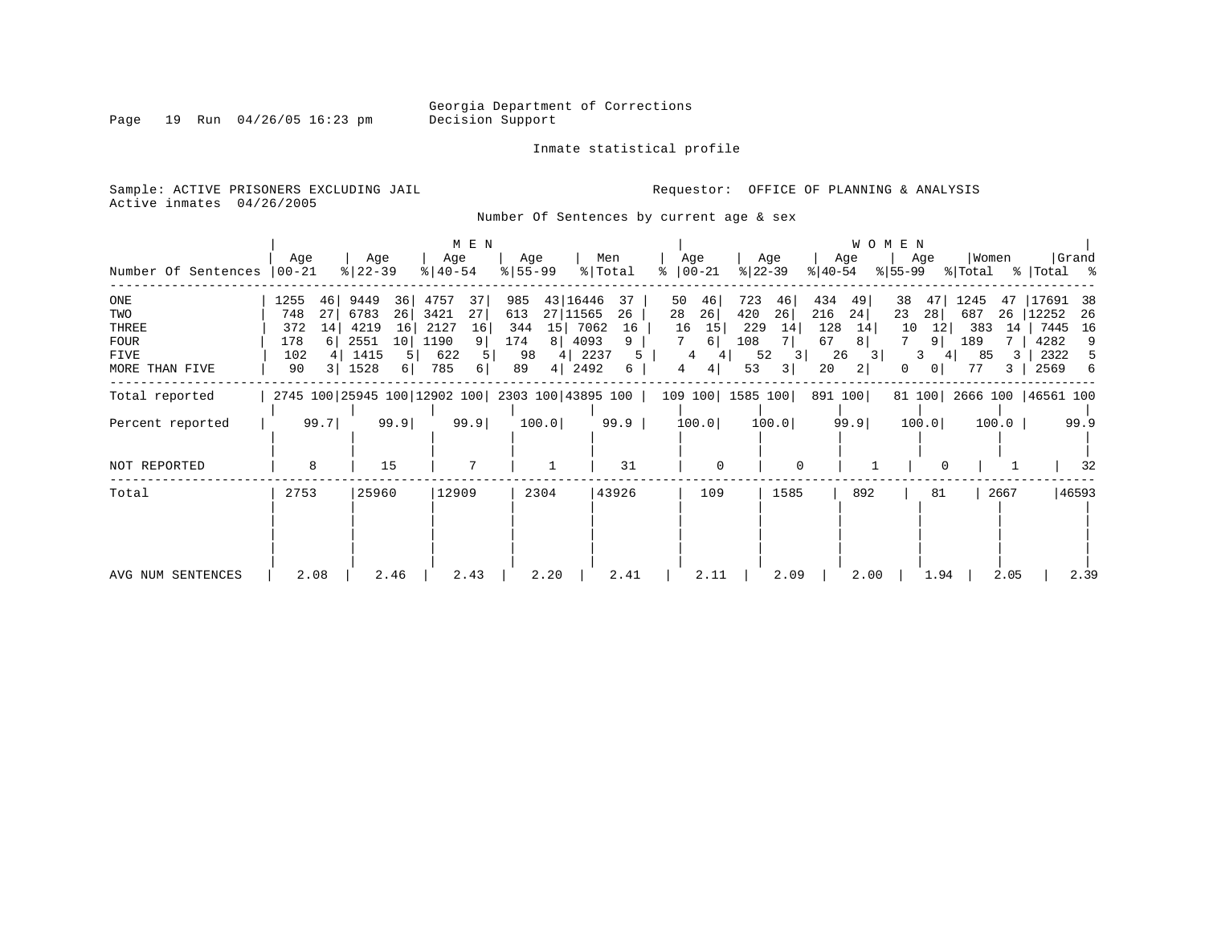Georgia Department of Corrections
Decision Support

Inmate statistical profile

Sample: ACTIVE PRISONERS EXCLUDING JAIL

Active inmates 04/26/2005

Requestor: OFFICE OF PLANNING & ANALYSIS

Number Of Sentences by current age & sex

| | MEN | | | | | | | | | | WOMEN | | | | | | | | | | | |
|---|---|---|---|---|---|---|---|---|---|---|---|---|---|---|---|---|---|---|---|---|---|---|
| Number Of Sentences | Age 00-21 | % | Age 22-39 | % | Age 40-54 | % | Age 55-99 | % | Men Total | % | Age 00-21 | % | Age 22-39 | % | Age 40-54 | % | Age 55-99 | % | Women Total | % | Grand Total | % |
| ONE | 1255 | 46 | 9449 | 36 | 4757 | 37 | 985 | 43 | 16446 | 37 | 50 | 46 | 723 | 46 | 434 | 49 | 38 | 47 | 1245 | 47 | 17691 | 38 |
| TWO | 748 | 27 | 6783 | 26 | 3421 | 27 | 613 | 27 | 11565 | 26 | 28 | 26 | 420 | 26 | 216 | 24 | 23 | 28 | 687 | 26 | 12252 | 26 |
| THREE | 372 | 14 | 4219 | 16 | 2127 | 16 | 344 | 15 | 7062 | 16 | 16 | 15 | 229 | 14 | 128 | 14 | 10 | 12 | 383 | 14 | 7445 | 16 |
| FOUR | 178 | 6 | 2551 | 10 | 1190 | 9 | 174 | 8 | 4093 | 9 | 7 | 6 | 108 | 7 | 67 | 8 | 7 | 9 | 189 | 7 | 4282 | 9 |
| FIVE | 102 | 4 | 1415 | 5 | 622 | 5 | 98 | 4 | 2237 | 5 | 4 | 4 | 52 | 3 | 26 | 3 | 3 | 4 | 85 | 3 | 2322 | 5 |
| MORE THAN FIVE | 90 | 3 | 1528 | 6 | 785 | 6 | 89 | 4 | 2492 | 6 | 4 | 4 | 53 | 3 | 20 | 2 | 0 | 0 | 77 | 3 | 2569 | 6 |
| Total reported | 2745 | 100 | 25945 | 100 | 12902 | 100 | 2303 | 100 | 43895 | 100 | 109 | 100 | 1585 | 100 | 891 | 100 | 81 | 100 | 2666 | 100 | 46561 | 100 |
| Percent reported | 99.7 | | 99.9 | | 99.9 | | 100.0 | | 99.9 | | 100.0 | | 100.0 | | 99.9 | | 100.0 | | 100.0 | | 99.9 | |
| NOT REPORTED | 8 | | 15 | | 7 | | 1 | | 31 | | 0 | | 0 | | 1 | | 0 | | 1 | | 32 | |
| Total | 2753 | | 25960 | | 12909 | | 2304 | | 43926 | | 109 | | 1585 | | 892 | | 81 | | 2667 | | 46593 | |
| AVG NUM SENTENCES | 2.08 | | 2.46 | | 2.43 | | 2.20 | | 2.41 | | 2.11 | | 2.09 | | 2.00 | | 1.94 | | 2.05 | | 2.39 | |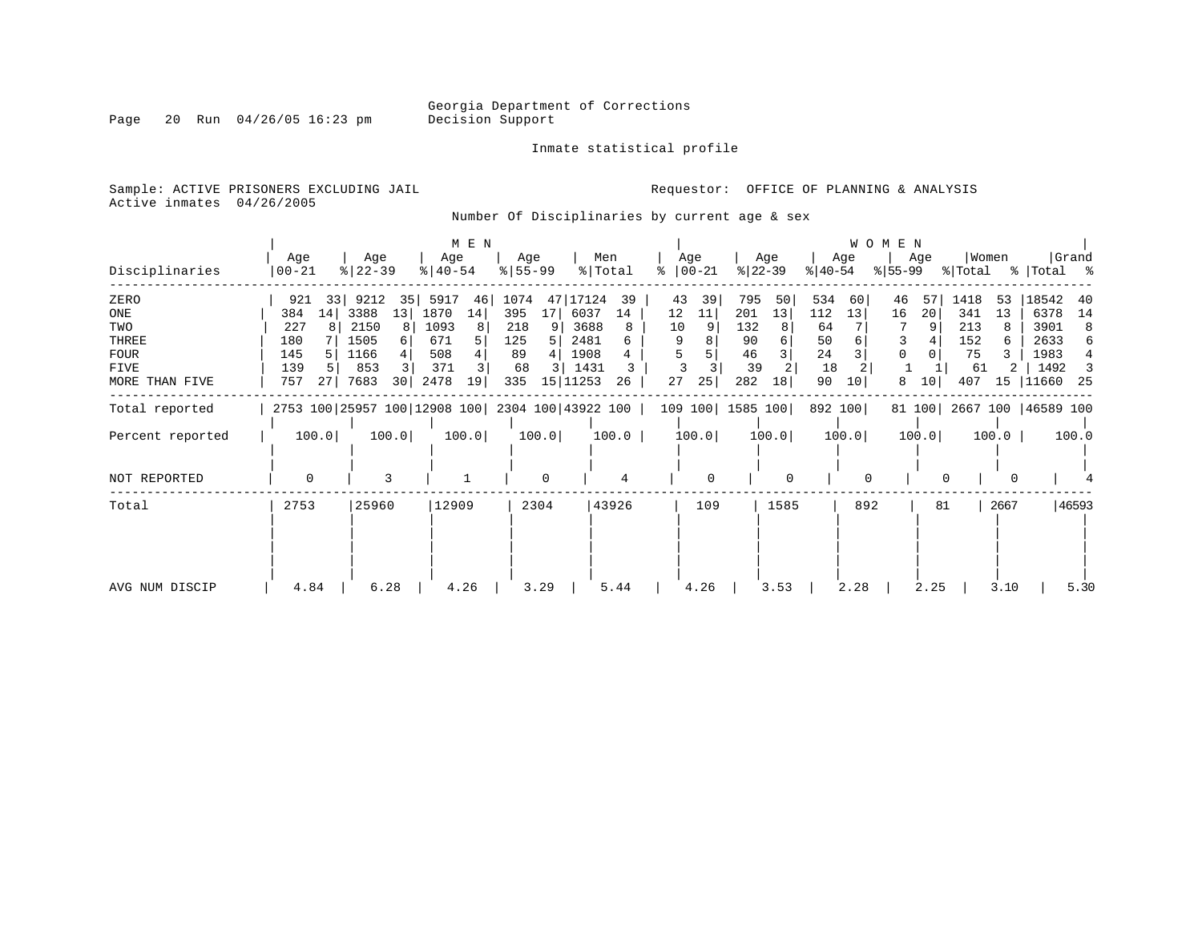Georgia Department of Corrections
Decision Support

Inmate statistical profile

Sample: ACTIVE PRISONERS EXCLUDING JAIL
Active inmates 04/26/2005

Requestor: OFFICE OF PLANNING & ANALYSIS

Number Of Disciplinaries by current age & sex

| Disciplinaries | MEN Age 00-21 | % | Age 22-39 | % | Age 40-54 | % | Age 55-99 | % | Men Total | % | WOMEN Age 00-21 | % | Age 22-39 | % | Age 40-54 | % | Age 55-99 | % | Women Total | % | Grand Total | % |
|---|---|---|---|---|---|---|---|---|---|---|---|---|---|---|---|---|---|---|---|---|---|---|
| ZERO | 921 | 33 | 9212 | 35 | 5917 | 46 | 1074 | 47 | 17124 | 39 | 43 | 39 | 795 | 50 | 534 | 60 | 46 | 57 | 1418 | 53 | 18542 | 40 |
| ONE | 384 | 14 | 3388 | 13 | 1870 | 14 | 395 | 17 | 6037 | 14 | 12 | 11 | 201 | 13 | 112 | 13 | 16 | 20 | 341 | 13 | 6378 | 14 |
| TWO | 227 | 8 | 2150 | 8 | 1093 | 8 | 218 | 9 | 3688 | 8 | 10 | 9 | 132 | 8 | 64 | 7 | 7 | 9 | 213 | 8 | 3901 | 8 |
| THREE | 180 | 7 | 1505 | 6 | 671 | 5 | 125 | 5 | 2481 | 6 | 9 | 8 | 90 | 6 | 50 | 6 | 3 | 4 | 152 | 6 | 2633 | 6 |
| FOUR | 145 | 5 | 1166 | 4 | 508 | 4 | 89 | 4 | 1908 | 4 | 5 | 5 | 46 | 3 | 24 | 3 | 0 | 0 | 75 | 3 | 1983 | 4 |
| FIVE | 139 | 5 | 853 | 3 | 371 | 3 | 68 | 3 | 1431 | 3 | 3 | 3 | 39 | 2 | 18 | 2 | 1 | 1 | 61 | 2 | 1492 | 3 |
| MORE THAN FIVE | 757 | 27 | 7683 | 30 | 2478 | 19 | 335 | 15 | 11253 | 26 | 27 | 25 | 282 | 18 | 90 | 10 | 8 | 10 | 407 | 15 | 11660 | 25 |
| Total reported | 2753 | 100 | 25957 | 100 | 12908 | 100 | 2304 | 100 | 43922 | 100 | 109 | 100 | 1585 | 100 | 892 | 100 | 81 | 100 | 2667 | 100 | 46589 | 100 |
| Percent reported | 100.0 | | 100.0 | | 100.0 | | 100.0 | | 100.0 | | 100.0 | | 100.0 | | 100.0 | | 100.0 | | 100.0 | | 100.0 | |
| NOT REPORTED | 0 | | 3 | | 1 | | 0 | | 4 | | 0 | | 0 | | 0 | | 0 | | 0 | | 4 | |
| Total | 2753 | | 25960 | | 12909 | | 2304 | | 43926 | | 109 | | 1585 | | 892 | | 81 | | 2667 | | 46593 | |
| AVG NUM DISCIP | 4.84 | | 6.28 | | 4.26 | | 3.29 | | 5.44 | | 4.26 | | 3.53 | | 2.28 | | 2.25 | | 3.10 | | 5.30 | |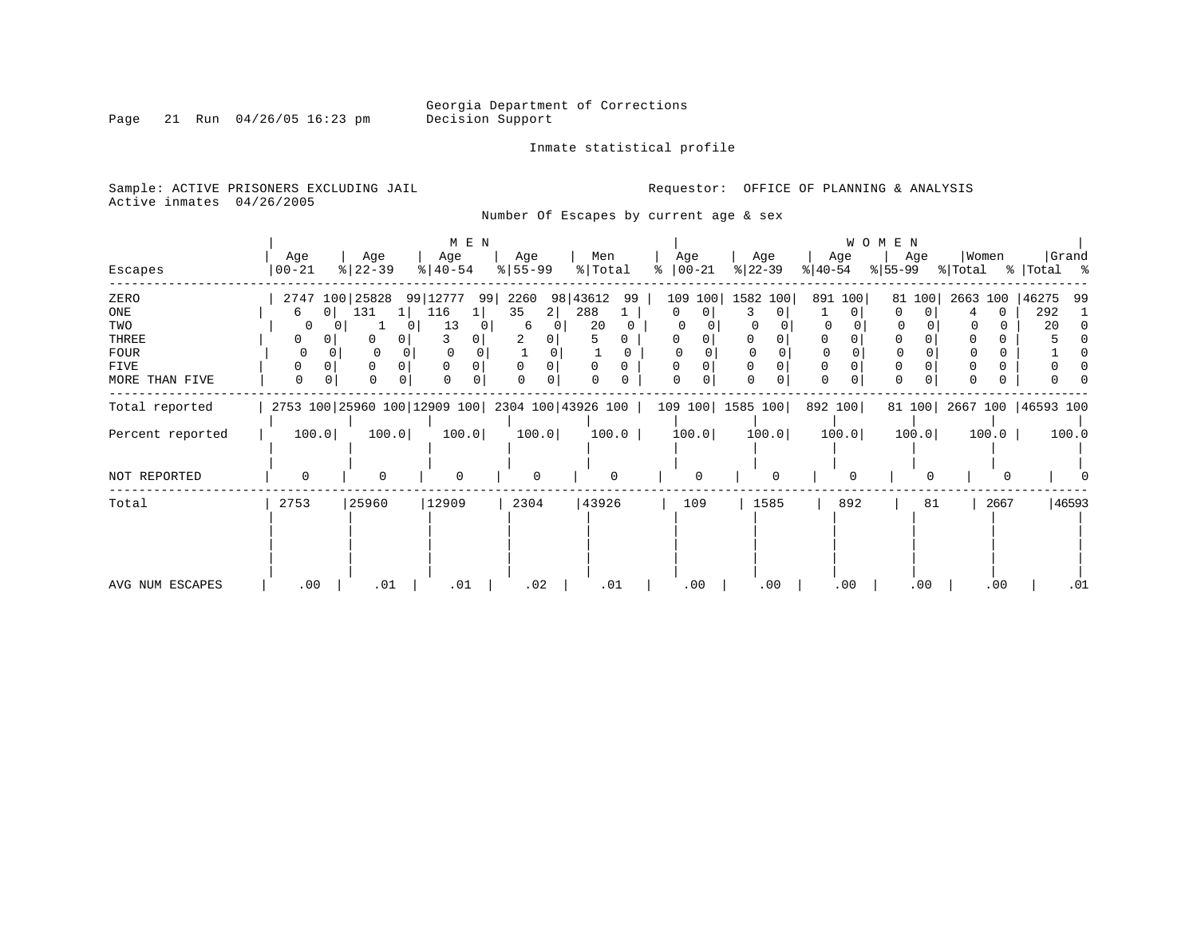Georgia Department of Corrections
Decision Support

Inmate statistical profile

Sample: ACTIVE PRISONERS EXCLUDING JAIL
Active inmates 04/26/2005

Requestor: OFFICE OF PLANNING & ANALYSIS

Number Of Escapes by current age & sex

| Escapes | MEN Age 00-21 | % | Age 22-39 | % | Age 40-54 | % | Age 55-99 | % | Men Total | % | WOMEN Age 00-21 | % | Age 22-39 | % | Age 40-54 | % | Age 55-99 | % | Women Total | % | Grand Total | % |
|---|---|---|---|---|---|---|---|---|---|---|---|---|---|---|---|---|---|---|---|---|---|---|
| ZERO | 2747 | 100 | 25828 | 99 | 12777 | 99 | 2260 | 98 | 43612 | 99 | 109 | 100 | 1582 | 100 | 891 | 100 | 81 | 100 | 2663 | 100 | 46275 | 99 |
| ONE | 6 | 0 | 131 | 1 | 116 | 1 | 35 | 2 | 288 | 1 | 0 | 0 | 3 | 0 | 1 | 0 | 0 | 0 | 4 | 0 | 292 | 1 |
| TWO | 0 | 0 | 1 | 0 | 13 | 0 | 6 | 0 | 20 | 0 | 0 | 0 | 0 | 0 | 0 | 0 | 0 | 0 | 0 | 0 | 20 | 0 |
| THREE | 0 | 0 | 0 | 0 | 3 | 0 | 2 | 0 | 5 | 0 | 0 | 0 | 0 | 0 | 0 | 0 | 0 | 0 | 0 | 0 | 5 | 0 |
| FOUR | 0 | 0 | 0 | 0 | 0 | 0 | 1 | 0 | 1 | 0 | 0 | 0 | 0 | 0 | 0 | 0 | 0 | 0 | 0 | 0 | 1 | 0 |
| FIVE | 0 | 0 | 0 | 0 | 0 | 0 | 0 | 0 | 0 | 0 | 0 | 0 | 0 | 0 | 0 | 0 | 0 | 0 | 0 | 0 | 0 | 0 |
| MORE THAN FIVE | 0 | 0 | 0 | 0 | 0 | 0 | 0 | 0 | 0 | 0 | 0 | 0 | 0 | 0 | 0 | 0 | 0 | 0 | 0 | 0 | 0 | 0 |
| Total reported | 2753 | 100 | 25960 | 100 | 12909 | 100 | 2304 | 100 | 43926 | 100 | 109 | 100 | 1585 | 100 | 892 | 100 | 81 | 100 | 2667 | 100 | 46593 | 100 |
| Percent reported | 100.0 | | 100.0 | | 100.0 | | 100.0 | | 100.0 | | 100.0 | | 100.0 | | 100.0 | | 100.0 | | 100.0 | | 100.0 | |
| NOT REPORTED | 0 | | 0 | | 0 | | 0 | | 0 | | 0 | | 0 | | 0 | | 0 | | 0 | | 0 | |
| Total | 2753 | | 25960 | | 12909 | | 2304 | | 43926 | | 109 | | 1585 | | 892 | | 81 | | 2667 | | 46593 | |
| AVG NUM ESCAPES | .00 | | .01 | | .01 | | .02 | | .01 | | .00 | | .00 | | .00 | | .00 | | .00 | | .01 | |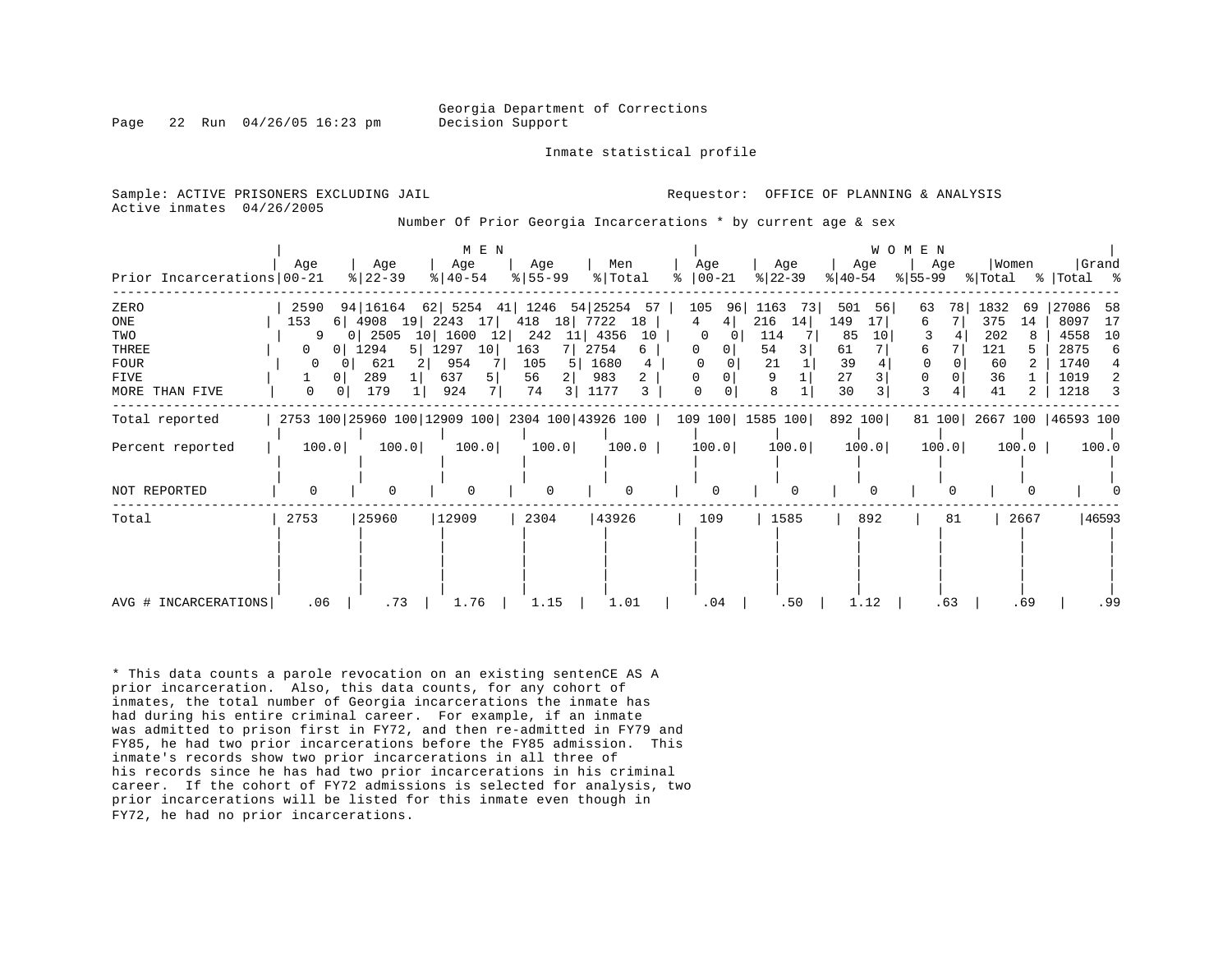Georgia Department of Corrections
Decision Support

Inmate statistical profile

Sample: ACTIVE PRISONERS EXCLUDING JAIL
Active inmates 04/26/2005

Requestor: OFFICE OF PLANNING & ANALYSIS

Number Of Prior Georgia Incarcerations * by current age & sex

| Prior Incarcerations | MEN Age 00-21 | % | Age 22-39 | % | Age 40-54 | % | Age 55-99 | % | Men Total | % | WOMEN Age 00-21 | % | Age 22-39 | % | Age 40-54 | % | Age 55-99 | % | Women Total | % | Grand Total | % |
|---|---|---|---|---|---|---|---|---|---|---|---|---|---|---|---|---|---|---|---|---|---|---|
| ZERO | 2590 | 94 | 16164 | 62 | 5254 | 41 | 1246 | 54 | 25254 | 57 | 105 | 96 | 1163 | 73 | 501 | 56 | 63 | 78 | 1832 | 69 | 27086 | 58 |
| ONE | 153 | 6 | 4908 | 19 | 2243 | 17 | 418 | 18 | 7722 | 18 | 4 | 4 | 216 | 14 | 149 | 17 | 6 | 7 | 375 | 14 | 8097 | 17 |
| TWO | 9 | 0 | 2505 | 10 | 1600 | 12 | 242 | 11 | 4356 | 10 | 0 | 0 | 114 | 7 | 85 | 10 | 3 | 4 | 202 | 8 | 4558 | 10 |
| THREE | 0 | 0 | 1294 | 5 | 1297 | 10 | 163 | 7 | 2754 | 6 | 0 | 0 | 54 | 3 | 61 | 7 | 6 | 7 | 121 | 5 | 2875 | 6 |
| FOUR | 0 | 0 | 621 | 2 | 954 | 7 | 105 | 5 | 1680 | 4 | 0 | 0 | 21 | 1 | 39 | 4 | 0 | 0 | 60 | 2 | 1740 | 4 |
| FIVE | 1 | 0 | 289 | 1 | 637 | 5 | 56 | 2 | 983 | 2 | 0 | 0 | 9 | 1 | 27 | 3 | 0 | 0 | 36 | 1 | 1019 | 2 |
| MORE THAN FIVE | 0 | 0 | 179 | 1 | 924 | 7 | 74 | 3 | 1177 | 3 | 0 | 0 | 8 | 1 | 30 | 3 | 3 | 4 | 41 | 2 | 1218 | 3 |
| Total reported | 2753 | 100 | 25960 | 100 | 12909 | 100 | 2304 | 100 | 43926 | 100 | 109 | 100 | 1585 | 100 | 892 | 100 | 81 | 100 | 2667 | 100 | 46593 | 100 |
| Percent reported | 100.0 | | 100.0 | | 100.0 | | 100.0 | | 100.0 | | 100.0 | | 100.0 | | 100.0 | | 100.0 | | 100.0 | | 100.0 | |
| NOT REPORTED | 0 | | 0 | | 0 | | 0 | | 0 | | 0 | | 0 | | 0 | | 0 | | 0 | | 0 | |
| Total | 2753 | | 25960 | | 12909 | | 2304 | | 43926 | | 109 | | 1585 | | 892 | | 81 | | 2667 | | 46593 | |
| AVG # INCARCERATIONS | .06 | | .73 | | 1.76 | | 1.15 | | 1.01 | | .04 | | .50 | | 1.12 | | .63 | | .69 | | .99 | |

* This data counts a parole revocation on an existing sentenCE AS A prior incarceration. Also, this data counts, for any cohort of inmates, the total number of Georgia incarcerations the inmate has had during his entire criminal career. For example, if an inmate was admitted to prison first in FY72, and then re-admitted in FY79 and FY85, he had two prior incarcerations before the FY85 admission. This inmate's records show two prior incarcerations in all three of his records since he has had two prior incarcerations in his criminal career. If the cohort of FY72 admissions is selected for analysis, two prior incarcerations will be listed for this inmate even though in FY72, he had no prior incarcerations.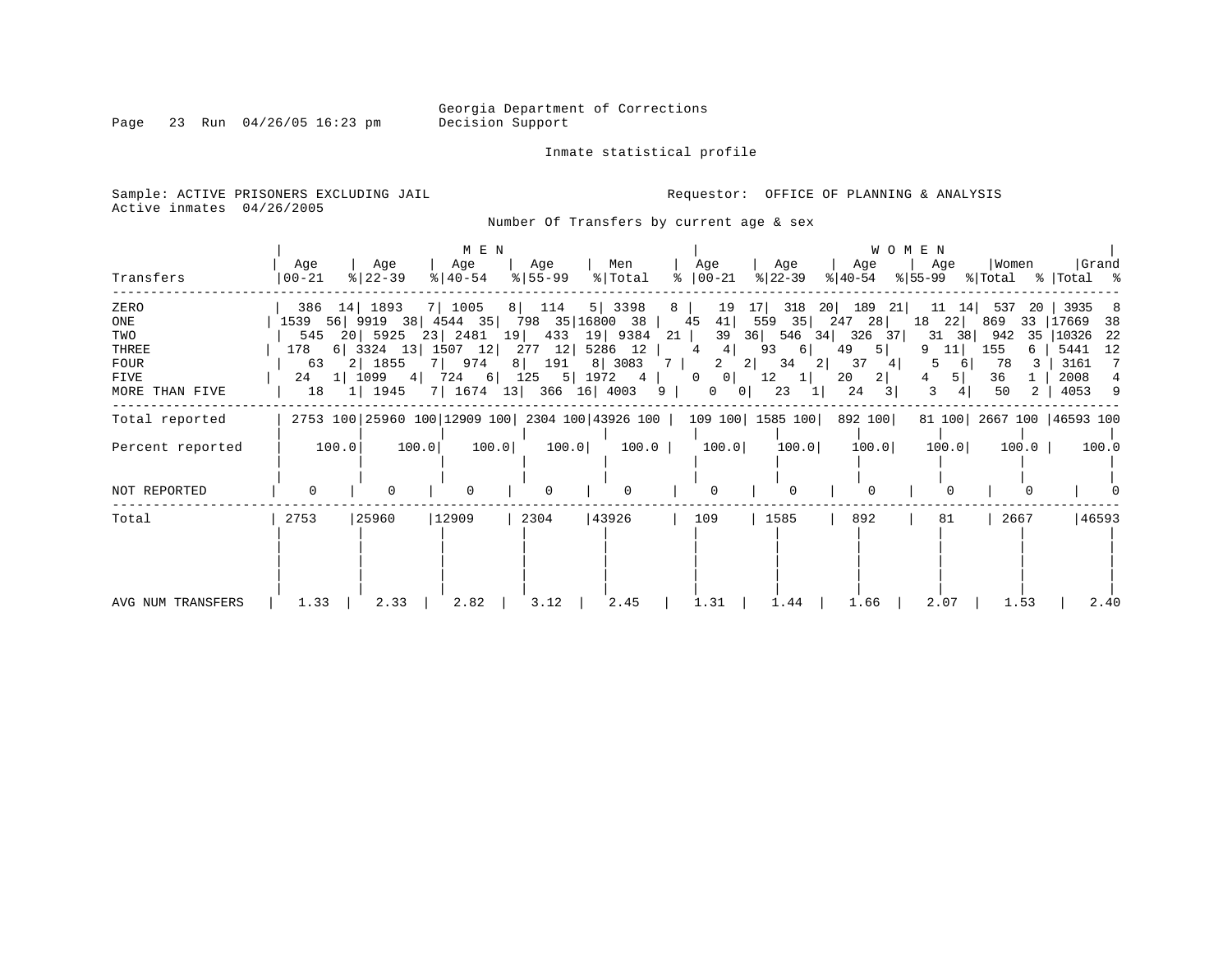Georgia Department of Corrections
Decision Support

Inmate statistical profile

Sample: ACTIVE PRISONERS EXCLUDING JAIL

Requestor: OFFICE OF PLANNING & ANALYSIS

Active inmates 04/26/2005

Number Of Transfers by current age & sex

| Transfers | MEN Age 00-21 | % | MEN Age 22-39 | % | MEN Age 40-54 | % | MEN Age 55-99 | % | Men Total | % | WOMEN Age 00-21 | % | WOMEN Age 22-39 | % | WOMEN Age 40-54 | % | WOMEN Age 55-99 | % | Women Total | % | Grand Total | % |
|---|---|---|---|---|---|---|---|---|---|---|---|---|---|---|---|---|---|---|---|---|---|---|
| ZERO | 386 | 14 | 1893 | 7 | 1005 | 8 | 114 | 5 | 3398 | 8 | 19 | 17 | 318 | 20 | 189 | 21 | 11 | 14 | 537 | 20 | 3935 | 8 |
| ONE | 1539 | 56 | 9919 | 38 | 4544 | 35 | 798 | 35 | 16800 | 38 | 45 | 41 | 559 | 35 | 247 | 28 | 18 | 22 | 869 | 33 | 17669 | 38 |
| TWO | 545 | 20 | 5925 | 23 | 2481 | 19 | 433 | 19 | 9384 | 21 | 39 | 36 | 546 | 34 | 326 | 37 | 31 | 38 | 942 | 35 | 10326 | 22 |
| THREE | 178 | 6 | 3324 | 13 | 1507 | 12 | 277 | 12 | 5286 | 12 | 4 | 4 | 93 | 6 | 49 | 5 | 9 | 11 | 155 | 6 | 5441 | 12 |
| FOUR | 63 | 2 | 1855 | 7 | 974 | 8 | 191 | 8 | 3083 | 7 | 2 | 2 | 34 | 2 | 37 | 4 | 5 | 6 | 78 | 3 | 3161 | 7 |
| FIVE | 24 | 1 | 1099 | 4 | 724 | 6 | 125 | 5 | 1972 | 4 | 0 | 0 | 12 | 1 | 20 | 2 | 4 | 5 | 36 | 1 | 2008 | 4 |
| MORE THAN FIVE | 18 | 1 | 1945 | 7 | 1674 | 13 | 366 | 16 | 4003 | 9 | 0 | 0 | 23 | 1 | 24 | 3 | 3 | 4 | 50 | 2 | 4053 | 9 |
| Total reported | 2753 | 100 | 25960 | 100 | 12909 | 100 | 2304 | 100 | 43926 | 100 | 109 | 100 | 1585 | 100 | 892 | 100 | 81 | 100 | 2667 | 100 | 46593 | 100 |
| Percent reported | | 100.0 | | 100.0 | | 100.0 | | 100.0 | | 100.0 | | 100.0 | | 100.0 | | 100.0 | | 100.0 | | 100.0 | | 100.0 |
| NOT REPORTED | 0 | | 0 | | 0 | | 0 | | 0 | | 0 | | 0 | | 0 | | 0 | | 0 | | 0 | |
| Total | 2753 | | 25960 | | 12909 | | 2304 | | 43926 | | 109 | | 1585 | | 892 | | 81 | | 2667 | | 46593 | |
| AVG NUM TRANSFERS | 1.33 | | 2.33 | | 2.82 | | 3.12 | | 2.45 | | 1.31 | | 1.44 | | 1.66 | | 2.07 | | 1.53 | | 2.40 | |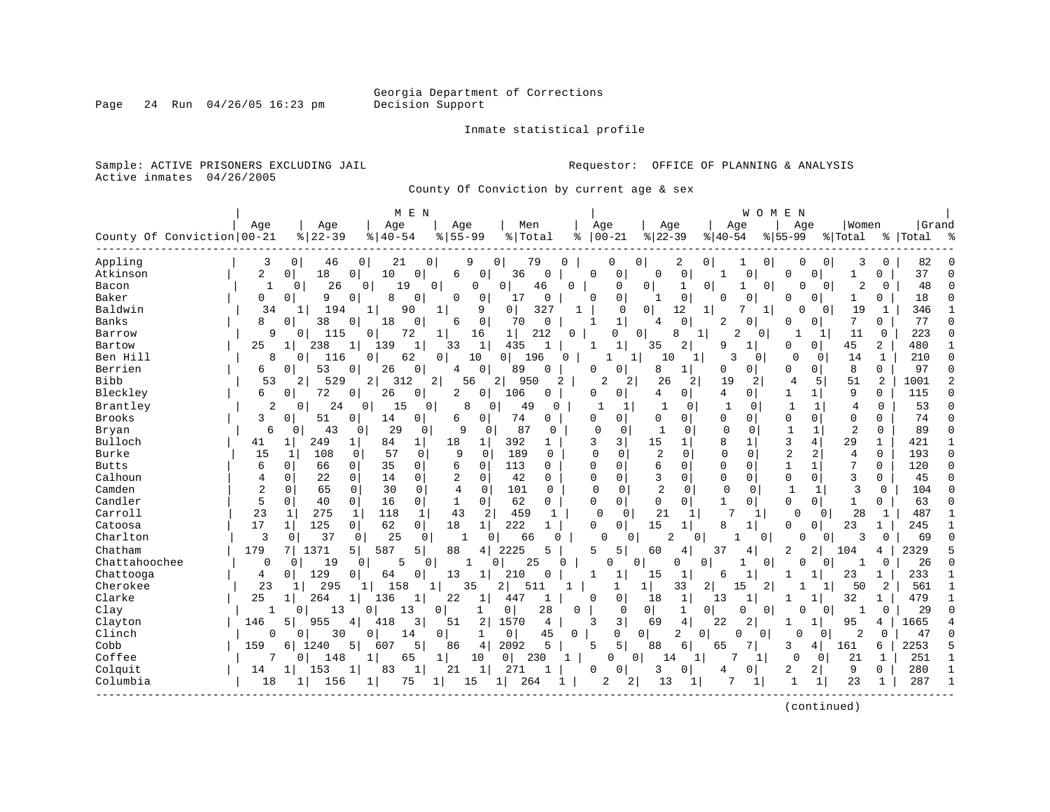Georgia Department of Corrections
Decision Support

Inmate statistical profile

Sample: ACTIVE PRISONERS EXCLUDING JAIL
Active inmates 04/26/2005

Requestor: OFFICE OF PLANNING & ANALYSIS

County Of Conviction by current age & sex

| | MEN | | | | | | | | | | WOMEN | | | | | | | | | | | |
|---|---|---|---|---|---|---|---|---|---|---|---|---|---|---|---|---|---|---|---|---|---|---|
| County Of Conviction | Age 00-21 | % | Age 22-39 | % | Age 40-54 | % | Age 55-99 | % | Men Total | % | Age 00-21 | % | Age 22-39 | % | Age 40-54 | % | Age 55-99 | % | Women Total | % | Grand Total | % |
| Appling | 3 | 0 | 46 | 0 | 21 | 0 | 9 | 0 | 79 | 0 | 0 | 0 | 2 | 0 | 1 | 0 | 0 | 0 | 3 | 0 | 82 | 0 |
| Atkinson | 2 | 0 | 18 | 0 | 10 | 0 | 6 | 0 | 36 | 0 | 0 | 0 | 0 | 0 | 1 | 0 | 0 | 0 | 1 | 0 | 37 | 0 |
| Bacon | 1 | 0 | 26 | 0 | 19 | 0 | 0 | 0 | 46 | 0 | 0 | 0 | 1 | 0 | 1 | 0 | 0 | 0 | 2 | 0 | 48 | 0 |
| Baker | 0 | 0 | 9 | 0 | 8 | 0 | 0 | 0 | 17 | 0 | 0 | 0 | 1 | 0 | 0 | 0 | 0 | 0 | 1 | 0 | 18 | 0 |
| Baldwin | 34 | 1 | 194 | 1 | 90 | 1 | 9 | 0 | 327 | 1 | 0 | 0 | 12 | 1 | 7 | 1 | 0 | 0 | 19 | 1 | 346 | 1 |
| Banks | 8 | 0 | 38 | 0 | 18 | 0 | 6 | 0 | 70 | 0 | 1 | 1 | 4 | 0 | 2 | 0 | 0 | 0 | 7 | 0 | 77 | 0 |
| Barrow | 9 | 0 | 115 | 0 | 72 | 1 | 16 | 1 | 212 | 0 | 0 | 0 | 8 | 1 | 2 | 0 | 1 | 1 | 11 | 0 | 223 | 0 |
| Bartow | 25 | 1 | 238 | 1 | 139 | 1 | 33 | 1 | 435 | 1 | 1 | 1 | 35 | 2 | 9 | 1 | 0 | 0 | 45 | 2 | 480 | 1 |
| Ben Hill | 8 | 0 | 116 | 0 | 62 | 0 | 10 | 0 | 196 | 0 | 1 | 1 | 10 | 1 | 3 | 0 | 0 | 0 | 14 | 1 | 210 | 0 |
| Berrien | 6 | 0 | 53 | 0 | 26 | 0 | 4 | 0 | 89 | 0 | 0 | 0 | 8 | 1 | 0 | 0 | 0 | 0 | 8 | 0 | 97 | 0 |
| Bibb | 53 | 2 | 529 | 2 | 312 | 2 | 56 | 2 | 950 | 2 | 2 | 2 | 26 | 2 | 19 | 2 | 4 | 5 | 51 | 2 | 1001 | 2 |
| Bleckley | 6 | 0 | 72 | 0 | 26 | 0 | 2 | 0 | 106 | 0 | 0 | 0 | 4 | 0 | 4 | 0 | 1 | 1 | 9 | 0 | 115 | 0 |
| Brantley | 2 | 0 | 24 | 0 | 15 | 0 | 8 | 0 | 49 | 0 | 1 | 1 | 1 | 0 | 1 | 0 | 1 | 1 | 4 | 0 | 53 | 0 |
| Brooks | 3 | 0 | 51 | 0 | 14 | 0 | 6 | 0 | 74 | 0 | 0 | 0 | 0 | 0 | 0 | 0 | 0 | 0 | 0 | 0 | 74 | 0 |
| Bryan | 6 | 0 | 43 | 0 | 29 | 0 | 9 | 0 | 87 | 0 | 0 | 0 | 1 | 0 | 0 | 0 | 1 | 1 | 2 | 0 | 89 | 0 |
| Bulloch | 41 | 1 | 249 | 1 | 84 | 1 | 18 | 1 | 392 | 1 | 3 | 3 | 15 | 1 | 8 | 1 | 3 | 4 | 29 | 1 | 421 | 1 |
| Burke | 15 | 1 | 108 | 0 | 57 | 0 | 9 | 0 | 189 | 0 | 0 | 0 | 2 | 0 | 0 | 0 | 2 | 2 | 4 | 0 | 193 | 0 |
| Butts | 6 | 0 | 66 | 0 | 35 | 0 | 6 | 0 | 113 | 0 | 0 | 0 | 6 | 0 | 0 | 0 | 1 | 1 | 7 | 0 | 120 | 0 |
| Calhoun | 4 | 0 | 22 | 0 | 14 | 0 | 2 | 0 | 42 | 0 | 0 | 0 | 3 | 0 | 0 | 0 | 0 | 0 | 3 | 0 | 45 | 0 |
| Camden | 2 | 0 | 65 | 0 | 30 | 0 | 4 | 0 | 101 | 0 | 0 | 0 | 2 | 0 | 0 | 0 | 1 | 1 | 3 | 0 | 104 | 0 |
| Candler | 5 | 0 | 40 | 0 | 16 | 0 | 1 | 0 | 62 | 0 | 0 | 0 | 0 | 0 | 1 | 0 | 0 | 0 | 1 | 0 | 63 | 0 |
| Carroll | 23 | 1 | 275 | 1 | 118 | 1 | 43 | 2 | 459 | 1 | 0 | 0 | 21 | 1 | 7 | 1 | 0 | 0 | 28 | 1 | 487 | 1 |
| Catoosa | 17 | 1 | 125 | 0 | 62 | 0 | 18 | 1 | 222 | 1 | 0 | 0 | 15 | 1 | 8 | 1 | 0 | 0 | 23 | 1 | 245 | 1 |
| Charlton | 3 | 0 | 37 | 0 | 25 | 0 | 1 | 0 | 66 | 0 | 0 | 0 | 2 | 0 | 1 | 0 | 0 | 0 | 3 | 0 | 69 | 0 |
| Chatham | 179 | 7 | 1371 | 5 | 587 | 5 | 88 | 4 | 2225 | 5 | 5 | 5 | 60 | 4 | 37 | 4 | 2 | 2 | 104 | 4 | 2329 | 5 |
| Chattahoochee | 0 | 0 | 19 | 0 | 5 | 0 | 1 | 0 | 25 | 0 | 0 | 0 | 0 | 0 | 1 | 0 | 0 | 0 | 1 | 0 | 26 | 0 |
| Chattooga | 4 | 0 | 129 | 0 | 64 | 0 | 13 | 1 | 210 | 0 | 1 | 1 | 15 | 1 | 6 | 1 | 1 | 1 | 23 | 1 | 233 | 1 |
| Cherokee | 23 | 1 | 295 | 1 | 158 | 1 | 35 | 2 | 511 | 1 | 1 | 1 | 33 | 2 | 15 | 2 | 1 | 1 | 50 | 2 | 561 | 1 |
| Clarke | 25 | 1 | 264 | 1 | 136 | 1 | 22 | 1 | 447 | 1 | 0 | 0 | 18 | 1 | 13 | 1 | 1 | 1 | 32 | 1 | 479 | 1 |
| Clay | 1 | 0 | 13 | 0 | 13 | 0 | 1 | 0 | 28 | 0 | 0 | 0 | 1 | 0 | 0 | 0 | 0 | 0 | 1 | 0 | 29 | 0 |
| Clayton | 146 | 5 | 955 | 4 | 418 | 3 | 51 | 2 | 1570 | 4 | 3 | 3 | 69 | 4 | 22 | 2 | 1 | 1 | 95 | 4 | 1665 | 4 |
| Clinch | 0 | 0 | 30 | 0 | 14 | 0 | 1 | 0 | 45 | 0 | 0 | 0 | 2 | 0 | 0 | 0 | 0 | 0 | 2 | 0 | 47 | 0 |
| Cobb | 159 | 6 | 1240 | 5 | 607 | 5 | 86 | 4 | 2092 | 5 | 5 | 5 | 88 | 6 | 65 | 7 | 3 | 4 | 161 | 6 | 2253 | 5 |
| Coffee | 7 | 0 | 148 | 1 | 65 | 1 | 10 | 0 | 230 | 1 | 0 | 0 | 14 | 1 | 7 | 1 | 0 | 0 | 21 | 1 | 251 | 1 |
| Colquit | 14 | 1 | 153 | 1 | 83 | 1 | 21 | 1 | 271 | 1 | 0 | 0 | 3 | 0 | 4 | 0 | 2 | 2 | 9 | 0 | 280 | 1 |
| Columbia | 18 | 1 | 156 | 1 | 75 | 1 | 15 | 1 | 264 | 1 | 2 | 2 | 13 | 1 | 7 | 1 | 1 | 1 | 23 | 1 | 287 | 1 |

(continued)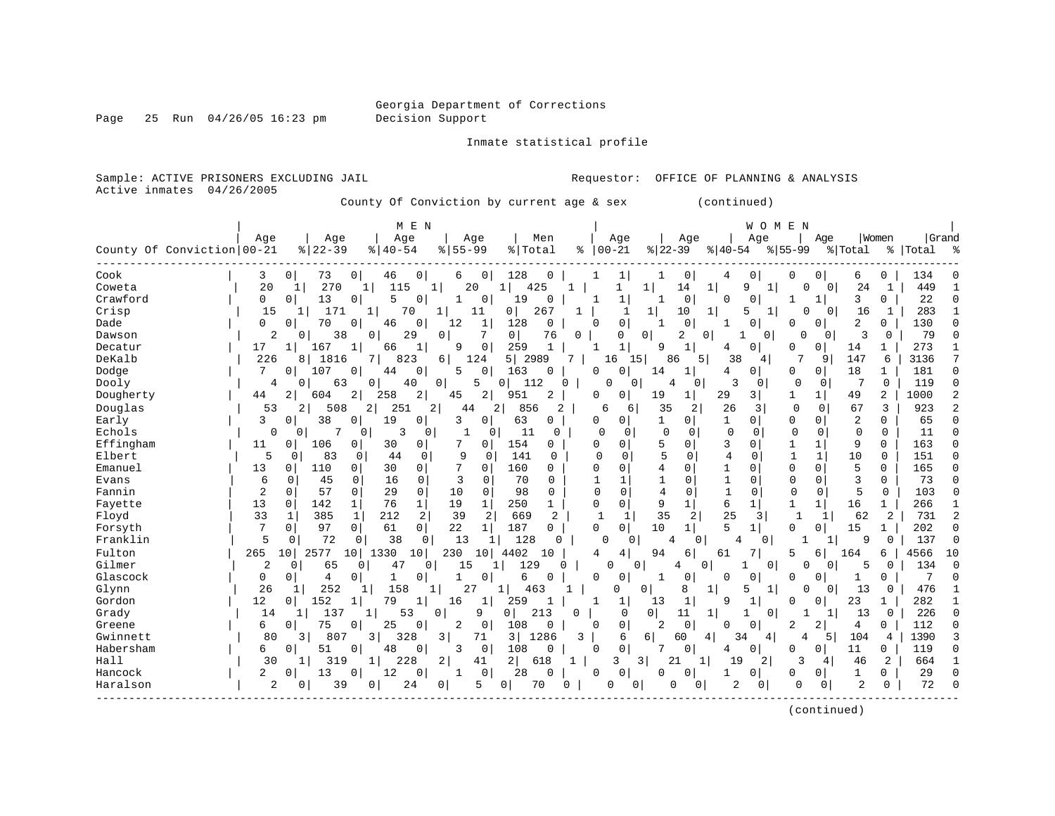Georgia Department of Corrections
Decision Support

Inmate statistical profile

Sample: ACTIVE PRISONERS EXCLUDING JAIL    Requestor: OFFICE OF PLANNING & ANALYSIS
Active inmates 04/26/2005

County Of Conviction by current age & sex (continued)

| County Of Conviction | MEN Age 00-21 | % | Age 22-39 | % | Age 40-54 | % | Age 55-99 | % | Men Total | % | WOMEN Age 00-21 | % | Age 22-39 | % | Age 40-54 | % | Age 55-99 | % | Women Total | % | Grand Total | % |
|---|---|---|---|---|---|---|---|---|---|---|---|---|---|---|---|---|---|---|---|---|---|---|
| Cook | 3 | 0 | 73 | 0 | 46 | 0 | 6 | 0 | 128 | 0 | 1 | 1 | 1 | 0 | 4 | 0 | 0 | 0 | 6 | 0 | 134 | 0 |
| Coweta | 20 | 1 | 270 | 1 | 115 | 1 | 20 | 1 | 425 | 1 | 1 | 1 | 14 | 1 | 9 | 1 | 0 | 0 | 24 | 1 | 449 | 1 |
| Crawford | 0 | 0 | 13 | 0 | 5 | 0 | 1 | 0 | 19 | 0 | 1 | 1 | 1 | 0 | 0 | 0 | 1 | 1 | 3 | 0 | 22 | 0 |
| Crisp | 15 | 1 | 171 | 1 | 70 | 1 | 11 | 0 | 267 | 1 | 1 | 1 | 10 | 1 | 5 | 1 | 0 | 0 | 16 | 1 | 283 | 1 |
| Dade | 0 | 0 | 70 | 0 | 46 | 0 | 12 | 1 | 128 | 0 | 0 | 0 | 1 | 0 | 1 | 0 | 0 | 0 | 2 | 0 | 130 | 0 |
| Dawson | 2 | 0 | 38 | 0 | 29 | 0 | 7 | 0 | 76 | 0 | 0 | 0 | 2 | 0 | 1 | 0 | 0 | 0 | 3 | 0 | 79 | 0 |
| Decatur | 17 | 1 | 167 | 1 | 66 | 1 | 9 | 0 | 259 | 1 | 1 | 1 | 9 | 1 | 4 | 0 | 0 | 0 | 14 | 1 | 273 | 1 |
| DeKalb | 226 | 8 | 1816 | 7 | 823 | 6 | 124 | 5 | 2989 | 7 | 16 | 15 | 86 | 5 | 38 | 4 | 7 | 9 | 147 | 6 | 3136 | 7 |
| Dodge | 7 | 0 | 107 | 0 | 44 | 0 | 5 | 0 | 163 | 0 | 0 | 0 | 14 | 1 | 4 | 0 | 0 | 0 | 18 | 1 | 181 | 0 |
| Dooly | 4 | 0 | 63 | 0 | 40 | 0 | 5 | 0 | 112 | 0 | 0 | 0 | 4 | 0 | 3 | 0 | 0 | 0 | 7 | 0 | 119 | 0 |
| Dougherty | 44 | 2 | 604 | 2 | 258 | 2 | 45 | 2 | 951 | 2 | 0 | 0 | 19 | 1 | 29 | 3 | 1 | 1 | 49 | 2 | 1000 | 2 |
| Douglas | 53 | 2 | 508 | 2 | 251 | 2 | 44 | 2 | 856 | 2 | 6 | 6 | 35 | 2 | 26 | 3 | 0 | 0 | 67 | 3 | 923 | 2 |
| Early | 3 | 0 | 38 | 0 | 19 | 0 | 3 | 0 | 63 | 0 | 0 | 0 | 1 | 0 | 1 | 0 | 0 | 0 | 2 | 0 | 65 | 0 |
| Echols | 0 | 0 | 7 | 0 | 3 | 0 | 1 | 0 | 11 | 0 | 0 | 0 | 0 | 0 | 0 | 0 | 0 | 0 | 0 | 0 | 11 | 0 |
| Effingham | 11 | 0 | 106 | 0 | 30 | 0 | 7 | 0 | 154 | 0 | 0 | 0 | 5 | 0 | 3 | 0 | 1 | 1 | 9 | 0 | 163 | 0 |
| Elbert | 5 | 0 | 83 | 0 | 44 | 0 | 9 | 0 | 141 | 0 | 0 | 0 | 5 | 0 | 4 | 0 | 1 | 1 | 10 | 0 | 151 | 0 |
| Emanuel | 13 | 0 | 110 | 0 | 30 | 0 | 7 | 0 | 160 | 0 | 0 | 0 | 4 | 0 | 1 | 0 | 0 | 0 | 5 | 0 | 165 | 0 |
| Evans | 6 | 0 | 45 | 0 | 16 | 0 | 3 | 0 | 70 | 0 | 1 | 1 | 1 | 0 | 1 | 0 | 0 | 0 | 3 | 0 | 73 | 0 |
| Fannin | 2 | 0 | 57 | 0 | 29 | 0 | 10 | 0 | 98 | 0 | 0 | 0 | 4 | 0 | 1 | 0 | 0 | 0 | 5 | 0 | 103 | 0 |
| Fayette | 13 | 0 | 142 | 1 | 76 | 1 | 19 | 1 | 250 | 1 | 0 | 0 | 9 | 1 | 6 | 1 | 1 | 1 | 16 | 1 | 266 | 1 |
| Floyd | 33 | 1 | 385 | 1 | 212 | 2 | 39 | 2 | 669 | 2 | 1 | 1 | 35 | 2 | 25 | 3 | 1 | 1 | 62 | 2 | 731 | 2 |
| Forsyth | 7 | 0 | 97 | 0 | 61 | 0 | 22 | 1 | 187 | 0 | 0 | 0 | 10 | 1 | 5 | 1 | 0 | 0 | 15 | 1 | 202 | 0 |
| Franklin | 5 | 0 | 72 | 0 | 38 | 0 | 13 | 1 | 128 | 0 | 0 | 0 | 4 | 0 | 4 | 0 | 1 | 1 | 9 | 0 | 137 | 0 |
| Fulton | 265 | 10 | 2577 | 10 | 1330 | 10 | 230 | 10 | 4402 | 10 | 4 | 4 | 94 | 6 | 61 | 7 | 5 | 6 | 164 | 6 | 4566 | 10 |
| Gilmer | 2 | 0 | 65 | 0 | 47 | 0 | 15 | 1 | 129 | 0 | 0 | 0 | 4 | 0 | 1 | 0 | 0 | 0 | 5 | 0 | 134 | 0 |
| Glascock | 0 | 0 | 4 | 0 | 1 | 0 | 1 | 0 | 6 | 0 | 0 | 0 | 1 | 0 | 0 | 0 | 0 | 0 | 1 | 0 | 7 | 0 |
| Glynn | 26 | 1 | 252 | 1 | 158 | 1 | 27 | 1 | 463 | 1 | 0 | 0 | 8 | 1 | 5 | 1 | 0 | 0 | 13 | 0 | 476 | 1 |
| Gordon | 12 | 0 | 152 | 1 | 79 | 1 | 16 | 1 | 259 | 1 | 1 | 1 | 13 | 1 | 9 | 1 | 0 | 0 | 23 | 1 | 282 | 1 |
| Grady | 14 | 1 | 137 | 1 | 53 | 0 | 9 | 0 | 213 | 0 | 0 | 0 | 11 | 1 | 1 | 0 | 1 | 1 | 13 | 0 | 226 | 0 |
| Greene | 6 | 0 | 75 | 0 | 25 | 0 | 2 | 0 | 108 | 0 | 0 | 0 | 2 | 0 | 0 | 0 | 2 | 2 | 4 | 0 | 112 | 0 |
| Gwinnett | 80 | 3 | 807 | 3 | 328 | 3 | 71 | 3 | 1286 | 3 | 6 | 6 | 60 | 4 | 34 | 4 | 4 | 5 | 104 | 4 | 1390 | 3 |
| Habersham | 6 | 0 | 51 | 0 | 48 | 0 | 3 | 0 | 108 | 0 | 0 | 0 | 7 | 0 | 4 | 0 | 0 | 0 | 11 | 0 | 119 | 0 |
| Hall | 30 | 1 | 319 | 1 | 228 | 2 | 41 | 2 | 618 | 1 | 3 | 3 | 21 | 1 | 19 | 2 | 3 | 4 | 46 | 2 | 664 | 1 |
| Hancock | 2 | 0 | 13 | 0 | 12 | 0 | 1 | 0 | 28 | 0 | 0 | 0 | 0 | 0 | 1 | 0 | 0 | 0 | 1 | 0 | 29 | 0 |
| Haralson | 2 | 0 | 39 | 0 | 24 | 0 | 5 | 0 | 70 | 0 | 0 | 0 | 0 | 0 | 2 | 0 | 0 | 0 | 2 | 0 | 72 | 0 |

(continued)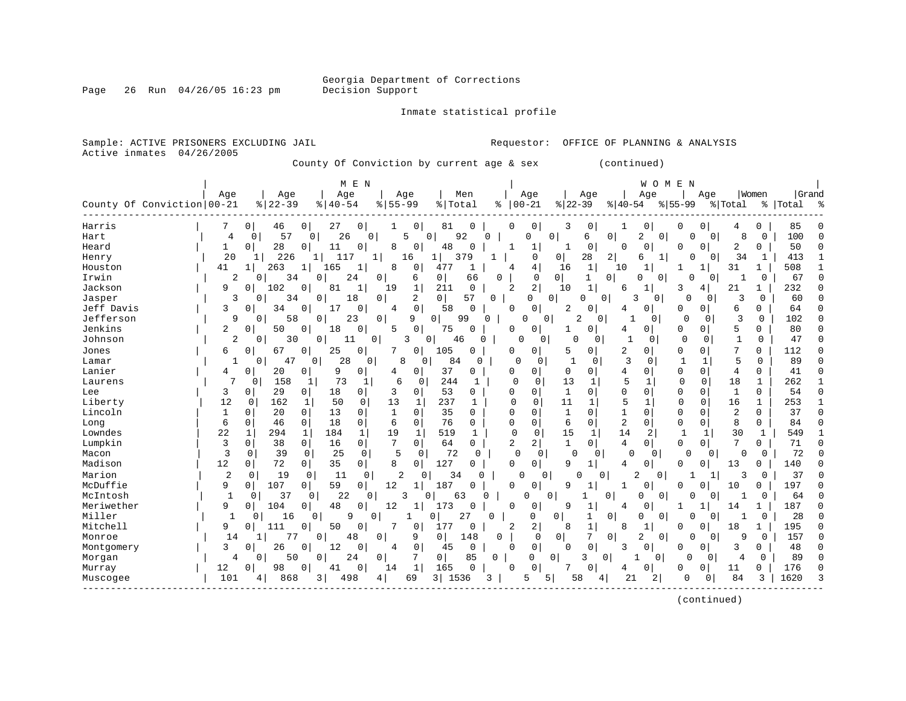Georgia Department of Corrections
Decision Support

Inmate statistical profile

Sample: ACTIVE PRISONERS EXCLUDING JAIL
Active inmates 04/26/2005

Requestor: OFFICE OF PLANNING & ANALYSIS

County Of Conviction by current age & sex (continued)

| County Of Conviction | MEN Age 00-21 | % | MEN Age 22-39 | % | MEN Age 40-54 | % | MEN Age 55-99 | % | Men Total | % | WOMEN Age 00-21 | % | WOMEN Age 22-39 | % | WOMEN Age 40-54 | % | WOMEN Age 55-99 | % | Women Total | % | Grand Total | % |
|---|---|---|---|---|---|---|---|---|---|---|---|---|---|---|---|---|---|---|---|---|---|---|
| Harris | 7 | 0 | 46 | 0 | 27 | 0 | 1 | 0 | 81 | 0 | 0 | 0 | 3 | 0 | 1 | 0 | 0 | 0 | 4 | 0 | 85 | 0 |
| Hart | 4 | 0 | 57 | 0 | 26 | 0 | 5 | 0 | 92 | 0 | 0 | 0 | 6 | 0 | 2 | 0 | 0 | 0 | 8 | 0 | 100 | 0 |
| Heard | 1 | 0 | 28 | 0 | 11 | 0 | 8 | 0 | 48 | 0 | 1 | 1 | 1 | 0 | 0 | 0 | 0 | 0 | 2 | 0 | 50 | 0 |
| Henry | 20 | 1 | 226 | 1 | 117 | 1 | 16 | 1 | 379 | 1 | 0 | 0 | 28 | 2 | 6 | 1 | 0 | 0 | 34 | 1 | 413 | 1 |
| Houston | 41 | 1 | 263 | 1 | 165 | 1 | 8 | 0 | 477 | 1 | 4 | 4 | 16 | 1 | 10 | 1 | 1 | 1 | 31 | 1 | 508 | 1 |
| Irwin | 2 | 0 | 34 | 0 | 24 | 0 | 6 | 0 | 66 | 0 | 0 | 0 | 1 | 0 | 0 | 0 | 0 | 0 | 1 | 0 | 67 | 0 |
| Jackson | 9 | 0 | 102 | 0 | 81 | 1 | 19 | 1 | 211 | 0 | 2 | 2 | 10 | 1 | 6 | 1 | 3 | 4 | 21 | 1 | 232 | 0 |
| Jasper | 3 | 0 | 34 | 0 | 18 | 0 | 2 | 0 | 57 | 0 | 0 | 0 | 0 | 0 | 3 | 0 | 0 | 0 | 3 | 0 | 60 | 0 |
| Jeff Davis | 3 | 0 | 34 | 0 | 17 | 0 | 4 | 0 | 58 | 0 | 0 | 0 | 2 | 0 | 4 | 0 | 0 | 0 | 6 | 0 | 64 | 0 |
| Jefferson | 9 | 0 | 58 | 0 | 23 | 0 | 9 | 0 | 99 | 0 | 0 | 0 | 2 | 0 | 1 | 0 | 0 | 0 | 3 | 0 | 102 | 0 |
| Jenkins | 2 | 0 | 50 | 0 | 18 | 0 | 5 | 0 | 75 | 0 | 0 | 0 | 1 | 0 | 4 | 0 | 0 | 0 | 5 | 0 | 80 | 0 |
| Johnson | 2 | 0 | 30 | 0 | 11 | 0 | 3 | 0 | 46 | 0 | 0 | 0 | 0 | 0 | 1 | 0 | 0 | 0 | 1 | 0 | 47 | 0 |
| Jones | 6 | 0 | 67 | 0 | 25 | 0 | 7 | 0 | 105 | 0 | 0 | 0 | 5 | 0 | 2 | 0 | 0 | 0 | 7 | 0 | 112 | 0 |
| Lamar | 1 | 0 | 47 | 0 | 28 | 0 | 8 | 0 | 84 | 0 | 0 | 0 | 1 | 0 | 3 | 0 | 1 | 1 | 5 | 0 | 89 | 0 |
| Lanier | 4 | 0 | 20 | 0 | 9 | 0 | 4 | 0 | 37 | 0 | 0 | 0 | 0 | 0 | 4 | 0 | 0 | 0 | 4 | 0 | 41 | 0 |
| Laurens | 7 | 0 | 158 | 1 | 73 | 1 | 6 | 0 | 244 | 1 | 0 | 0 | 13 | 1 | 5 | 1 | 0 | 0 | 18 | 1 | 262 | 1 |
| Lee | 3 | 0 | 29 | 0 | 18 | 0 | 3 | 0 | 53 | 0 | 0 | 0 | 1 | 0 | 0 | 0 | 0 | 0 | 1 | 0 | 54 | 0 |
| Liberty | 12 | 0 | 162 | 1 | 50 | 0 | 13 | 1 | 237 | 1 | 0 | 0 | 11 | 1 | 5 | 1 | 0 | 0 | 16 | 1 | 253 | 1 |
| Lincoln | 1 | 0 | 20 | 0 | 13 | 0 | 1 | 0 | 35 | 0 | 0 | 0 | 1 | 0 | 1 | 0 | 0 | 0 | 2 | 0 | 37 | 0 |
| Long | 6 | 0 | 46 | 0 | 18 | 0 | 6 | 0 | 76 | 0 | 0 | 0 | 6 | 0 | 2 | 0 | 0 | 0 | 8 | 0 | 84 | 0 |
| Lowndes | 22 | 1 | 294 | 1 | 184 | 1 | 19 | 1 | 519 | 1 | 0 | 0 | 15 | 1 | 14 | 2 | 1 | 1 | 30 | 1 | 549 | 1 |
| Lumpkin | 3 | 0 | 38 | 0 | 16 | 0 | 7 | 0 | 64 | 0 | 2 | 2 | 1 | 0 | 4 | 0 | 0 | 0 | 7 | 0 | 71 | 0 |
| Macon | 3 | 0 | 39 | 0 | 25 | 0 | 5 | 0 | 72 | 0 | 0 | 0 | 0 | 0 | 0 | 0 | 0 | 0 | 0 | 0 | 72 | 0 |
| Madison | 12 | 0 | 72 | 0 | 35 | 0 | 8 | 0 | 127 | 0 | 0 | 0 | 9 | 1 | 4 | 0 | 0 | 0 | 13 | 0 | 140 | 0 |
| Marion | 2 | 0 | 19 | 0 | 11 | 0 | 2 | 0 | 34 | 0 | 0 | 0 | 0 | 0 | 2 | 0 | 1 | 1 | 3 | 0 | 37 | 0 |
| McDuffie | 9 | 0 | 107 | 0 | 59 | 0 | 12 | 1 | 187 | 0 | 0 | 0 | 9 | 1 | 1 | 0 | 0 | 0 | 10 | 0 | 197 | 0 |
| McIntosh | 1 | 0 | 37 | 0 | 22 | 0 | 3 | 0 | 63 | 0 | 0 | 0 | 1 | 0 | 0 | 0 | 0 | 0 | 1 | 0 | 64 | 0 |
| Meriwether | 9 | 0 | 104 | 0 | 48 | 0 | 12 | 1 | 173 | 0 | 0 | 0 | 9 | 1 | 4 | 0 | 1 | 1 | 14 | 1 | 187 | 0 |
| Miller | 1 | 0 | 16 | 0 | 9 | 0 | 1 | 0 | 27 | 0 | 0 | 0 | 1 | 0 | 0 | 0 | 0 | 0 | 1 | 0 | 28 | 0 |
| Mitchell | 9 | 0 | 111 | 0 | 50 | 0 | 7 | 0 | 177 | 0 | 2 | 2 | 8 | 1 | 8 | 1 | 0 | 0 | 18 | 1 | 195 | 0 |
| Monroe | 14 | 1 | 77 | 0 | 48 | 0 | 9 | 0 | 148 | 0 | 0 | 0 | 7 | 0 | 2 | 0 | 0 | 0 | 9 | 0 | 157 | 0 |
| Montgomery | 3 | 0 | 26 | 0 | 12 | 0 | 4 | 0 | 45 | 0 | 0 | 0 | 0 | 0 | 3 | 0 | 0 | 0 | 3 | 0 | 48 | 0 |
| Morgan | 4 | 0 | 50 | 0 | 24 | 0 | 7 | 0 | 85 | 0 | 0 | 0 | 3 | 0 | 1 | 0 | 0 | 0 | 4 | 0 | 89 | 0 |
| Murray | 12 | 0 | 98 | 0 | 41 | 0 | 14 | 1 | 165 | 0 | 0 | 0 | 7 | 0 | 4 | 0 | 0 | 0 | 11 | 0 | 176 | 0 |
| Muscogee | 101 | 4 | 868 | 3 | 498 | 4 | 69 | 3 | 1536 | 3 | 5 | 5 | 58 | 4 | 21 | 2 | 0 | 0 | 84 | 3 | 1620 | 3 |

(continued)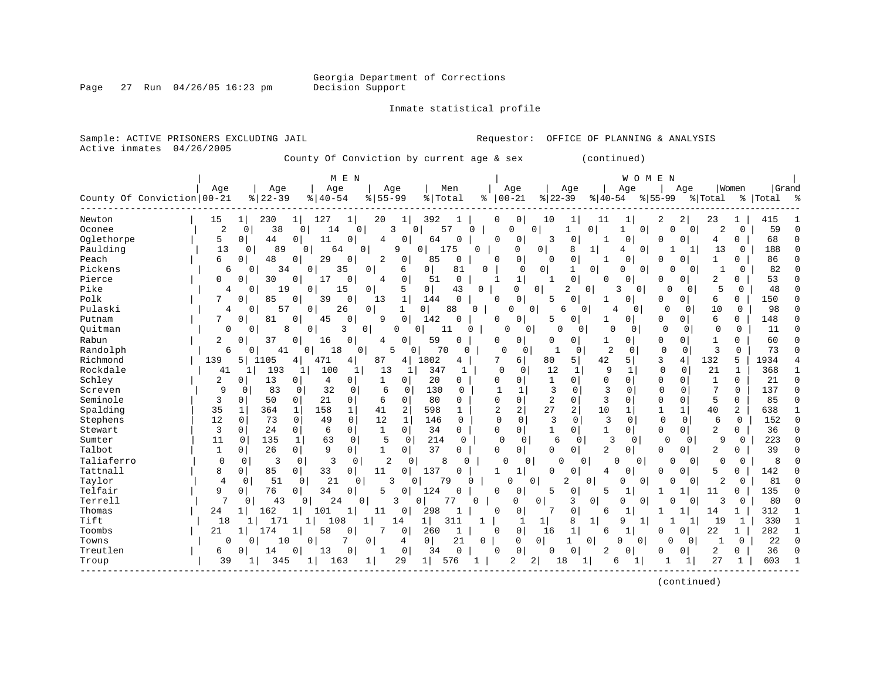Georgia Department of Corrections
Decision Support

Inmate statistical profile

Sample: ACTIVE PRISONERS EXCLUDING JAIL — Requestor: OFFICE OF PLANNING & ANALYSIS
Active inmates 04/26/2005

County Of Conviction by current age & sex (continued)

| | MEN | | | | | | | | | | WOMEN | | | | | | | | | | | |
|---|---|---|---|---|---|---|---|---|---|---|---|---|---|---|---|---|---|---|---|---|---|---|
| County Of Conviction | Age 00-21 | % | Age 22-39 | % | Age 40-54 | % | Age 55-99 | % | Men Total | % | Age 00-21 | % | Age 22-39 | % | Age 40-54 | % | Age 55-99 | % | Women Total | % | Grand Total | % |
| Newton | 15 | 1 | 230 | 1 | 127 | 1 | 20 | 1 | 392 | 1 | 0 | 0 | 10 | 1 | 11 | 1 | 2 | 2 | 23 | 1 | 415 | 1 |
| Oconee | 2 | 0 | 38 | 0 | 14 | 0 | 3 | 0 | 57 | 0 | 0 | 0 | 1 | 0 | 1 | 0 | 0 | 0 | 2 | 0 | 59 | 0 |
| Oglethorpe | 5 | 0 | 44 | 0 | 11 | 0 | 4 | 0 | 64 | 0 | 0 | 0 | 3 | 0 | 1 | 0 | 0 | 0 | 4 | 0 | 68 | 0 |
| Paulding | 13 | 0 | 89 | 0 | 64 | 0 | 9 | 0 | 175 | 0 | 0 | 0 | 8 | 1 | 4 | 0 | 1 | 1 | 13 | 0 | 188 | 0 |
| Peach | 6 | 0 | 48 | 0 | 29 | 0 | 2 | 0 | 85 | 0 | 0 | 0 | 0 | 0 | 1 | 0 | 0 | 0 | 1 | 0 | 86 | 0 |
| Pickens | 6 | 0 | 34 | 0 | 35 | 0 | 6 | 0 | 81 | 0 | 0 | 0 | 1 | 0 | 0 | 0 | 0 | 0 | 1 | 0 | 82 | 0 |
| Pierce | 0 | 0 | 30 | 0 | 17 | 0 | 4 | 0 | 51 | 0 | 1 | 1 | 1 | 0 | 0 | 0 | 0 | 0 | 2 | 0 | 53 | 0 |
| Pike | 4 | 0 | 19 | 0 | 15 | 0 | 5 | 0 | 43 | 0 | 0 | 0 | 2 | 0 | 3 | 0 | 0 | 0 | 5 | 0 | 48 | 0 |
| Polk | 7 | 0 | 85 | 0 | 39 | 0 | 13 | 1 | 144 | 0 | 0 | 0 | 5 | 0 | 1 | 0 | 0 | 0 | 6 | 0 | 150 | 0 |
| Pulaski | 4 | 0 | 57 | 0 | 26 | 0 | 1 | 0 | 88 | 0 | 0 | 0 | 6 | 0 | 4 | 0 | 0 | 0 | 10 | 0 | 98 | 0 |
| Putnam | 7 | 0 | 81 | 0 | 45 | 0 | 9 | 0 | 142 | 0 | 0 | 0 | 5 | 0 | 1 | 0 | 0 | 0 | 6 | 0 | 148 | 0 |
| Quitman | 0 | 0 | 8 | 0 | 3 | 0 | 0 | 0 | 11 | 0 | 0 | 0 | 0 | 0 | 0 | 0 | 0 | 0 | 0 | 0 | 11 | 0 |
| Rabun | 2 | 0 | 37 | 0 | 16 | 0 | 4 | 0 | 59 | 0 | 0 | 0 | 0 | 0 | 1 | 0 | 0 | 0 | 1 | 0 | 60 | 0 |
| Randolph | 6 | 0 | 41 | 0 | 18 | 0 | 5 | 0 | 70 | 0 | 0 | 0 | 1 | 0 | 2 | 0 | 0 | 0 | 3 | 0 | 73 | 0 |
| Richmond | 139 | 5 | 1105 | 4 | 471 | 4 | 87 | 4 | 1802 | 4 | 7 | 6 | 80 | 5 | 42 | 5 | 3 | 4 | 132 | 5 | 1934 | 4 |
| Rockdale | 41 | 1 | 193 | 1 | 100 | 1 | 13 | 1 | 347 | 1 | 0 | 0 | 12 | 1 | 9 | 1 | 0 | 0 | 21 | 1 | 368 | 1 |
| Schley | 2 | 0 | 13 | 0 | 4 | 0 | 1 | 0 | 20 | 0 | 0 | 0 | 1 | 0 | 0 | 0 | 0 | 0 | 1 | 0 | 21 | 0 |
| Screven | 9 | 0 | 83 | 0 | 32 | 0 | 6 | 0 | 130 | 0 | 1 | 1 | 3 | 0 | 3 | 0 | 0 | 0 | 7 | 0 | 137 | 0 |
| Seminole | 3 | 0 | 50 | 0 | 21 | 0 | 6 | 0 | 80 | 0 | 0 | 0 | 2 | 0 | 3 | 0 | 0 | 0 | 5 | 0 | 85 | 0 |
| Spalding | 35 | 1 | 364 | 1 | 158 | 1 | 41 | 2 | 598 | 1 | 2 | 2 | 27 | 2 | 10 | 1 | 1 | 1 | 40 | 2 | 638 | 1 |
| Stephens | 12 | 0 | 73 | 0 | 49 | 0 | 12 | 1 | 146 | 0 | 0 | 0 | 3 | 0 | 3 | 0 | 0 | 0 | 6 | 0 | 152 | 0 |
| Stewart | 3 | 0 | 24 | 0 | 6 | 0 | 1 | 0 | 34 | 0 | 0 | 0 | 1 | 0 | 1 | 0 | 0 | 0 | 2 | 0 | 36 | 0 |
| Sumter | 11 | 0 | 135 | 1 | 63 | 0 | 5 | 0 | 214 | 0 | 0 | 0 | 6 | 0 | 3 | 0 | 0 | 0 | 9 | 0 | 223 | 0 |
| Talbot | 1 | 0 | 26 | 0 | 9 | 0 | 1 | 0 | 37 | 0 | 0 | 0 | 0 | 0 | 2 | 0 | 0 | 0 | 2 | 0 | 39 | 0 |
| Taliaferro | 0 | 0 | 3 | 0 | 3 | 0 | 2 | 0 | 8 | 0 | 0 | 0 | 0 | 0 | 0 | 0 | 0 | 0 | 0 | 0 | 8 | 0 |
| Tattnall | 8 | 0 | 85 | 0 | 33 | 0 | 11 | 0 | 137 | 0 | 1 | 1 | 0 | 0 | 4 | 0 | 0 | 0 | 5 | 0 | 142 | 0 |
| Taylor | 4 | 0 | 51 | 0 | 21 | 0 | 3 | 0 | 79 | 0 | 0 | 0 | 2 | 0 | 0 | 0 | 0 | 0 | 2 | 0 | 81 | 0 |
| Telfair | 9 | 0 | 76 | 0 | 34 | 0 | 5 | 0 | 124 | 0 | 0 | 0 | 5 | 0 | 5 | 1 | 1 | 1 | 11 | 0 | 135 | 0 |
| Terrell | 7 | 0 | 43 | 0 | 24 | 0 | 3 | 0 | 77 | 0 | 0 | 0 | 3 | 0 | 0 | 0 | 0 | 0 | 3 | 0 | 80 | 0 |
| Thomas | 24 | 1 | 162 | 1 | 101 | 1 | 11 | 0 | 298 | 1 | 0 | 0 | 7 | 0 | 6 | 1 | 1 | 1 | 14 | 1 | 312 | 1 |
| Tift | 18 | 1 | 171 | 1 | 108 | 1 | 14 | 1 | 311 | 1 | 1 | 1 | 8 | 1 | 9 | 1 | 1 | 1 | 19 | 1 | 330 | 1 |
| Toombs | 21 | 1 | 174 | 1 | 58 | 0 | 7 | 0 | 260 | 1 | 0 | 0 | 16 | 1 | 6 | 1 | 0 | 0 | 22 | 1 | 282 | 1 |
| Towns | 0 | 0 | 10 | 0 | 7 | 0 | 4 | 0 | 21 | 0 | 0 | 0 | 1 | 0 | 0 | 0 | 0 | 0 | 1 | 0 | 22 | 0 |
| Treutlen | 6 | 0 | 14 | 0 | 13 | 0 | 1 | 0 | 34 | 0 | 0 | 0 | 0 | 0 | 2 | 0 | 0 | 0 | 2 | 0 | 36 | 0 |
| Troup | 39 | 1 | 345 | 1 | 163 | 1 | 29 | 1 | 576 | 1 | 2 | 2 | 18 | 1 | 6 | 1 | 1 | 1 | 27 | 1 | 603 | 1 |

(continued)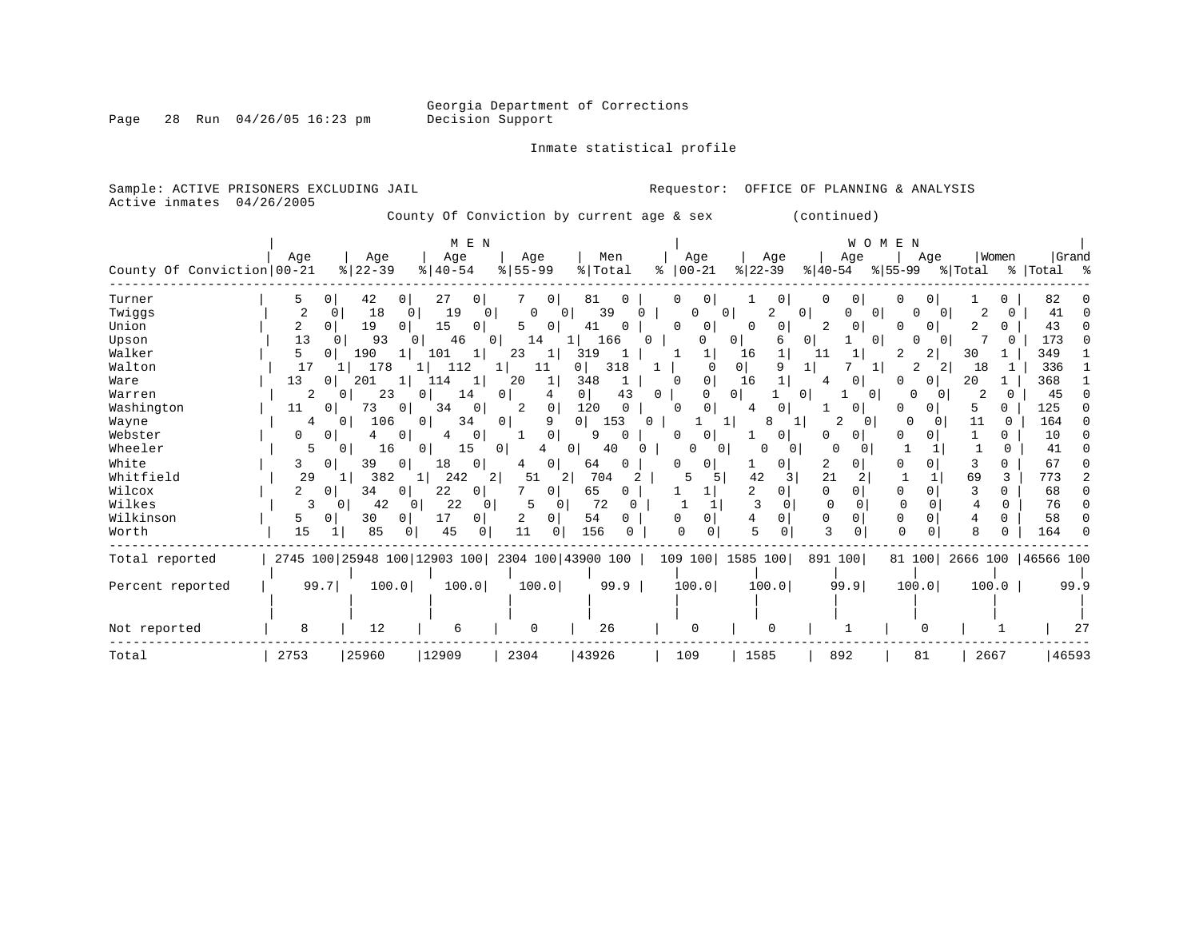Georgia Department of Corrections
Decision Support

Inmate statistical profile

Sample: ACTIVE PRISONERS EXCLUDING JAIL

Requestor: OFFICE OF PLANNING & ANALYSIS

Active inmates 04/26/2005

County Of Conviction by current age & sex (continued)

| County Of Conviction | MEN Age 00-21 | % | Age 22-39 | % | Age 40-54 | % | Age 55-99 | % | Men Total | % | WOMEN Age 00-21 | % | Age 22-39 | % | Age 40-54 | % | Age 55-99 | % | Women Total | % | Grand Total | % |
|---|---|---|---|---|---|---|---|---|---|---|---|---|---|---|---|---|---|---|---|---|---|---|
| Turner | 5 | 0 | 42 | 0 | 27 | 0 | 7 | 0 | 81 | 0 | 0 | 0 | 1 | 0 | 0 | 0 | 0 | 0 | 1 | 0 | 82 | 0 |
| Twiggs | 2 | 0 | 18 | 0 | 19 | 0 | 0 | 0 | 39 | 0 | 0 | 0 | 2 | 0 | 0 | 0 | 0 | 0 | 2 | 0 | 41 | 0 |
| Union | 2 | 0 | 19 | 0 | 15 | 0 | 5 | 0 | 41 | 0 | 0 | 0 | 0 | 0 | 2 | 0 | 0 | 0 | 2 | 0 | 43 | 0 |
| Upson | 13 | 0 | 93 | 0 | 46 | 0 | 14 | 1 | 166 | 0 | 0 | 0 | 6 | 0 | 1 | 0 | 0 | 0 | 7 | 0 | 173 | 0 |
| Walker | 5 | 0 | 190 | 1 | 101 | 1 | 23 | 1 | 319 | 1 | 1 | 1 | 16 | 1 | 11 | 1 | 2 | 2 | 30 | 1 | 349 | 1 |
| Walton | 17 | 1 | 178 | 1 | 112 | 1 | 11 | 0 | 318 | 1 | 0 | 0 | 9 | 1 | 7 | 1 | 2 | 2 | 18 | 1 | 336 | 1 |
| Ware | 13 | 0 | 201 | 1 | 114 | 1 | 20 | 1 | 348 | 1 | 0 | 0 | 16 | 1 | 4 | 0 | 0 | 0 | 20 | 1 | 368 | 1 |
| Warren | 2 | 0 | 23 | 0 | 14 | 0 | 4 | 0 | 43 | 0 | 0 | 0 | 1 | 0 | 1 | 0 | 0 | 0 | 2 | 0 | 45 | 0 |
| Washington | 11 | 0 | 73 | 0 | 34 | 0 | 2 | 0 | 120 | 0 | 0 | 0 | 4 | 0 | 1 | 0 | 0 | 0 | 5 | 0 | 125 | 0 |
| Wayne | 4 | 0 | 106 | 0 | 34 | 0 | 9 | 0 | 153 | 0 | 1 | 1 | 8 | 1 | 2 | 0 | 0 | 0 | 11 | 0 | 164 | 0 |
| Webster | 0 | 0 | 4 | 0 | 4 | 0 | 1 | 0 | 9 | 0 | 0 | 0 | 1 | 0 | 0 | 0 | 0 | 0 | 1 | 0 | 10 | 0 |
| Wheeler | 5 | 0 | 16 | 0 | 15 | 0 | 4 | 0 | 40 | 0 | 0 | 0 | 0 | 0 | 0 | 0 | 1 | 1 | 1 | 0 | 41 | 0 |
| White | 3 | 0 | 39 | 0 | 18 | 0 | 4 | 0 | 64 | 0 | 0 | 0 | 1 | 0 | 2 | 0 | 0 | 0 | 3 | 0 | 67 | 0 |
| Whitfield | 29 | 1 | 382 | 1 | 242 | 2 | 51 | 2 | 704 | 2 | 5 | 5 | 42 | 3 | 21 | 2 | 1 | 1 | 69 | 3 | 773 | 2 |
| Wilcox | 2 | 0 | 34 | 0 | 22 | 0 | 7 | 0 | 65 | 0 | 1 | 1 | 2 | 0 | 0 | 0 | 0 | 0 | 3 | 0 | 68 | 0 |
| Wilkes | 3 | 0 | 42 | 0 | 22 | 0 | 5 | 0 | 72 | 0 | 1 | 1 | 3 | 0 | 0 | 0 | 0 | 0 | 4 | 0 | 76 | 0 |
| Wilkinson | 5 | 0 | 30 | 0 | 17 | 0 | 2 | 0 | 54 | 0 | 0 | 0 | 4 | 0 | 0 | 0 | 0 | 0 | 4 | 0 | 58 | 0 |
| Worth | 15 | 1 | 85 | 0 | 45 | 0 | 11 | 0 | 156 | 0 | 0 | 0 | 5 | 0 | 3 | 0 | 0 | 0 | 8 | 0 | 164 | 0 |
| Total reported | 2745 | 100 | 25948 | 100 | 12903 | 100 | 2304 | 100 | 43900 | 100 | 109 | 100 | 1585 | 100 | 891 | 100 | 81 | 100 | 2666 | 100 | 46566 | 100 |
| Percent reported | 99.7 | | 100.0 | | 100.0 | | 100.0 | | 99.9 | | 100.0 | | 100.0 | | 99.9 | | 100.0 | | 100.0 | | 99.9 | |
| Not reported | 8 | | 12 | | 6 | | 0 | | 26 | | 0 | | 0 | | 1 | | 0 | | 1 | | 27 | |
| Total | 2753 | | 25960 | | 12909 | | 2304 | | 43926 | | 109 | | 1585 | | 892 | | 81 | | 2667 | | 46593 | |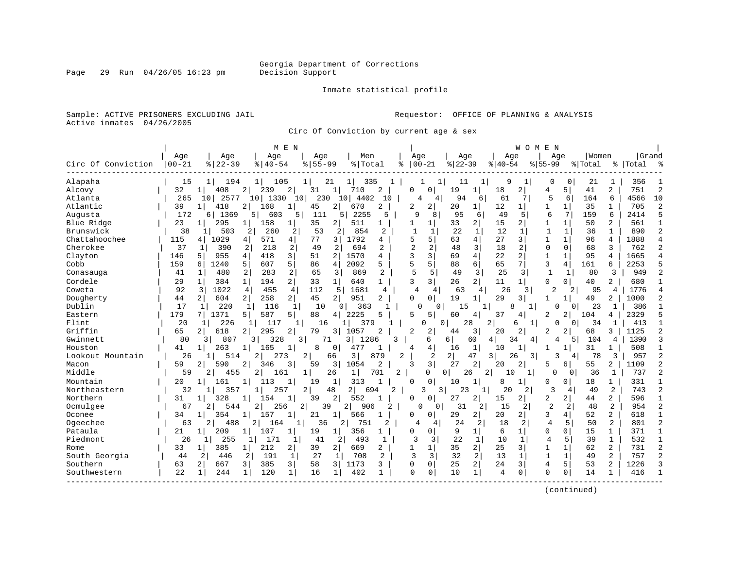Georgia Department of Corrections
Decision Support

Inmate statistical profile

Sample: ACTIVE PRISONERS EXCLUDING JAIL

Active inmates 04/26/2005

Requestor: OFFICE OF PLANNING & ANALYSIS

Circ Of Conviction by current age & sex

| Circ Of Conviction | MEN Age 00-21 | % | Age 22-39 | % | Age 40-54 | % | Age 55-99 | % | Men Total | % | WOMEN Age 00-21 | % | Age 22-39 | % | Age 40-54 | % | Age 55-99 | % | Women Total | % | Grand Total | % |
|---|---|---|---|---|---|---|---|---|---|---|---|---|---|---|---|---|---|---|---|---|---|---|
| Alapaha | 15 | 1 | 194 | 1 | 105 | 1 | 21 | 1 | 335 | 1 | 1 | 1 | 11 | 1 | 9 | 1 | 0 | 0 | 21 | 1 | 356 | 1 |
| Alcovy | 32 | 1 | 408 | 2 | 239 | 2 | 31 | 1 | 710 | 2 | 0 | 0 | 19 | 1 | 18 | 2 | 4 | 5 | 41 | 2 | 751 | 2 |
| Atlanta | 265 | 10 | 2577 | 10 | 1330 | 10 | 230 | 10 | 4402 | 10 | 4 | 4 | 94 | 6 | 61 | 7 | 5 | 6 | 164 | 6 | 4566 | 10 |
| Atlantic | 39 | 1 | 418 | 2 | 168 | 1 | 45 | 2 | 670 | 2 | 2 | 2 | 20 | 1 | 12 | 1 | 1 | 1 | 35 | 1 | 705 | 2 |
| Augusta | 172 | 6 | 1369 | 5 | 603 | 5 | 111 | 5 | 2255 | 5 | 9 | 8 | 95 | 6 | 49 | 5 | 6 | 7 | 159 | 6 | 2414 | 5 |
| Blue Ridge | 23 | 1 | 295 | 1 | 158 | 1 | 35 | 2 | 511 | 1 | 1 | 1 | 33 | 2 | 15 | 2 | 1 | 1 | 50 | 2 | 561 | 1 |
| Brunswick | 38 | 1 | 503 | 2 | 260 | 2 | 53 | 2 | 854 | 2 | 1 | 1 | 22 | 1 | 12 | 1 | 1 | 1 | 36 | 1 | 890 | 2 |
| Chattahoochee | 115 | 4 | 1029 | 4 | 571 | 4 | 77 | 3 | 1792 | 4 | 5 | 5 | 63 | 4 | 27 | 3 | 1 | 1 | 96 | 4 | 1888 | 4 |
| Cherokee | 37 | 1 | 390 | 2 | 218 | 2 | 49 | 2 | 694 | 2 | 2 | 2 | 48 | 3 | 18 | 2 | 0 | 0 | 68 | 3 | 762 | 2 |
| Clayton | 146 | 5 | 955 | 4 | 418 | 3 | 51 | 2 | 1570 | 4 | 3 | 3 | 69 | 4 | 22 | 2 | 1 | 1 | 95 | 4 | 1665 | 4 |
| Cobb | 159 | 6 | 1240 | 5 | 607 | 5 | 86 | 4 | 2092 | 5 | 5 | 5 | 88 | 6 | 65 | 7 | 3 | 4 | 161 | 6 | 2253 | 5 |
| Conasauga | 41 | 1 | 480 | 2 | 283 | 2 | 65 | 3 | 869 | 2 | 5 | 5 | 49 | 3 | 25 | 3 | 1 | 1 | 80 | 3 | 949 | 2 |
| Cordele | 29 | 1 | 384 | 1 | 194 | 2 | 33 | 1 | 640 | 1 | 3 | 3 | 26 | 2 | 11 | 1 | 0 | 0 | 40 | 2 | 680 | 1 |
| Coweta | 92 | 3 | 1022 | 4 | 455 | 4 | 112 | 5 | 1681 | 4 | 4 | 4 | 63 | 4 | 26 | 3 | 2 | 2 | 95 | 4 | 1776 | 4 |
| Dougherty | 44 | 2 | 604 | 2 | 258 | 2 | 45 | 2 | 951 | 2 | 0 | 0 | 19 | 1 | 29 | 3 | 1 | 1 | 49 | 2 | 1000 | 2 |
| Dublin | 17 | 1 | 220 | 1 | 116 | 1 | 10 | 0 | 363 | 1 | 0 | 0 | 15 | 1 | 8 | 1 | 0 | 0 | 23 | 1 | 386 | 1 |
| Eastern | 179 | 7 | 1371 | 5 | 587 | 5 | 88 | 4 | 2225 | 5 | 5 | 5 | 60 | 4 | 37 | 4 | 2 | 2 | 104 | 4 | 2329 | 5 |
| Flint | 20 | 1 | 226 | 1 | 117 | 1 | 16 | 1 | 379 | 1 | 0 | 0 | 28 | 2 | 6 | 1 | 0 | 0 | 34 | 1 | 413 | 1 |
| Griffin | 65 | 2 | 618 | 2 | 295 | 2 | 79 | 3 | 1057 | 2 | 2 | 2 | 44 | 3 | 20 | 2 | 2 | 2 | 68 | 3 | 1125 | 2 |
| Gwinnett | 80 | 3 | 807 | 3 | 328 | 3 | 71 | 3 | 1286 | 3 | 6 | 6 | 60 | 4 | 34 | 4 | 4 | 5 | 104 | 4 | 1390 | 3 |
| Houston | 41 | 1 | 263 | 1 | 165 | 1 | 8 | 0 | 477 | 1 | 4 | 4 | 16 | 1 | 10 | 1 | 1 | 1 | 31 | 1 | 508 | 1 |
| Lookout Mountain | 26 | 1 | 514 | 2 | 273 | 2 | 66 | 3 | 879 | 2 | 2 | 2 | 47 | 3 | 26 | 3 | 3 | 4 | 78 | 3 | 957 | 2 |
| Macon | 59 | 2 | 590 | 2 | 346 | 3 | 59 | 3 | 1054 | 2 | 3 | 3 | 27 | 2 | 20 | 2 | 5 | 6 | 55 | 2 | 1109 | 2 |
| Middle | 59 | 2 | 455 | 2 | 161 | 1 | 26 | 1 | 701 | 2 | 0 | 0 | 26 | 2 | 10 | 1 | 0 | 0 | 36 | 1 | 737 | 2 |
| Mountain | 20 | 1 | 161 | 1 | 113 | 1 | 19 | 1 | 313 | 1 | 0 | 0 | 10 | 1 | 8 | 1 | 0 | 0 | 18 | 1 | 331 | 1 |
| Northeastern | 32 | 1 | 357 | 1 | 257 | 2 | 48 | 2 | 694 | 2 | 3 | 3 | 23 | 1 | 20 | 2 | 3 | 4 | 49 | 2 | 743 | 2 |
| Northern | 31 | 1 | 328 | 1 | 154 | 1 | 39 | 2 | 552 | 1 | 0 | 0 | 27 | 2 | 15 | 2 | 2 | 2 | 44 | 2 | 596 | 1 |
| Ocmulgee | 67 | 2 | 544 | 2 | 256 | 2 | 39 | 2 | 906 | 2 | 0 | 0 | 31 | 2 | 15 | 2 | 2 | 2 | 48 | 2 | 954 | 2 |
| Oconee | 34 | 1 | 354 | 1 | 157 | 1 | 21 | 1 | 566 | 1 | 0 | 0 | 29 | 2 | 20 | 2 | 3 | 4 | 52 | 2 | 618 | 1 |
| Ogeechee | 63 | 2 | 488 | 2 | 164 | 1 | 36 | 2 | 751 | 2 | 4 | 4 | 24 | 2 | 18 | 2 | 4 | 5 | 50 | 2 | 801 | 2 |
| Pataula | 21 | 1 | 209 | 1 | 107 | 1 | 19 | 1 | 356 | 1 | 0 | 0 | 9 | 1 | 6 | 1 | 0 | 0 | 15 | 1 | 371 | 1 |
| Piedmont | 26 | 1 | 255 | 1 | 171 | 1 | 41 | 2 | 493 | 1 | 3 | 3 | 22 | 1 | 10 | 1 | 4 | 5 | 39 | 1 | 532 | 1 |
| Rome | 33 | 1 | 385 | 1 | 212 | 2 | 39 | 2 | 669 | 2 | 1 | 1 | 35 | 2 | 25 | 3 | 1 | 1 | 62 | 2 | 731 | 2 |
| South Georgia | 44 | 2 | 446 | 2 | 191 | 1 | 27 | 1 | 708 | 2 | 3 | 3 | 32 | 2 | 13 | 1 | 1 | 1 | 49 | 2 | 757 | 2 |
| Southern | 63 | 2 | 667 | 3 | 385 | 3 | 58 | 3 | 1173 | 3 | 0 | 0 | 25 | 2 | 24 | 3 | 4 | 5 | 53 | 2 | 1226 | 3 |
| Southwestern | 22 | 1 | 244 | 1 | 120 | 1 | 16 | 1 | 402 | 1 | 0 | 0 | 10 | 1 | 4 | 0 | 0 | 0 | 14 | 1 | 416 | 1 |

(continued)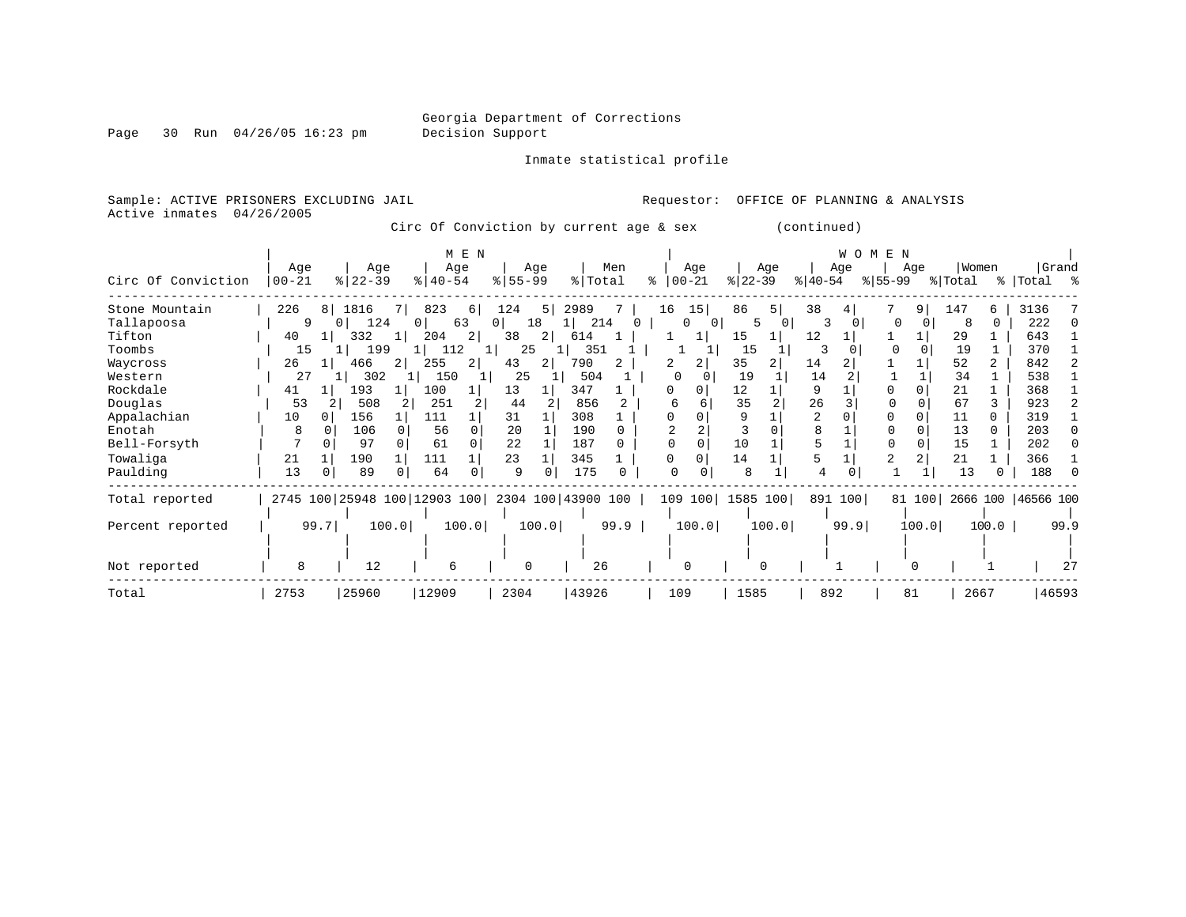Georgia Department of Corrections
Decision Support

Inmate statistical profile

Sample: ACTIVE PRISONERS EXCLUDING JAIL

Requestor: OFFICE OF PLANNING & ANALYSIS

Active inmates 04/26/2005

Circ Of Conviction by current age & sex (continued)

| Circ Of Conviction | MEN Age 00-21 | % | Age 22-39 | % | Age 40-54 | % | Age 55-99 | % | Men Total | % | WOMEN Age 00-21 | % | Age 22-39 | % | Age 40-54 | % | Age 55-99 | % | Women Total | % | Grand Total | % |
|---|---|---|---|---|---|---|---|---|---|---|---|---|---|---|---|---|---|---|---|---|---|---|
| Stone Mountain | 226 | 8 | 1816 | 7 | 823 | 6 | 124 | 5 | 2989 | 7 | 16 | 15 | 86 | 5 | 38 | 4 | 7 | 9 | 147 | 6 | 3136 | 7 |
| Tallapoosa | 9 | 0 | 124 | 0 | 63 | 0 | 18 | 1 | 214 | 0 | 0 | 0 | 5 | 0 | 3 | 0 | 0 | 0 | 8 | 0 | 222 | 0 |
| Tifton | 40 | 1 | 332 | 1 | 204 | 2 | 38 | 2 | 614 | 1 | 1 | 1 | 15 | 1 | 12 | 1 | 1 | 1 | 29 | 1 | 643 | 1 |
| Toombs | 15 | 1 | 199 | 1 | 112 | 1 | 25 | 1 | 351 | 1 | 1 | 1 | 15 | 1 | 3 | 0 | 0 | 0 | 19 | 1 | 370 | 1 |
| Waycross | 26 | 1 | 466 | 2 | 255 | 2 | 43 | 2 | 790 | 2 | 2 | 2 | 35 | 2 | 14 | 2 | 1 | 1 | 52 | 2 | 842 | 2 |
| Western | 27 | 1 | 302 | 1 | 150 | 1 | 25 | 1 | 504 | 1 | 0 | 0 | 19 | 1 | 14 | 2 | 1 | 1 | 34 | 1 | 538 | 1 |
| Rockdale | 41 | 1 | 193 | 1 | 100 | 1 | 13 | 1 | 347 | 1 | 0 | 0 | 12 | 1 | 9 | 1 | 0 | 0 | 21 | 1 | 368 | 1 |
| Douglas | 53 | 2 | 508 | 2 | 251 | 2 | 44 | 2 | 856 | 2 | 6 | 6 | 35 | 2 | 26 | 3 | 0 | 0 | 67 | 3 | 923 | 2 |
| Appalachian | 10 | 0 | 156 | 1 | 111 | 1 | 31 | 1 | 308 | 1 | 0 | 0 | 9 | 1 | 2 | 0 | 0 | 0 | 11 | 0 | 319 | 1 |
| Enotah | 8 | 0 | 106 | 0 | 56 | 0 | 20 | 1 | 190 | 0 | 2 | 2 | 3 | 0 | 8 | 1 | 0 | 0 | 13 | 0 | 203 | 0 |
| Bell-Forsyth | 7 | 0 | 97 | 0 | 61 | 0 | 22 | 1 | 187 | 0 | 0 | 0 | 10 | 1 | 5 | 1 | 0 | 0 | 15 | 1 | 202 | 0 |
| Towaliga | 21 | 1 | 190 | 1 | 111 | 1 | 23 | 1 | 345 | 1 | 0 | 0 | 14 | 1 | 5 | 1 | 2 | 2 | 21 | 1 | 366 | 1 |
| Paulding | 13 | 0 | 89 | 0 | 64 | 0 | 9 | 0 | 175 | 0 | 0 | 0 | 8 | 1 | 4 | 0 | 1 | 1 | 13 | 0 | 188 | 0 |
| Total reported | 2745 | 100 | 25948 | 100 | 12903 | 100 | 2304 | 100 | 43900 | 100 | 109 | 100 | 1585 | 100 | 891 | 100 | 81 | 100 | 2666 | 100 | 46566 | 100 |
| Percent reported | | 99.7 | | 100.0 | | 100.0 | | 100.0 | | 99.9 | | 100.0 | | 100.0 | | 99.9 | | 100.0 | | 100.0 | | 99.9 |
| Not reported | 8 | | 12 | | 6 | | 0 | | 26 | | 0 | | 0 | | 1 | | 0 | | 1 | | 27 | |
| Total | 2753 | | 25960 | | 12909 | | 2304 | | 43926 | | 109 | | 1585 | | 892 | | 81 | | 2667 | | 46593 | |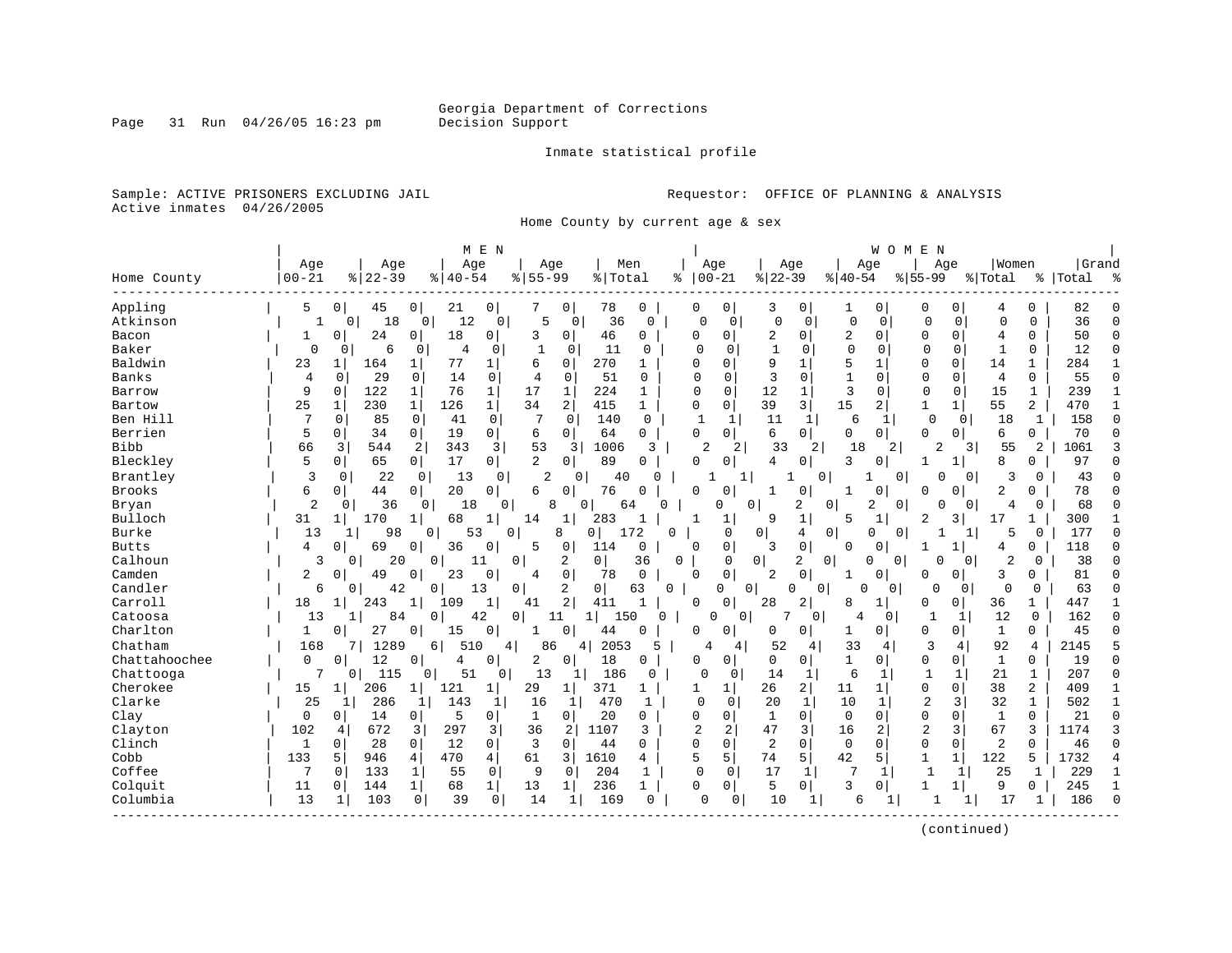Georgia Department of Corrections
Decision Support

Page 31 Run 04/26/05 16:23 pm

Inmate statistical profile

Sample: ACTIVE PRISONERS EXCLUDING JAIL
Active inmates 04/26/2005

Requestor: OFFICE OF PLANNING & ANALYSIS

Home County by current age & sex

| Home County | MEN Age 00-21 | % | Age 22-39 | % | Age 40-54 | % | Age 55-99 | % | Men Total | % | WOMEN Age 00-21 | % | Age 22-39 | % | Age 40-54 | % | Age 55-99 | % | Women Total | % | Grand Total | % |
|---|---|---|---|---|---|---|---|---|---|---|---|---|---|---|---|---|---|---|---|---|---|---|
| Appling | 5 | 0 | 45 | 0 | 21 | 0 | 7 | 0 | 78 | 0 | 0 | 0 | 3 | 0 | 1 | 0 | 0 | 0 | 4 | 0 | 82 | 0 |
| Atkinson | 1 | 0 | 18 | 0 | 12 | 0 | 5 | 0 | 36 | 0 | 0 | 0 | 0 | 0 | 0 | 0 | 0 | 0 | 0 | 0 | 36 | 0 |
| Bacon | 1 | 0 | 24 | 0 | 18 | 0 | 3 | 0 | 46 | 0 | 0 | 0 | 2 | 0 | 2 | 0 | 0 | 0 | 4 | 0 | 50 | 0 |
| Baker | 0 | 0 | 6 | 0 | 4 | 0 | 1 | 0 | 11 | 0 | 0 | 0 | 1 | 0 | 0 | 0 | 0 | 0 | 1 | 0 | 12 | 0 |
| Baldwin | 23 | 1 | 164 | 1 | 77 | 1 | 6 | 0 | 270 | 1 | 0 | 0 | 9 | 1 | 5 | 1 | 0 | 0 | 14 | 1 | 284 | 1 |
| Banks | 4 | 0 | 29 | 0 | 14 | 0 | 4 | 0 | 51 | 0 | 0 | 0 | 3 | 0 | 1 | 0 | 0 | 0 | 4 | 0 | 55 | 0 |
| Barrow | 9 | 0 | 122 | 1 | 76 | 1 | 17 | 1 | 224 | 1 | 0 | 0 | 12 | 1 | 3 | 0 | 0 | 0 | 15 | 1 | 239 | 1 |
| Bartow | 25 | 1 | 230 | 1 | 126 | 1 | 34 | 2 | 415 | 1 | 0 | 0 | 39 | 3 | 15 | 2 | 1 | 1 | 55 | 2 | 470 | 1 |
| Ben Hill | 7 | 0 | 85 | 0 | 41 | 0 | 7 | 0 | 140 | 0 | 1 | 1 | 11 | 1 | 6 | 1 | 0 | 0 | 18 | 1 | 158 | 0 |
| Berrien | 5 | 0 | 34 | 0 | 19 | 0 | 6 | 0 | 64 | 0 | 0 | 0 | 6 | 0 | 0 | 0 | 0 | 0 | 6 | 0 | 70 | 0 |
| Bibb | 66 | 3 | 544 | 2 | 343 | 3 | 53 | 3 | 1006 | 3 | 2 | 2 | 33 | 2 | 18 | 2 | 2 | 3 | 55 | 2 | 1061 | 3 |
| Bleckley | 5 | 0 | 65 | 0 | 17 | 0 | 2 | 0 | 89 | 0 | 0 | 0 | 4 | 0 | 3 | 0 | 1 | 1 | 8 | 0 | 97 | 0 |
| Brantley | 3 | 0 | 22 | 0 | 13 | 0 | 2 | 0 | 40 | 0 | 1 | 1 | 1 | 0 | 1 | 0 | 0 | 0 | 3 | 0 | 43 | 0 |
| Brooks | 6 | 0 | 44 | 0 | 20 | 0 | 6 | 0 | 76 | 0 | 0 | 0 | 1 | 0 | 1 | 0 | 0 | 0 | 2 | 0 | 78 | 0 |
| Bryan | 2 | 0 | 36 | 0 | 18 | 0 | 8 | 0 | 64 | 0 | 0 | 0 | 2 | 0 | 2 | 0 | 0 | 0 | 4 | 0 | 68 | 0 |
| Bulloch | 31 | 1 | 170 | 1 | 68 | 1 | 14 | 1 | 283 | 1 | 1 | 1 | 9 | 1 | 5 | 1 | 2 | 3 | 17 | 1 | 300 | 1 |
| Burke | 13 | 1 | 98 | 0 | 53 | 0 | 8 | 0 | 172 | 0 | 0 | 0 | 4 | 0 | 0 | 0 | 1 | 1 | 5 | 0 | 177 | 0 |
| Butts | 4 | 0 | 69 | 0 | 36 | 0 | 5 | 0 | 114 | 0 | 0 | 0 | 3 | 0 | 0 | 0 | 1 | 1 | 4 | 0 | 118 | 0 |
| Calhoun | 3 | 0 | 20 | 0 | 11 | 0 | 2 | 0 | 36 | 0 | 0 | 0 | 2 | 0 | 0 | 0 | 0 | 0 | 2 | 0 | 38 | 0 |
| Camden | 2 | 0 | 49 | 0 | 23 | 0 | 4 | 0 | 78 | 0 | 0 | 0 | 2 | 0 | 1 | 0 | 0 | 0 | 3 | 0 | 81 | 0 |
| Candler | 6 | 0 | 42 | 0 | 13 | 0 | 2 | 0 | 63 | 0 | 0 | 0 | 0 | 0 | 0 | 0 | 0 | 0 | 0 | 0 | 63 | 0 |
| Carroll | 18 | 1 | 243 | 1 | 109 | 1 | 41 | 2 | 411 | 1 | 0 | 0 | 28 | 2 | 8 | 1 | 0 | 0 | 36 | 1 | 447 | 1 |
| Catoosa | 13 | 1 | 84 | 0 | 42 | 0 | 11 | 1 | 150 | 0 | 0 | 0 | 7 | 0 | 4 | 0 | 1 | 1 | 12 | 0 | 162 | 0 |
| Charlton | 1 | 0 | 27 | 0 | 15 | 0 | 1 | 0 | 44 | 0 | 0 | 0 | 0 | 0 | 1 | 0 | 0 | 0 | 1 | 0 | 45 | 0 |
| Chatham | 168 | 7 | 1289 | 6 | 510 | 4 | 86 | 4 | 2053 | 5 | 4 | 4 | 52 | 4 | 33 | 4 | 3 | 4 | 92 | 4 | 2145 | 5 |
| Chattahoochee | 0 | 0 | 12 | 0 | 4 | 0 | 2 | 0 | 18 | 0 | 0 | 0 | 0 | 0 | 1 | 0 | 0 | 0 | 1 | 0 | 19 | 0 |
| Chattooga | 7 | 0 | 115 | 0 | 51 | 0 | 13 | 1 | 186 | 0 | 0 | 0 | 14 | 1 | 6 | 1 | 1 | 1 | 21 | 1 | 207 | 0 |
| Cherokee | 15 | 1 | 206 | 1 | 121 | 1 | 29 | 1 | 371 | 1 | 1 | 1 | 26 | 2 | 11 | 1 | 0 | 0 | 38 | 2 | 409 | 1 |
| Clarke | 25 | 1 | 286 | 1 | 143 | 1 | 16 | 1 | 470 | 1 | 0 | 0 | 20 | 1 | 10 | 1 | 2 | 3 | 32 | 1 | 502 | 1 |
| Clay | 0 | 0 | 14 | 0 | 5 | 0 | 1 | 0 | 20 | 0 | 0 | 0 | 1 | 0 | 0 | 0 | 0 | 0 | 1 | 0 | 21 | 0 |
| Clayton | 102 | 4 | 672 | 3 | 297 | 3 | 36 | 2 | 1107 | 3 | 2 | 2 | 47 | 3 | 16 | 2 | 2 | 3 | 67 | 3 | 1174 | 3 |
| Clinch | 1 | 0 | 28 | 0 | 12 | 0 | 3 | 0 | 44 | 0 | 0 | 0 | 2 | 0 | 0 | 0 | 0 | 0 | 2 | 0 | 46 | 0 |
| Cobb | 133 | 5 | 946 | 4 | 470 | 4 | 61 | 3 | 1610 | 4 | 5 | 5 | 74 | 5 | 42 | 5 | 1 | 1 | 122 | 5 | 1732 | 4 |
| Coffee | 7 | 0 | 133 | 1 | 55 | 0 | 9 | 0 | 204 | 1 | 0 | 0 | 17 | 1 | 7 | 1 | 1 | 1 | 25 | 1 | 229 | 1 |
| Colquit | 11 | 0 | 144 | 1 | 68 | 1 | 13 | 1 | 236 | 1 | 0 | 0 | 5 | 0 | 3 | 0 | 1 | 1 | 9 | 0 | 245 | 1 |
| Columbia | 13 | 1 | 103 | 0 | 39 | 0 | 14 | 1 | 169 | 0 | 0 | 0 | 10 | 1 | 6 | 1 | 1 | 1 | 17 | 1 | 186 | 0 |

(continued)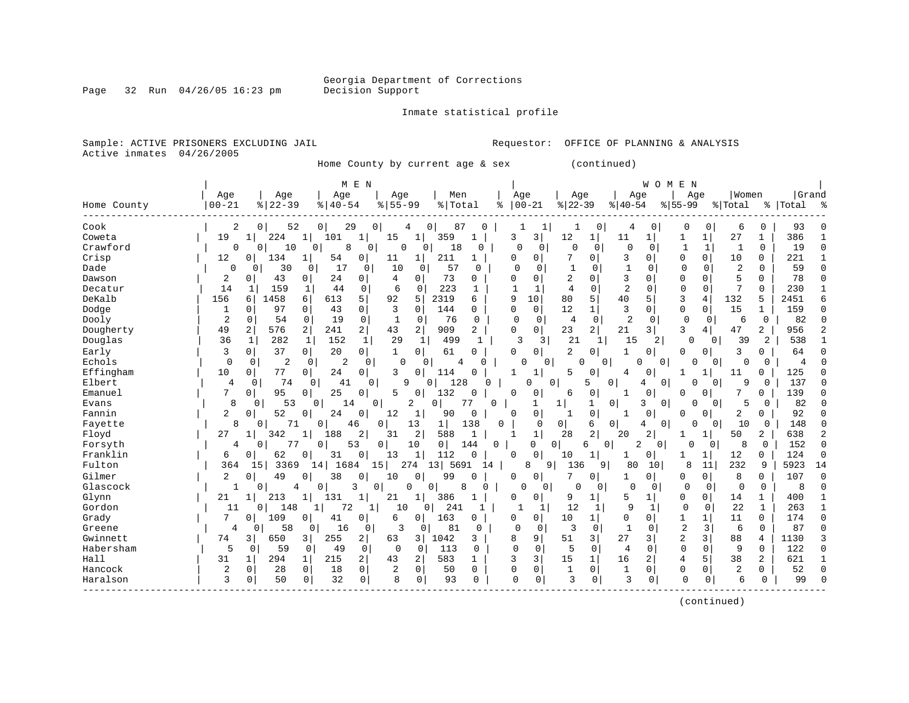Georgia Department of Corrections
Decision Support

Inmate statistical profile

Sample: ACTIVE PRISONERS EXCLUDING JAIL

Requestor: OFFICE OF PLANNING & ANALYSIS

Active inmates 04/26/2005

Home County by current age & sex (continued)

| Home County | MEN Age 00-21 | % | Age 22-39 | % | Age 40-54 | % | Age 55-99 | % | Men Total | % | WOMEN Age 00-21 | % | Age 22-39 | % | Age 40-54 | % | Age 55-99 | % | Women Total | % | Grand Total | % |
|---|---|---|---|---|---|---|---|---|---|---|---|---|---|---|---|---|---|---|---|---|---|---|
| Cook | 2 | 0 | 52 | 0 | 29 | 0 | 4 | 0 | 87 | 0 | 1 | 1 | 1 | 0 | 4 | 0 | 0 | 0 | 6 | 0 | 93 | 0 |
| Coweta | 19 | 1 | 224 | 1 | 101 | 1 | 15 | 1 | 359 | 1 | 3 | 3 | 12 | 1 | 11 | 1 | 1 | 1 | 27 | 1 | 386 | 1 |
| Crawford | 0 | 0 | 10 | 0 | 8 | 0 | 0 | 0 | 18 | 0 | 0 | 0 | 0 | 0 | 0 | 0 | 1 | 1 | 1 | 0 | 19 | 0 |
| Crisp | 12 | 0 | 134 | 1 | 54 | 0 | 11 | 1 | 211 | 1 | 0 | 0 | 7 | 0 | 3 | 0 | 0 | 0 | 10 | 0 | 221 | 1 |
| Dade | 0 | 0 | 30 | 0 | 17 | 0 | 10 | 0 | 57 | 0 | 0 | 0 | 1 | 0 | 1 | 0 | 0 | 0 | 2 | 0 | 59 | 0 |
| Dawson | 2 | 0 | 43 | 0 | 24 | 0 | 4 | 0 | 73 | 0 | 0 | 0 | 2 | 0 | 3 | 0 | 0 | 0 | 5 | 0 | 78 | 0 |
| Decatur | 14 | 1 | 159 | 1 | 44 | 0 | 6 | 0 | 223 | 1 | 1 | 1 | 4 | 0 | 2 | 0 | 0 | 0 | 7 | 0 | 230 | 1 |
| DeKalb | 156 | 6 | 1458 | 6 | 613 | 5 | 92 | 5 | 2319 | 6 | 9 | 10 | 80 | 5 | 40 | 5 | 3 | 4 | 132 | 5 | 2451 | 6 |
| Dodge | 1 | 0 | 97 | 0 | 43 | 0 | 3 | 0 | 144 | 0 | 0 | 0 | 12 | 1 | 3 | 0 | 0 | 0 | 15 | 1 | 159 | 0 |
| Dooly | 2 | 0 | 54 | 0 | 19 | 0 | 1 | 0 | 76 | 0 | 0 | 0 | 4 | 0 | 2 | 0 | 0 | 0 | 6 | 0 | 82 | 0 |
| Dougherty | 49 | 2 | 576 | 2 | 241 | 2 | 43 | 2 | 909 | 2 | 0 | 0 | 23 | 2 | 21 | 3 | 3 | 4 | 47 | 2 | 956 | 2 |
| Douglas | 36 | 1 | 282 | 1 | 152 | 1 | 29 | 1 | 499 | 1 | 3 | 3 | 21 | 1 | 15 | 2 | 0 | 0 | 39 | 2 | 538 | 1 |
| Early | 3 | 0 | 37 | 0 | 20 | 0 | 1 | 0 | 61 | 0 | 0 | 0 | 2 | 0 | 1 | 0 | 0 | 0 | 3 | 0 | 64 | 0 |
| Echols | 0 | 0 | 2 | 0 | 2 | 0 | 0 | 0 | 4 | 0 | 0 | 0 | 0 | 0 | 0 | 0 | 0 | 0 | 0 | 0 | 4 | 0 |
| Effingham | 10 | 0 | 77 | 0 | 24 | 0 | 3 | 0 | 114 | 0 | 1 | 1 | 5 | 0 | 4 | 0 | 1 | 1 | 11 | 0 | 125 | 0 |
| Elbert | 4 | 0 | 74 | 0 | 41 | 0 | 9 | 0 | 128 | 0 | 0 | 0 | 5 | 0 | 4 | 0 | 0 | 0 | 9 | 0 | 137 | 0 |
| Emanuel | 7 | 0 | 95 | 0 | 25 | 0 | 5 | 0 | 132 | 0 | 0 | 0 | 6 | 0 | 1 | 0 | 0 | 0 | 7 | 0 | 139 | 0 |
| Evans | 8 | 0 | 53 | 0 | 14 | 0 | 2 | 0 | 77 | 0 | 1 | 1 | 1 | 0 | 3 | 0 | 0 | 0 | 5 | 0 | 82 | 0 |
| Fannin | 2 | 0 | 52 | 0 | 24 | 0 | 12 | 1 | 90 | 0 | 0 | 0 | 1 | 0 | 1 | 0 | 0 | 0 | 2 | 0 | 92 | 0 |
| Fayette | 8 | 0 | 71 | 0 | 46 | 0 | 13 | 1 | 138 | 0 | 0 | 0 | 6 | 0 | 4 | 0 | 0 | 0 | 10 | 0 | 148 | 0 |
| Floyd | 27 | 1 | 342 | 1 | 188 | 2 | 31 | 2 | 588 | 1 | 1 | 1 | 28 | 2 | 20 | 2 | 1 | 1 | 50 | 2 | 638 | 2 |
| Forsyth | 4 | 0 | 77 | 0 | 53 | 0 | 10 | 0 | 144 | 0 | 0 | 0 | 6 | 0 | 2 | 0 | 0 | 0 | 8 | 0 | 152 | 0 |
| Franklin | 6 | 0 | 62 | 0 | 31 | 0 | 13 | 1 | 112 | 0 | 0 | 0 | 10 | 1 | 1 | 0 | 1 | 1 | 12 | 0 | 124 | 0 |
| Fulton | 364 | 15 | 3369 | 14 | 1684 | 15 | 274 | 13 | 5691 | 14 | 8 | 9 | 136 | 9 | 80 | 10 | 8 | 11 | 232 | 9 | 5923 | 14 |
| Gilmer | 2 | 0 | 49 | 0 | 38 | 0 | 10 | 0 | 99 | 0 | 0 | 0 | 7 | 0 | 1 | 0 | 0 | 0 | 8 | 0 | 107 | 0 |
| Glascock | 1 | 0 | 4 | 0 | 3 | 0 | 0 | 0 | 8 | 0 | 0 | 0 | 0 | 0 | 0 | 0 | 0 | 0 | 0 | 0 | 8 | 0 |
| Glynn | 21 | 1 | 213 | 1 | 131 | 1 | 21 | 1 | 386 | 1 | 0 | 0 | 9 | 1 | 5 | 1 | 0 | 0 | 14 | 1 | 400 | 1 |
| Gordon | 11 | 0 | 148 | 1 | 72 | 1 | 10 | 0 | 241 | 1 | 1 | 1 | 12 | 1 | 9 | 1 | 0 | 0 | 22 | 1 | 263 | 1 |
| Grady | 7 | 0 | 109 | 0 | 41 | 0 | 6 | 0 | 163 | 0 | 0 | 0 | 10 | 1 | 0 | 0 | 1 | 1 | 11 | 0 | 174 | 0 |
| Greene | 4 | 0 | 58 | 0 | 16 | 0 | 3 | 0 | 81 | 0 | 0 | 0 | 3 | 0 | 1 | 0 | 2 | 3 | 6 | 0 | 87 | 0 |
| Gwinnett | 74 | 3 | 650 | 3 | 255 | 2 | 63 | 3 | 1042 | 3 | 8 | 9 | 51 | 3 | 27 | 3 | 2 | 3 | 88 | 4 | 1130 | 3 |
| Habersham | 5 | 0 | 59 | 0 | 49 | 0 | 0 | 0 | 113 | 0 | 0 | 0 | 5 | 0 | 4 | 0 | 0 | 0 | 9 | 0 | 122 | 0 |
| Hall | 31 | 1 | 294 | 1 | 215 | 2 | 43 | 2 | 583 | 1 | 3 | 3 | 15 | 1 | 16 | 2 | 4 | 5 | 38 | 2 | 621 | 1 |
| Hancock | 2 | 0 | 28 | 0 | 18 | 0 | 2 | 0 | 50 | 0 | 0 | 0 | 1 | 0 | 1 | 0 | 0 | 0 | 2 | 0 | 52 | 0 |
| Haralson | 3 | 0 | 50 | 0 | 32 | 0 | 8 | 0 | 93 | 0 | 0 | 0 | 3 | 0 | 3 | 0 | 0 | 0 | 6 | 0 | 99 | 0 |

(continued)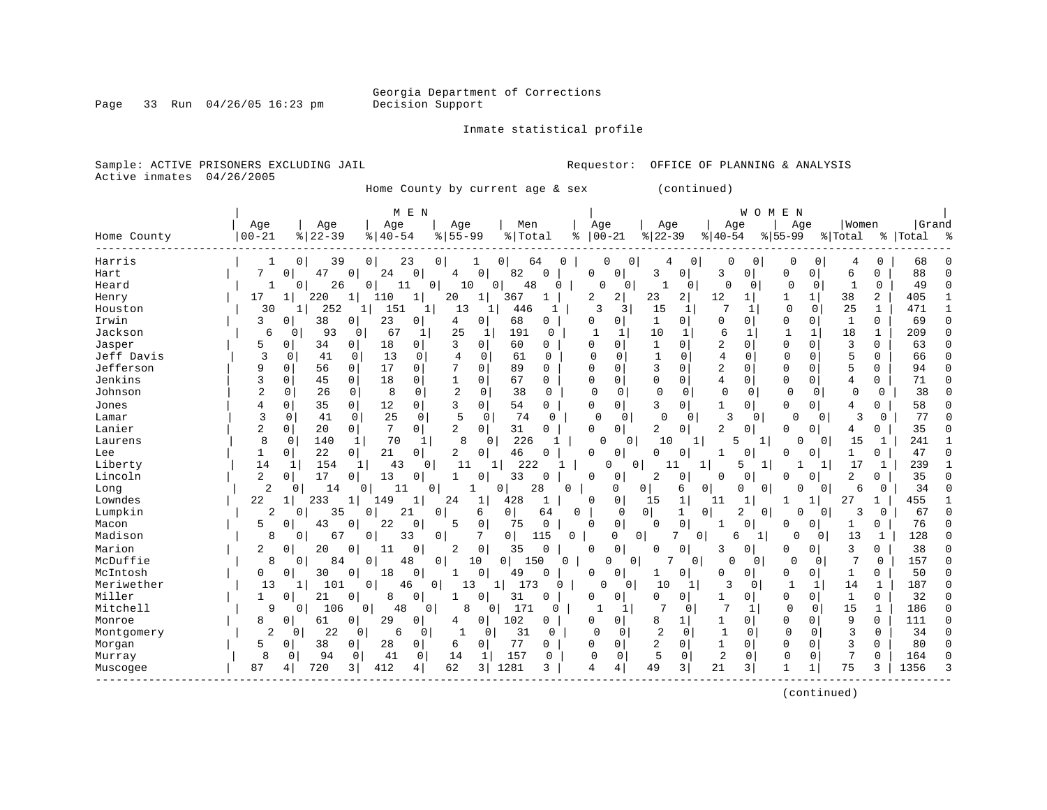Georgia Department of Corrections
Decision Support

Inmate statistical profile

Sample: ACTIVE PRISONERS EXCLUDING JAIL
Active inmates 04/26/2005

Requestor: OFFICE OF PLANNING & ANALYSIS

Home County by current age & sex (continued)

| Home County | MEN Age 00-21 | % | Age 22-39 | % | Age 40-54 | % | Age 55-99 | % | Men Total | % | WOMEN Age 00-21 | % | Age 22-39 | % | Age 40-54 | % | Age 55-99 | % | Women Total | % | Grand Total | % |
|---|---|---|---|---|---|---|---|---|---|---|---|---|---|---|---|---|---|---|---|---|---|---|
| Harris | 1 | 0 | 39 | 0 | 23 | 0 | 1 | 0 | 64 | 0 | 0 | 0 | 4 | 0 | 0 | 0 | 0 | 0 | 4 | 0 | 68 | 0 |
| Hart | 7 | 0 | 47 | 0 | 24 | 0 | 4 | 0 | 82 | 0 | 0 | 0 | 3 | 0 | 3 | 0 | 0 | 0 | 6 | 0 | 88 | 0 |
| Heard | 1 | 0 | 26 | 0 | 11 | 0 | 10 | 0 | 48 | 0 | 0 | 0 | 1 | 0 | 0 | 0 | 0 | 0 | 1 | 0 | 49 | 0 |
| Henry | 17 | 1 | 220 | 1 | 110 | 1 | 20 | 1 | 367 | 1 | 2 | 2 | 23 | 2 | 12 | 1 | 1 | 1 | 38 | 2 | 405 | 1 |
| Houston | 30 | 1 | 252 | 1 | 151 | 1 | 13 | 1 | 446 | 1 | 3 | 3 | 15 | 1 | 7 | 1 | 0 | 0 | 25 | 1 | 471 | 1 |
| Irwin | 3 | 0 | 38 | 0 | 23 | 0 | 4 | 0 | 68 | 0 | 0 | 0 | 1 | 0 | 0 | 0 | 0 | 0 | 1 | 0 | 69 | 0 |
| Jackson | 6 | 0 | 93 | 0 | 67 | 1 | 25 | 1 | 191 | 0 | 1 | 1 | 10 | 1 | 6 | 1 | 1 | 1 | 18 | 1 | 209 | 0 |
| Jasper | 5 | 0 | 34 | 0 | 18 | 0 | 3 | 0 | 60 | 0 | 0 | 0 | 1 | 0 | 2 | 0 | 0 | 0 | 3 | 0 | 63 | 0 |
| Jeff Davis | 3 | 0 | 41 | 0 | 13 | 0 | 4 | 0 | 61 | 0 | 0 | 0 | 1 | 0 | 4 | 0 | 0 | 0 | 5 | 0 | 66 | 0 |
| Jefferson | 9 | 0 | 56 | 0 | 17 | 0 | 7 | 0 | 89 | 0 | 0 | 0 | 3 | 0 | 2 | 0 | 0 | 0 | 5 | 0 | 94 | 0 |
| Jenkins | 3 | 0 | 45 | 0 | 18 | 0 | 1 | 0 | 67 | 0 | 0 | 0 | 0 | 0 | 4 | 0 | 0 | 0 | 4 | 0 | 71 | 0 |
| Johnson | 2 | 0 | 26 | 0 | 8 | 0 | 2 | 0 | 38 | 0 | 0 | 0 | 0 | 0 | 0 | 0 | 0 | 0 | 0 | 0 | 38 | 0 |
| Jones | 4 | 0 | 35 | 0 | 12 | 0 | 3 | 0 | 54 | 0 | 0 | 0 | 3 | 0 | 1 | 0 | 0 | 0 | 4 | 0 | 58 | 0 |
| Lamar | 3 | 0 | 41 | 0 | 25 | 0 | 5 | 0 | 74 | 0 | 0 | 0 | 0 | 0 | 3 | 0 | 0 | 0 | 3 | 0 | 77 | 0 |
| Lanier | 2 | 0 | 20 | 0 | 7 | 0 | 2 | 0 | 31 | 0 | 0 | 0 | 2 | 0 | 2 | 0 | 0 | 0 | 4 | 0 | 35 | 0 |
| Laurens | 8 | 0 | 140 | 1 | 70 | 1 | 8 | 0 | 226 | 1 | 0 | 0 | 10 | 1 | 5 | 1 | 0 | 0 | 15 | 1 | 241 | 1 |
| Lee | 1 | 0 | 22 | 0 | 21 | 0 | 2 | 0 | 46 | 0 | 0 | 0 | 0 | 0 | 1 | 0 | 0 | 0 | 1 | 0 | 47 | 0 |
| Liberty | 14 | 1 | 154 | 1 | 43 | 0 | 11 | 1 | 222 | 1 | 0 | 0 | 11 | 1 | 5 | 1 | 1 | 1 | 17 | 1 | 239 | 1 |
| Lincoln | 2 | 0 | 17 | 0 | 13 | 0 | 1 | 0 | 33 | 0 | 0 | 0 | 2 | 0 | 0 | 0 | 0 | 0 | 2 | 0 | 35 | 0 |
| Long | 2 | 0 | 14 | 0 | 11 | 0 | 1 | 0 | 28 | 0 | 0 | 0 | 6 | 0 | 0 | 0 | 0 | 0 | 6 | 0 | 34 | 0 |
| Lowndes | 22 | 1 | 233 | 1 | 149 | 1 | 24 | 1 | 428 | 1 | 0 | 0 | 15 | 1 | 11 | 1 | 1 | 1 | 27 | 1 | 455 | 1 |
| Lumpkin | 2 | 0 | 35 | 0 | 21 | 0 | 6 | 0 | 64 | 0 | 0 | 0 | 1 | 0 | 2 | 0 | 0 | 0 | 3 | 0 | 67 | 0 |
| Macon | 5 | 0 | 43 | 0 | 22 | 0 | 5 | 0 | 75 | 0 | 0 | 0 | 0 | 0 | 1 | 0 | 0 | 0 | 1 | 0 | 76 | 0 |
| Madison | 8 | 0 | 67 | 0 | 33 | 0 | 7 | 0 | 115 | 0 | 0 | 0 | 7 | 0 | 6 | 1 | 0 | 0 | 13 | 1 | 128 | 0 |
| Marion | 2 | 0 | 20 | 0 | 11 | 0 | 2 | 0 | 35 | 0 | 0 | 0 | 0 | 0 | 3 | 0 | 0 | 0 | 3 | 0 | 38 | 0 |
| McDuffie | 8 | 0 | 84 | 0 | 48 | 0 | 10 | 0 | 150 | 0 | 0 | 0 | 7 | 0 | 0 | 0 | 0 | 0 | 7 | 0 | 157 | 0 |
| McIntosh | 0 | 0 | 30 | 0 | 18 | 0 | 1 | 0 | 49 | 0 | 0 | 0 | 1 | 0 | 0 | 0 | 0 | 0 | 1 | 0 | 50 | 0 |
| Meriwether | 13 | 1 | 101 | 0 | 46 | 0 | 13 | 1 | 173 | 0 | 0 | 0 | 10 | 1 | 3 | 0 | 1 | 1 | 14 | 1 | 187 | 0 |
| Miller | 1 | 0 | 21 | 0 | 8 | 0 | 1 | 0 | 31 | 0 | 0 | 0 | 0 | 0 | 1 | 0 | 0 | 0 | 1 | 0 | 32 | 0 |
| Mitchell | 9 | 0 | 106 | 0 | 48 | 0 | 8 | 0 | 171 | 0 | 1 | 1 | 7 | 0 | 7 | 1 | 0 | 0 | 15 | 1 | 186 | 0 |
| Monroe | 8 | 0 | 61 | 0 | 29 | 0 | 4 | 0 | 102 | 0 | 0 | 0 | 8 | 1 | 1 | 0 | 0 | 0 | 9 | 0 | 111 | 0 |
| Montgomery | 2 | 0 | 22 | 0 | 6 | 0 | 1 | 0 | 31 | 0 | 0 | 0 | 2 | 0 | 1 | 0 | 0 | 0 | 3 | 0 | 34 | 0 |
| Morgan | 5 | 0 | 38 | 0 | 28 | 0 | 6 | 0 | 77 | 0 | 0 | 0 | 2 | 0 | 1 | 0 | 0 | 0 | 3 | 0 | 80 | 0 |
| Murray | 8 | 0 | 94 | 0 | 41 | 0 | 14 | 1 | 157 | 0 | 0 | 0 | 5 | 0 | 2 | 0 | 0 | 0 | 7 | 0 | 164 | 0 |
| Muscogee | 87 | 4 | 720 | 3 | 412 | 4 | 62 | 3 | 1281 | 3 | 4 | 4 | 49 | 3 | 21 | 3 | 1 | 1 | 75 | 3 | 1356 | 3 |

(continued)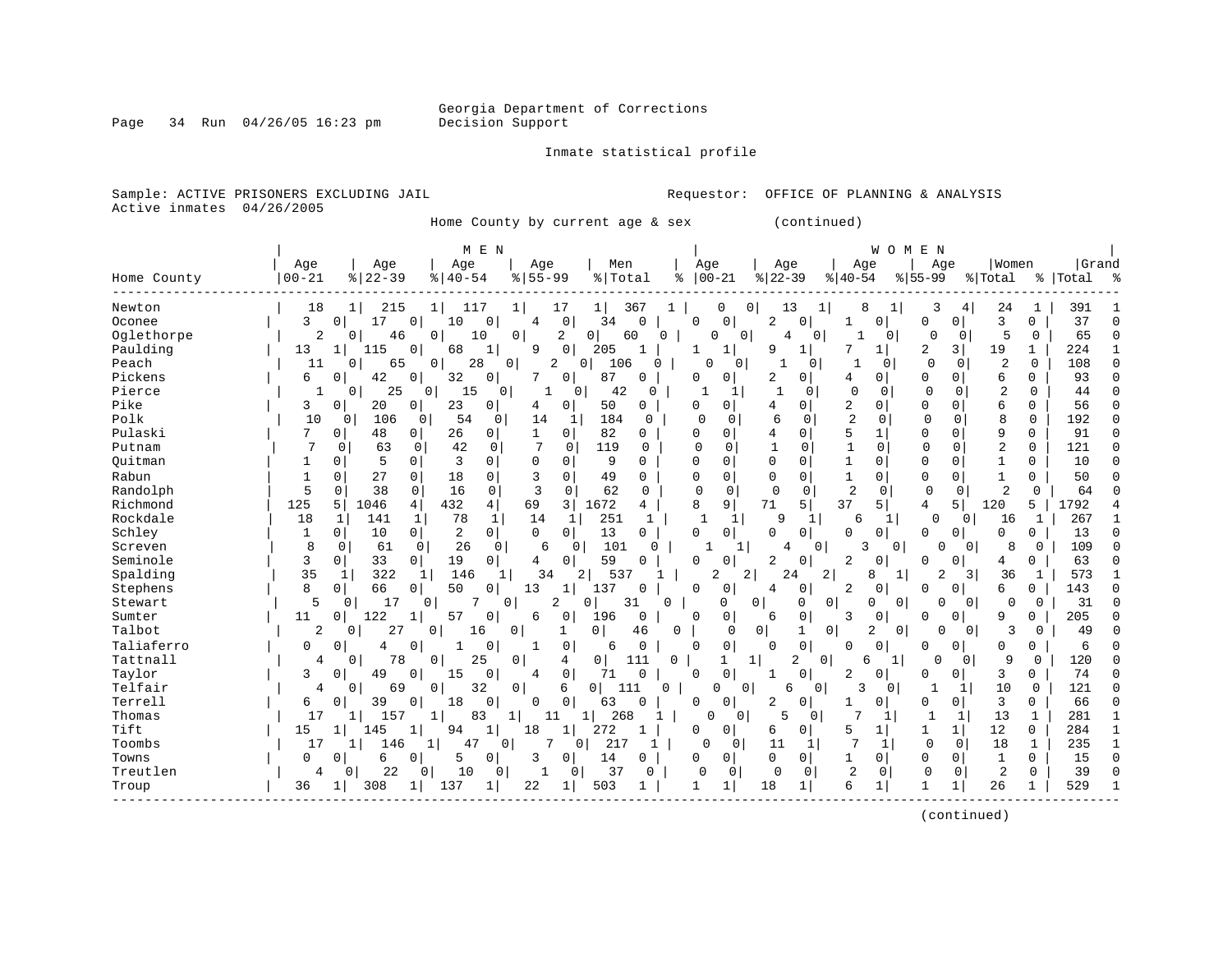Georgia Department of Corrections
Decision Support

Inmate statistical profile

Sample: ACTIVE PRISONERS EXCLUDING JAIL
Active inmates 04/26/2005

Requestor: OFFICE OF PLANNING & ANALYSIS

Home County by current age & sex (continued)

| | MEN | | | | | | | | | | WOMEN | | | | | | | | | | | |
|---|---|---|---|---|---|---|---|---|---|---|---|---|---|---|---|---|---|---|---|---|---|---|
| Home County | Age 00-21 | % | Age 22-39 | % | Age 40-54 | % | Age 55-99 | % | Men Total | % | Age 00-21 | % | Age 22-39 | % | Age 40-54 | % | Age 55-99 | % | Women Total | % | Grand Total | % |
| Newton | 18 | 1 | 215 | 1 | 117 | 1 | 17 | 1 | 367 | 1 | 0 | 0 | 13 | 1 | 8 | 1 | 3 | 4 | 24 | 1 | 391 | 1 |
| Oconee | 3 | 0 | 17 | 0 | 10 | 0 | 4 | 0 | 34 | 0 | 0 | 0 | 2 | 0 | 1 | 0 | 0 | 0 | 3 | 0 | 37 | 0 |
| Oglethorpe | 2 | 0 | 46 | 0 | 10 | 0 | 2 | 0 | 60 | 0 | 0 | 0 | 4 | 0 | 1 | 0 | 0 | 0 | 5 | 0 | 65 | 0 |
| Paulding | 13 | 1 | 115 | 0 | 68 | 1 | 9 | 0 | 205 | 1 | 1 | 1 | 9 | 1 | 7 | 1 | 2 | 3 | 19 | 1 | 224 | 1 |
| Peach | 11 | 0 | 65 | 0 | 28 | 0 | 2 | 0 | 106 | 0 | 0 | 0 | 1 | 0 | 1 | 0 | 0 | 0 | 2 | 0 | 108 | 0 |
| Pickens | 6 | 0 | 42 | 0 | 32 | 0 | 7 | 0 | 87 | 0 | 0 | 0 | 2 | 0 | 4 | 0 | 0 | 0 | 6 | 0 | 93 | 0 |
| Pierce | 1 | 0 | 25 | 0 | 15 | 0 | 1 | 0 | 42 | 0 | 1 | 1 | 1 | 0 | 0 | 0 | 0 | 0 | 2 | 0 | 44 | 0 |
| Pike | 3 | 0 | 20 | 0 | 23 | 0 | 4 | 0 | 50 | 0 | 0 | 0 | 4 | 0 | 2 | 0 | 0 | 0 | 6 | 0 | 56 | 0 |
| Polk | 10 | 0 | 106 | 0 | 54 | 0 | 14 | 1 | 184 | 0 | 0 | 0 | 6 | 0 | 2 | 0 | 0 | 0 | 8 | 0 | 192 | 0 |
| Pulaski | 7 | 0 | 48 | 0 | 26 | 0 | 1 | 0 | 82 | 0 | 0 | 0 | 4 | 0 | 5 | 1 | 0 | 0 | 9 | 0 | 91 | 0 |
| Putnam | 7 | 0 | 63 | 0 | 42 | 0 | 7 | 0 | 119 | 0 | 0 | 0 | 1 | 0 | 1 | 0 | 0 | 0 | 2 | 0 | 121 | 0 |
| Quitman | 1 | 0 | 5 | 0 | 3 | 0 | 0 | 0 | 9 | 0 | 0 | 0 | 0 | 0 | 1 | 0 | 0 | 0 | 1 | 0 | 10 | 0 |
| Rabun | 1 | 0 | 27 | 0 | 18 | 0 | 3 | 0 | 49 | 0 | 0 | 0 | 0 | 0 | 1 | 0 | 0 | 0 | 1 | 0 | 50 | 0 |
| Randolph | 5 | 0 | 38 | 0 | 16 | 0 | 3 | 0 | 62 | 0 | 0 | 0 | 0 | 0 | 2 | 0 | 0 | 0 | 2 | 0 | 64 | 0 |
| Richmond | 125 | 5 | 1046 | 4 | 432 | 4 | 69 | 3 | 1672 | 4 | 8 | 9 | 71 | 5 | 37 | 5 | 4 | 5 | 120 | 5 | 1792 | 4 |
| Rockdale | 18 | 1 | 141 | 1 | 78 | 1 | 14 | 1 | 251 | 1 | 1 | 1 | 9 | 1 | 6 | 1 | 0 | 0 | 16 | 1 | 267 | 1 |
| Schley | 1 | 0 | 10 | 0 | 2 | 0 | 0 | 0 | 13 | 0 | 0 | 0 | 0 | 0 | 0 | 0 | 0 | 0 | 0 | 0 | 13 | 0 |
| Screven | 8 | 0 | 61 | 0 | 26 | 0 | 6 | 0 | 101 | 0 | 1 | 1 | 4 | 0 | 3 | 0 | 0 | 0 | 8 | 0 | 109 | 0 |
| Seminole | 3 | 0 | 33 | 0 | 19 | 0 | 4 | 0 | 59 | 0 | 0 | 0 | 2 | 0 | 2 | 0 | 0 | 0 | 4 | 0 | 63 | 0 |
| Spalding | 35 | 1 | 322 | 1 | 146 | 1 | 34 | 2 | 537 | 1 | 2 | 2 | 24 | 2 | 8 | 1 | 2 | 3 | 36 | 1 | 573 | 1 |
| Stephens | 8 | 0 | 66 | 0 | 50 | 0 | 13 | 1 | 137 | 0 | 0 | 0 | 4 | 0 | 2 | 0 | 0 | 0 | 6 | 0 | 143 | 0 |
| Stewart | 5 | 0 | 17 | 0 | 7 | 0 | 2 | 0 | 31 | 0 | 0 | 0 | 0 | 0 | 0 | 0 | 0 | 0 | 0 | 0 | 31 | 0 |
| Sumter | 11 | 0 | 122 | 1 | 57 | 0 | 6 | 0 | 196 | 0 | 0 | 0 | 6 | 0 | 3 | 0 | 0 | 0 | 9 | 0 | 205 | 0 |
| Talbot | 2 | 0 | 27 | 0 | 16 | 0 | 1 | 0 | 46 | 0 | 0 | 0 | 1 | 0 | 2 | 0 | 0 | 0 | 3 | 0 | 49 | 0 |
| Taliaferro | 0 | 0 | 4 | 0 | 1 | 0 | 1 | 0 | 6 | 0 | 0 | 0 | 0 | 0 | 0 | 0 | 0 | 0 | 0 | 0 | 6 | 0 |
| Tattnall | 4 | 0 | 78 | 0 | 25 | 0 | 4 | 0 | 111 | 0 | 1 | 1 | 2 | 0 | 6 | 1 | 0 | 0 | 9 | 0 | 120 | 0 |
| Taylor | 3 | 0 | 49 | 0 | 15 | 0 | 4 | 0 | 71 | 0 | 0 | 0 | 1 | 0 | 2 | 0 | 0 | 0 | 3 | 0 | 74 | 0 |
| Telfair | 4 | 0 | 69 | 0 | 32 | 0 | 6 | 0 | 111 | 0 | 0 | 0 | 6 | 0 | 3 | 0 | 1 | 1 | 10 | 0 | 121 | 0 |
| Terrell | 6 | 0 | 39 | 0 | 18 | 0 | 0 | 0 | 63 | 0 | 0 | 0 | 2 | 0 | 1 | 0 | 0 | 0 | 3 | 0 | 66 | 0 |
| Thomas | 17 | 1 | 157 | 1 | 83 | 1 | 11 | 1 | 268 | 1 | 0 | 0 | 5 | 0 | 7 | 1 | 1 | 1 | 13 | 1 | 281 | 1 |
| Tift | 15 | 1 | 145 | 1 | 94 | 1 | 18 | 1 | 272 | 1 | 0 | 0 | 6 | 0 | 5 | 1 | 1 | 1 | 12 | 0 | 284 | 1 |
| Toombs | 17 | 1 | 146 | 1 | 47 | 0 | 7 | 0 | 217 | 1 | 0 | 0 | 11 | 1 | 7 | 1 | 0 | 0 | 18 | 1 | 235 | 1 |
| Towns | 0 | 0 | 6 | 0 | 5 | 0 | 3 | 0 | 14 | 0 | 0 | 0 | 0 | 0 | 1 | 0 | 0 | 0 | 1 | 0 | 15 | 0 |
| Treutlen | 4 | 0 | 22 | 0 | 10 | 0 | 1 | 0 | 37 | 0 | 0 | 0 | 0 | 0 | 2 | 0 | 0 | 0 | 2 | 0 | 39 | 0 |
| Troup | 36 | 1 | 308 | 1 | 137 | 1 | 22 | 1 | 503 | 1 | 1 | 1 | 18 | 1 | 6 | 1 | 1 | 1 | 26 | 1 | 529 | 1 |

(continued)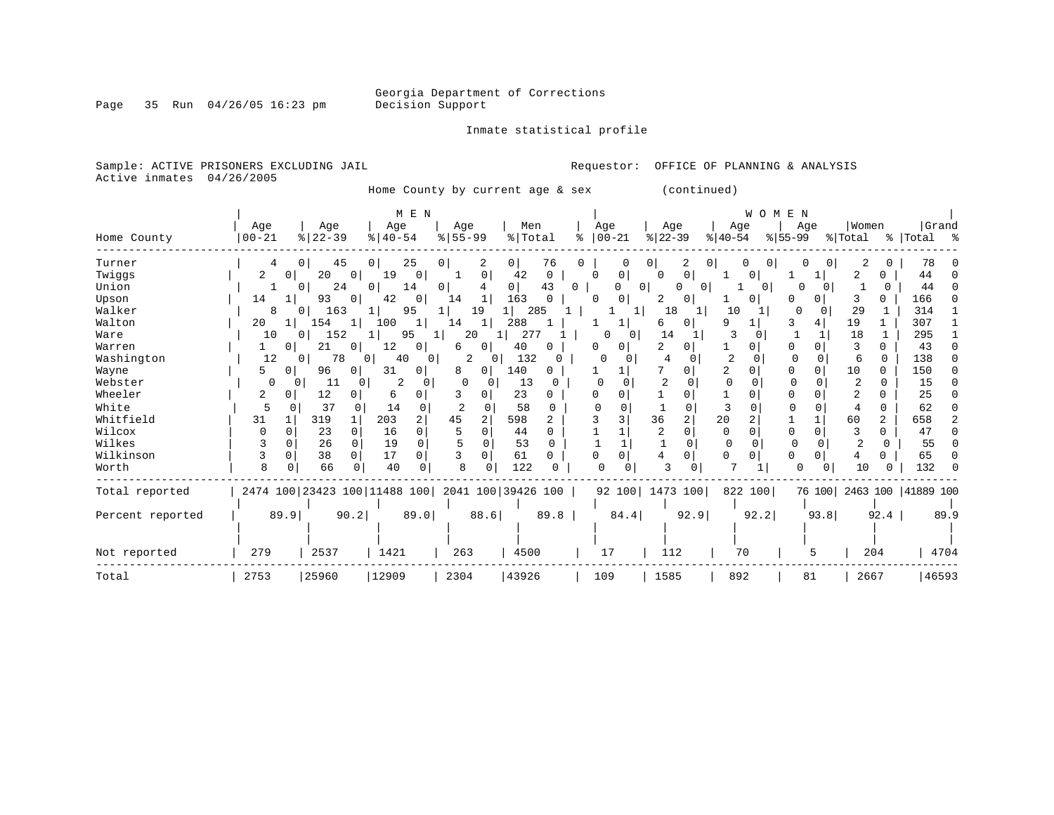Georgia Department of Corrections
Decision Support

Inmate statistical profile

Sample: ACTIVE PRISONERS EXCLUDING JAIL
Active inmates 04/26/2005

Requestor: OFFICE OF PLANNING & ANALYSIS

Home County by current age & sex (continued)

| Home County | MEN Age 00-21 | % | Age 22-39 | % | Age 40-54 | % | Age 55-99 | % | Men Total | % | WOMEN Age 00-21 | % | Age 22-39 | % | Age 40-54 | % | Age 55-99 | % | Women Total | % | Grand Total | % |
|---|---|---|---|---|---|---|---|---|---|---|---|---|---|---|---|---|---|---|---|---|---|---|
| Turner | 4 | 0 | 45 | 0 | 25 | 0 | 2 | 0 | 76 | 0 | 0 | 0 | 2 | 0 | 0 | 0 | 0 | 0 | 2 | 0 | 78 | 0 |
| Twiggs | 2 | 0 | 20 | 0 | 19 | 0 | 1 | 0 | 42 | 0 | 0 | 0 | 0 | 0 | 1 | 0 | 1 | 1 | 2 | 0 | 44 | 0 |
| Union | 1 | 0 | 24 | 0 | 14 | 0 | 4 | 0 | 43 | 0 | 0 | 0 | 0 | 0 | 1 | 0 | 0 | 0 | 1 | 0 | 44 | 0 |
| Upson | 14 | 1 | 93 | 0 | 42 | 0 | 14 | 1 | 163 | 0 | 0 | 0 | 2 | 0 | 1 | 0 | 0 | 0 | 3 | 0 | 166 | 0 |
| Walker | 8 | 0 | 163 | 1 | 95 | 1 | 19 | 1 | 285 | 1 | 1 | 1 | 18 | 1 | 10 | 1 | 0 | 0 | 29 | 1 | 314 | 1 |
| Walton | 20 | 1 | 154 | 1 | 100 | 1 | 14 | 1 | 288 | 1 | 1 | 1 | 6 | 0 | 9 | 1 | 3 | 4 | 19 | 1 | 307 | 1 |
| Ware | 10 | 0 | 152 | 1 | 95 | 1 | 20 | 1 | 277 | 1 | 0 | 0 | 14 | 1 | 3 | 0 | 1 | 1 | 18 | 1 | 295 | 1 |
| Warren | 1 | 0 | 21 | 0 | 12 | 0 | 6 | 0 | 40 | 0 | 0 | 0 | 2 | 0 | 1 | 0 | 0 | 0 | 3 | 0 | 43 | 0 |
| Washington | 12 | 0 | 78 | 0 | 40 | 0 | 2 | 0 | 132 | 0 | 0 | 0 | 4 | 0 | 2 | 0 | 0 | 0 | 6 | 0 | 138 | 0 |
| Wayne | 5 | 0 | 96 | 0 | 31 | 0 | 8 | 0 | 140 | 0 | 1 | 1 | 7 | 0 | 2 | 0 | 0 | 0 | 10 | 0 | 150 | 0 |
| Webster | 0 | 0 | 11 | 0 | 2 | 0 | 0 | 0 | 13 | 0 | 0 | 0 | 2 | 0 | 0 | 0 | 0 | 0 | 2 | 0 | 15 | 0 |
| Wheeler | 2 | 0 | 12 | 0 | 6 | 0 | 3 | 0 | 23 | 0 | 0 | 0 | 1 | 0 | 1 | 0 | 0 | 0 | 2 | 0 | 25 | 0 |
| White | 5 | 0 | 37 | 0 | 14 | 0 | 2 | 0 | 58 | 0 | 0 | 0 | 1 | 0 | 3 | 0 | 0 | 0 | 4 | 0 | 62 | 0 |
| Whitfield | 31 | 1 | 319 | 1 | 203 | 2 | 45 | 2 | 598 | 2 | 3 | 3 | 36 | 2 | 20 | 2 | 1 | 1 | 60 | 2 | 658 | 2 |
| Wilcox | 0 | 0 | 23 | 0 | 16 | 0 | 5 | 0 | 44 | 0 | 1 | 1 | 2 | 0 | 0 | 0 | 0 | 0 | 3 | 0 | 47 | 0 |
| Wilkes | 3 | 0 | 26 | 0 | 19 | 0 | 5 | 0 | 53 | 0 | 1 | 1 | 1 | 0 | 0 | 0 | 0 | 0 | 2 | 0 | 55 | 0 |
| Wilkinson | 3 | 0 | 38 | 0 | 17 | 0 | 3 | 0 | 61 | 0 | 0 | 0 | 4 | 0 | 0 | 0 | 0 | 0 | 4 | 0 | 65 | 0 |
| Worth | 8 | 0 | 66 | 0 | 40 | 0 | 8 | 0 | 122 | 0 | 0 | 0 | 3 | 0 | 7 | 1 | 0 | 0 | 10 | 0 | 132 | 0 |
| Total reported | 2474 | 100 | 23423 | 100 | 11488 | 100 | 2041 | 100 | 39426 | 100 | 92 | 100 | 1473 | 100 | 822 | 100 | 76 | 100 | 2463 | 100 | 41889 | 100 |
| Percent reported | 89.9 | | 90.2 | | 89.0 | | 88.6 | | 89.8 | | 84.4 | | 92.9 | | 92.2 | | 93.8 | | 92.4 | | 89.9 | |
| Not reported | 279 | | 2537 | | 1421 | | 263 | | 4500 | | 17 | | 112 | | 70 | | 5 | | 204 | | 4704 | |
| Total | 2753 | | 25960 | | 12909 | | 2304 | | 43926 | | 109 | | 1585 | | 892 | | 81 | | 2667 | | 46593 | |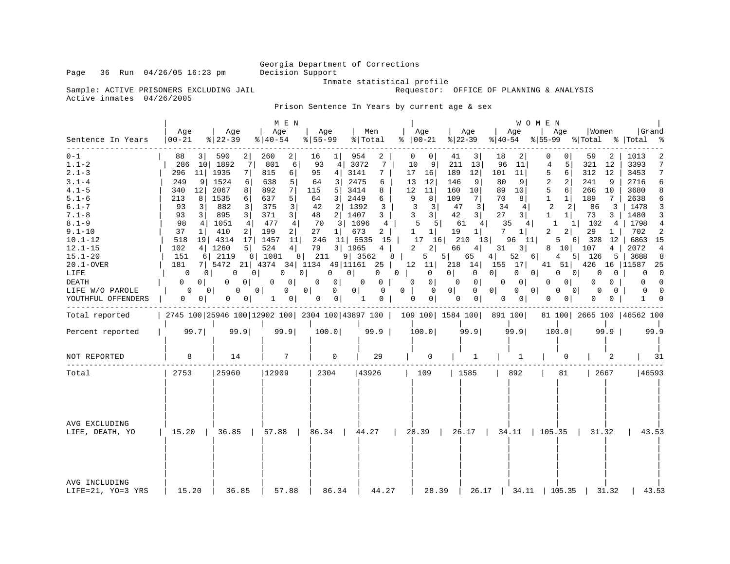Georgia Department of Corrections
Decision Support
Inmate statistical profile

Sample: ACTIVE PRISONERS EXCLUDING JAIL
Requestor: OFFICE OF PLANNING & ANALYSIS
Active inmates 04/26/2005

Prison Sentence In Years by current age & sex

| Sentence In Years | MEN Age 00-21 | % | Age 22-39 | % | Age 40-54 | % | Age 55-99 | % | Men Total | % | WOMEN Age 00-21 | % | Age 22-39 | % | Age 40-54 | % | Age 55-99 | % | Women Total | % | Grand Total | % |
|---|---|---|---|---|---|---|---|---|---|---|---|---|---|---|---|---|---|---|---|---|---|---|
| 0-1 | 88 | 3 | 590 | 2 | 260 | 2 | 16 | 1 | 954 | 2 | 0 | 0 | 41 | 3 | 18 | 2 | 0 | 0 | 59 | 2 | 1013 | 2 |
| 1.1-2 | 286 | 10 | 1892 | 7 | 801 | 6 | 93 | 4 | 3072 | 7 | 10 | 9 | 211 | 13 | 96 | 11 | 4 | 5 | 321 | 12 | 3393 | 7 |
| 2.1-3 | 296 | 11 | 1935 | 7 | 815 | 6 | 95 | 4 | 3141 | 7 | 17 | 16 | 189 | 12 | 101 | 11 | 5 | 6 | 312 | 12 | 3453 | 7 |
| 3.1-4 | 249 | 9 | 1524 | 6 | 638 | 5 | 64 | 3 | 2475 | 6 | 13 | 12 | 146 | 9 | 80 | 9 | 2 | 2 | 241 | 9 | 2716 | 6 |
| 4.1-5 | 340 | 12 | 2067 | 8 | 892 | 7 | 115 | 5 | 3414 | 8 | 12 | 11 | 160 | 10 | 89 | 10 | 5 | 6 | 266 | 10 | 3680 | 8 |
| 5.1-6 | 213 | 8 | 1535 | 6 | 637 | 5 | 64 | 3 | 2449 | 6 | 9 | 8 | 109 | 7 | 70 | 8 | 1 | 1 | 189 | 7 | 2638 | 6 |
| 6.1-7 | 93 | 3 | 882 | 3 | 375 | 3 | 42 | 2 | 1392 | 3 | 3 | 3 | 47 | 3 | 34 | 4 | 2 | 2 | 86 | 3 | 1478 | 3 |
| 7.1-8 | 93 | 3 | 895 | 3 | 371 | 3 | 48 | 2 | 1407 | 3 | 3 | 3 | 42 | 3 | 27 | 3 | 1 | 1 | 73 | 3 | 1480 | 3 |
| 8.1-9 | 98 | 4 | 1051 | 4 | 477 | 4 | 70 | 3 | 1696 | 4 | 5 | 5 | 61 | 4 | 35 | 4 | 1 | 1 | 102 | 4 | 1798 | 4 |
| 9.1-10 | 37 | 1 | 410 | 2 | 199 | 2 | 27 | 1 | 673 | 2 | 1 | 1 | 19 | 1 | 7 | 1 | 2 | 2 | 29 | 1 | 702 | 2 |
| 10.1-12 | 518 | 19 | 4314 | 17 | 1457 | 11 | 246 | 11 | 6535 | 15 | 17 | 16 | 210 | 13 | 96 | 11 | 5 | 6 | 328 | 12 | 6863 | 15 |
| 12.1-15 | 102 | 4 | 1260 | 5 | 524 | 4 | 79 | 3 | 1965 | 4 | 2 | 2 | 66 | 4 | 31 | 3 | 8 | 10 | 107 | 4 | 2072 | 4 |
| 15.1-20 | 151 | 6 | 2119 | 8 | 1081 | 8 | 211 | 9 | 3562 | 8 | 5 | 5 | 65 | 4 | 52 | 6 | 4 | 5 | 126 | 5 | 3688 | 8 |
| 20.1-OVER | 181 | 7 | 5472 | 21 | 4374 | 34 | 1134 | 49 | 11161 | 25 | 12 | 11 | 218 | 14 | 155 | 17 | 41 | 51 | 426 | 16 | 11587 | 25 |
| LIFE | 0 | 0 | 0 | 0 | 0 | 0 | 0 | 0 | 0 | 0 | 0 | 0 | 0 | 0 | 0 | 0 | 0 | 0 | 0 | 0 | 0 | 0 |
| DEATH | 0 | 0 | 0 | 0 | 0 | 0 | 0 | 0 | 0 | 0 | 0 | 0 | 0 | 0 | 0 | 0 | 0 | 0 | 0 | 0 | 0 | 0 |
| LIFE W/O PAROLE | 0 | 0 | 0 | 0 | 0 | 0 | 0 | 0 | 0 | 0 | 0 | 0 | 0 | 0 | 0 | 0 | 0 | 0 | 0 | 0 | 0 | 0 |
| YOUTHFUL OFFENDERS | 0 | 0 | 0 | 0 | 1 | 0 | 0 | 0 | 1 | 0 | 0 | 0 | 0 | 0 | 0 | 0 | 0 | 0 | 0 | 0 | 1 | 0 |
| Total reported | 2745 | 100 | 25946 | 100 | 12902 | 100 | 2304 | 100 | 43897 | 100 | 109 | 100 | 1584 | 100 | 891 | 100 | 81 | 100 | 2665 | 100 | 46562 | 100 |
| Percent reported | 99.7 | | 99.9 | | 99.9 | | 100.0 | | 99.9 | | 100.0 | | 99.9 | | 99.9 | | 100.0 | | 99.9 | | 99.9 | |
| NOT REPORTED | 8 | | 14 | | 7 | | 0 | | 29 | | 0 | | 1 | | 1 | | 0 | | 2 | | 31 | |
| Total | 2753 | | 25960 | | 12909 | | 2304 | | 43926 | | 109 | | 1585 | | 892 | | 81 | | 2667 | | 46593 | |
| AVG EXCLUDING LIFE, DEATH, YO | 15.20 | | 36.85 | | 57.88 | | 86.34 | | 44.27 | | 28.39 | | 26.17 | | 34.11 | | 105.35 | | 31.32 | | 43.53 | |
| AVG INCLUDING LIFE=21, YO=3 YRS | 15.20 | | 36.85 | | 57.88 | | 86.34 | | 44.27 | | 28.39 | | 26.17 | | 34.11 | | 105.35 | | 31.32 | | 43.53 | |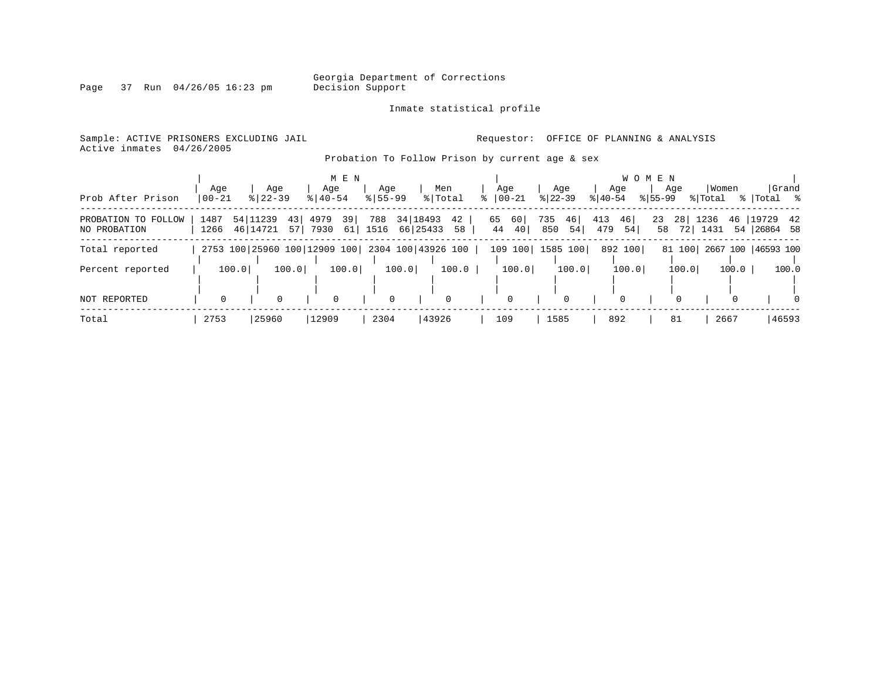Georgia Department of Corrections
Decision Support

Inmate statistical profile

Sample: ACTIVE PRISONERS EXCLUDING JAIL

Requestor: OFFICE OF PLANNING & ANALYSIS

Active inmates 04/26/2005

Probation To Follow Prison by current age & sex

| Prob After Prison | MEN Age 00-21 | % | Age 22-39 | % | Age 40-54 | % | Age 55-99 | % | Men Total | % | WOMEN Age 00-21 | % | Age 22-39 | % | Age 40-54 | % | Age 55-99 | % | Women Total | % | Grand Total | % |
|---|---|---|---|---|---|---|---|---|---|---|---|---|---|---|---|---|---|---|---|---|---|---|
| PROBATION TO FOLLOW | 1487 | 54 | 11239 | 43 | 4979 | 39 | 788 | 34 | 18493 | 42 | 65 | 60 | 735 | 46 | 413 | 46 | 23 | 28 | 1236 | 46 | 19729 | 42 |
| NO PROBATION | 1266 | 46 | 14721 | 57 | 7930 | 61 | 1516 | 66 | 25433 | 58 | 44 | 40 | 850 | 54 | 479 | 54 | 58 | 72 | 1431 | 54 | 26864 | 58 |
| Total reported | 2753 | 100 | 25960 | 100 | 12909 | 100 | 2304 | 100 | 43926 | 100 | 109 | 100 | 1585 | 100 | 892 | 100 | 81 | 100 | 2667 | 100 | 46593 | 100 |
| Percent reported | 100.0 | | 100.0 | | 100.0 | | 100.0 | | 100.0 | | 100.0 | | 100.0 | | 100.0 | | 100.0 | | 100.0 | | 100.0 | |
| NOT REPORTED | 0 | | 0 | | 0 | | 0 | | 0 | | 0 | | 0 | | 0 | | 0 | | 0 | | 0 | |
| Total | 2753 | | 25960 | | 12909 | | 2304 | | 43926 | | 109 | | 1585 | | 892 | | 81 | | 2667 | | 46593 | |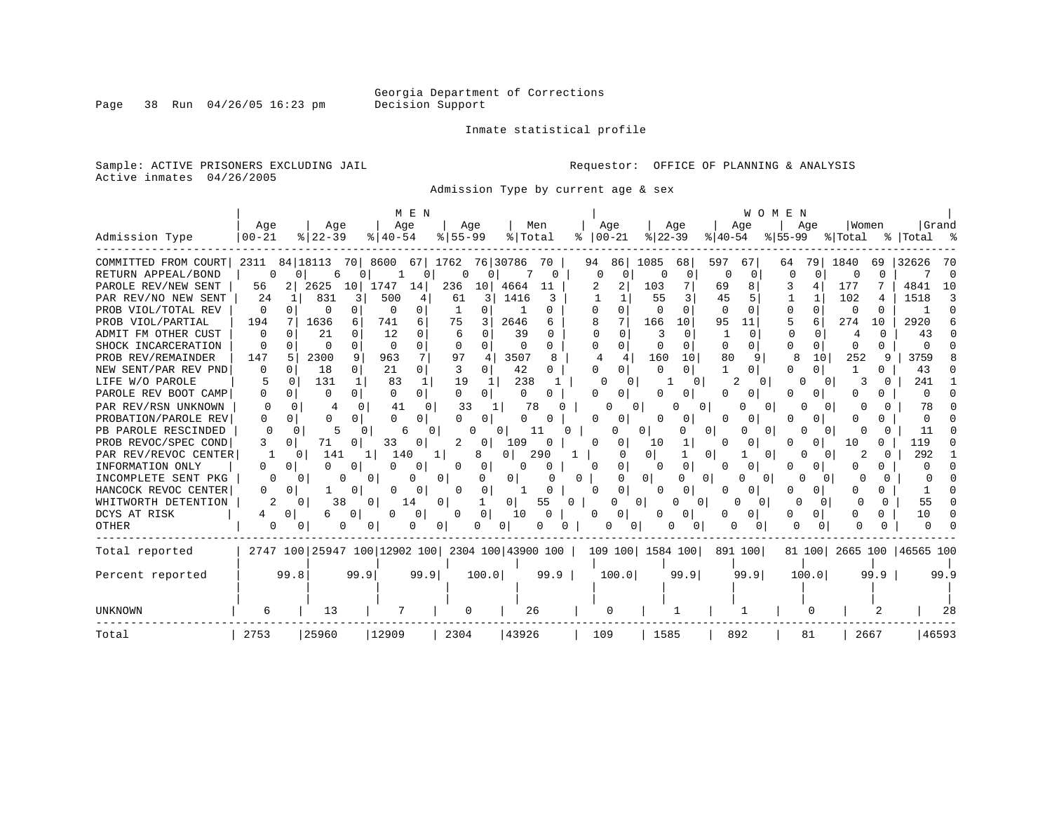Georgia Department of Corrections
Decision Support

Inmate statistical profile

Sample: ACTIVE PRISONERS EXCLUDING JAIL
Active inmates 04/26/2005

Requestor: OFFICE OF PLANNING & ANALYSIS

Admission Type by current age & sex

| Admission Type | MEN Age 00-21 | % | Age 22-39 | % | Age 40-54 | % | Age 55-99 | % | Men Total | % | WOMEN Age 00-21 | % | Age 22-39 | % | Age 40-54 | % | Age 55-99 | % | Women Total | % | Grand Total | % |
|---|---|---|---|---|---|---|---|---|---|---|---|---|---|---|---|---|---|---|---|---|---|---|
| COMMITTED FROM COURT | 2311 | 84 | 18113 | 70 | 8600 | 67 | 1762 | 76 | 30786 | 70 | 94 | 86 | 1085 | 68 | 597 | 67 | 64 | 79 | 1840 | 69 | 32626 | 70 |
| RETURN APPEAL/BOND | 0 | 0 | 6 | 0 | 1 | 0 | 0 | 0 | 7 | 0 | 0 | 0 | 0 | 0 | 0 | 0 | 0 | 0 | 0 | 0 | 7 | 0 |
| PAROLE REV/NEW SENT | 56 | 2 | 2625 | 10 | 1747 | 14 | 236 | 10 | 4664 | 11 | 2 | 2 | 103 | 7 | 69 | 8 | 3 | 4 | 177 | 7 | 4841 | 10 |
| PAR REV/NO NEW SENT | 24 | 1 | 831 | 3 | 500 | 4 | 61 | 3 | 1416 | 3 | 1 | 1 | 55 | 3 | 45 | 5 | 1 | 1 | 102 | 4 | 1518 | 3 |
| PROB VIOL/TOTAL REV | 0 | 0 | 0 | 0 | 0 | 0 | 1 | 0 | 1 | 0 | 0 | 0 | 0 | 0 | 0 | 0 | 0 | 0 | 0 | 0 | 1 | 0 |
| PROB VIOL/PARTIAL | 194 | 7 | 1636 | 6 | 741 | 6 | 75 | 3 | 2646 | 6 | 8 | 7 | 166 | 10 | 95 | 11 | 5 | 6 | 274 | 10 | 2920 | 6 |
| ADMIT FM OTHER CUST | 0 | 0 | 21 | 0 | 12 | 0 | 6 | 0 | 39 | 0 | 0 | 0 | 3 | 0 | 1 | 0 | 0 | 0 | 4 | 0 | 43 | 0 |
| SHOCK INCARCERATION | 0 | 0 | 0 | 0 | 0 | 0 | 0 | 0 | 0 | 0 | 0 | 0 | 0 | 0 | 0 | 0 | 0 | 0 | 0 | 0 | 0 | 0 |
| PROB REV/REMAINDER | 147 | 5 | 2300 | 9 | 963 | 7 | 97 | 4 | 3507 | 8 | 4 | 4 | 160 | 10 | 80 | 9 | 8 | 10 | 252 | 9 | 3759 | 8 |
| NEW SENT/PAR REV PND | 0 | 0 | 18 | 0 | 21 | 0 | 3 | 0 | 42 | 0 | 0 | 0 | 0 | 0 | 1 | 0 | 0 | 0 | 1 | 0 | 43 | 0 |
| LIFE W/O PAROLE | 5 | 0 | 131 | 1 | 83 | 1 | 19 | 1 | 238 | 1 | 0 | 0 | 1 | 0 | 2 | 0 | 0 | 0 | 3 | 0 | 241 | 1 |
| PAROLE REV BOOT CAMP | 0 | 0 | 0 | 0 | 0 | 0 | 0 | 0 | 0 | 0 | 0 | 0 | 0 | 0 | 0 | 0 | 0 | 0 | 0 | 0 | 0 | 0 |
| PAR REV/RSN UNKNOWN | 0 | 0 | 4 | 0 | 41 | 0 | 33 | 1 | 78 | 0 | 0 | 0 | 0 | 0 | 0 | 0 | 0 | 0 | 0 | 0 | 78 | 0 |
| PROBATION/PAROLE REV | 0 | 0 | 0 | 0 | 0 | 0 | 0 | 0 | 0 | 0 | 0 | 0 | 0 | 0 | 0 | 0 | 0 | 0 | 0 | 0 | 0 | 0 |
| PB PAROLE RESCINDED | 0 | 0 | 5 | 0 | 6 | 0 | 0 | 0 | 11 | 0 | 0 | 0 | 0 | 0 | 0 | 0 | 0 | 0 | 0 | 0 | 11 | 0 |
| PROB REVOC/SPEC COND | 3 | 0 | 71 | 0 | 33 | 0 | 2 | 0 | 109 | 0 | 0 | 0 | 10 | 1 | 0 | 0 | 0 | 0 | 10 | 0 | 119 | 0 |
| PAR REV/REVOC CENTER | 1 | 0 | 141 | 1 | 140 | 1 | 8 | 0 | 290 | 1 | 0 | 0 | 1 | 0 | 1 | 0 | 0 | 0 | 2 | 0 | 292 | 1 |
| INFORMATION ONLY | 0 | 0 | 0 | 0 | 0 | 0 | 0 | 0 | 0 | 0 | 0 | 0 | 0 | 0 | 0 | 0 | 0 | 0 | 0 | 0 | 0 | 0 |
| INCOMPLETE SENT PKG | 0 | 0 | 0 | 0 | 0 | 0 | 0 | 0 | 0 | 0 | 0 | 0 | 0 | 0 | 0 | 0 | 0 | 0 | 0 | 0 | 0 | 0 |
| HANCOCK REVOC CENTER | 0 | 0 | 1 | 0 | 0 | 0 | 0 | 0 | 1 | 0 | 0 | 0 | 0 | 0 | 0 | 0 | 0 | 0 | 0 | 0 | 1 | 0 |
| WHITWORTH DETENTION | 2 | 0 | 38 | 0 | 14 | 0 | 1 | 0 | 55 | 0 | 0 | 0 | 0 | 0 | 0 | 0 | 0 | 0 | 0 | 0 | 55 | 0 |
| DCYS AT RISK | 4 | 0 | 6 | 0 | 0 | 0 | 0 | 0 | 10 | 0 | 0 | 0 | 0 | 0 | 0 | 0 | 0 | 0 | 0 | 0 | 10 | 0 |
| OTHER | 0 | 0 | 0 | 0 | 0 | 0 | 0 | 0 | 0 | 0 | 0 | 0 | 0 | 0 | 0 | 0 | 0 | 0 | 0 | 0 | 0 | 0 |
| Total reported | 2747 | 100 | 25947 | 100 | 12902 | 100 | 2304 | 100 | 43900 | 100 | 109 | 100 | 1584 | 100 | 891 | 100 | 81 | 100 | 2665 | 100 | 46565 | 100 |
| Percent reported | 99.8 | | 99.9 | | 99.9 | | 100.0 | | 99.9 | | 100.0 | | 99.9 | | 99.9 | | 100.0 | | 99.9 | | 99.9 | |
| UNKNOWN | 6 | | 13 | | 7 | | 0 | | 26 | | 0 | | 1 | | 1 | | 0 | | 2 | | 28 | |
| Total | 2753 | | 25960 | | 12909 | | 2304 | | 43926 | | 109 | | 1585 | | 892 | | 81 | | 2667 | | 46593 | |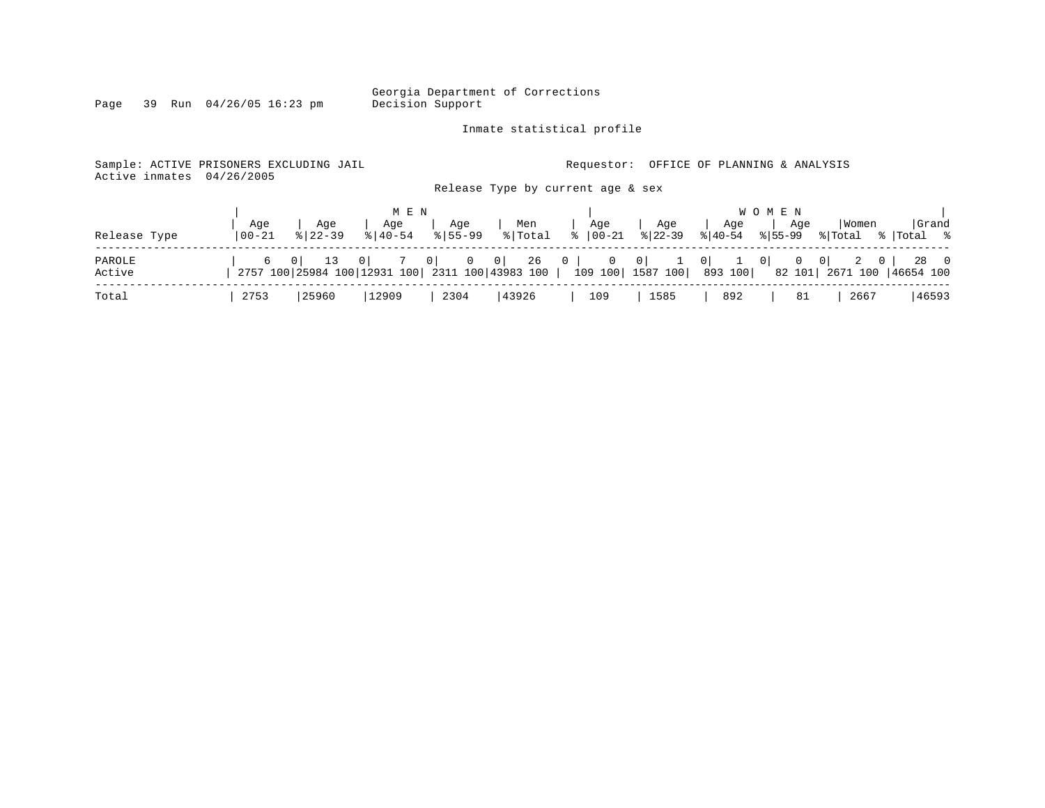Georgia Department of Corrections
Decision Support

Inmate statistical profile

Sample: ACTIVE PRISONERS EXCLUDING JAIL — Requestor: OFFICE OF PLANNING & ANALYSIS
Active inmates 04/26/2005

Release Type by current age & sex

| Release Type | MEN Age 00-21 | % | Age 22-39 | % | Age 40-54 | % | Age 55-99 | % | Men Total | % | WOMEN Age 00-21 | % | Age 22-39 | % | Age 40-54 | % | Age 55-99 | % | Women Total | % | Grand Total | % |
|---|---|---|---|---|---|---|---|---|---|---|---|---|---|---|---|---|---|---|---|---|---|---|
| PAROLE | 6 | 0 | 13 | 0 | 7 | 0 | 0 | 0 | 26 | 0 | 0 | 0 | 1 | 0 | 1 | 0 | 0 | 0 | 2 | 0 | 28 | 0 |
| Active | 2757 | 100 | 25984 | 100 | 12931 | 100 | 2311 | 100 | 43983 | 100 | 109 | 100 | 1587 | 100 | 893 | 100 | 82 | 101 | 2671 | 100 | 46654 | 100 |
| Total | 2753 | | 25960 | | 12909 | | 2304 | | 43926 | | 109 | | 1585 | | 892 | | 81 | | 2667 | | 46593 | |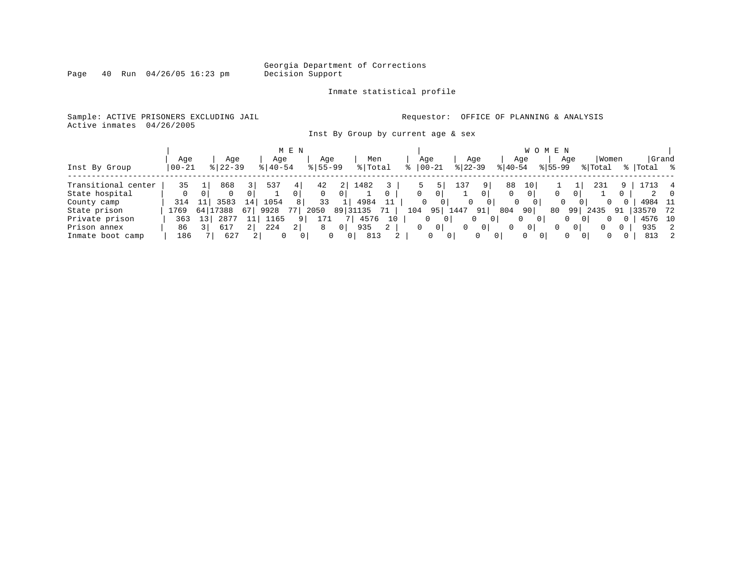Georgia Department of Corrections
Decision Support

Inmate statistical profile

Sample: ACTIVE PRISONERS EXCLUDING JAIL

Requestor: OFFICE OF PLANNING & ANALYSIS

Active inmates 04/26/2005

Inst By Group by current age & sex

| Inst By Group | MEN Age 00-21 | % | Age 22-39 | % | Age 40-54 | % | Age 55-99 | % | Men Total | % | WOMEN Age 00-21 | % | Age 22-39 | % | Age 40-54 | % | Age 55-99 | % | Women Total | % | Grand Total | % |
|---|---|---|---|---|---|---|---|---|---|---|---|---|---|---|---|---|---|---|---|---|---|---|
| Transitional center | 35 | 1 | 868 | 3 | 537 | 4 | 42 | 2 | 1482 | 3 | 5 | 5 | 137 | 9 | 88 | 10 | 1 | 1 | 231 | 9 | 1713 | 4 |
| State hospital | 0 | 0 | 0 | 0 | 1 | 0 | 0 | 0 | 1 | 0 | 0 | 0 | 1 | 0 | 0 | 0 | 0 | 0 | 1 | 0 | 2 | 0 |
| County camp | 314 | 11 | 3583 | 14 | 1054 | 8 | 33 | 1 | 4984 | 11 | 0 | 0 | 0 | 0 | 0 | 0 | 0 | 0 | 0 | 0 | 4984 | 11 |
| State prison | 1769 | 64 | 17388 | 67 | 9928 | 77 | 2050 | 89 | 31135 | 71 | 104 | 95 | 1447 | 91 | 804 | 90 | 80 | 99 | 2435 | 91 | 33570 | 72 |
| Private prison | 363 | 13 | 2877 | 11 | 1165 | 9 | 171 | 7 | 4576 | 10 | 0 | 0 | 0 | 0 | 0 | 0 | 0 | 0 | 0 | 0 | 4576 | 10 |
| Prison annex | 86 | 3 | 617 | 2 | 224 | 2 | 8 | 0 | 935 | 2 | 0 | 0 | 0 | 0 | 0 | 0 | 0 | 0 | 0 | 0 | 935 | 2 |
| Inmate boot camp | 186 | 7 | 627 | 2 | 0 | 0 | 0 | 0 | 813 | 2 | 0 | 0 | 0 | 0 | 0 | 0 | 0 | 0 | 0 | 0 | 813 | 2 |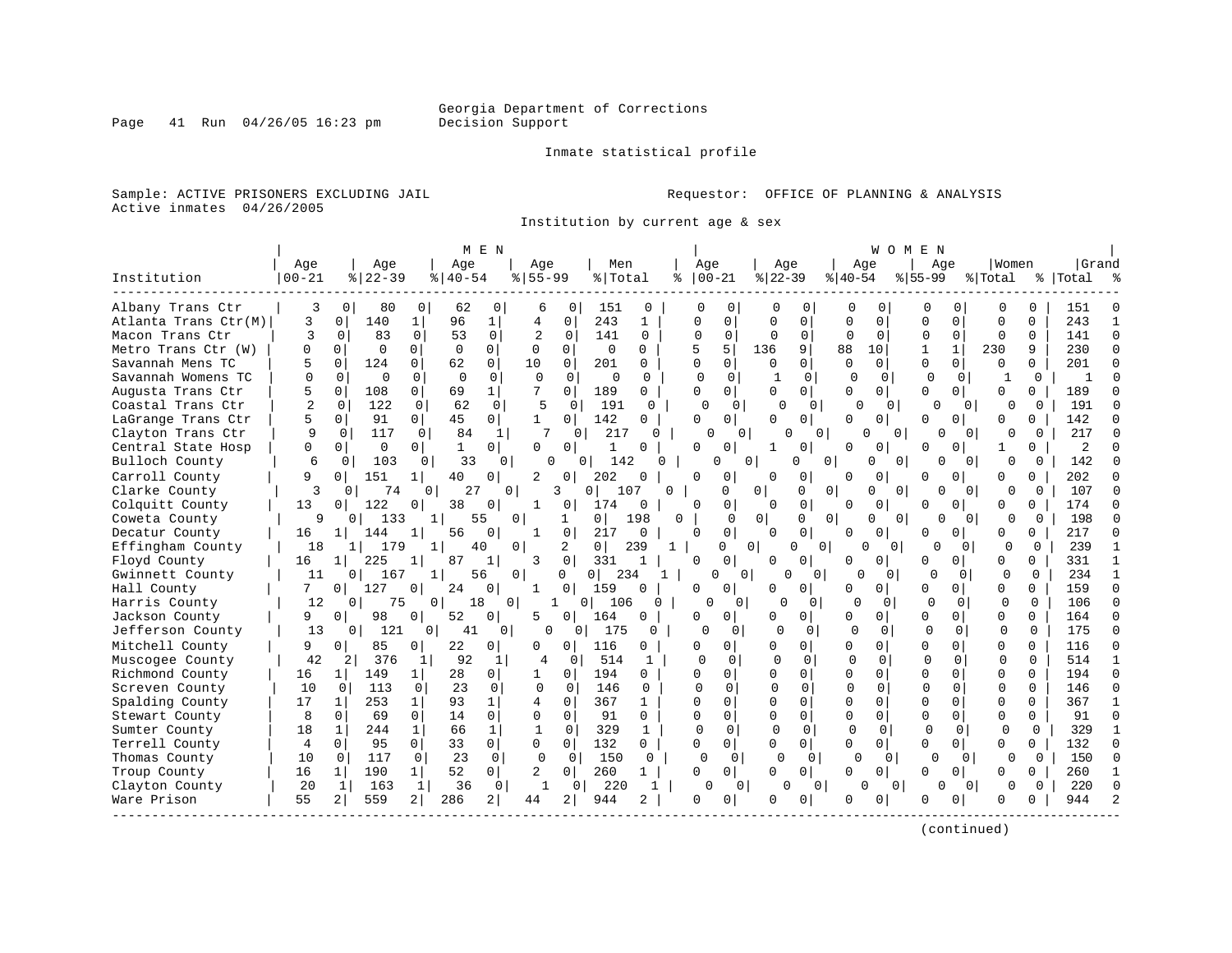Georgia Department of Corrections
Decision Support

Page 41 Run 04/26/05 16:23 pm

Inmate statistical profile

Sample: ACTIVE PRISONERS EXCLUDING JAIL

Requestor: OFFICE OF PLANNING & ANALYSIS

Active inmates 04/26/2005

Institution by current age & sex

| Institution | MEN Age 00-21 | % | Age 22-39 | % | Age 40-54 | % | Age 55-99 | % | Men Total | % | WOMEN Age 00-21 | % | Age 22-39 | % | Age 40-54 | % | Age 55-99 | % | Women Total | % | Grand Total | % |
|---|---|---|---|---|---|---|---|---|---|---|---|---|---|---|---|---|---|---|---|---|---|---|
| Albany Trans Ctr | 3 | 0 | 80 | 0 | 62 | 0 | 6 | 0 | 151 | 0 | 0 | 0 | 0 | 0 | 0 | 0 | 0 | 0 | 0 | 0 | 151 | 0 |
| Atlanta Trans Ctr(M) | 3 | 0 | 140 | 1 | 96 | 1 | 4 | 0 | 243 | 1 | 0 | 0 | 0 | 0 | 0 | 0 | 0 | 0 | 0 | 0 | 243 | 1 |
| Macon Trans Ctr | 3 | 0 | 83 | 0 | 53 | 0 | 2 | 0 | 141 | 0 | 0 | 0 | 0 | 0 | 0 | 0 | 0 | 0 | 0 | 0 | 141 | 0 |
| Metro Trans Ctr (W) | 0 | 0 | 0 | 0 | 0 | 0 | 0 | 0 | 0 | 0 | 5 | 5 | 136 | 9 | 88 | 10 | 1 | 1 | 230 | 9 | 230 | 0 |
| Savannah Mens TC | 5 | 0 | 124 | 0 | 62 | 0 | 10 | 0 | 201 | 0 | 0 | 0 | 0 | 0 | 0 | 0 | 0 | 0 | 0 | 0 | 201 | 0 |
| Savannah Womens TC | 0 | 0 | 0 | 0 | 0 | 0 | 0 | 0 | 0 | 0 | 0 | 0 | 1 | 0 | 0 | 0 | 0 | 0 | 1 | 0 | 1 | 0 |
| Augusta Trans Ctr | 5 | 0 | 108 | 0 | 69 | 1 | 7 | 0 | 189 | 0 | 0 | 0 | 0 | 0 | 0 | 0 | 0 | 0 | 0 | 0 | 189 | 0 |
| Coastal Trans Ctr | 2 | 0 | 122 | 0 | 62 | 0 | 5 | 0 | 191 | 0 | 0 | 0 | 0 | 0 | 0 | 0 | 0 | 0 | 0 | 0 | 191 | 0 |
| LaGrange Trans Ctr | 5 | 0 | 91 | 0 | 45 | 0 | 1 | 0 | 142 | 0 | 0 | 0 | 0 | 0 | 0 | 0 | 0 | 0 | 0 | 0 | 142 | 0 |
| Clayton Trans Ctr | 9 | 0 | 117 | 0 | 84 | 1 | 7 | 0 | 217 | 0 | 0 | 0 | 0 | 0 | 0 | 0 | 0 | 0 | 0 | 0 | 217 | 0 |
| Central State Hosp | 0 | 0 | 0 | 0 | 1 | 0 | 0 | 0 | 1 | 0 | 0 | 0 | 1 | 0 | 0 | 0 | 0 | 0 | 1 | 0 | 2 | 0 |
| Bulloch County | 6 | 0 | 103 | 0 | 33 | 0 | 0 | 0 | 142 | 0 | 0 | 0 | 0 | 0 | 0 | 0 | 0 | 0 | 0 | 0 | 142 | 0 |
| Carroll County | 9 | 0 | 151 | 1 | 40 | 0 | 2 | 0 | 202 | 0 | 0 | 0 | 0 | 0 | 0 | 0 | 0 | 0 | 0 | 0 | 202 | 0 |
| Clarke County | 3 | 0 | 74 | 0 | 27 | 0 | 3 | 0 | 107 | 0 | 0 | 0 | 0 | 0 | 0 | 0 | 0 | 0 | 0 | 0 | 107 | 0 |
| Colquitt County | 13 | 0 | 122 | 0 | 38 | 0 | 1 | 0 | 174 | 0 | 0 | 0 | 0 | 0 | 0 | 0 | 0 | 0 | 0 | 0 | 174 | 0 |
| Coweta County | 9 | 0 | 133 | 1 | 55 | 0 | 1 | 0 | 198 | 0 | 0 | 0 | 0 | 0 | 0 | 0 | 0 | 0 | 0 | 0 | 198 | 0 |
| Decatur County | 16 | 1 | 144 | 1 | 56 | 0 | 1 | 0 | 217 | 0 | 0 | 0 | 0 | 0 | 0 | 0 | 0 | 0 | 0 | 0 | 217 | 0 |
| Effingham County | 18 | 1 | 179 | 1 | 40 | 0 | 2 | 0 | 239 | 1 | 0 | 0 | 0 | 0 | 0 | 0 | 0 | 0 | 0 | 0 | 239 | 1 |
| Floyd County | 16 | 1 | 225 | 1 | 87 | 1 | 3 | 0 | 331 | 1 | 0 | 0 | 0 | 0 | 0 | 0 | 0 | 0 | 0 | 0 | 331 | 1 |
| Gwinnett County | 11 | 0 | 167 | 1 | 56 | 0 | 0 | 0 | 234 | 1 | 0 | 0 | 0 | 0 | 0 | 0 | 0 | 0 | 0 | 0 | 234 | 1 |
| Hall County | 7 | 0 | 127 | 0 | 24 | 0 | 1 | 0 | 159 | 0 | 0 | 0 | 0 | 0 | 0 | 0 | 0 | 0 | 0 | 0 | 159 | 0 |
| Harris County | 12 | 0 | 75 | 0 | 18 | 0 | 1 | 0 | 106 | 0 | 0 | 0 | 0 | 0 | 0 | 0 | 0 | 0 | 0 | 0 | 106 | 0 |
| Jackson County | 9 | 0 | 98 | 0 | 52 | 0 | 5 | 0 | 164 | 0 | 0 | 0 | 0 | 0 | 0 | 0 | 0 | 0 | 0 | 0 | 164 | 0 |
| Jefferson County | 13 | 0 | 121 | 0 | 41 | 0 | 0 | 0 | 175 | 0 | 0 | 0 | 0 | 0 | 0 | 0 | 0 | 0 | 0 | 0 | 175 | 0 |
| Mitchell County | 9 | 0 | 85 | 0 | 22 | 0 | 0 | 0 | 116 | 0 | 0 | 0 | 0 | 0 | 0 | 0 | 0 | 0 | 0 | 0 | 116 | 0 |
| Muscogee County | 42 | 2 | 376 | 1 | 92 | 1 | 4 | 0 | 514 | 1 | 0 | 0 | 0 | 0 | 0 | 0 | 0 | 0 | 0 | 0 | 514 | 1 |
| Richmond County | 16 | 1 | 149 | 1 | 28 | 0 | 1 | 0 | 194 | 0 | 0 | 0 | 0 | 0 | 0 | 0 | 0 | 0 | 0 | 0 | 194 | 0 |
| Screven County | 10 | 0 | 113 | 0 | 23 | 0 | 0 | 0 | 146 | 0 | 0 | 0 | 0 | 0 | 0 | 0 | 0 | 0 | 0 | 0 | 146 | 0 |
| Spalding County | 17 | 1 | 253 | 1 | 93 | 1 | 4 | 0 | 367 | 1 | 0 | 0 | 0 | 0 | 0 | 0 | 0 | 0 | 0 | 0 | 367 | 1 |
| Stewart County | 8 | 0 | 69 | 0 | 14 | 0 | 0 | 0 | 91 | 0 | 0 | 0 | 0 | 0 | 0 | 0 | 0 | 0 | 0 | 0 | 91 | 0 |
| Sumter County | 18 | 1 | 244 | 1 | 66 | 1 | 1 | 0 | 329 | 1 | 0 | 0 | 0 | 0 | 0 | 0 | 0 | 0 | 0 | 0 | 329 | 1 |
| Terrell County | 4 | 0 | 95 | 0 | 33 | 0 | 0 | 0 | 132 | 0 | 0 | 0 | 0 | 0 | 0 | 0 | 0 | 0 | 0 | 0 | 132 | 0 |
| Thomas County | 10 | 0 | 117 | 0 | 23 | 0 | 0 | 0 | 150 | 0 | 0 | 0 | 0 | 0 | 0 | 0 | 0 | 0 | 0 | 0 | 150 | 0 |
| Troup County | 16 | 1 | 190 | 1 | 52 | 0 | 2 | 0 | 260 | 1 | 0 | 0 | 0 | 0 | 0 | 0 | 0 | 0 | 0 | 0 | 260 | 1 |
| Clayton County | 20 | 1 | 163 | 1 | 36 | 0 | 1 | 0 | 220 | 1 | 0 | 0 | 0 | 0 | 0 | 0 | 0 | 0 | 0 | 0 | 220 | 0 |
| Ware Prison | 55 | 2 | 559 | 2 | 286 | 2 | 44 | 2 | 944 | 2 | 0 | 0 | 0 | 0 | 0 | 0 | 0 | 0 | 0 | 0 | 944 | 2 |

(continued)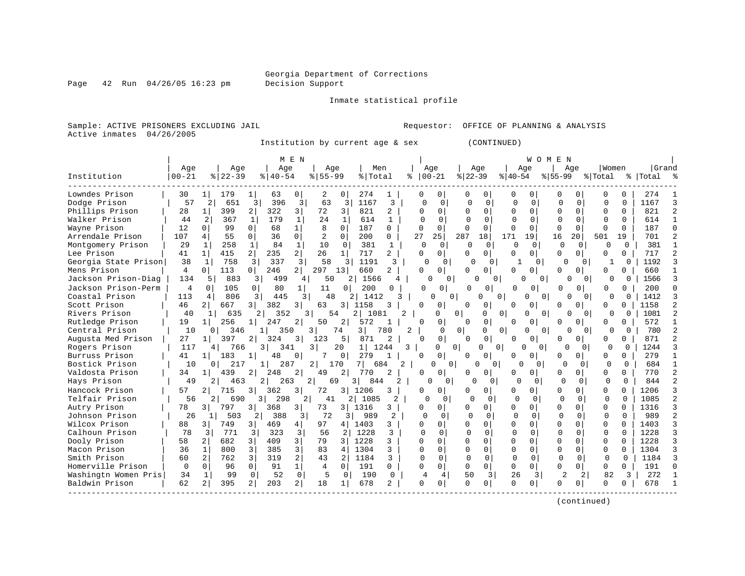Georgia Department of Corrections
Decision Support

Inmate statistical profile

Sample: ACTIVE PRISONERS EXCLUDING JAIL | Requestor: OFFICE OF PLANNING & ANALYSIS
Active inmates 04/26/2005

Institution by current age & sex (CONTINUED)

| Institution | MEN Age 00-21 | % | Age 22-39 | % | Age 40-54 | % | Age 55-99 | % | Men Total | % | WOMEN Age 00-21 | % | Age 22-39 | % | Age 40-54 | % | Age 55-99 | % | Women Total | % | Grand Total | % |
|---|---|---|---|---|---|---|---|---|---|---|---|---|---|---|---|---|---|---|---|---|---|---|
| Lowndes Prison | 30 | 1 | 179 | 1 | 63 | 0 | 2 | 0 | 274 | 1 | 0 | 0 | 0 | 0 | 0 | 0 | 0 | 0 | 0 | 0 | 274 | 1 |
| Dodge Prison | 57 | 2 | 651 | 3 | 396 | 3 | 63 | 3 | 1167 | 3 | 0 | 0 | 0 | 0 | 0 | 0 | 0 | 0 | 0 | 0 | 1167 | 3 |
| Phillips Prison | 28 | 1 | 399 | 2 | 322 | 3 | 72 | 3 | 821 | 2 | 0 | 0 | 0 | 0 | 0 | 0 | 0 | 0 | 0 | 0 | 821 | 2 |
| Walker Prison | 44 | 2 | 367 | 1 | 179 | 1 | 24 | 1 | 614 | 1 | 0 | 0 | 0 | 0 | 0 | 0 | 0 | 0 | 0 | 0 | 614 | 1 |
| Wayne Prison | 12 | 0 | 99 | 0 | 68 | 1 | 8 | 0 | 187 | 0 | 0 | 0 | 0 | 0 | 0 | 0 | 0 | 0 | 0 | 0 | 187 | 0 |
| Arrendale Prison | 107 | 4 | 55 | 0 | 36 | 0 | 2 | 0 | 200 | 0 | 27 | 25 | 287 | 18 | 171 | 19 | 16 | 20 | 501 | 19 | 701 | 2 |
| Montgomery Prison | 29 | 1 | 258 | 1 | 84 | 1 | 10 | 0 | 381 | 1 | 0 | 0 | 0 | 0 | 0 | 0 | 0 | 0 | 0 | 0 | 381 | 1 |
| Lee Prison | 41 | 1 | 415 | 2 | 235 | 2 | 26 | 1 | 717 | 2 | 0 | 0 | 0 | 0 | 0 | 0 | 0 | 0 | 0 | 0 | 717 | 2 |
| Georgia State Prison | 38 | 1 | 758 | 3 | 337 | 3 | 58 | 3 | 1191 | 3 | 0 | 0 | 0 | 0 | 1 | 0 | 0 | 0 | 1 | 0 | 1192 | 3 |
| Mens Prison | 4 | 0 | 113 | 0 | 246 | 2 | 297 | 13 | 660 | 2 | 0 | 0 | 0 | 0 | 0 | 0 | 0 | 0 | 0 | 0 | 660 | 1 |
| Jackson Prison-Diag | 134 | 5 | 883 | 3 | 499 | 4 | 50 | 2 | 1566 | 4 | 0 | 0 | 0 | 0 | 0 | 0 | 0 | 0 | 0 | 0 | 1566 | 3 |
| Jackson Prison-Perm | 4 | 0 | 105 | 0 | 80 | 1 | 11 | 0 | 200 | 0 | 0 | 0 | 0 | 0 | 0 | 0 | 0 | 0 | 0 | 0 | 200 | 0 |
| Coastal Prison | 113 | 4 | 806 | 3 | 445 | 3 | 48 | 2 | 1412 | 3 | 0 | 0 | 0 | 0 | 0 | 0 | 0 | 0 | 0 | 0 | 1412 | 3 |
| Scott Prison | 46 | 2 | 667 | 3 | 382 | 3 | 63 | 3 | 1158 | 3 | 0 | 0 | 0 | 0 | 0 | 0 | 0 | 0 | 0 | 0 | 1158 | 2 |
| Rivers Prison | 40 | 1 | 635 | 2 | 352 | 3 | 54 | 2 | 1081 | 2 | 0 | 0 | 0 | 0 | 0 | 0 | 0 | 0 | 0 | 0 | 1081 | 2 |
| Rutledge Prison | 19 | 1 | 256 | 1 | 247 | 2 | 50 | 2 | 572 | 1 | 0 | 0 | 0 | 0 | 0 | 0 | 0 | 0 | 0 | 0 | 572 | 1 |
| Central Prison | 10 | 0 | 346 | 1 | 350 | 3 | 74 | 3 | 780 | 2 | 0 | 0 | 0 | 0 | 0 | 0 | 0 | 0 | 0 | 0 | 780 | 2 |
| Augusta Med Prison | 27 | 1 | 397 | 2 | 324 | 3 | 123 | 5 | 871 | 2 | 0 | 0 | 0 | 0 | 0 | 0 | 0 | 0 | 0 | 0 | 871 | 2 |
| Rogers Prison | 117 | 4 | 766 | 3 | 341 | 3 | 20 | 1 | 1244 | 3 | 0 | 0 | 0 | 0 | 0 | 0 | 0 | 0 | 0 | 0 | 1244 | 3 |
| Burruss Prison | 41 | 1 | 183 | 1 | 48 | 0 | 7 | 0 | 279 | 1 | 0 | 0 | 0 | 0 | 0 | 0 | 0 | 0 | 0 | 0 | 279 | 1 |
| Bostick Prison | 10 | 0 | 217 | 1 | 287 | 2 | 170 | 7 | 684 | 2 | 0 | 0 | 0 | 0 | 0 | 0 | 0 | 0 | 0 | 0 | 684 | 1 |
| Valdosta Prison | 34 | 1 | 439 | 2 | 248 | 2 | 49 | 2 | 770 | 2 | 0 | 0 | 0 | 0 | 0 | 0 | 0 | 0 | 0 | 0 | 770 | 2 |
| Hays Prison | 49 | 2 | 463 | 2 | 263 | 2 | 69 | 3 | 844 | 2 | 0 | 0 | 0 | 0 | 0 | 0 | 0 | 0 | 0 | 0 | 844 | 2 |
| Hancock Prison | 57 | 2 | 715 | 3 | 362 | 3 | 72 | 3 | 1206 | 3 | 0 | 0 | 0 | 0 | 0 | 0 | 0 | 0 | 0 | 0 | 1206 | 3 |
| Telfair Prison | 56 | 2 | 690 | 3 | 298 | 2 | 41 | 2 | 1085 | 2 | 0 | 0 | 0 | 0 | 0 | 0 | 0 | 0 | 0 | 0 | 1085 | 2 |
| Autry Prison | 78 | 3 | 797 | 3 | 368 | 3 | 73 | 3 | 1316 | 3 | 0 | 0 | 0 | 0 | 0 | 0 | 0 | 0 | 0 | 0 | 1316 | 3 |
| Johnson Prison | 26 | 1 | 503 | 2 | 388 | 3 | 72 | 3 | 989 | 2 | 0 | 0 | 0 | 0 | 0 | 0 | 0 | 0 | 0 | 0 | 989 | 2 |
| Wilcox Prison | 88 | 3 | 749 | 3 | 469 | 4 | 97 | 4 | 1403 | 3 | 0 | 0 | 0 | 0 | 0 | 0 | 0 | 0 | 0 | 0 | 1403 | 3 |
| Calhoun Prison | 78 | 3 | 771 | 3 | 323 | 3 | 56 | 2 | 1228 | 3 | 0 | 0 | 0 | 0 | 0 | 0 | 0 | 0 | 0 | 0 | 1228 | 3 |
| Dooly Prison | 58 | 2 | 682 | 3 | 409 | 3 | 79 | 3 | 1228 | 3 | 0 | 0 | 0 | 0 | 0 | 0 | 0 | 0 | 0 | 0 | 1228 | 3 |
| Macon Prison | 36 | 1 | 800 | 3 | 385 | 3 | 83 | 4 | 1304 | 3 | 0 | 0 | 0 | 0 | 0 | 0 | 0 | 0 | 0 | 0 | 1304 | 3 |
| Smith Prison | 60 | 2 | 762 | 3 | 319 | 2 | 43 | 2 | 1184 | 3 | 0 | 0 | 0 | 0 | 0 | 0 | 0 | 0 | 0 | 0 | 1184 | 3 |
| Homerville Prison | 0 | 0 | 96 | 0 | 91 | 1 | 4 | 0 | 191 | 0 | 0 | 0 | 0 | 0 | 0 | 0 | 0 | 0 | 0 | 0 | 191 | 0 |
| Washingtn Women Pris | 34 | 1 | 99 | 0 | 52 | 0 | 5 | 0 | 190 | 0 | 4 | 4 | 50 | 3 | 26 | 3 | 2 | 2 | 82 | 3 | 272 | 1 |
| Baldwin Prison | 62 | 2 | 395 | 2 | 203 | 2 | 18 | 1 | 678 | 2 | 0 | 0 | 0 | 0 | 0 | 0 | 0 | 0 | 0 | 0 | 678 | 1 |

(continued)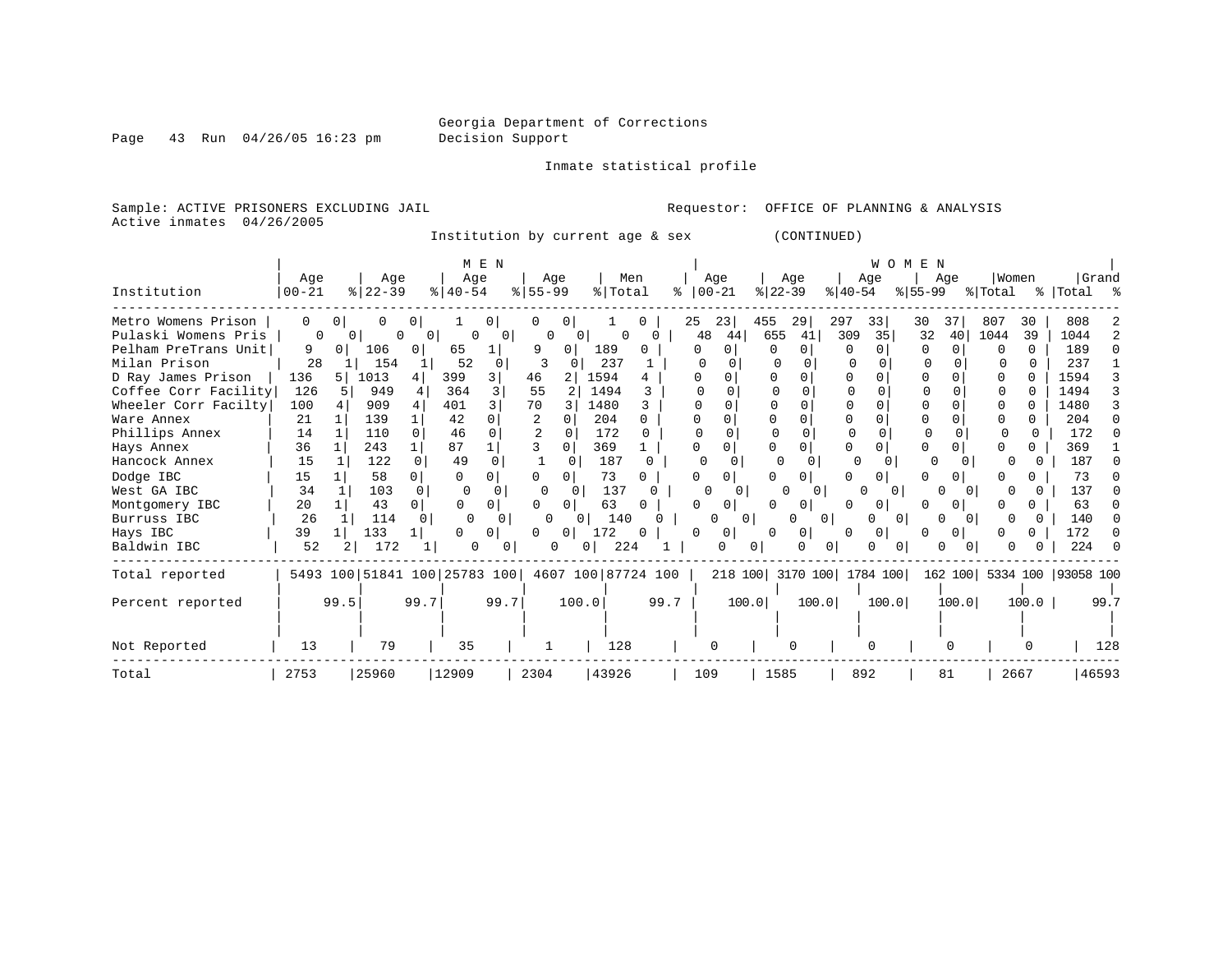Georgia Department of Corrections
Decision Support

Page 43 Run 04/26/05 16:23 pm

Inmate statistical profile

Sample: ACTIVE PRISONERS EXCLUDING JAIL

Requestor: OFFICE OF PLANNING & ANALYSIS

Active inmates 04/26/2005

Institution by current age & sex (CONTINUED)

| Institution | MEN Age 00-21 | % | Age 22-39 | % | Age 40-54 | % | Age 55-99 | % | Men Total | % | WOMEN Age 00-21 | % | Age 22-39 | % | Age 40-54 | % | Age 55-99 | % | Women Total | % | Grand Total | % |
|---|---|---|---|---|---|---|---|---|---|---|---|---|---|---|---|---|---|---|---|---|---|---|
| Metro Womens Prison | 0 | 0 | 0 | 0 | 1 | 0 | 0 | 0 | 1 | 0 | 25 | 23 | 455 | 29 | 297 | 33 | 30 | 37 | 807 | 30 | 808 | 2 |
| Pulaski Womens Pris | 0 | 0 | 0 | 0 | 0 | 0 | 0 | 0 | 0 | 0 | 48 | 44 | 655 | 41 | 309 | 35 | 32 | 40 | 1044 | 39 | 1044 | 2 |
| Pelham PreTrans Unit | 9 | 0 | 106 | 0 | 65 | 1 | 9 | 0 | 189 | 0 | 0 | 0 | 0 | 0 | 0 | 0 | 0 | 0 | 0 | 0 | 189 | 0 |
| Milan Prison | 28 | 1 | 154 | 1 | 52 | 0 | 3 | 0 | 237 | 1 | 0 | 0 | 0 | 0 | 0 | 0 | 0 | 0 | 0 | 0 | 237 | 1 |
| D Ray James Prison | 136 | 5 | 1013 | 4 | 399 | 3 | 46 | 2 | 1594 | 4 | 0 | 0 | 0 | 0 | 0 | 0 | 0 | 0 | 0 | 0 | 1594 | 3 |
| Coffee Corr Facility | 126 | 5 | 949 | 4 | 364 | 3 | 55 | 2 | 1494 | 3 | 0 | 0 | 0 | 0 | 0 | 0 | 0 | 0 | 0 | 0 | 1494 | 3 |
| Wheeler Corr Facilty | 100 | 4 | 909 | 4 | 401 | 3 | 70 | 3 | 1480 | 3 | 0 | 0 | 0 | 0 | 0 | 0 | 0 | 0 | 0 | 0 | 1480 | 3 |
| Ware Annex | 21 | 1 | 139 | 1 | 42 | 0 | 2 | 0 | 204 | 0 | 0 | 0 | 0 | 0 | 0 | 0 | 0 | 0 | 0 | 0 | 204 | 0 |
| Phillips Annex | 14 | 1 | 110 | 0 | 46 | 0 | 2 | 0 | 172 | 0 | 0 | 0 | 0 | 0 | 0 | 0 | 0 | 0 | 0 | 0 | 172 | 0 |
| Hays Annex | 36 | 1 | 243 | 1 | 87 | 1 | 3 | 0 | 369 | 1 | 0 | 0 | 0 | 0 | 0 | 0 | 0 | 0 | 0 | 0 | 369 | 1 |
| Hancock Annex | 15 | 1 | 122 | 0 | 49 | 0 | 1 | 0 | 187 | 0 | 0 | 0 | 0 | 0 | 0 | 0 | 0 | 0 | 0 | 0 | 187 | 0 |
| Dodge IBC | 15 | 1 | 58 | 0 | 0 | 0 | 0 | 0 | 73 | 0 | 0 | 0 | 0 | 0 | 0 | 0 | 0 | 0 | 0 | 0 | 73 | 0 |
| West GA IBC | 34 | 1 | 103 | 0 | 0 | 0 | 0 | 0 | 137 | 0 | 0 | 0 | 0 | 0 | 0 | 0 | 0 | 0 | 0 | 0 | 137 | 0 |
| Montgomery IBC | 20 | 1 | 43 | 0 | 0 | 0 | 0 | 0 | 63 | 0 | 0 | 0 | 0 | 0 | 0 | 0 | 0 | 0 | 0 | 0 | 63 | 0 |
| Burruss IBC | 26 | 1 | 114 | 0 | 0 | 0 | 0 | 0 | 140 | 0 | 0 | 0 | 0 | 0 | 0 | 0 | 0 | 0 | 0 | 0 | 140 | 0 |
| Hays IBC | 39 | 1 | 133 | 1 | 0 | 0 | 0 | 0 | 172 | 0 | 0 | 0 | 0 | 0 | 0 | 0 | 0 | 0 | 0 | 0 | 172 | 0 |
| Baldwin IBC | 52 | 2 | 172 | 1 | 0 | 0 | 0 | 0 | 224 | 1 | 0 | 0 | 0 | 0 | 0 | 0 | 0 | 0 | 0 | 0 | 224 | 0 |
| Total reported | 5493 | 100 | 51841 | 100 | 25783 | 100 | 4607 | 100 | 87724 | 100 | 218 | 100 | 3170 | 100 | 1784 | 100 | 162 | 100 | 5334 | 100 | 93058 | 100 |
| Percent reported | | 99.5 | | 99.7 | | 99.7 | | 100.0 | | 99.7 | | 100.0 | | 100.0 | | 100.0 | | 100.0 | | 100.0 | | 99.7 |
| Not Reported | 13 | | 79 | | 35 | | 1 | | 128 | | 0 | | 0 | | 0 | | 0 | | 0 | | 128 | |
| Total | 2753 | | 25960 | | 12909 | | 2304 | | 43926 | | 109 | | 1585 | | 892 | | 81 | | 2667 | | 46593 | |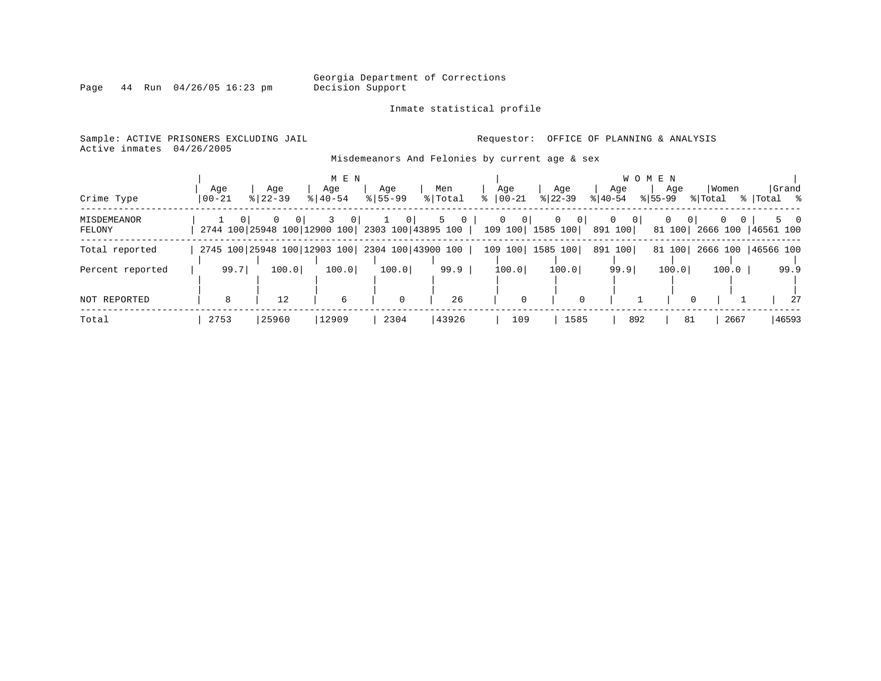Georgia Department of Corrections
Decision Support

Inmate statistical profile

Sample: ACTIVE PRISONERS EXCLUDING JAIL

Requestor: OFFICE OF PLANNING & ANALYSIS

Active inmates 04/26/2005

Misdemeanors And Felonies by current age & sex

| Crime Type | MEN Age 00-21 | % | Age 22-39 | % | Age 40-54 | % | Age 55-99 | % | Men Total | % | WOMEN Age 00-21 | % | Age 22-39 | % | Age 40-54 | % | Age 55-99 | % | Women Total | % | Grand Total | % |
|---|---|---|---|---|---|---|---|---|---|---|---|---|---|---|---|---|---|---|---|---|---|---|
| MISDEMEANOR | 1 | 0 | 0 | 0 | 3 | 0 | 1 | 0 | 5 | 0 | 0 | 0 | 0 | 0 | 0 | 0 | 0 | 0 | 0 | 0 | 5 | 0 |
| FELONY | 2744 | 100 | 25948 | 100 | 12900 | 100 | 2303 | 100 | 43895 | 100 | 109 | 100 | 1585 | 100 | 891 | 100 | 81 | 100 | 2666 | 100 | 46561 | 100 |
| Total reported | 2745 | 100 | 25948 | 100 | 12903 | 100 | 2304 | 100 | 43900 | 100 | 109 | 100 | 1585 | 100 | 891 | 100 | 81 | 100 | 2666 | 100 | 46566 | 100 |
| Percent reported | 99.7 | | 100.0 | | 100.0 | | 100.0 | | 99.9 | | 100.0 | | 100.0 | | 99.9 | | 100.0 | | 100.0 | | 99.9 | |
| NOT REPORTED | 8 | | 12 | | 6 | | 0 | | 26 | | 0 | | 0 | | 1 | | 0 | | 1 | | 27 | |
| Total | 2753 | | 25960 | | 12909 | | 2304 | | 43926 | | 109 | | 1585 | | 892 | | 81 | | 2667 | | 46593 | |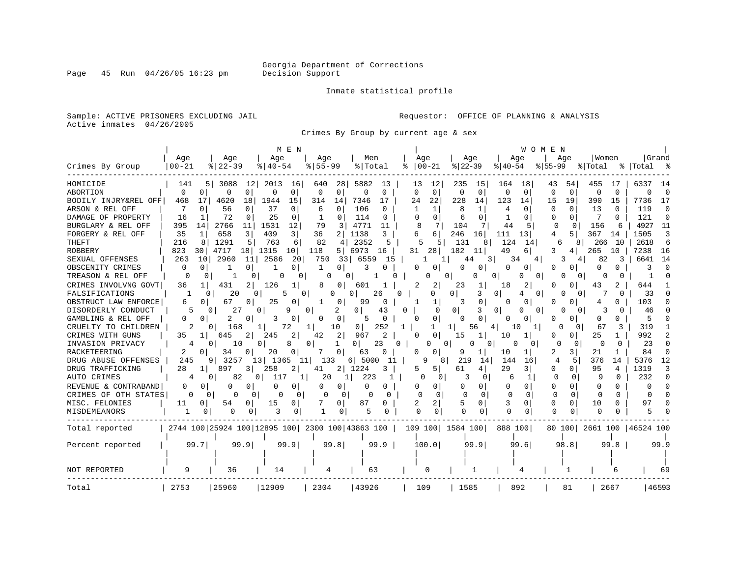Georgia Department of Corrections
Decision Support

Inmate statistical profile

Sample: ACTIVE PRISONERS EXCLUDING JAIL

Requestor: OFFICE OF PLANNING & ANALYSIS

Active inmates 04/26/2005

Crimes By Group by current age & sex

| Crimes By Group | MEN Age 00-21 | % | Age 22-39 | % | Age 40-54 | % | Age 55-99 | % | Men Total | % | WOMEN Age 00-21 | % | Age 22-39 | % | Age 40-54 | % | Age 55-99 | % | Women Total | % | Grand Total | % |
|---|---|---|---|---|---|---|---|---|---|---|---|---|---|---|---|---|---|---|---|---|---|---|
| HOMICIDE | 141 | 5 | 3088 | 12 | 2013 | 16 | 640 | 28 | 5882 | 13 | 13 | 12 | 235 | 15 | 164 | 18 | 43 | 54 | 455 | 17 | 6337 | 14 |
| ABORTION | 0 | 0 | 0 | 0 | 0 | 0 | 0 | 0 | 0 | 0 | 0 | 0 | 0 | 0 | 0 | 0 | 0 | 0 | 0 | 0 | 0 | 0 |
| BODILY INJRY&REL OFF | 468 | 17 | 4620 | 18 | 1944 | 15 | 314 | 14 | 7346 | 17 | 24 | 22 | 228 | 14 | 123 | 14 | 15 | 19 | 390 | 15 | 7736 | 17 |
| ARSON & REL OFF | 7 | 0 | 56 | 0 | 37 | 0 | 6 | 0 | 106 | 0 | 1 | 1 | 8 | 1 | 4 | 0 | 0 | 0 | 13 | 0 | 119 | 0 |
| DAMAGE OF PROPERTY | 16 | 1 | 72 | 0 | 25 | 0 | 1 | 0 | 114 | 0 | 0 | 0 | 6 | 0 | 1 | 0 | 0 | 0 | 7 | 0 | 121 | 0 |
| BURGLARY & REL OFF | 395 | 14 | 2766 | 11 | 1531 | 12 | 79 | 3 | 4771 | 11 | 8 | 7 | 104 | 7 | 44 | 5 | 0 | 0 | 156 | 6 | 4927 | 11 |
| FORGERY & REL OFF | 35 | 1 | 658 | 3 | 409 | 3 | 36 | 2 | 1138 | 3 | 6 | 6 | 246 | 16 | 111 | 13 | 4 | 5 | 367 | 14 | 1505 | 3 |
| THEFT | 216 | 8 | 1291 | 5 | 763 | 6 | 82 | 4 | 2352 | 5 | 5 | 5 | 131 | 8 | 124 | 14 | 6 | 8 | 266 | 10 | 2618 | 6 |
| ROBBERY | 823 | 30 | 4717 | 18 | 1315 | 10 | 118 | 5 | 6973 | 16 | 31 | 28 | 182 | 11 | 49 | 6 | 3 | 4 | 265 | 10 | 7238 | 16 |
| SEXUAL OFFENSES | 263 | 10 | 2960 | 11 | 2586 | 20 | 750 | 33 | 6559 | 15 | 1 | 1 | 44 | 3 | 34 | 4 | 3 | 4 | 82 | 3 | 6641 | 14 |
| OBSCENITY CRIMES | 0 | 0 | 1 | 0 | 1 | 0 | 1 | 0 | 3 | 0 | 0 | 0 | 0 | 0 | 0 | 0 | 0 | 0 | 0 | 0 | 3 | 0 |
| TREASON & REL OFF | 0 | 0 | 1 | 0 | 0 | 0 | 0 | 0 | 1 | 0 | 0 | 0 | 0 | 0 | 0 | 0 | 0 | 0 | 0 | 0 | 1 | 0 |
| CRIMES INVOLVNG GOVT | 36 | 1 | 431 | 2 | 126 | 1 | 8 | 0 | 601 | 1 | 2 | 2 | 23 | 1 | 18 | 2 | 0 | 0 | 43 | 2 | 644 | 1 |
| FALSIFICATIONS | 1 | 0 | 20 | 0 | 5 | 0 | 0 | 0 | 26 | 0 | 0 | 0 | 3 | 0 | 4 | 0 | 0 | 0 | 7 | 0 | 33 | 0 |
| OBSTRUCT LAW ENFORCE | 6 | 0 | 67 | 0 | 25 | 0 | 1 | 0 | 99 | 0 | 1 | 1 | 3 | 0 | 0 | 0 | 0 | 0 | 4 | 0 | 103 | 0 |
| DISORDERLY CONDUCT | 5 | 0 | 27 | 0 | 9 | 0 | 2 | 0 | 43 | 0 | 0 | 0 | 3 | 0 | 0 | 0 | 0 | 0 | 3 | 0 | 46 | 0 |
| GAMBLING & REL OFF | 0 | 0 | 2 | 0 | 3 | 0 | 0 | 0 | 5 | 0 | 0 | 0 | 0 | 0 | 0 | 0 | 0 | 0 | 0 | 0 | 5 | 0 |
| CRUELTY TO CHILDREN | 2 | 0 | 168 | 1 | 72 | 1 | 10 | 0 | 252 | 1 | 1 | 1 | 56 | 4 | 10 | 1 | 0 | 0 | 67 | 3 | 319 | 1 |
| CRIMES WITH GUNS | 35 | 1 | 645 | 2 | 245 | 2 | 42 | 2 | 967 | 2 | 0 | 0 | 15 | 1 | 10 | 1 | 0 | 0 | 25 | 1 | 992 | 2 |
| INVASION PRIVACY | 4 | 0 | 10 | 0 | 8 | 0 | 1 | 0 | 23 | 0 | 0 | 0 | 0 | 0 | 0 | 0 | 0 | 0 | 0 | 0 | 23 | 0 |
| RACKETEERING | 2 | 0 | 34 | 0 | 20 | 0 | 7 | 0 | 63 | 0 | 0 | 0 | 9 | 1 | 10 | 1 | 2 | 3 | 21 | 1 | 84 | 0 |
| DRUG ABUSE OFFENSES | 245 | 9 | 3257 | 13 | 1365 | 11 | 133 | 6 | 5000 | 11 | 9 | 8 | 219 | 14 | 144 | 16 | 4 | 5 | 376 | 14 | 5376 | 12 |
| DRUG TRAFFICKING | 28 | 1 | 897 | 3 | 258 | 2 | 41 | 2 | 1224 | 3 | 5 | 5 | 61 | 4 | 29 | 3 | 0 | 0 | 95 | 4 | 1319 | 3 |
| AUTO CRIMES | 4 | 0 | 82 | 0 | 117 | 1 | 20 | 1 | 223 | 1 | 0 | 0 | 3 | 0 | 6 | 1 | 0 | 0 | 9 | 0 | 232 | 0 |
| REVENUE & CONTRABAND | 0 | 0 | 0 | 0 | 0 | 0 | 0 | 0 | 0 | 0 | 0 | 0 | 0 | 0 | 0 | 0 | 0 | 0 | 0 | 0 | 0 | 0 |
| CRIMES OF OTH STATES | 0 | 0 | 0 | 0 | 0 | 0 | 0 | 0 | 0 | 0 | 0 | 0 | 0 | 0 | 0 | 0 | 0 | 0 | 0 | 0 | 0 | 0 |
| MISC. FELONIES | 11 | 0 | 54 | 0 | 15 | 0 | 7 | 0 | 87 | 0 | 2 | 2 | 5 | 0 | 3 | 0 | 0 | 0 | 10 | 0 | 97 | 0 |
| MISDEMEANORS | 1 | 0 | 0 | 0 | 3 | 0 | 1 | 0 | 5 | 0 | 0 | 0 | 0 | 0 | 0 | 0 | 0 | 0 | 0 | 0 | 5 | 0 |
| Total reported | 2744 | 100 | 25924 | 100 | 12895 | 100 | 2300 | 100 | 43863 | 100 | 109 | 100 | 1584 | 100 | 888 | 100 | 80 | 100 | 2661 | 100 | 46524 | 100 |
| Percent reported | 99.7 | | 99.9 | | 99.9 | | 99.8 | | 99.9 | | 100.0 | | 99.9 | | 99.6 | | 98.8 | | 99.8 | | 99.9 | |
| NOT REPORTED | 9 | | 36 | | 14 | | 4 | | 63 | | 0 | | 1 | | 4 | | 1 | | 6 | | 69 | |
| Total | 2753 | | 25960 | | 12909 | | 2304 | | 43926 | | 109 | | 1585 | | 892 | | 81 | | 2667 | | 46593 | |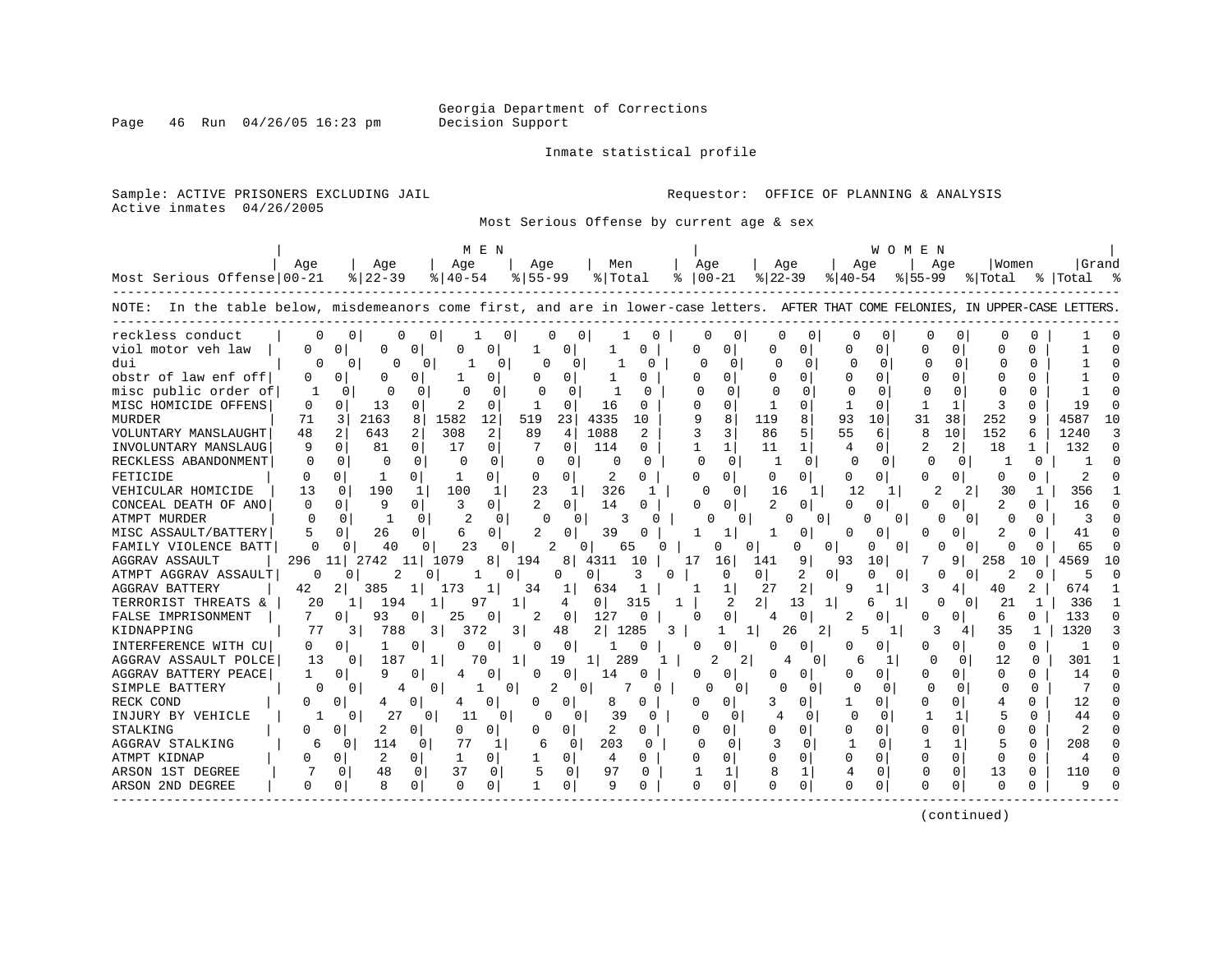Georgia Department of Corrections
Decision Support

Page 46 Run 04/26/05 16:23 pm

Inmate statistical profile

Sample: ACTIVE PRISONERS EXCLUDING JAIL
Active inmates 04/26/2005

Requestor: OFFICE OF PLANNING & ANALYSIS

Most Serious Offense by current age & sex

NOTE: In the table below, misdemeanors come first, and are in lower-case letters. AFTER THAT COME FELONIES, IN UPPER-CASE LETTERS.

| Most Serious Offense | MEN Age 00-21 | % | Age 22-39 | % | Age 40-54 | % | Age 55-99 | % | Men Total | % | WOMEN Age 00-21 | % | Age 22-39 | % | Age 40-54 | % | Age 55-99 | % | Women Total | % | Grand Total | % |
|---|---|---|---|---|---|---|---|---|---|---|---|---|---|---|---|---|---|---|---|---|---|---|
| reckless conduct | 0 | 0 | 0 | 0 | 1 | 0 | 0 | 0 | 1 | 0 | 0 | 0 | 0 | 0 | 0 | 0 | 0 | 0 | 0 | 0 | 1 | 0 |
| viol motor veh law | 0 | 0 | 0 | 0 | 0 | 0 | 1 | 0 | 1 | 0 | 0 | 0 | 0 | 0 | 0 | 0 | 0 | 0 | 0 | 0 | 1 | 0 |
| dui | 0 | 0 | 0 | 0 | 1 | 0 | 0 | 0 | 1 | 0 | 0 | 0 | 0 | 0 | 0 | 0 | 0 | 0 | 0 | 0 | 1 | 0 |
| obstr of law enf off | 0 | 0 | 0 | 0 | 1 | 0 | 0 | 0 | 1 | 0 | 0 | 0 | 0 | 0 | 0 | 0 | 0 | 0 | 0 | 0 | 1 | 0 |
| misc public order of | 1 | 0 | 0 | 0 | 0 | 0 | 0 | 0 | 1 | 0 | 0 | 0 | 0 | 0 | 0 | 0 | 0 | 0 | 0 | 0 | 1 | 0 |
| MISC HOMICIDE OFFENS | 0 | 0 | 13 | 0 | 2 | 0 | 1 | 0 | 16 | 0 | 0 | 0 | 1 | 0 | 1 | 0 | 1 | 1 | 3 | 0 | 19 | 0 |
| MURDER | 71 | 3 | 2163 | 8 | 1582 | 12 | 519 | 23 | 4335 | 10 | 9 | 8 | 119 | 8 | 93 | 10 | 31 | 38 | 252 | 9 | 4587 | 10 |
| VOLUNTARY MANSLAUGHT | 48 | 2 | 643 | 2 | 308 | 2 | 89 | 4 | 1088 | 2 | 3 | 3 | 86 | 5 | 55 | 6 | 8 | 10 | 152 | 6 | 1240 | 3 |
| INVOLUNTARY MANSLAUG | 9 | 0 | 81 | 0 | 17 | 0 | 7 | 0 | 114 | 0 | 1 | 1 | 11 | 1 | 4 | 0 | 2 | 2 | 18 | 1 | 132 | 0 |
| RECKLESS ABANDONMENT | 0 | 0 | 0 | 0 | 0 | 0 | 0 | 0 | 0 | 0 | 0 | 0 | 1 | 0 | 0 | 0 | 0 | 0 | 1 | 0 | 1 | 0 |
| FETICIDE | 0 | 0 | 1 | 0 | 1 | 0 | 0 | 0 | 2 | 0 | 0 | 0 | 0 | 0 | 0 | 0 | 0 | 0 | 0 | 0 | 2 | 0 |
| VEHICULAR HOMICIDE | 13 | 0 | 190 | 1 | 100 | 1 | 23 | 1 | 326 | 1 | 0 | 0 | 16 | 1 | 12 | 1 | 2 | 2 | 30 | 1 | 356 | 1 |
| CONCEAL DEATH OF ANO | 0 | 0 | 9 | 0 | 3 | 0 | 2 | 0 | 14 | 0 | 0 | 0 | 2 | 0 | 0 | 0 | 0 | 0 | 2 | 0 | 16 | 0 |
| ATMPT MURDER | 0 | 0 | 1 | 0 | 2 | 0 | 0 | 0 | 3 | 0 | 0 | 0 | 0 | 0 | 0 | 0 | 0 | 0 | 0 | 0 | 3 | 0 |
| MISC ASSAULT/BATTERY | 5 | 0 | 26 | 0 | 6 | 0 | 2 | 0 | 39 | 0 | 1 | 1 | 1 | 0 | 0 | 0 | 0 | 0 | 2 | 0 | 41 | 0 |
| FAMILY VIOLENCE BATT | 0 | 0 | 40 | 0 | 23 | 0 | 2 | 0 | 65 | 0 | 0 | 0 | 0 | 0 | 0 | 0 | 0 | 0 | 0 | 0 | 65 | 0 |
| AGGRAV ASSAULT | 296 | 11 | 2742 | 11 | 1079 | 8 | 194 | 8 | 4311 | 10 | 17 | 16 | 141 | 9 | 93 | 10 | 7 | 9 | 258 | 10 | 4569 | 10 |
| ATMPT AGGRAV ASSAULT | 0 | 0 | 2 | 0 | 1 | 0 | 0 | 0 | 3 | 0 | 0 | 0 | 2 | 0 | 0 | 0 | 0 | 0 | 2 | 0 | 5 | 0 |
| AGGRAV BATTERY | 42 | 2 | 385 | 1 | 173 | 1 | 34 | 1 | 634 | 1 | 1 | 1 | 27 | 2 | 9 | 1 | 3 | 4 | 40 | 2 | 674 | 1 |
| TERRORIST THREATS & | 20 | 1 | 194 | 1 | 97 | 1 | 4 | 0 | 315 | 1 | 2 | 2 | 13 | 1 | 6 | 1 | 0 | 0 | 21 | 1 | 336 | 1 |
| FALSE IMPRISONMENT | 7 | 0 | 93 | 0 | 25 | 0 | 2 | 0 | 127 | 0 | 0 | 0 | 4 | 0 | 2 | 0 | 0 | 0 | 6 | 0 | 133 | 0 |
| KIDNAPPING | 77 | 3 | 788 | 3 | 372 | 3 | 48 | 2 | 1285 | 3 | 1 | 1 | 26 | 2 | 5 | 1 | 3 | 4 | 35 | 1 | 1320 | 3 |
| INTERFERENCE WITH CU | 0 | 0 | 1 | 0 | 0 | 0 | 0 | 0 | 1 | 0 | 0 | 0 | 0 | 0 | 0 | 0 | 0 | 0 | 0 | 0 | 1 | 0 |
| AGGRAV ASSAULT POLCE | 13 | 0 | 187 | 1 | 70 | 1 | 19 | 1 | 289 | 1 | 2 | 2 | 4 | 0 | 6 | 1 | 0 | 0 | 12 | 0 | 301 | 1 |
| AGGRAV BATTERY PEACE | 1 | 0 | 9 | 0 | 4 | 0 | 0 | 0 | 14 | 0 | 0 | 0 | 0 | 0 | 0 | 0 | 0 | 0 | 0 | 0 | 14 | 0 |
| SIMPLE BATTERY | 0 | 0 | 4 | 0 | 1 | 0 | 2 | 0 | 7 | 0 | 0 | 0 | 0 | 0 | 0 | 0 | 0 | 0 | 0 | 0 | 7 | 0 |
| RECK COND | 0 | 0 | 4 | 0 | 4 | 0 | 0 | 0 | 8 | 0 | 0 | 0 | 3 | 0 | 1 | 0 | 0 | 0 | 4 | 0 | 12 | 0 |
| INJURY BY VEHICLE | 1 | 0 | 27 | 0 | 11 | 0 | 0 | 0 | 39 | 0 | 0 | 0 | 4 | 0 | 0 | 0 | 1 | 1 | 5 | 0 | 44 | 0 |
| STALKING | 0 | 0 | 2 | 0 | 0 | 0 | 0 | 0 | 2 | 0 | 0 | 0 | 0 | 0 | 0 | 0 | 0 | 0 | 0 | 0 | 2 | 0 |
| AGGRAV STALKING | 6 | 0 | 114 | 0 | 77 | 1 | 6 | 0 | 203 | 0 | 0 | 0 | 3 | 0 | 1 | 0 | 1 | 1 | 5 | 0 | 208 | 0 |
| ATMPT KIDNAP | 0 | 0 | 2 | 0 | 1 | 0 | 1 | 0 | 4 | 0 | 0 | 0 | 0 | 0 | 0 | 0 | 0 | 0 | 0 | 0 | 4 | 0 |
| ARSON 1ST DEGREE | 7 | 0 | 48 | 0 | 37 | 0 | 5 | 0 | 97 | 0 | 1 | 1 | 8 | 1 | 4 | 0 | 0 | 0 | 13 | 0 | 110 | 0 |
| ARSON 2ND DEGREE | 0 | 0 | 8 | 0 | 0 | 0 | 1 | 0 | 9 | 0 | 0 | 0 | 0 | 0 | 0 | 0 | 0 | 0 | 0 | 0 | 9 | 0 |

(continued)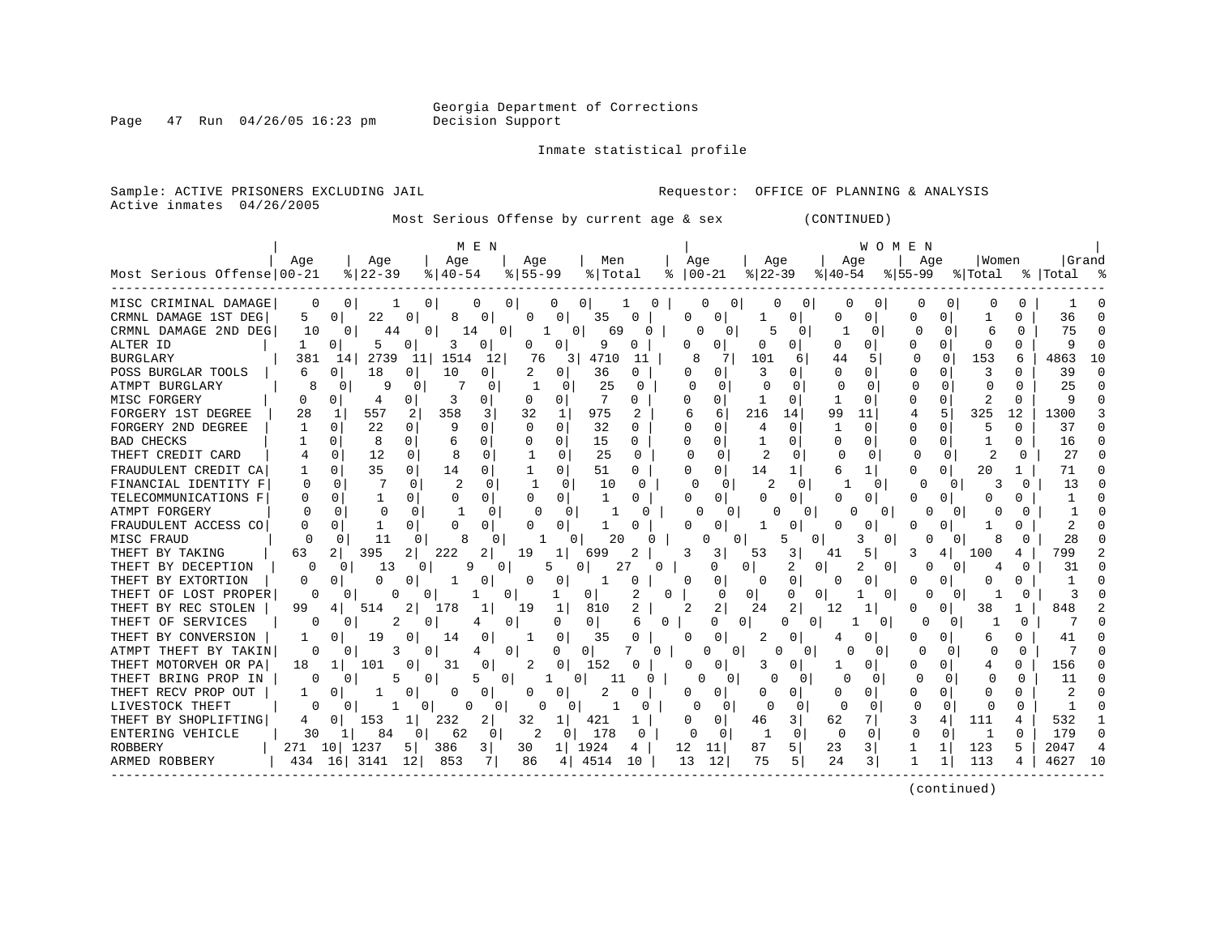Georgia Department of Corrections
Decision Support

Inmate statistical profile

Sample: ACTIVE PRISONERS EXCLUDING JAIL

Requestor: OFFICE OF PLANNING & ANALYSIS

Active inmates 04/26/2005

Most Serious Offense by current age & sex (CONTINUED)

| Most Serious Offense | MEN Age 00-21 | % | Age 22-39 | % | Age 40-54 | % | Age 55-99 | % | Men Total | % | WOMEN Age 00-21 | % | Age 22-39 | % | Age 40-54 | % | Age 55-99 | % | Women Total | % | Grand Total | % |
|---|---|---|---|---|---|---|---|---|---|---|---|---|---|---|---|---|---|---|---|---|---|---|
| MISC CRIMINAL DAMAGE | 0 | 0 | 1 | 0 | 0 | 0 | 0 | 0 | 1 | 0 | 0 | 0 | 0 | 0 | 0 | 0 | 0 | 0 | 0 | 0 | 1 | 0 |
| CRMNL DAMAGE 1ST DEG | 5 | 0 | 22 | 0 | 8 | 0 | 0 | 0 | 35 | 0 | 0 | 0 | 1 | 0 | 0 | 0 | 0 | 0 | 1 | 0 | 36 | 0 |
| CRMNL DAMAGE 2ND DEG | 10 | 0 | 44 | 0 | 14 | 0 | 1 | 0 | 69 | 0 | 0 | 0 | 5 | 0 | 1 | 0 | 0 | 0 | 6 | 0 | 75 | 0 |
| ALTER ID | 1 | 0 | 5 | 0 | 3 | 0 | 0 | 0 | 9 | 0 | 0 | 0 | 0 | 0 | 0 | 0 | 0 | 0 | 0 | 0 | 9 | 0 |
| BURGLARY | 381 | 14 | 2739 | 11 | 1514 | 12 | 76 | 3 | 4710 | 11 | 8 | 7 | 101 | 6 | 44 | 5 | 0 | 0 | 153 | 6 | 4863 | 10 |
| POSS BURGLAR TOOLS | 6 | 0 | 18 | 0 | 10 | 0 | 2 | 0 | 36 | 0 | 0 | 0 | 3 | 0 | 0 | 0 | 0 | 0 | 3 | 0 | 39 | 0 |
| ATMPT BURGLARY | 8 | 0 | 9 | 0 | 7 | 0 | 1 | 0 | 25 | 0 | 0 | 0 | 0 | 0 | 0 | 0 | 0 | 0 | 0 | 0 | 25 | 0 |
| MISC FORGERY | 0 | 0 | 4 | 0 | 3 | 0 | 0 | 0 | 7 | 0 | 0 | 0 | 1 | 0 | 1 | 0 | 0 | 0 | 2 | 0 | 9 | 0 |
| FORGERY 1ST DEGREE | 28 | 1 | 557 | 2 | 358 | 3 | 32 | 1 | 975 | 2 | 6 | 6 | 216 | 14 | 99 | 11 | 4 | 5 | 325 | 12 | 1300 | 3 |
| FORGERY 2ND DEGREE | 1 | 0 | 22 | 0 | 9 | 0 | 0 | 0 | 32 | 0 | 0 | 0 | 4 | 0 | 1 | 0 | 0 | 0 | 5 | 0 | 37 | 0 |
| BAD CHECKS | 1 | 0 | 8 | 0 | 6 | 0 | 0 | 0 | 15 | 0 | 0 | 0 | 1 | 0 | 0 | 0 | 0 | 0 | 1 | 0 | 16 | 0 |
| THEFT CREDIT CARD | 4 | 0 | 12 | 0 | 8 | 0 | 1 | 0 | 25 | 0 | 0 | 0 | 2 | 0 | 0 | 0 | 0 | 0 | 2 | 0 | 27 | 0 |
| FRAUDULENT CREDIT CA | 1 | 0 | 35 | 0 | 14 | 0 | 1 | 0 | 51 | 0 | 0 | 0 | 14 | 1 | 6 | 1 | 0 | 0 | 20 | 1 | 71 | 0 |
| FINANCIAL IDENTITY F | 0 | 0 | 7 | 0 | 2 | 0 | 1 | 0 | 10 | 0 | 0 | 0 | 2 | 0 | 1 | 0 | 0 | 0 | 3 | 0 | 13 | 0 |
| TELECOMMUNICATIONS F | 0 | 0 | 1 | 0 | 0 | 0 | 0 | 0 | 1 | 0 | 0 | 0 | 0 | 0 | 0 | 0 | 0 | 0 | 0 | 0 | 1 | 0 |
| ATMPT FORGERY | 0 | 0 | 0 | 0 | 1 | 0 | 0 | 0 | 1 | 0 | 0 | 0 | 0 | 0 | 0 | 0 | 0 | 0 | 0 | 0 | 1 | 0 |
| FRAUDULENT ACCESS CO | 0 | 0 | 1 | 0 | 0 | 0 | 0 | 0 | 1 | 0 | 0 | 0 | 1 | 0 | 0 | 0 | 0 | 0 | 1 | 0 | 2 | 0 |
| MISC FRAUD | 0 | 0 | 11 | 0 | 8 | 0 | 1 | 0 | 20 | 0 | 0 | 0 | 5 | 0 | 3 | 0 | 0 | 0 | 8 | 0 | 28 | 0 |
| THEFT BY TAKING | 63 | 2 | 395 | 2 | 222 | 2 | 19 | 1 | 699 | 2 | 3 | 3 | 53 | 3 | 41 | 5 | 3 | 4 | 100 | 4 | 799 | 2 |
| THEFT BY DECEPTION | 0 | 0 | 13 | 0 | 9 | 0 | 5 | 0 | 27 | 0 | 0 | 0 | 2 | 0 | 2 | 0 | 0 | 0 | 4 | 0 | 31 | 0 |
| THEFT BY EXTORTION | 0 | 0 | 0 | 0 | 1 | 0 | 0 | 0 | 1 | 0 | 0 | 0 | 0 | 0 | 0 | 0 | 0 | 0 | 0 | 0 | 1 | 0 |
| THEFT OF LOST PROPER | 0 | 0 | 0 | 0 | 1 | 0 | 1 | 0 | 2 | 0 | 0 | 0 | 0 | 0 | 1 | 0 | 0 | 0 | 1 | 0 | 3 | 0 |
| THEFT BY REC STOLEN | 99 | 4 | 514 | 2 | 178 | 1 | 19 | 1 | 810 | 2 | 2 | 2 | 24 | 2 | 12 | 1 | 0 | 0 | 38 | 1 | 848 | 2 |
| THEFT OF SERVICES | 0 | 0 | 2 | 0 | 4 | 0 | 0 | 0 | 6 | 0 | 0 | 0 | 0 | 0 | 1 | 0 | 0 | 0 | 1 | 0 | 7 | 0 |
| THEFT BY CONVERSION | 1 | 0 | 19 | 0 | 14 | 0 | 1 | 0 | 35 | 0 | 0 | 0 | 2 | 0 | 4 | 0 | 0 | 0 | 6 | 0 | 41 | 0 |
| ATMPT THEFT BY TAKIN | 0 | 0 | 3 | 0 | 4 | 0 | 0 | 0 | 7 | 0 | 0 | 0 | 0 | 0 | 0 | 0 | 0 | 0 | 0 | 0 | 7 | 0 |
| THEFT MOTORVEH OR PA | 18 | 1 | 101 | 0 | 31 | 0 | 2 | 0 | 152 | 0 | 0 | 0 | 3 | 0 | 1 | 0 | 0 | 0 | 4 | 0 | 156 | 0 |
| THEFT BRING PROP IN | 0 | 0 | 5 | 0 | 5 | 0 | 1 | 0 | 11 | 0 | 0 | 0 | 0 | 0 | 0 | 0 | 0 | 0 | 0 | 0 | 11 | 0 |
| THEFT RECV PROP OUT | 1 | 0 | 1 | 0 | 0 | 0 | 0 | 0 | 2 | 0 | 0 | 0 | 0 | 0 | 0 | 0 | 0 | 0 | 0 | 0 | 2 | 0 |
| LIVESTOCK THEFT | 0 | 0 | 1 | 0 | 0 | 0 | 0 | 0 | 1 | 0 | 0 | 0 | 0 | 0 | 0 | 0 | 0 | 0 | 0 | 0 | 1 | 0 |
| THEFT BY SHOPLIFTING | 4 | 0 | 153 | 1 | 232 | 2 | 32 | 1 | 421 | 1 | 0 | 0 | 46 | 3 | 62 | 7 | 3 | 4 | 111 | 4 | 532 | 1 |
| ENTERING VEHICLE | 30 | 1 | 84 | 0 | 62 | 0 | 2 | 0 | 178 | 0 | 0 | 0 | 1 | 0 | 0 | 0 | 0 | 0 | 1 | 0 | 179 | 0 |
| ROBBERY | 271 | 10 | 1237 | 5 | 386 | 3 | 30 | 1 | 1924 | 4 | 12 | 11 | 87 | 5 | 23 | 3 | 1 | 1 | 123 | 5 | 2047 | 4 |
| ARMED ROBBERY | 434 | 16 | 3141 | 12 | 853 | 7 | 86 | 4 | 4514 | 10 | 13 | 12 | 75 | 5 | 24 | 3 | 1 | 1 | 113 | 4 | 4627 | 10 |

(continued)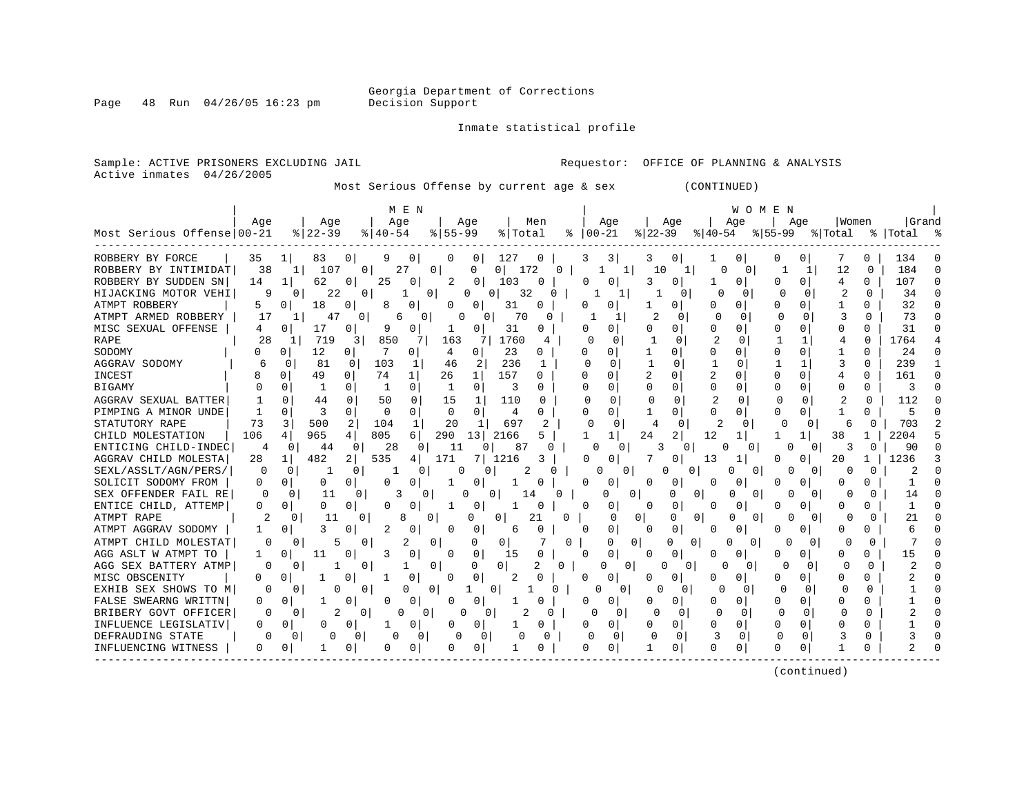Georgia Department of Corrections
Decision Support

Page 48 Run 04/26/05 16:23 pm

Inmate statistical profile

Sample: ACTIVE PRISONERS EXCLUDING JAIL
Active inmates 04/26/2005

Requestor: OFFICE OF PLANNING & ANALYSIS

Most Serious Offense by current age & sex (CONTINUED)

| Most Serious Offense | MEN Age 00-21 | % | Age 22-39 | % | Age 40-54 | % | Age 55-99 | % | Men Total | % | WOMEN Age 00-21 | % | Age 22-39 | % | Age 40-54 | % | Age 55-99 | % | Women Total | % | Grand Total | % |
|---|---|---|---|---|---|---|---|---|---|---|---|---|---|---|---|---|---|---|---|---|---|---|
| ROBBERY BY FORCE | 35 | 1 | 83 | 0 | 9 | 0 | 0 | 0 | 127 | 0 | 3 | 3 | 3 | 0 | 1 | 0 | 0 | 0 | 7 | 0 | 134 | 0 |
| ROBBERY BY INTIMIDAT | 38 | 1 | 107 | 0 | 27 | 0 | 0 | 0 | 172 | 0 | 1 | 1 | 10 | 1 | 0 | 0 | 1 | 1 | 12 | 0 | 184 | 0 |
| ROBBERY BY SUDDEN SN | 14 | 1 | 62 | 0 | 25 | 0 | 2 | 0 | 103 | 0 | 0 | 0 | 3 | 0 | 1 | 0 | 0 | 0 | 4 | 0 | 107 | 0 |
| HIJACKING MOTOR VEHI | 9 | 0 | 22 | 0 | 1 | 0 | 0 | 0 | 32 | 0 | 1 | 1 | 1 | 0 | 0 | 0 | 0 | 0 | 2 | 0 | 34 | 0 |
| ATMPT ROBBERY | 5 | 0 | 18 | 0 | 8 | 0 | 0 | 0 | 31 | 0 | 0 | 0 | 1 | 0 | 0 | 0 | 0 | 0 | 1 | 0 | 32 | 0 |
| ATMPT ARMED ROBBERY | 17 | 1 | 47 | 0 | 6 | 0 | 0 | 0 | 70 | 0 | 1 | 1 | 2 | 0 | 0 | 0 | 0 | 0 | 3 | 0 | 73 | 0 |
| MISC SEXUAL OFFENSE | 4 | 0 | 17 | 0 | 9 | 0 | 1 | 0 | 31 | 0 | 0 | 0 | 0 | 0 | 0 | 0 | 0 | 0 | 0 | 0 | 31 | 0 |
| RAPE | 28 | 1 | 719 | 3 | 850 | 7 | 163 | 7 | 1760 | 4 | 0 | 0 | 1 | 0 | 2 | 0 | 1 | 1 | 4 | 0 | 1764 | 4 |
| SODOMY | 0 | 0 | 12 | 0 | 7 | 0 | 4 | 0 | 23 | 0 | 0 | 0 | 1 | 0 | 0 | 0 | 0 | 0 | 1 | 0 | 24 | 0 |
| AGGRAV SODOMY | 6 | 0 | 81 | 0 | 103 | 1 | 46 | 2 | 236 | 1 | 0 | 0 | 1 | 0 | 1 | 0 | 1 | 1 | 3 | 0 | 239 | 1 |
| INCEST | 8 | 0 | 49 | 0 | 74 | 1 | 26 | 1 | 157 | 0 | 0 | 0 | 2 | 0 | 2 | 0 | 0 | 0 | 4 | 0 | 161 | 0 |
| BIGAMY | 0 | 0 | 1 | 0 | 1 | 0 | 1 | 0 | 3 | 0 | 0 | 0 | 0 | 0 | 0 | 0 | 0 | 0 | 0 | 0 | 3 | 0 |
| AGGRAV SEXUAL BATTER | 1 | 0 | 44 | 0 | 50 | 0 | 15 | 1 | 110 | 0 | 0 | 0 | 0 | 0 | 2 | 0 | 0 | 0 | 2 | 0 | 112 | 0 |
| PIMPING A MINOR UNDE | 1 | 0 | 3 | 0 | 0 | 0 | 0 | 0 | 4 | 0 | 0 | 0 | 1 | 0 | 0 | 0 | 0 | 0 | 1 | 0 | 5 | 0 |
| STATUTORY RAPE | 73 | 3 | 500 | 2 | 104 | 1 | 20 | 1 | 697 | 2 | 0 | 0 | 4 | 0 | 2 | 0 | 0 | 0 | 6 | 0 | 703 | 2 |
| CHILD MOLESTATION | 106 | 4 | 965 | 4 | 805 | 6 | 290 | 13 | 2166 | 5 | 1 | 1 | 24 | 2 | 12 | 1 | 1 | 1 | 38 | 1 | 2204 | 5 |
| ENTICING CHILD-INDEC | 4 | 0 | 44 | 0 | 28 | 0 | 11 | 0 | 87 | 0 | 0 | 0 | 3 | 0 | 0 | 0 | 0 | 0 | 3 | 0 | 90 | 0 |
| AGGRAV CHILD MOLESTA | 28 | 1 | 482 | 2 | 535 | 4 | 171 | 7 | 1216 | 3 | 0 | 0 | 7 | 0 | 13 | 1 | 0 | 0 | 20 | 1 | 1236 | 3 |
| SEXL/ASSLT/AGN/PERS/ | 0 | 0 | 1 | 0 | 1 | 0 | 0 | 0 | 2 | 0 | 0 | 0 | 0 | 0 | 0 | 0 | 0 | 0 | 0 | 0 | 2 | 0 |
| SOLICIT SODOMY FROM | 0 | 0 | 0 | 0 | 0 | 0 | 1 | 0 | 1 | 0 | 0 | 0 | 0 | 0 | 0 | 0 | 0 | 0 | 0 | 0 | 1 | 0 |
| SEX OFFENDER FAIL RE | 0 | 0 | 11 | 0 | 3 | 0 | 0 | 0 | 14 | 0 | 0 | 0 | 0 | 0 | 0 | 0 | 0 | 0 | 0 | 0 | 14 | 0 |
| ENTICE CHILD, ATTEMP | 0 | 0 | 0 | 0 | 0 | 0 | 1 | 0 | 1 | 0 | 0 | 0 | 0 | 0 | 0 | 0 | 0 | 0 | 0 | 0 | 1 | 0 |
| ATMPT RAPE | 2 | 0 | 11 | 0 | 8 | 0 | 0 | 0 | 21 | 0 | 0 | 0 | 0 | 0 | 0 | 0 | 0 | 0 | 0 | 0 | 21 | 0 |
| ATMPT AGGRAV SODOMY | 1 | 0 | 3 | 0 | 2 | 0 | 0 | 0 | 6 | 0 | 0 | 0 | 0 | 0 | 0 | 0 | 0 | 0 | 0 | 0 | 6 | 0 |
| ATMPT CHILD MOLESTAT | 0 | 0 | 5 | 0 | 2 | 0 | 0 | 0 | 7 | 0 | 0 | 0 | 0 | 0 | 0 | 0 | 0 | 0 | 0 | 0 | 7 | 0 |
| AGG ASLT W ATMPT TO | 1 | 0 | 11 | 0 | 3 | 0 | 0 | 0 | 15 | 0 | 0 | 0 | 0 | 0 | 0 | 0 | 0 | 0 | 0 | 0 | 15 | 0 |
| AGG SEX BATTERY ATMP | 0 | 0 | 1 | 0 | 1 | 0 | 0 | 0 | 2 | 0 | 0 | 0 | 0 | 0 | 0 | 0 | 0 | 0 | 0 | 0 | 2 | 0 |
| MISC OBSCENITY | 0 | 0 | 1 | 0 | 1 | 0 | 0 | 0 | 2 | 0 | 0 | 0 | 0 | 0 | 0 | 0 | 0 | 0 | 0 | 0 | 2 | 0 |
| EXHIB SEX SHOWS TO M | 0 | 0 | 0 | 0 | 0 | 0 | 1 | 0 | 1 | 0 | 0 | 0 | 0 | 0 | 0 | 0 | 0 | 0 | 0 | 0 | 1 | 0 |
| FALSE SWEARNG WRITTN | 0 | 0 | 1 | 0 | 0 | 0 | 0 | 0 | 1 | 0 | 0 | 0 | 0 | 0 | 0 | 0 | 0 | 0 | 0 | 0 | 1 | 0 |
| BRIBERY GOVT OFFICER | 0 | 0 | 2 | 0 | 0 | 0 | 0 | 0 | 2 | 0 | 0 | 0 | 0 | 0 | 0 | 0 | 0 | 0 | 0 | 0 | 2 | 0 |
| INFLUENCE LEGISLATIV | 0 | 0 | 0 | 0 | 1 | 0 | 0 | 0 | 1 | 0 | 0 | 0 | 0 | 0 | 0 | 0 | 0 | 0 | 0 | 0 | 1 | 0 |
| DEFRAUDING STATE | 0 | 0 | 0 | 0 | 0 | 0 | 0 | 0 | 0 | 0 | 0 | 0 | 0 | 0 | 3 | 0 | 0 | 0 | 3 | 0 | 3 | 0 |
| INFLUENCING WITNESS | 0 | 0 | 1 | 0 | 0 | 0 | 0 | 0 | 1 | 0 | 0 | 0 | 1 | 0 | 0 | 0 | 0 | 0 | 1 | 0 | 2 | 0 |

(continued)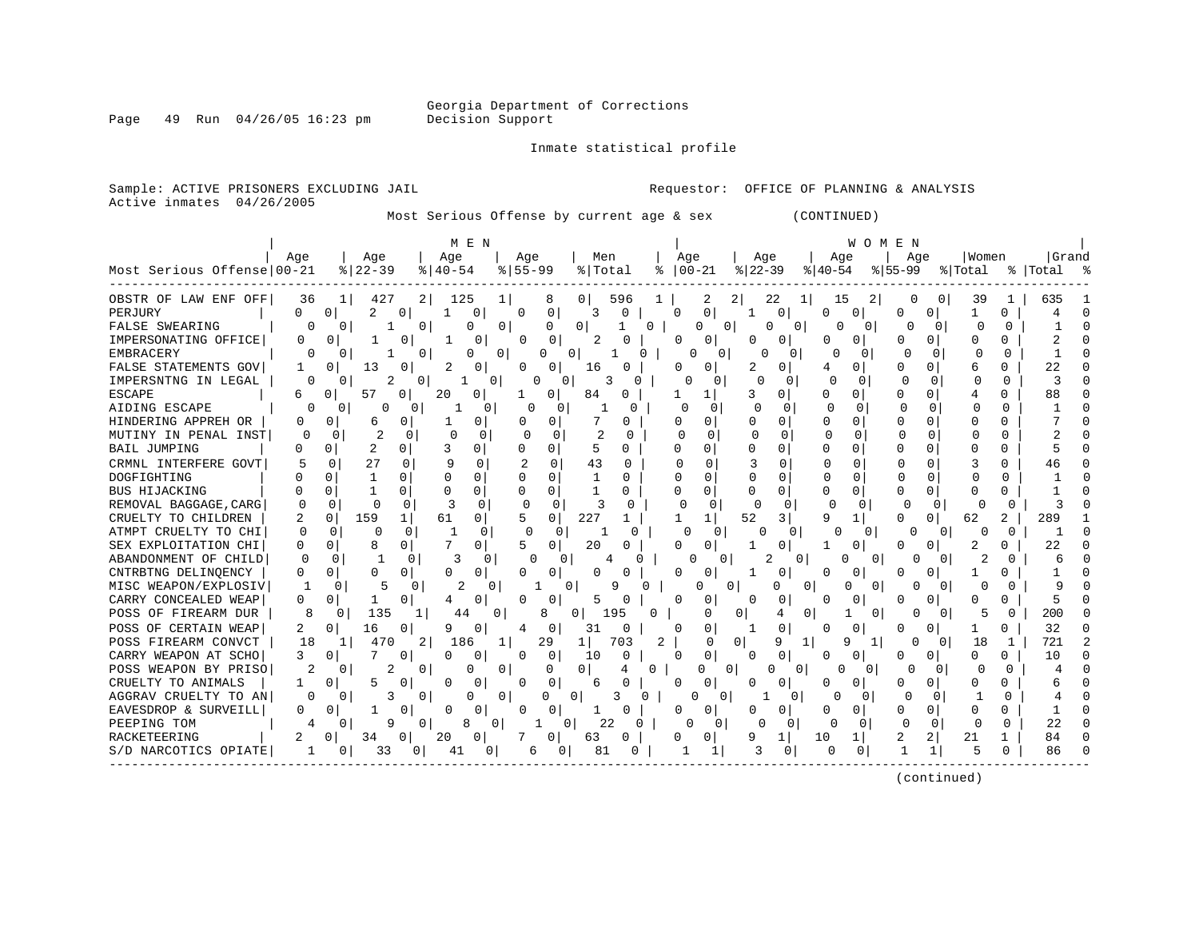Georgia Department of Corrections
Decision Support

Inmate statistical profile

Sample: ACTIVE PRISONERS EXCLUDING JAIL

Requestor: OFFICE OF PLANNING & ANALYSIS

Active inmates 04/26/2005

Most Serious Offense by current age & sex (CONTINUED)

| Most Serious Offense | MEN Age 00-21 | % | Age 22-39 | % | Age 40-54 | % | Age 55-99 | % | Men Total | % | WOMEN Age 00-21 | % | Age 22-39 | % | Age 40-54 | % | Age 55-99 | % | Women Total | % | Grand Total | % |
|---|---|---|---|---|---|---|---|---|---|---|---|---|---|---|---|---|---|---|---|---|---|---|
| OBSTR OF LAW ENF OFF | 36 | 1 | 427 | 2 | 125 | 1 | 8 | 0 | 596 | 1 | 2 | 2 | 22 | 1 | 15 | 2 | 0 | 0 | 39 | 1 | 635 | 1 |
| PERJURY | 0 | 0 | 2 | 0 | 1 | 0 | 0 | 0 | 3 | 0 | 0 | 0 | 1 | 0 | 0 | 0 | 0 | 0 | 1 | 0 | 4 | 0 |
| FALSE SWEARING | 0 | 0 | 1 | 0 | 0 | 0 | 0 | 0 | 1 | 0 | 0 | 0 | 0 | 0 | 0 | 0 | 0 | 0 | 0 | 0 | 1 | 0 |
| IMPERSONATING OFFICE | 0 | 0 | 1 | 0 | 1 | 0 | 0 | 0 | 2 | 0 | 0 | 0 | 0 | 0 | 0 | 0 | 0 | 0 | 0 | 0 | 2 | 0 |
| EMBRACERY | 0 | 0 | 1 | 0 | 0 | 0 | 0 | 0 | 1 | 0 | 0 | 0 | 0 | 0 | 0 | 0 | 0 | 0 | 0 | 0 | 1 | 0 |
| FALSE STATEMENTS GOV | 1 | 0 | 13 | 0 | 2 | 0 | 0 | 0 | 16 | 0 | 0 | 0 | 2 | 0 | 4 | 0 | 0 | 0 | 6 | 0 | 22 | 0 |
| IMPERSNTNG IN LEGAL | 0 | 0 | 2 | 0 | 1 | 0 | 0 | 0 | 3 | 0 | 0 | 0 | 0 | 0 | 0 | 0 | 0 | 0 | 0 | 0 | 3 | 0 |
| ESCAPE | 6 | 0 | 57 | 0 | 20 | 0 | 1 | 0 | 84 | 0 | 1 | 1 | 3 | 0 | 0 | 0 | 0 | 0 | 4 | 0 | 88 | 0 |
| AIDING ESCAPE | 0 | 0 | 0 | 0 | 1 | 0 | 0 | 0 | 1 | 0 | 0 | 0 | 0 | 0 | 0 | 0 | 0 | 0 | 0 | 0 | 1 | 0 |
| HINDERING APPREH OR | 0 | 0 | 6 | 0 | 1 | 0 | 0 | 0 | 7 | 0 | 0 | 0 | 0 | 0 | 0 | 0 | 0 | 0 | 0 | 0 | 7 | 0 |
| MUTINY IN PENAL INST | 0 | 0 | 2 | 0 | 0 | 0 | 0 | 0 | 2 | 0 | 0 | 0 | 0 | 0 | 0 | 0 | 0 | 0 | 0 | 0 | 2 | 0 |
| BAIL JUMPING | 0 | 0 | 2 | 0 | 3 | 0 | 0 | 0 | 5 | 0 | 0 | 0 | 0 | 0 | 0 | 0 | 0 | 0 | 0 | 0 | 5 | 0 |
| CRMNL INTERFERE GOVT | 5 | 0 | 27 | 0 | 9 | 0 | 2 | 0 | 43 | 0 | 0 | 0 | 3 | 0 | 0 | 0 | 0 | 0 | 3 | 0 | 46 | 0 |
| DOGFIGHTING | 0 | 0 | 1 | 0 | 0 | 0 | 0 | 0 | 1 | 0 | 0 | 0 | 0 | 0 | 0 | 0 | 0 | 0 | 0 | 0 | 1 | 0 |
| BUS HIJACKING | 0 | 0 | 1 | 0 | 0 | 0 | 0 | 0 | 1 | 0 | 0 | 0 | 0 | 0 | 0 | 0 | 0 | 0 | 0 | 0 | 1 | 0 |
| REMOVAL BAGGAGE,CARG | 0 | 0 | 0 | 0 | 3 | 0 | 0 | 0 | 3 | 0 | 0 | 0 | 0 | 0 | 0 | 0 | 0 | 0 | 0 | 0 | 3 | 0 |
| CRUELTY TO CHILDREN | 2 | 0 | 159 | 1 | 61 | 0 | 5 | 0 | 227 | 1 | 1 | 1 | 52 | 3 | 9 | 1 | 0 | 0 | 62 | 2 | 289 | 1 |
| ATMPT CRUELTY TO CHI | 0 | 0 | 0 | 0 | 1 | 0 | 0 | 0 | 1 | 0 | 0 | 0 | 0 | 0 | 0 | 0 | 0 | 0 | 0 | 0 | 1 | 0 |
| SEX EXPLOITATION CHI | 0 | 0 | 8 | 0 | 7 | 0 | 5 | 0 | 20 | 0 | 0 | 0 | 1 | 0 | 1 | 0 | 0 | 0 | 2 | 0 | 22 | 0 |
| ABANDONMENT OF CHILD | 0 | 0 | 1 | 0 | 3 | 0 | 0 | 0 | 4 | 0 | 0 | 0 | 2 | 0 | 0 | 0 | 0 | 0 | 2 | 0 | 6 | 0 |
| CNTRBTNG DELINQENCY | 0 | 0 | 0 | 0 | 0 | 0 | 0 | 0 | 0 | 0 | 0 | 0 | 1 | 0 | 0 | 0 | 0 | 0 | 1 | 0 | 1 | 0 |
| MISC WEAPON/EXPLOSIV | 1 | 0 | 5 | 0 | 2 | 0 | 1 | 0 | 9 | 0 | 0 | 0 | 0 | 0 | 0 | 0 | 0 | 0 | 0 | 0 | 9 | 0 |
| CARRY CONCEALED WEAP | 0 | 0 | 1 | 0 | 4 | 0 | 0 | 0 | 5 | 0 | 0 | 0 | 0 | 0 | 0 | 0 | 0 | 0 | 0 | 0 | 5 | 0 |
| POSS OF FIREARM DUR | 8 | 0 | 135 | 1 | 44 | 0 | 8 | 0 | 195 | 0 | 0 | 0 | 4 | 0 | 1 | 0 | 0 | 0 | 5 | 0 | 200 | 0 |
| POSS OF CERTAIN WEAP | 2 | 0 | 16 | 0 | 9 | 0 | 4 | 0 | 31 | 0 | 0 | 0 | 1 | 0 | 0 | 0 | 0 | 0 | 1 | 0 | 32 | 0 |
| POSS FIREARM CONVCT | 18 | 1 | 470 | 2 | 186 | 1 | 29 | 1 | 703 | 2 | 0 | 0 | 9 | 1 | 9 | 1 | 0 | 0 | 18 | 1 | 721 | 2 |
| CARRY WEAPON AT SCHO | 3 | 0 | 7 | 0 | 0 | 0 | 0 | 0 | 10 | 0 | 0 | 0 | 0 | 0 | 0 | 0 | 0 | 0 | 0 | 0 | 10 | 0 |
| POSS WEAPON BY PRISO | 2 | 0 | 2 | 0 | 0 | 0 | 0 | 0 | 4 | 0 | 0 | 0 | 0 | 0 | 0 | 0 | 0 | 0 | 0 | 0 | 4 | 0 |
| CRUELTY TO ANIMALS | 1 | 0 | 5 | 0 | 0 | 0 | 0 | 0 | 6 | 0 | 0 | 0 | 0 | 0 | 0 | 0 | 0 | 0 | 0 | 0 | 6 | 0 |
| AGGRAV CRUELTY TO AN | 0 | 0 | 3 | 0 | 0 | 0 | 0 | 0 | 3 | 0 | 0 | 0 | 1 | 0 | 0 | 0 | 0 | 0 | 1 | 0 | 4 | 0 |
| EAVESDROP & SURVEILL | 0 | 0 | 1 | 0 | 0 | 0 | 0 | 0 | 1 | 0 | 0 | 0 | 0 | 0 | 0 | 0 | 0 | 0 | 0 | 0 | 1 | 0 |
| PEEPING TOM | 4 | 0 | 9 | 0 | 8 | 0 | 1 | 0 | 22 | 0 | 0 | 0 | 0 | 0 | 0 | 0 | 0 | 0 | 0 | 0 | 22 | 0 |
| RACKETEERING | 2 | 0 | 34 | 0 | 20 | 0 | 7 | 0 | 63 | 0 | 0 | 0 | 9 | 1 | 10 | 1 | 2 | 2 | 21 | 1 | 84 | 0 |
| S/D NARCOTICS OPIATE | 1 | 0 | 33 | 0 | 41 | 0 | 6 | 0 | 81 | 0 | 1 | 1 | 3 | 0 | 0 | 0 | 1 | 1 | 5 | 0 | 86 | 0 |

(continued)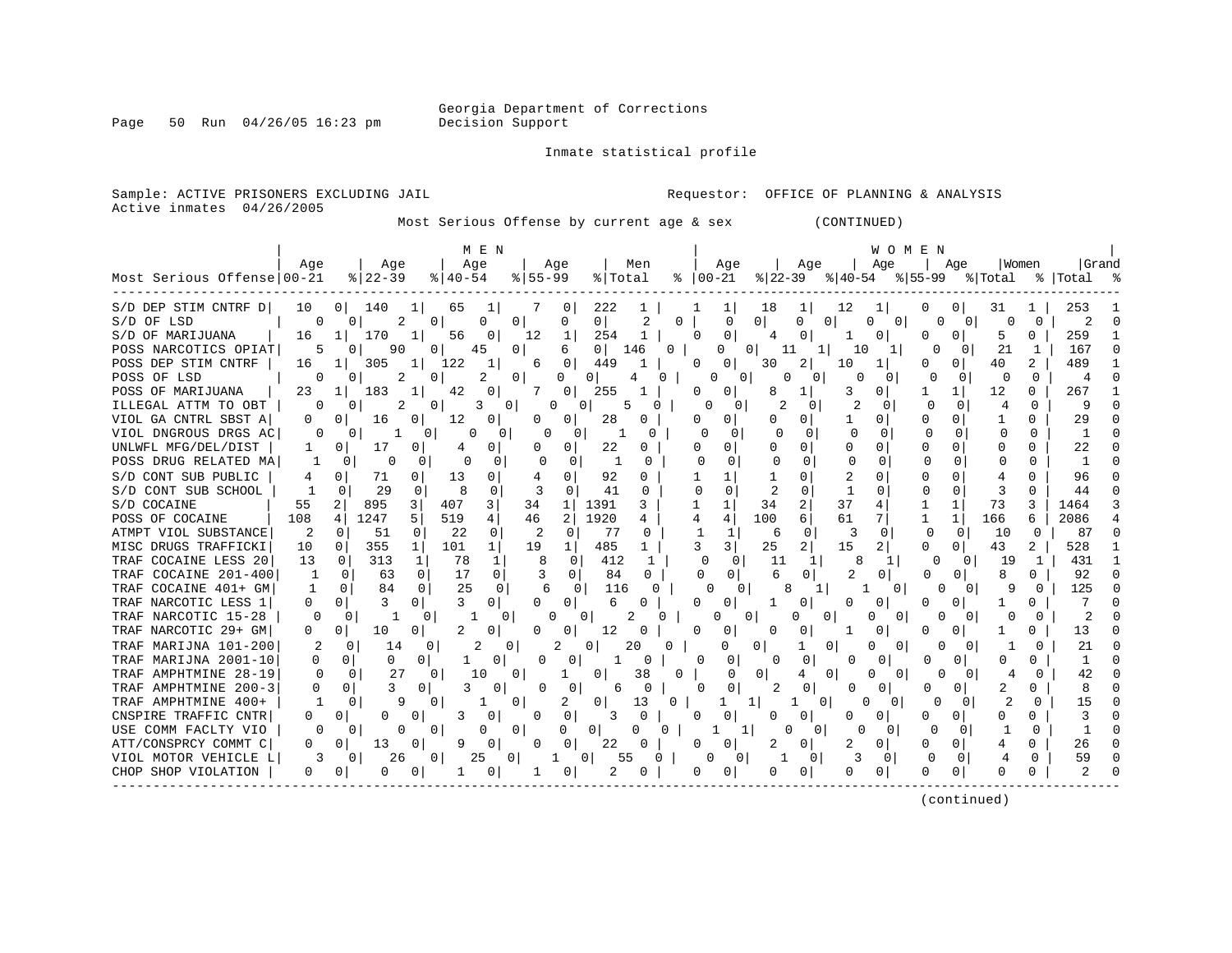Georgia Department of Corrections
Decision Support

Inmate statistical profile

Sample: ACTIVE PRISONERS EXCLUDING JAIL
Requestor: OFFICE OF PLANNING & ANALYSIS
Active inmates 04/26/2005

Most Serious Offense by current age & sex (CONTINUED)

| | MEN | | | | | | | | | | WOMEN | | | | | | | | | | | |
|---|---|---|---|---|---|---|---|---|---|---|---|---|---|---|---|---|---|---|---|---|---|---|
| Most Serious Offense | Age 00-21 | % | Age 22-39 | % | Age 40-54 | % | Age 55-99 | % | Men Total | % | Age 00-21 | % | Age 22-39 | % | Age 40-54 | % | Age 55-99 | % | Women Total | % | Grand Total | % |
| S/D DEP STIM CNTRF D | 10 | 0 | 140 | 1 | 65 | 1 | 7 | 0 | 222 | 1 | 1 | 1 | 18 | 1 | 12 | 1 | 0 | 0 | 31 | 1 | 253 | 1 |
| S/D OF LSD | 0 | 0 | 2 | 0 | 0 | 0 | 0 | 0 | 2 | 0 | 0 | 0 | 0 | 0 | 0 | 0 | 0 | 0 | 0 | 0 | 2 | 0 |
| S/D OF MARIJUANA | 16 | 1 | 170 | 1 | 56 | 0 | 12 | 1 | 254 | 1 | 0 | 0 | 4 | 0 | 1 | 0 | 0 | 0 | 5 | 0 | 259 | 1 |
| POSS NARCOTICS OPIAT | 5 | 0 | 90 | 0 | 45 | 0 | 6 | 0 | 146 | 0 | 0 | 0 | 11 | 1 | 10 | 1 | 0 | 0 | 21 | 1 | 167 | 0 |
| POSS DEP STIM CNTRF | 16 | 1 | 305 | 1 | 122 | 1 | 6 | 0 | 449 | 1 | 0 | 0 | 30 | 2 | 10 | 1 | 0 | 0 | 40 | 2 | 489 | 1 |
| POSS OF LSD | 0 | 0 | 2 | 0 | 2 | 0 | 0 | 0 | 4 | 0 | 0 | 0 | 0 | 0 | 0 | 0 | 0 | 0 | 0 | 0 | 4 | 0 |
| POSS OF MARIJUANA | 23 | 1 | 183 | 1 | 42 | 0 | 7 | 0 | 255 | 1 | 0 | 0 | 8 | 1 | 3 | 0 | 1 | 1 | 12 | 0 | 267 | 1 |
| ILLEGAL ATTM TO OBT | 0 | 0 | 2 | 0 | 3 | 0 | 0 | 0 | 5 | 0 | 0 | 0 | 2 | 0 | 2 | 0 | 0 | 0 | 4 | 0 | 9 | 0 |
| VIOL GA CNTRL SBST A | 0 | 0 | 16 | 0 | 12 | 0 | 0 | 0 | 28 | 0 | 0 | 0 | 0 | 0 | 1 | 0 | 0 | 0 | 1 | 0 | 29 | 0 |
| VIOL DNGROUS DRGS AC | 0 | 0 | 1 | 0 | 0 | 0 | 0 | 0 | 1 | 0 | 0 | 0 | 0 | 0 | 0 | 0 | 0 | 0 | 0 | 0 | 1 | 0 |
| UNLWFL MFG/DEL/DIST | 1 | 0 | 17 | 0 | 4 | 0 | 0 | 0 | 22 | 0 | 0 | 0 | 0 | 0 | 0 | 0 | 0 | 0 | 0 | 0 | 22 | 0 |
| POSS DRUG RELATED MA | 1 | 0 | 0 | 0 | 0 | 0 | 0 | 0 | 1 | 0 | 0 | 0 | 0 | 0 | 0 | 0 | 0 | 0 | 0 | 0 | 1 | 0 |
| S/D CONT SUB PUBLIC | 4 | 0 | 71 | 0 | 13 | 0 | 4 | 0 | 92 | 0 | 1 | 1 | 1 | 0 | 2 | 0 | 0 | 0 | 4 | 0 | 96 | 0 |
| S/D CONT SUB SCHOOL | 1 | 0 | 29 | 0 | 8 | 0 | 3 | 0 | 41 | 0 | 0 | 0 | 2 | 0 | 1 | 0 | 0 | 0 | 3 | 0 | 44 | 0 |
| S/D COCAINE | 55 | 2 | 895 | 3 | 407 | 3 | 34 | 1 | 1391 | 3 | 1 | 1 | 34 | 2 | 37 | 4 | 1 | 1 | 73 | 3 | 1464 | 3 |
| POSS OF COCAINE | 108 | 4 | 1247 | 5 | 519 | 4 | 46 | 2 | 1920 | 4 | 4 | 4 | 100 | 6 | 61 | 7 | 1 | 1 | 166 | 6 | 2086 | 4 |
| ATMPT VIOL SUBSTANCE | 2 | 0 | 51 | 0 | 22 | 0 | 2 | 0 | 77 | 0 | 1 | 1 | 6 | 0 | 3 | 0 | 0 | 0 | 10 | 0 | 87 | 0 |
| MISC DRUGS TRAFFICKI | 10 | 0 | 355 | 1 | 101 | 1 | 19 | 1 | 485 | 1 | 3 | 3 | 25 | 2 | 15 | 2 | 0 | 0 | 43 | 2 | 528 | 1 |
| TRAF COCAINE LESS 20 | 13 | 0 | 313 | 1 | 78 | 1 | 8 | 0 | 412 | 1 | 0 | 0 | 11 | 1 | 8 | 1 | 0 | 0 | 19 | 1 | 431 | 1 |
| TRAF COCAINE 201-400 | 1 | 0 | 63 | 0 | 17 | 0 | 3 | 0 | 84 | 0 | 0 | 0 | 6 | 0 | 2 | 0 | 0 | 0 | 8 | 0 | 92 | 0 |
| TRAF COCAINE 401+ GM | 1 | 0 | 84 | 0 | 25 | 0 | 6 | 0 | 116 | 0 | 0 | 0 | 8 | 1 | 1 | 0 | 0 | 0 | 9 | 0 | 125 | 0 |
| TRAF NARCOTIC LESS 1 | 0 | 0 | 3 | 0 | 3 | 0 | 0 | 0 | 6 | 0 | 0 | 0 | 1 | 0 | 0 | 0 | 0 | 0 | 1 | 0 | 7 | 0 |
| TRAF NARCOTIC 15-28 | 0 | 0 | 1 | 0 | 1 | 0 | 0 | 0 | 2 | 0 | 0 | 0 | 0 | 0 | 0 | 0 | 0 | 0 | 0 | 0 | 2 | 0 |
| TRAF NARCOTIC 29+ GM | 0 | 0 | 10 | 0 | 2 | 0 | 0 | 0 | 12 | 0 | 0 | 0 | 0 | 0 | 1 | 0 | 0 | 0 | 1 | 0 | 13 | 0 |
| TRAF MARIJNA 101-200 | 2 | 0 | 14 | 0 | 2 | 0 | 2 | 0 | 20 | 0 | 0 | 0 | 1 | 0 | 0 | 0 | 0 | 0 | 1 | 0 | 21 | 0 |
| TRAF MARIJNA 2001-10 | 0 | 0 | 0 | 0 | 1 | 0 | 0 | 0 | 1 | 0 | 0 | 0 | 0 | 0 | 0 | 0 | 0 | 0 | 0 | 0 | 1 | 0 |
| TRAF AMPHTMINE 28-19 | 0 | 0 | 27 | 0 | 10 | 0 | 1 | 0 | 38 | 0 | 0 | 0 | 4 | 0 | 0 | 0 | 0 | 0 | 4 | 0 | 42 | 0 |
| TRAF AMPHTMINE 200-3 | 0 | 0 | 3 | 0 | 3 | 0 | 0 | 0 | 6 | 0 | 0 | 0 | 2 | 0 | 0 | 0 | 0 | 0 | 2 | 0 | 8 | 0 |
| TRAF AMPHTMINE 400+ | 1 | 0 | 9 | 0 | 1 | 0 | 2 | 0 | 13 | 0 | 1 | 1 | 1 | 0 | 0 | 0 | 0 | 0 | 2 | 0 | 15 | 0 |
| CNSPIRE TRAFFIC CNTR | 0 | 0 | 0 | 0 | 3 | 0 | 0 | 0 | 3 | 0 | 0 | 0 | 0 | 0 | 0 | 0 | 0 | 0 | 0 | 0 | 3 | 0 |
| USE COMM FACLTY VIO | 0 | 0 | 0 | 0 | 0 | 0 | 0 | 0 | 0 | 0 | 1 | 1 | 0 | 0 | 0 | 0 | 0 | 0 | 1 | 0 | 1 | 0 |
| ATT/CONSPRCY COMMT C | 0 | 0 | 13 | 0 | 9 | 0 | 0 | 0 | 22 | 0 | 0 | 0 | 2 | 0 | 2 | 0 | 0 | 0 | 4 | 0 | 26 | 0 |
| VIOL MOTOR VEHICLE L | 3 | 0 | 26 | 0 | 25 | 0 | 1 | 0 | 55 | 0 | 0 | 0 | 1 | 0 | 3 | 0 | 0 | 0 | 4 | 0 | 59 | 0 |
| CHOP SHOP VIOLATION | 0 | 0 | 0 | 0 | 1 | 0 | 1 | 0 | 2 | 0 | 0 | 0 | 0 | 0 | 0 | 0 | 0 | 0 | 0 | 0 | 2 | 0 |

(continued)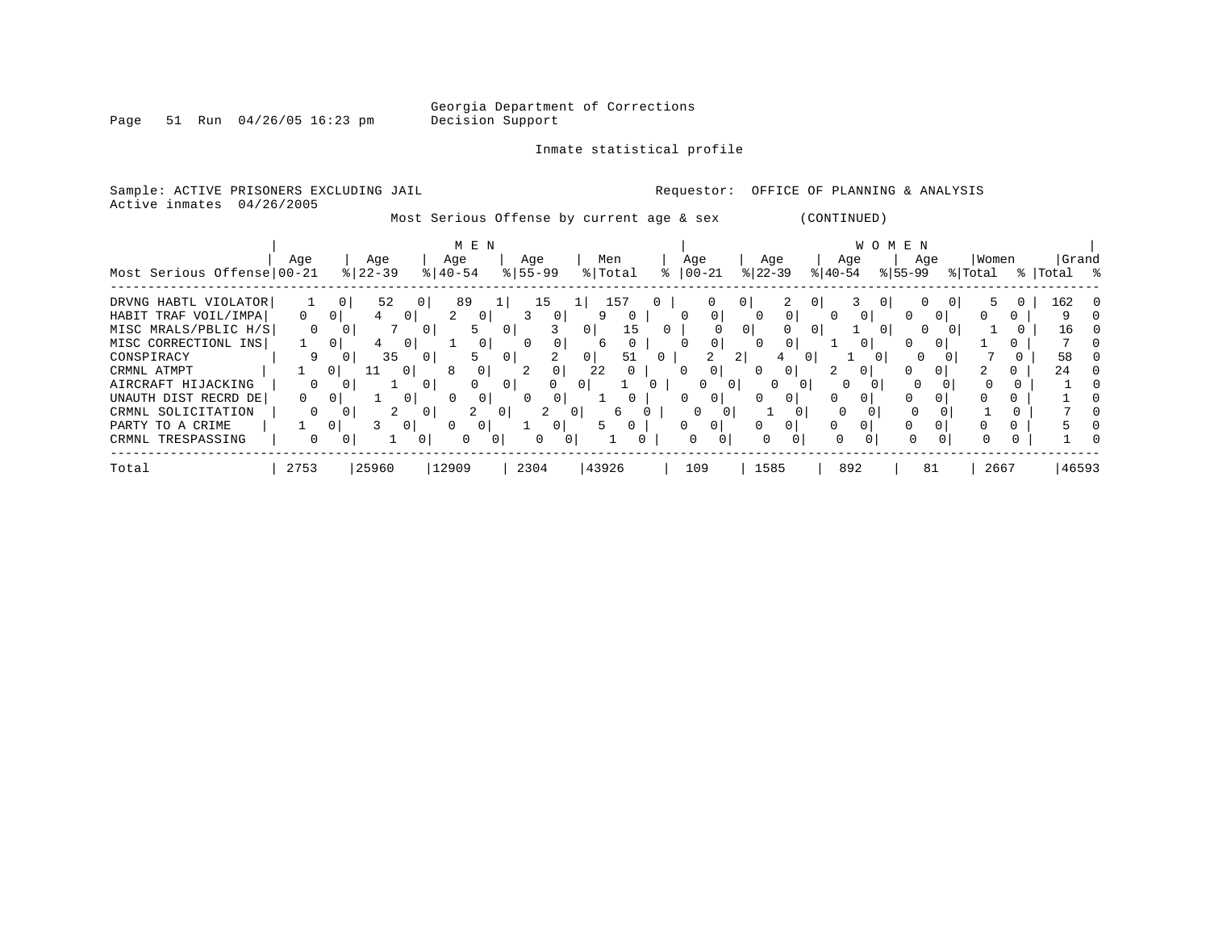Georgia Department of Corrections
Decision Support

Inmate statistical profile

Sample: ACTIVE PRISONERS EXCLUDING JAIL

Requestor: OFFICE OF PLANNING & ANALYSIS

Active inmates 04/26/2005

Most Serious Offense by current age & sex (CONTINUED)

| Most Serious Offense | MEN Age 00-21 | % | Age 22-39 | % | Age 40-54 | % | Age 55-99 | % | Men Total | % | WOMEN Age 00-21 | % | Age 22-39 | % | Age 40-54 | % | Age 55-99 | % | Women Total | % | Grand Total | % |
|---|---|---|---|---|---|---|---|---|---|---|---|---|---|---|---|---|---|---|---|---|---|---|
| DRVNG HABTL VIOLATOR | 1 | 0 | 52 | 0 | 89 | 1 | 15 | 1 | 157 | 0 | 0 | 0 | 2 | 0 | 3 | 0 | 0 | 0 | 5 | 0 | 162 | 0 |
| HABIT TRAF VOIL/IMPA | 0 | 0 | 4 | 0 | 2 | 0 | 3 | 0 | 9 | 0 | 0 | 0 | 0 | 0 | 0 | 0 | 0 | 0 | 0 | 0 | 9 | 0 |
| MISC MRALS/PBLIC H/S | 0 | 0 | 7 | 0 | 5 | 0 | 3 | 0 | 15 | 0 | 0 | 0 | 0 | 0 | 1 | 0 | 0 | 0 | 1 | 0 | 16 | 0 |
| MISC CORRECTIONL INS | 1 | 0 | 4 | 0 | 1 | 0 | 0 | 0 | 6 | 0 | 0 | 0 | 0 | 0 | 1 | 0 | 0 | 0 | 1 | 0 | 7 | 0 |
| CONSPIRACY | 9 | 0 | 35 | 0 | 5 | 0 | 2 | 0 | 51 | 0 | 2 | 2 | 4 | 0 | 1 | 0 | 0 | 0 | 7 | 0 | 58 | 0 |
| CRMNL ATMPT | 1 | 0 | 11 | 0 | 8 | 0 | 2 | 0 | 22 | 0 | 0 | 0 | 0 | 0 | 2 | 0 | 0 | 0 | 2 | 0 | 24 | 0 |
| AIRCRAFT HIJACKING | 0 | 0 | 1 | 0 | 0 | 0 | 0 | 0 | 1 | 0 | 0 | 0 | 0 | 0 | 0 | 0 | 0 | 0 | 0 | 0 | 1 | 0 |
| UNAUTH DIST RECRD DE | 0 | 0 | 1 | 0 | 0 | 0 | 0 | 0 | 1 | 0 | 0 | 0 | 0 | 0 | 0 | 0 | 0 | 0 | 0 | 0 | 1 | 0 |
| CRMNL SOLICITATION | 0 | 0 | 2 | 0 | 2 | 0 | 2 | 0 | 6 | 0 | 0 | 0 | 1 | 0 | 0 | 0 | 0 | 0 | 1 | 0 | 7 | 0 |
| PARTY TO A CRIME | 1 | 0 | 3 | 0 | 0 | 0 | 1 | 0 | 5 | 0 | 0 | 0 | 0 | 0 | 0 | 0 | 0 | 0 | 0 | 0 | 5 | 0 |
| CRMNL TRESPASSING | 0 | 0 | 1 | 0 | 0 | 0 | 0 | 0 | 1 | 0 | 0 | 0 | 0 | 0 | 0 | 0 | 0 | 0 | 0 | 0 | 1 | 0 |
| Total | 2753 | | 25960 | | 12909 | | 2304 | | 43926 | | 109 | | 1585 | | 892 | | 81 | | 2667 | | 46593 | |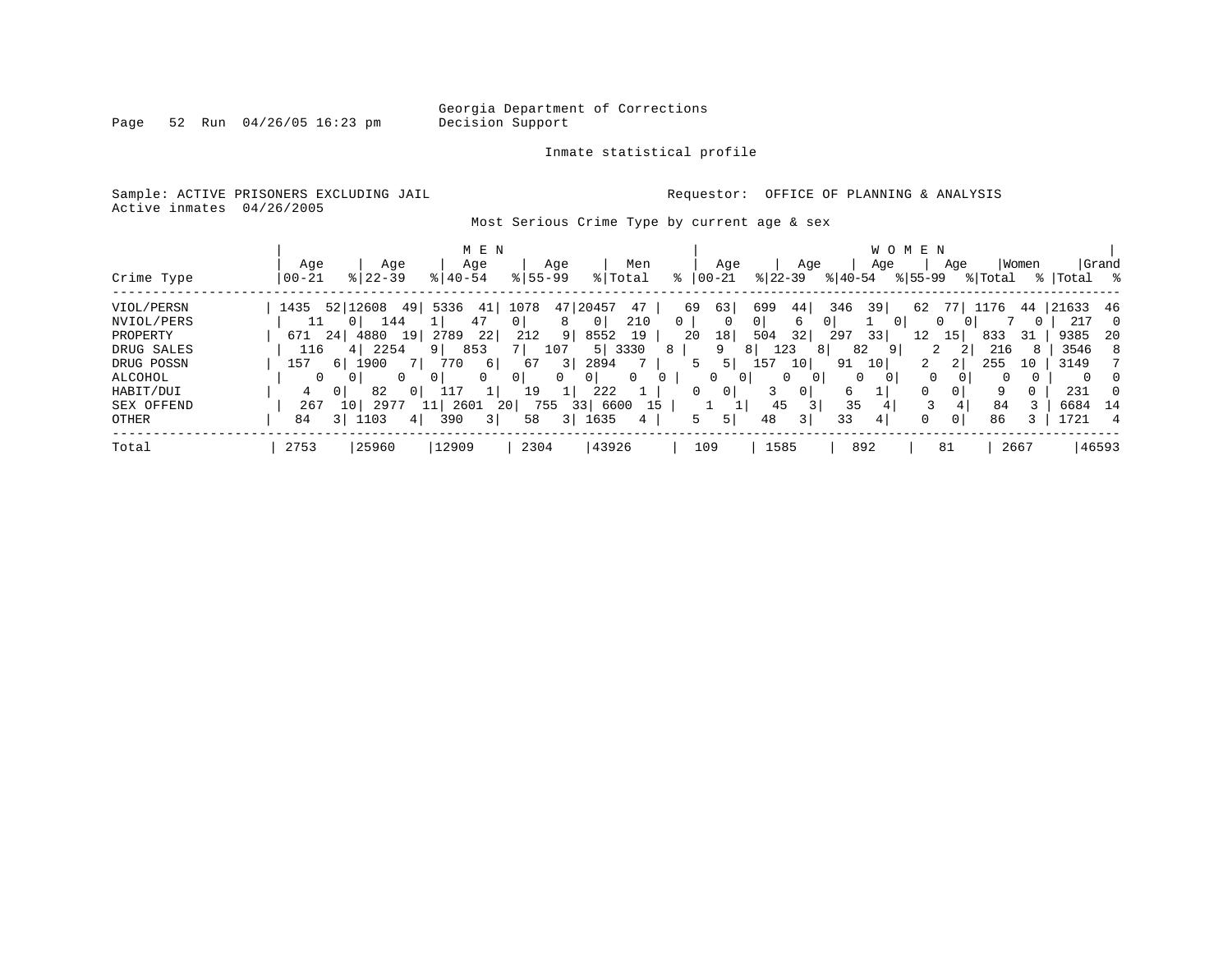Georgia Department of Corrections
Decision Support

Inmate statistical profile

Sample: ACTIVE PRISONERS EXCLUDING JAIL

Requestor: OFFICE OF PLANNING & ANALYSIS

Active inmates 04/26/2005

Most Serious Crime Type by current age & sex

| | MEN | | | | | | | | | | WOMEN | | | | | | | | | | | |
|---|---|---|---|---|---|---|---|---|---|---|---|---|---|---|---|---|---|---|---|---|---|---|
| Crime Type | Age 00-21 | % | Age 22-39 | % | Age 40-54 | % | Age 55-99 | % | Men Total | % | Age 00-21 | % | Age 22-39 | % | Age 40-54 | % | Age 55-99 | % | Women Total | % | Grand Total | % |
| VIOL/PERSN | 1435 | 52 | 12608 | 49 | 5336 | 41 | 1078 | 47 | 20457 | 47 | 69 | 63 | 699 | 44 | 346 | 39 | 62 | 77 | 1176 | 44 | 21633 | 46 |
| NVIOL/PERS | 11 | 0 | 144 | 1 | 47 | 0 | 8 | 0 | 210 | 0 | 0 | 0 | 6 | 0 | 1 | 0 | 0 | 0 | 7 | 0 | 217 | 0 |
| PROPERTY | 671 | 24 | 4880 | 19 | 2789 | 22 | 212 | 9 | 8552 | 19 | 20 | 18 | 504 | 32 | 297 | 33 | 12 | 15 | 833 | 31 | 9385 | 20 |
| DRUG SALES | 116 | 4 | 2254 | 9 | 853 | 7 | 107 | 5 | 3330 | 8 | 9 | 8 | 123 | 8 | 82 | 9 | 2 | 2 | 216 | 8 | 3546 | 8 |
| DRUG POSSN | 157 | 6 | 1900 | 7 | 770 | 6 | 67 | 3 | 2894 | 7 | 5 | 5 | 157 | 10 | 91 | 10 | 2 | 2 | 255 | 10 | 3149 | 7 |
| ALCOHOL | 0 | 0 | 0 | 0 | 0 | 0 | 0 | 0 | 0 | 0 | 0 | 0 | 0 | 0 | 0 | 0 | 0 | 0 | 0 | 0 | 0 | 0 |
| HABIT/DUI | 4 | 0 | 82 | 0 | 117 | 1 | 19 | 1 | 222 | 1 | 0 | 0 | 3 | 0 | 6 | 1 | 0 | 0 | 9 | 0 | 231 | 0 |
| SEX OFFEND | 267 | 10 | 2977 | 11 | 2601 | 20 | 755 | 33 | 6600 | 15 | 1 | 1 | 45 | 3 | 35 | 4 | 3 | 4 | 84 | 3 | 6684 | 14 |
| OTHER | 84 | 3 | 1103 | 4 | 390 | 3 | 58 | 3 | 1635 | 4 | 5 | 5 | 48 | 3 | 33 | 4 | 0 | 0 | 86 | 3 | 1721 | 4 |
| Total | 2753 | | 25960 | | 12909 | | 2304 | | 43926 | | 109 | | 1585 | | 892 | | 81 | | 2667 | | 46593 | |